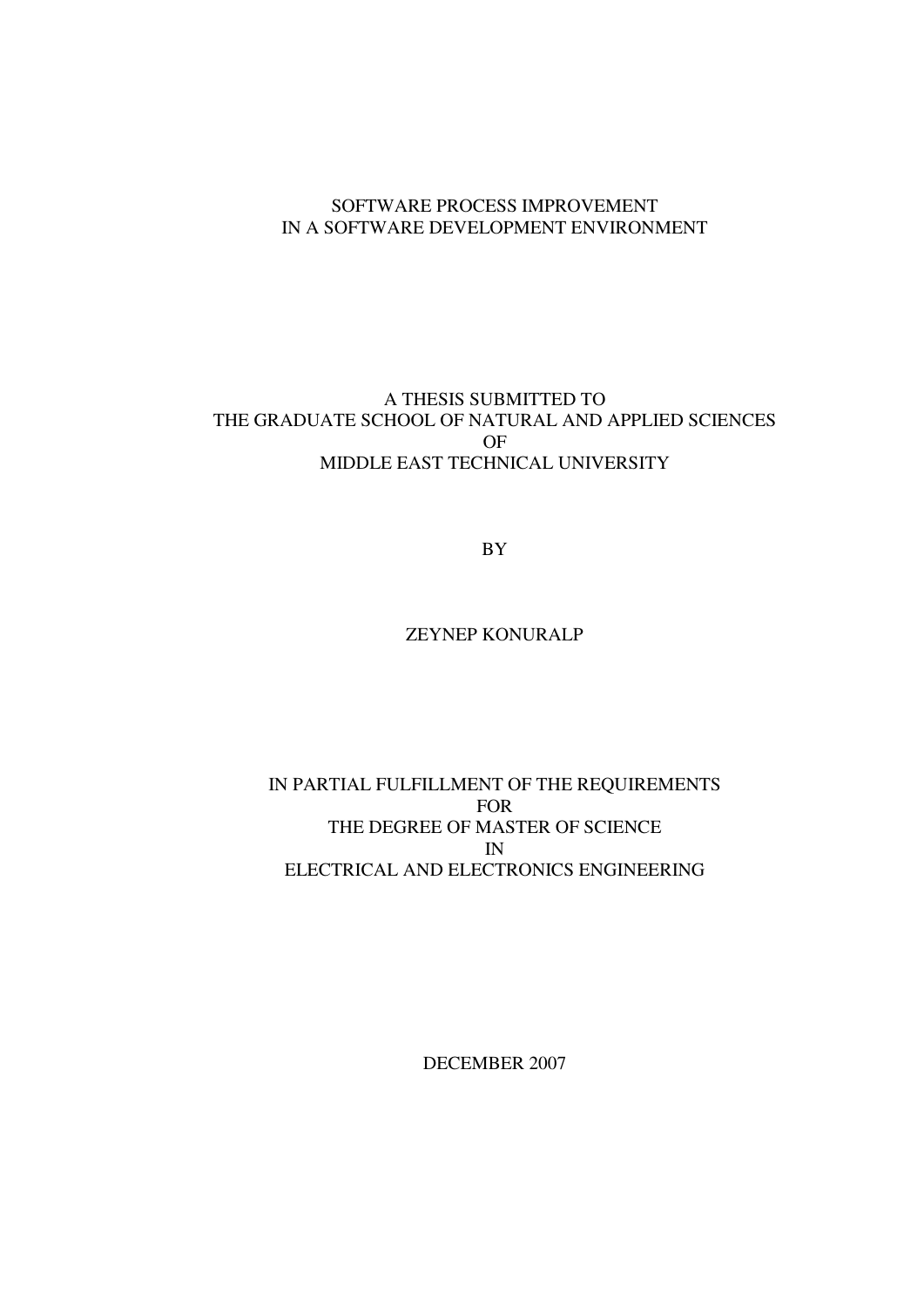# SOFTWARE PROCESS IMPROVEMENT
# IN A SOFTWARE DEVELOPMENT ENVIRONMENT

A THESIS SUBMITTED TO
THE GRADUATE SCHOOL OF NATURAL AND APPLIED SCIENCES
OF
MIDDLE EAST TECHNICAL UNIVERSITY

BY

ZEYNEP KONURALP

IN PARTIAL FULFILLMENT OF THE REQUIREMENTS
FOR
THE DEGREE OF MASTER OF SCIENCE
IN
ELECTRICAL AND ELECTRONICS ENGINEERING

DECEMBER 2007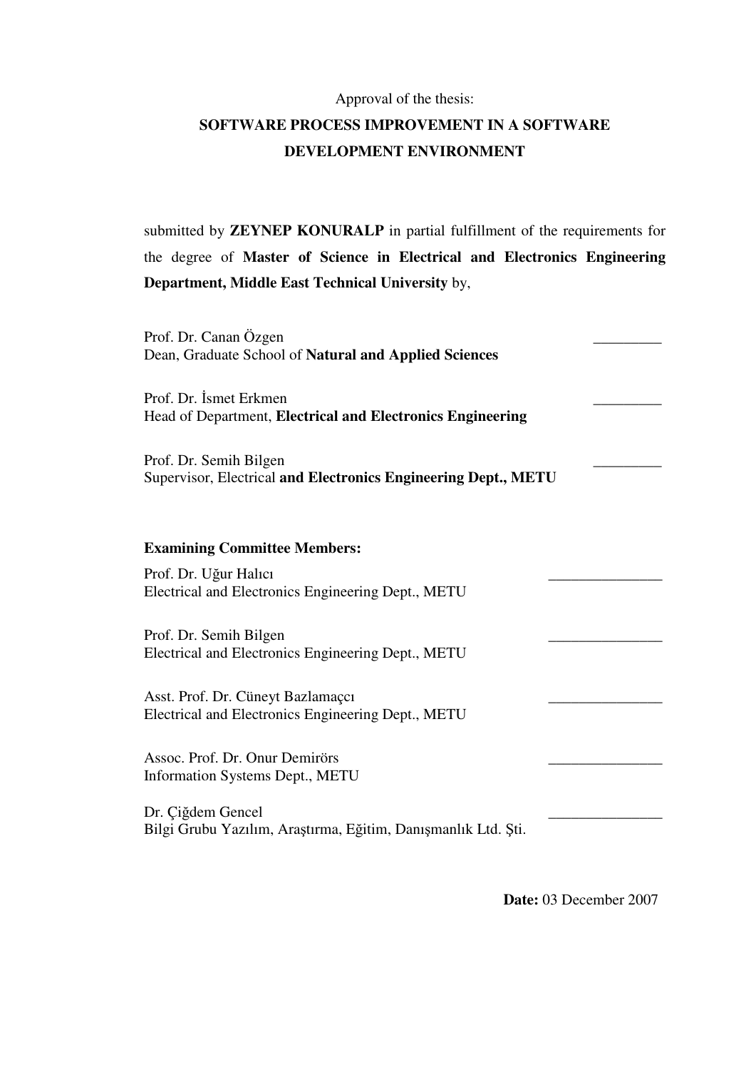Approval of the thesis:

**SOFTWARE PROCESS IMPROVEMENT IN A SOFTWARE DEVELOPMENT ENVIRONMENT**

submitted by **ZEYNEP KONURALP** in partial fulfillment of the requirements for the degree of **Master of Science in Electrical and Electronics Engineering Department, Middle East Technical University** by,

Prof. Dr. Canan Özgen _________
Dean, Graduate School of **Natural and Applied Sciences**

Prof. Dr. İsmet Erkmen _________
Head of Department, **Electrical and Electronics Engineering**

Prof. Dr. Semih Bilgen _________
Supervisor, Electrical **and Electronics Engineering Dept., METU**

**Examining Committee Members:**

Prof. Dr. Uğur Halıcı _______________
Electrical and Electronics Engineering Dept., METU

Prof. Dr. Semih Bilgen _______________
Electrical and Electronics Engineering Dept., METU

Asst. Prof. Dr. Cüneyt Bazlamaçcı _______________
Electrical and Electronics Engineering Dept., METU

Assoc. Prof. Dr. Onur Demirörs _______________
Information Systems Dept., METU

Dr. Çiğdem Gencel _______________
Bilgi Grubu Yazılım, Araştırma, Eğitim, Danışmanlık Ltd. Şti.

**Date:** 03 December 2007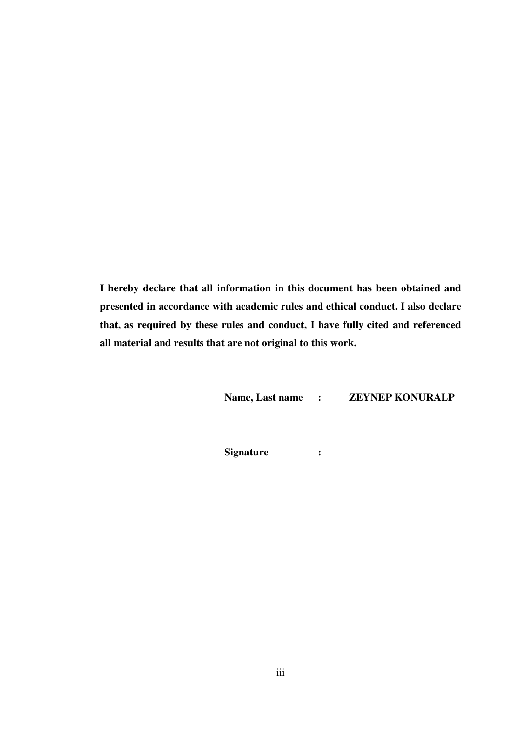**I hereby declare that all information in this document has been obtained and presented in accordance with academic rules and ethical conduct. I also declare that, as required by these rules and conduct, I have fully cited and referenced all material and results that are not original to this work.**

**Name, Last name : ZEYNEP KONURALP**

**Signature :**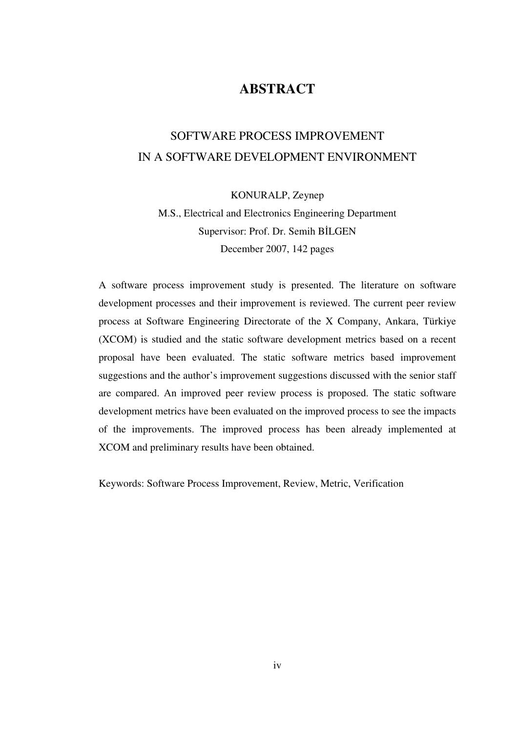# ABSTRACT

## SOFTWARE PROCESS IMPROVEMENT
## IN A SOFTWARE DEVELOPMENT ENVIRONMENT

KONURALP, Zeynep

M.S., Electrical and Electronics Engineering Department

Supervisor: Prof. Dr. Semih BİLGEN

December 2007, 142 pages

A software process improvement study is presented. The literature on software development processes and their improvement is reviewed. The current peer review process at Software Engineering Directorate of the X Company, Ankara, Türkiye (XCOM) is studied and the static software development metrics based on a recent proposal have been evaluated. The static software metrics based improvement suggestions and the author's improvement suggestions discussed with the senior staff are compared. An improved peer review process is proposed. The static software development metrics have been evaluated on the improved process to see the impacts of the improvements. The improved process has been already implemented at XCOM and preliminary results have been obtained.

Keywords: Software Process Improvement, Review, Metric, Verification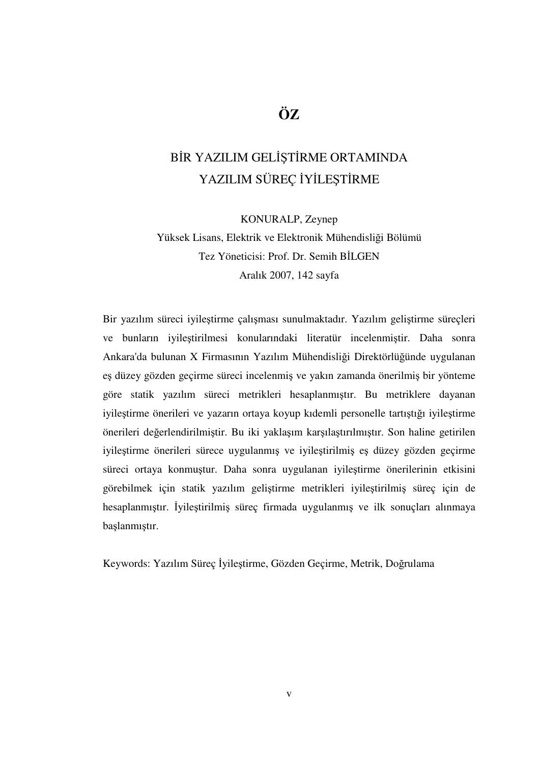# ÖZ

## BİR YAZILIM GELİŞTİRME ORTAMINDA YAZILIM SÜREÇ İYİLEŞTİRME

KONURALP, Zeynep
Yüksek Lisans, Elektrik ve Elektronik Mühendisliği Bölümü
Tez Yöneticisi: Prof. Dr. Semih BİLGEN
Aralık 2007, 142 sayfa

Bir yazılım süreci iyileştirme çalışması sunulmaktadır. Yazılım geliştirme süreçleri ve bunların iyileştirilmesi konularındaki literatür incelenmiştir. Daha sonra Ankara'da bulunan X Firmasının Yazılım Mühendisliği Direktörlüğünde uygulanan eş düzey gözden geçirme süreci incelenmiş ve yakın zamanda önerilmiş bir yönteme göre statik yazılım süreci metrikleri hesaplanmıştır. Bu metriklere dayanan iyileştirme önerileri ve yazarın ortaya koyup kıdemli personelle tartıştığı iyileştirme önerileri değerlendirilmiştir. Bu iki yaklaşım karşılaştırılmıştır. Son haline getirilen iyileştirme önerileri sürece uygulanmış ve iyileştirilmiş eş düzey gözden geçirme süreci ortaya konmuştur. Daha sonra uygulanan iyileştirme önerilerinin etkisini görebilmek için statik yazılım geliştirme metrikleri iyileştirilmiş süreç için de hesaplanmıştır. İyileştirilmiş süreç firmada uygulanmış ve ilk sonuçları alınmaya başlanmıştır.

Keywords: Yazılım Süreç İyileştirme, Gözden Geçirme, Metrik, Doğrulama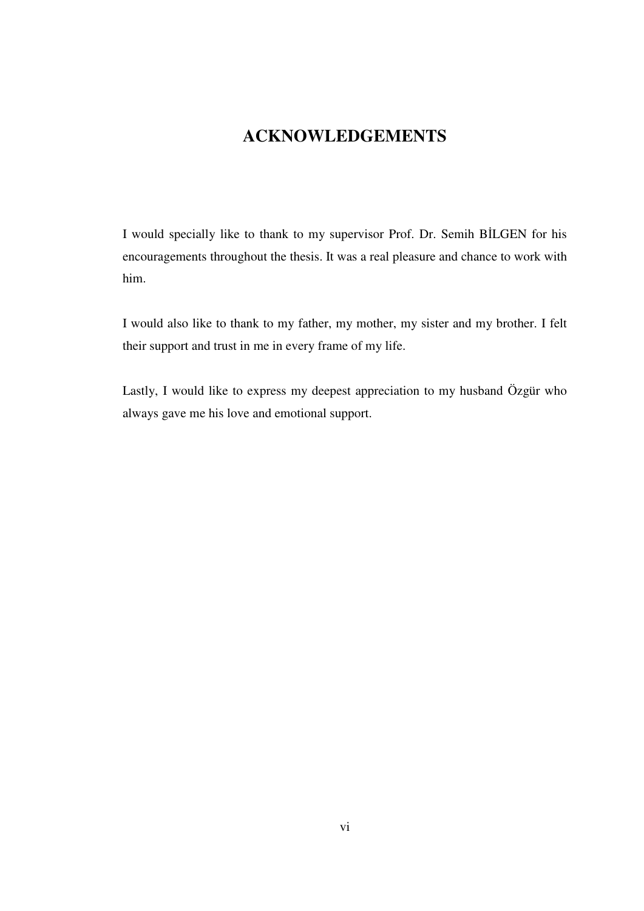# ACKNOWLEDGEMENTS

I would specially like to thank to my supervisor Prof. Dr. Semih BİLGEN for his encouragements throughout the thesis. It was a real pleasure and chance to work with him.

I would also like to thank to my father, my mother, my sister and my brother. I felt their support and trust in me in every frame of my life.

Lastly, I would like to express my deepest appreciation to my husband Özgür who always gave me his love and emotional support.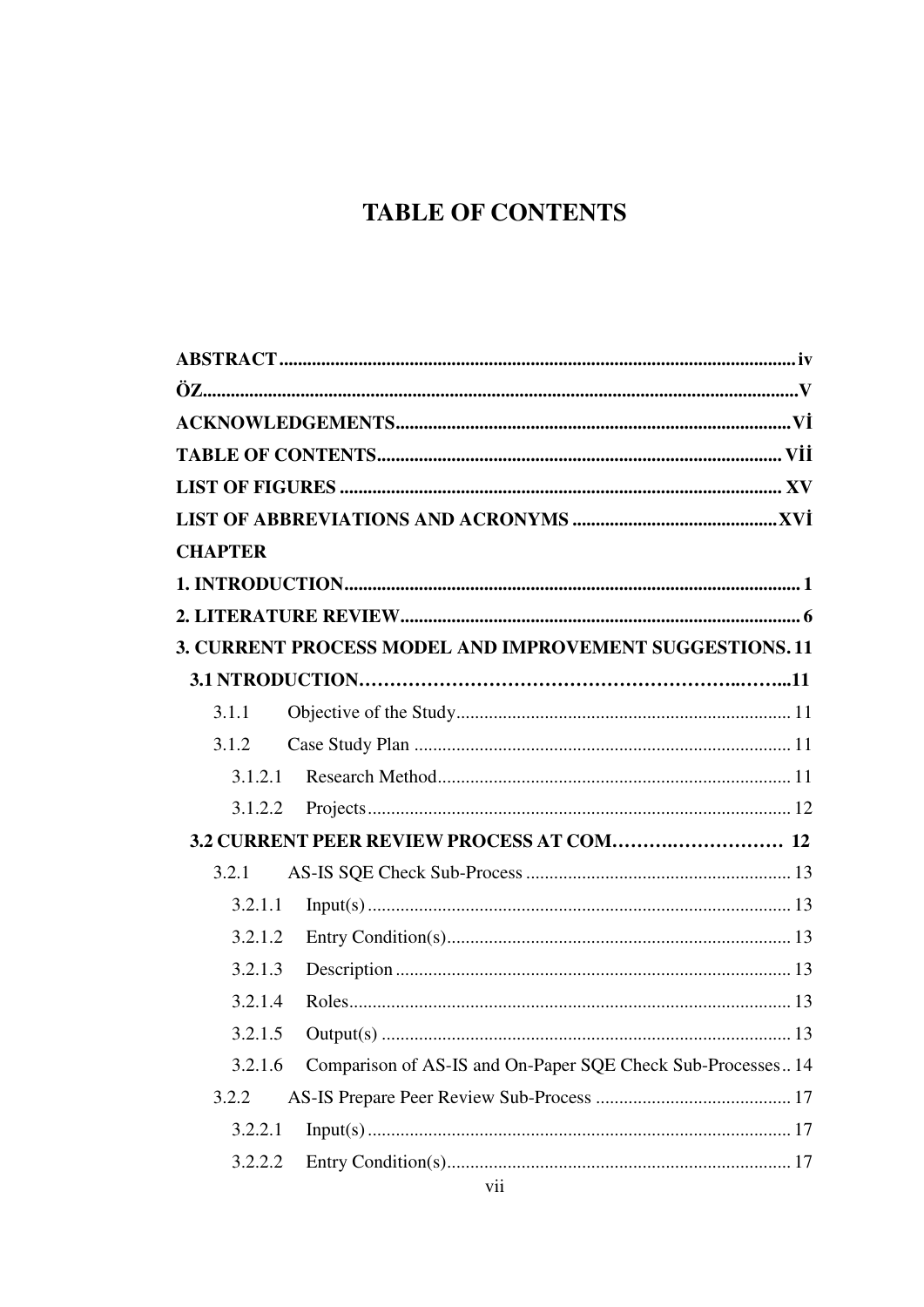# TABLE OF CONTENTS

**ABSTRACT** .......... iv

**ÖZ** .......... V

**ACKNOWLEDGEMENTS** .......... Vİ

**TABLE OF CONTENTS** .......... Vİİ

**LIST OF FIGURES** .......... XV

**LIST OF ABBREVIATIONS AND ACRONYMS** .......... XVİ

**CHAPTER**

**1. INTRODUCTION** .......... 1

**2. LITERATURE REVIEW** .......... 6

**3. CURRENT PROCESS MODEL AND IMPROVEMENT SUGGESTIONS** .......... 11

- **3.1 NTRODUCTION** .......... 11
  - 3.1.1 Objective of the Study .......... 11
  - 3.1.2 Case Study Plan .......... 11
    - 3.1.2.1 Research Method .......... 11
    - 3.1.2.2 Projects .......... 12
- **3.2 CURRENT PEER REVIEW PROCESS AT COM** .......... 12
  - 3.2.1 AS-IS SQE Check Sub-Process .......... 13
    - 3.2.1.1 Input(s) .......... 13
    - 3.2.1.2 Entry Condition(s) .......... 13
    - 3.2.1.3 Description .......... 13
    - 3.2.1.4 Roles .......... 13
    - 3.2.1.5 Output(s) .......... 13
    - 3.2.1.6 Comparison of AS-IS and On-Paper SQE Check Sub-Processes .......... 14
  - 3.2.2 AS-IS Prepare Peer Review Sub-Process .......... 17
    - 3.2.2.1 Input(s) .......... 17
    - 3.2.2.2 Entry Condition(s) .......... 17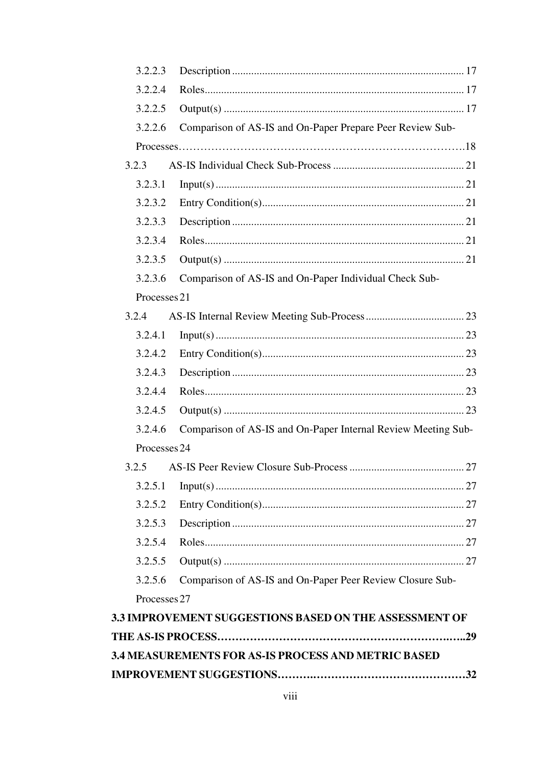3.2.2.3 Description .................................................................................... 17

3.2.2.4 Roles.............................................................................................. 17

3.2.2.5 Output(s) ....................................................................................... 17

3.2.2.6 Comparison of AS-IS and On-Paper Prepare Peer Review Sub-Processes……………………………………………………………………….18

3.2.3 AS-IS Individual Check Sub-Process ................................................ 21

3.2.3.1 Input(s) .......................................................................................... 21

3.2.3.2 Entry Condition(s)......................................................................... 21

3.2.3.3 Description .................................................................................... 21

3.2.3.4 Roles.............................................................................................. 21

3.2.3.5 Output(s) ....................................................................................... 21

3.2.3.6 Comparison of AS-IS and On-Paper Individual Check Sub-Processes 21

3.2.4 AS-IS Internal Review Meeting Sub-Process .................................... 23

3.2.4.1 Input(s) .......................................................................................... 23

3.2.4.2 Entry Condition(s)......................................................................... 23

3.2.4.3 Description .................................................................................... 23

3.2.4.4 Roles.............................................................................................. 23

3.2.4.5 Output(s) ....................................................................................... 23

3.2.4.6 Comparison of AS-IS and On-Paper Internal Review Meeting Sub-Processes 24

3.2.5 AS-IS Peer Review Closure Sub-Process .......................................... 27

3.2.5.1 Input(s) .......................................................................................... 27

3.2.5.2 Entry Condition(s)......................................................................... 27

3.2.5.3 Description .................................................................................... 27

3.2.5.4 Roles.............................................................................................. 27

3.2.5.5 Output(s) ....................................................................................... 27

3.2.5.6 Comparison of AS-IS and On-Paper Peer Review Closure Sub-Processes 27

**3.3 IMPROVEMENT SUGGESTIONS BASED ON THE ASSESSMENT OF THE AS-IS PROCESS…………………………………………………….…..29**

**3.4 MEASUREMENTS FOR AS-IS PROCESS AND METRIC BASED IMPROVEMENT SUGGESTIONS……….…………………………………32**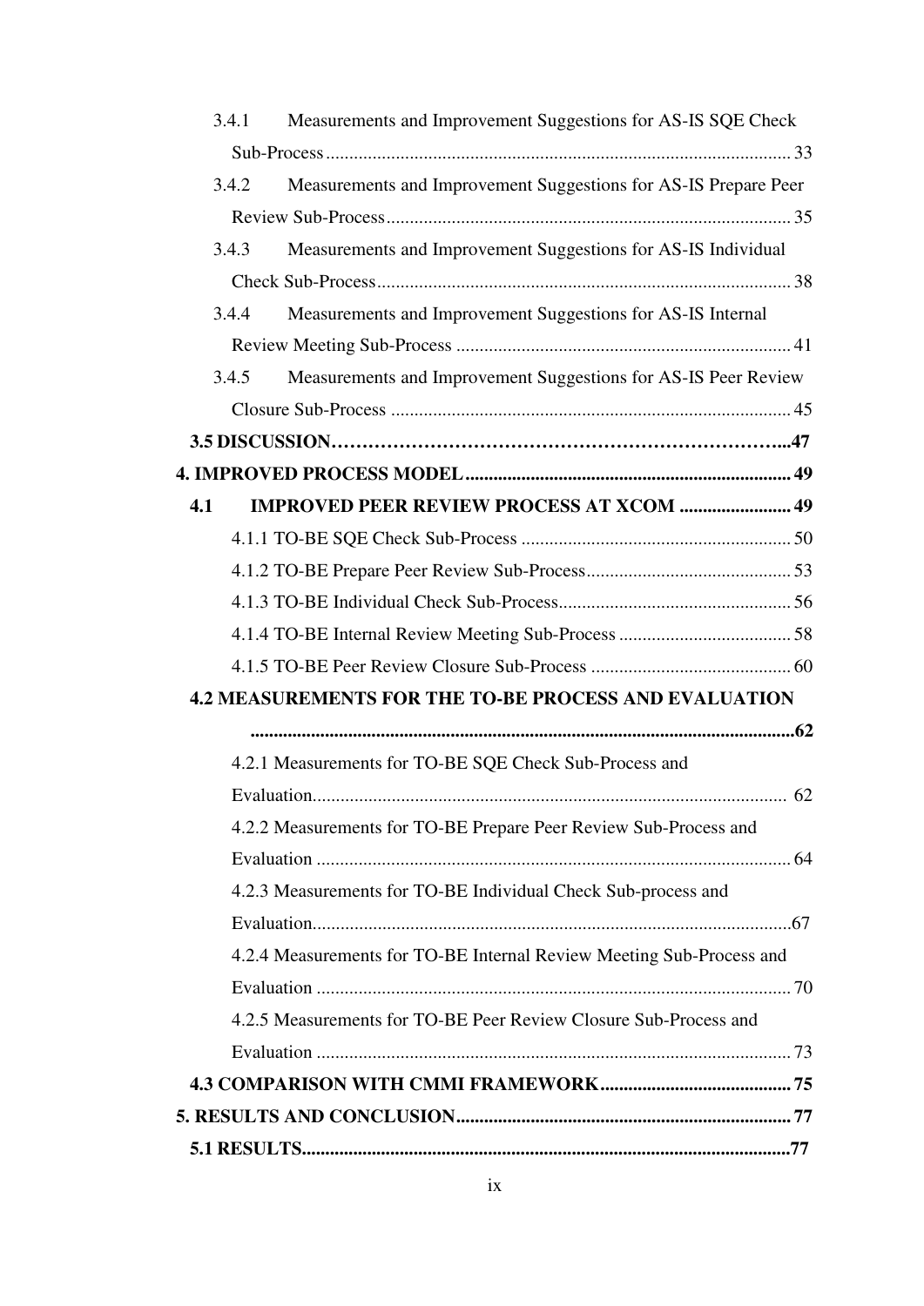3.4.1 Measurements and Improvement Suggestions for AS-IS SQE Check Sub-Process ........ 33

3.4.2 Measurements and Improvement Suggestions for AS-IS Prepare Peer Review Sub-Process ........ 35

3.4.3 Measurements and Improvement Suggestions for AS-IS Individual Check Sub-Process ........ 38

3.4.4 Measurements and Improvement Suggestions for AS-IS Internal Review Meeting Sub-Process ........ 41

3.4.5 Measurements and Improvement Suggestions for AS-IS Peer Review Closure Sub-Process ........ 45

**3.5 DISCUSSION........47**

**4. IMPROVED PROCESS MODEL........ 49**

**4.1 IMPROVED PEER REVIEW PROCESS AT XCOM ........ 49**

4.1.1 TO-BE SQE Check Sub-Process ........ 50

4.1.2 TO-BE Prepare Peer Review Sub-Process........ 53

4.1.3 TO-BE Individual Check Sub-Process........ 56

4.1.4 TO-BE Internal Review Meeting Sub-Process ........ 58

4.1.5 TO-BE Peer Review Closure Sub-Process ........ 60

**4.2 MEASUREMENTS FOR THE TO-BE PROCESS AND EVALUATION ........62**

4.2.1 Measurements for TO-BE SQE Check Sub-Process and Evaluation........ 62

4.2.2 Measurements for TO-BE Prepare Peer Review Sub-Process and Evaluation ........ 64

4.2.3 Measurements for TO-BE Individual Check Sub-process and Evaluation........67

4.2.4 Measurements for TO-BE Internal Review Meeting Sub-Process and Evaluation ........ 70

4.2.5 Measurements for TO-BE Peer Review Closure Sub-Process and Evaluation ........ 73

**4.3 COMPARISON WITH CMMI FRAMEWORK........ 75**

**5. RESULTS AND CONCLUSION........ 77**

**5.1 RESULTS........77**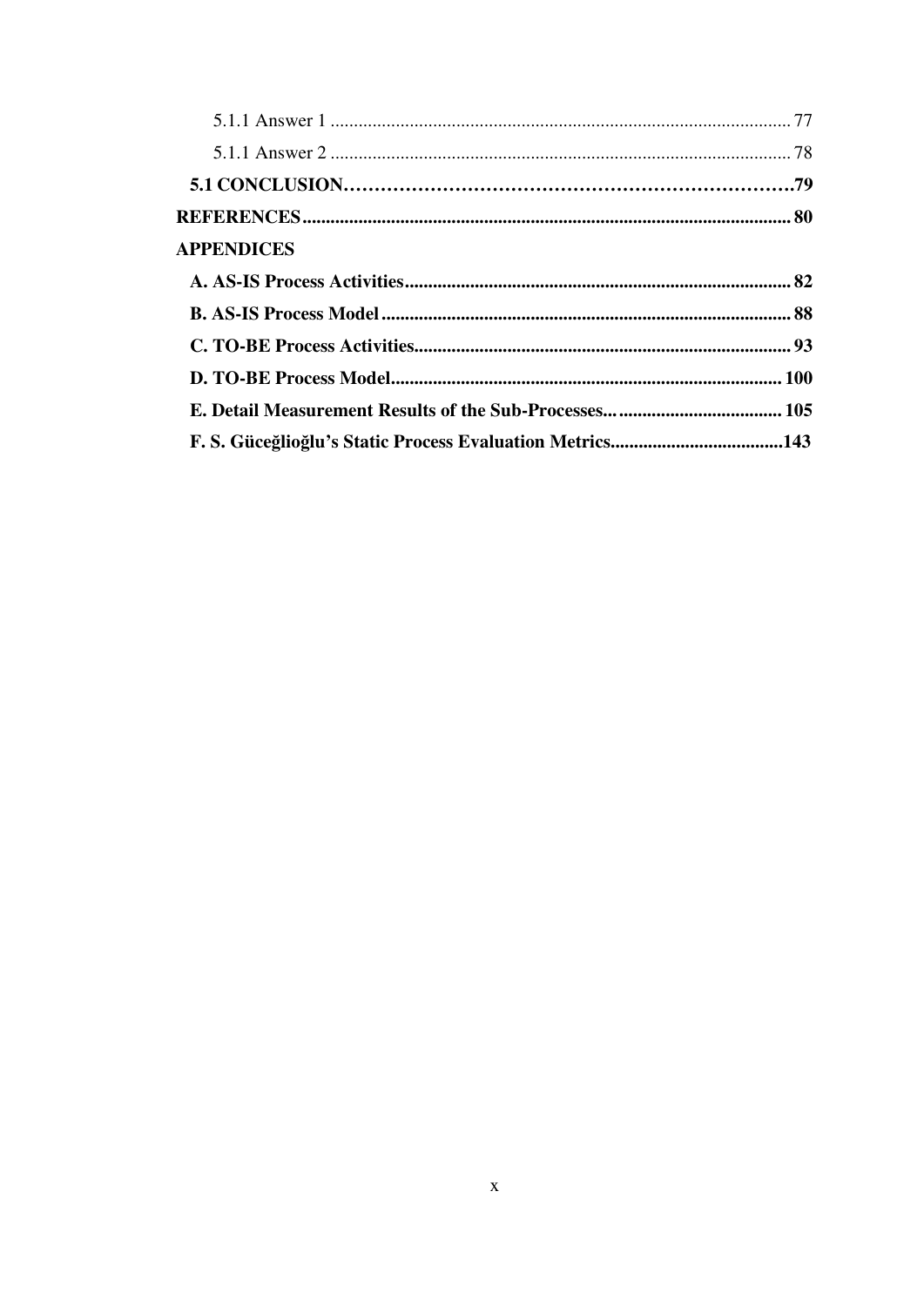5.1.1 Answer 1 .................................................................................................. 77

5.1.1 Answer 2 .................................................................................................. 78

**5.1 CONCLUSION……………………………………………………………….79**

**REFERENCES........................................................................................................ 80**

**APPENDICES**

**A. AS-IS Process Activities................................................................................... 82**

**B. AS-IS Process Model....................................................................................... 88**

**C. TO-BE Process Activities................................................................................ 93**

**D. TO-BE Process Model.................................................................................... 100**

**E. Detail Measurement Results of the Sub-Processes...................................... 105**

**F. S. Güceğlioğlu's Static Process Evaluation Metrics.....................................143**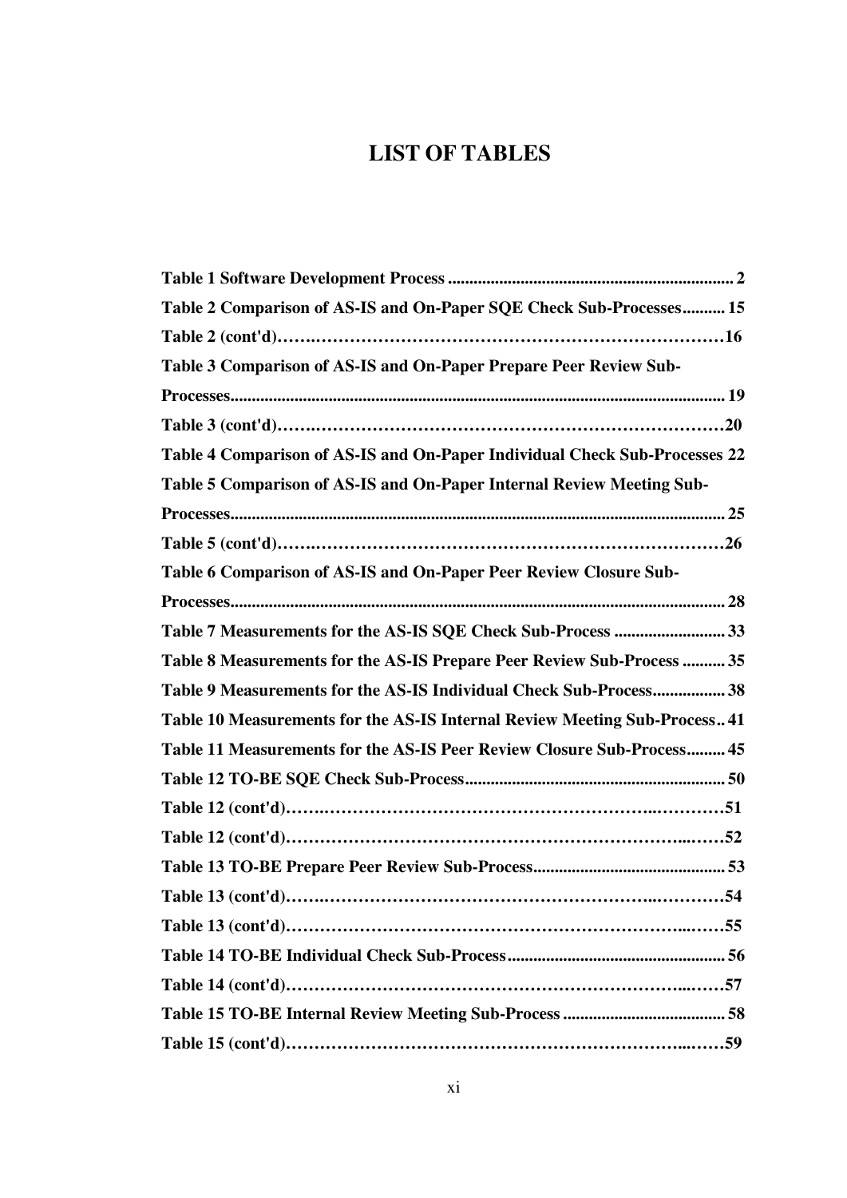# LIST OF TABLES

**Table 1 Software Development Process ........................................................................ 2**

**Table 2 Comparison of AS-IS and On-Paper SQE Check Sub-Processes.......... 15**

**Table 2 (cont'd)…….…………………………………………………………………16**

**Table 3 Comparison of AS-IS and On-Paper Prepare Peer Review Sub-Processes........................................................................................................ 19**

**Table 3 (cont'd)…….…………………………………………………………………20**

**Table 4 Comparison of AS-IS and On-Paper Individual Check Sub-Processes 22**

**Table 5 Comparison of AS-IS and On-Paper Internal Review Meeting Sub-Processes........................................................................................................ 25**

**Table 5 (cont'd)…….…………………………………………………………………26**

**Table 6 Comparison of AS-IS and On-Paper Peer Review Closure Sub-Processes........................................................................................................ 28**

**Table 7 Measurements for the AS-IS SQE Check Sub-Process .......................... 33**

**Table 8 Measurements for the AS-IS Prepare Peer Review Sub-Process .......... 35**

**Table 9 Measurements for the AS-IS Individual Check Sub-Process................. 38**

**Table 10 Measurements for the AS-IS Internal Review Meeting Sub-Process.. 41**

**Table 11 Measurements for the AS-IS Peer Review Closure Sub-Process......... 45**

**Table 12 TO-BE SQE Check Sub-Process............................................................. 50**

**Table 12 (cont'd)…….………………………………………………………..…………51**

**Table 12 (cont'd)……………………………………………………………...……52**

**Table 13 TO-BE Prepare Peer Review Sub-Process............................................. 53**

**Table 13 (cont'd)…….………………………………………………………..…………54**

**Table 13 (cont'd)……………………………………………………………...……55**

**Table 14 TO-BE Individual Check Sub-Process................................................... 56**

**Table 14 (cont'd)……………………………………………………………….…57**

**Table 15 TO-BE Internal Review Meeting Sub-Process...................................... 58**

**Table 15 (cont'd)……………………………………………………………...……59**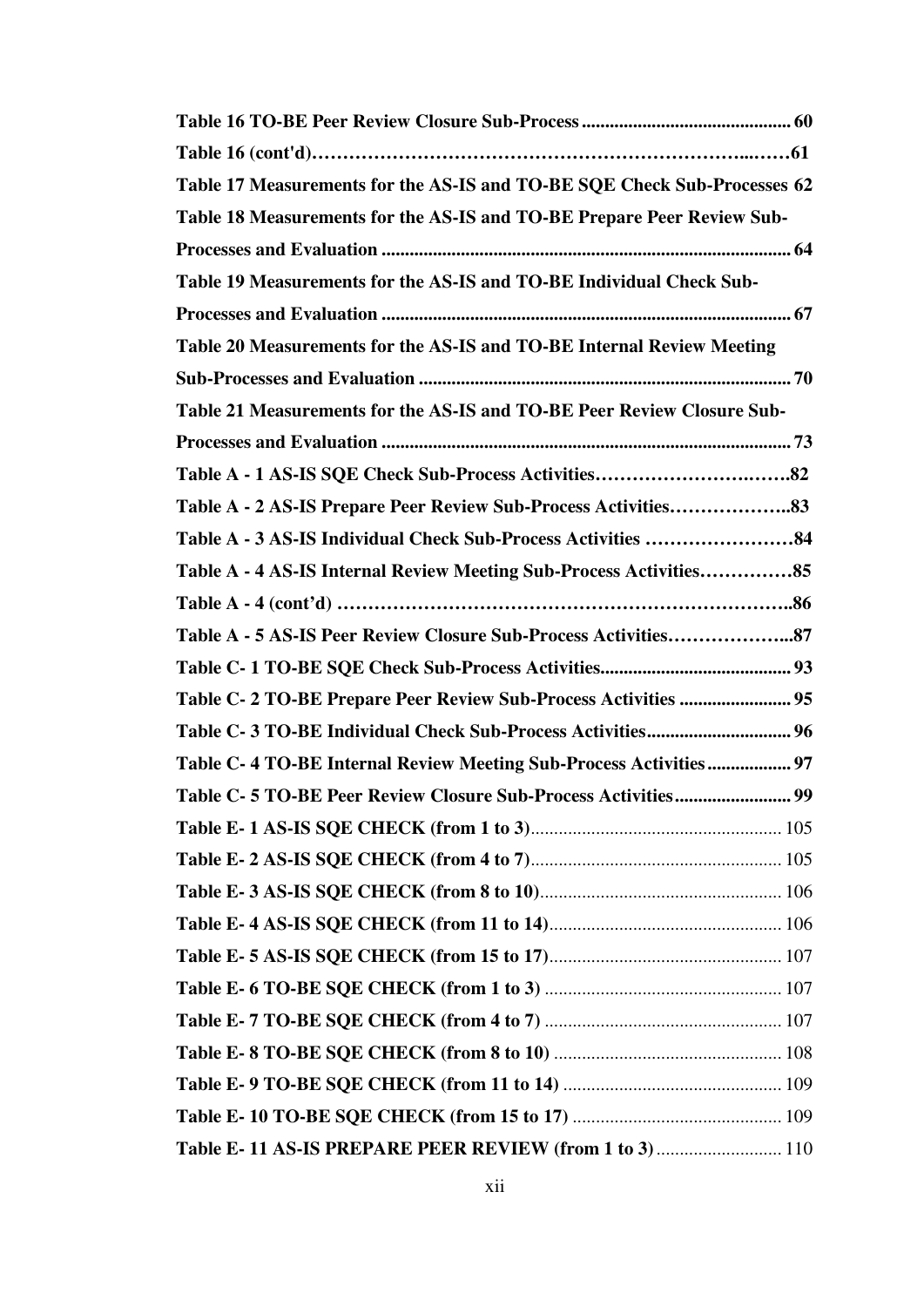**Table 16 TO-BE Peer Review Closure Sub-Process ............................................. 60**

**Table 16 (cont'd)………………………………………………………………...……61**

**Table 17 Measurements for the AS-IS and TO-BE SQE Check Sub-Processes 62**

**Table 18 Measurements for the AS-IS and TO-BE Prepare Peer Review Sub-Processes and Evaluation ........................................................................................ 64**

**Table 19 Measurements for the AS-IS and TO-BE Individual Check Sub-Processes and Evaluation ........................................................................................ 67**

**Table 20 Measurements for the AS-IS and TO-BE Internal Review Meeting Sub-Processes and Evaluation ................................................................................ 70**

**Table 21 Measurements for the AS-IS and TO-BE Peer Review Closure Sub-Processes and Evaluation ........................................................................................ 73**

**Table A - 1 AS-IS SQE Check Sub-Process Activities………………………….…….82**

**Table A - 2 AS-IS Prepare Peer Review Sub-Process Activities………………..83**

**Table A - 3 AS-IS Individual Check Sub-Process Activities ……………………84**

**Table A - 4 AS-IS Internal Review Meeting Sub-Process Activities……………85**

**Table A - 4 (cont'd) ………………………………………………………………..86**

**Table A - 5 AS-IS Peer Review Closure Sub-Process Activities………………...87**

**Table C- 1 TO-BE SQE Check Sub-Process Activities......................................... 93**

**Table C- 2 TO-BE Prepare Peer Review Sub-Process Activities ........................ 95**

**Table C- 3 TO-BE Individual Check Sub-Process Activities............................... 96**

**Table C- 4 TO-BE Internal Review Meeting Sub-Process Activities.................. 97**

**Table C- 5 TO-BE Peer Review Closure Sub-Process Activities......................... 99**

**Table E- 1 AS-IS SQE CHECK (from 1 to 3)**...................................................... 105

**Table E- 2 AS-IS SQE CHECK (from 4 to 7)**...................................................... 105

**Table E- 3 AS-IS SQE CHECK (from 8 to 10)**.................................................... 106

**Table E- 4 AS-IS SQE CHECK (from 11 to 14)**.................................................. 106

**Table E- 5 AS-IS SQE CHECK (from 15 to 17)**.................................................. 107

**Table E- 6 TO-BE SQE CHECK (from 1 to 3)** ................................................... 107

**Table E- 7 TO-BE SQE CHECK (from 4 to 7)** ................................................... 107

**Table E- 8 TO-BE SQE CHECK (from 8 to 10)** ................................................. 108

**Table E- 9 TO-BE SQE CHECK (from 11 to 14)** ............................................... 109

**Table E- 10 TO-BE SQE CHECK (from 15 to 17)** ............................................. 109

**Table E- 11 AS-IS PREPARE PEER REVIEW (from 1 to 3)** ........................... 110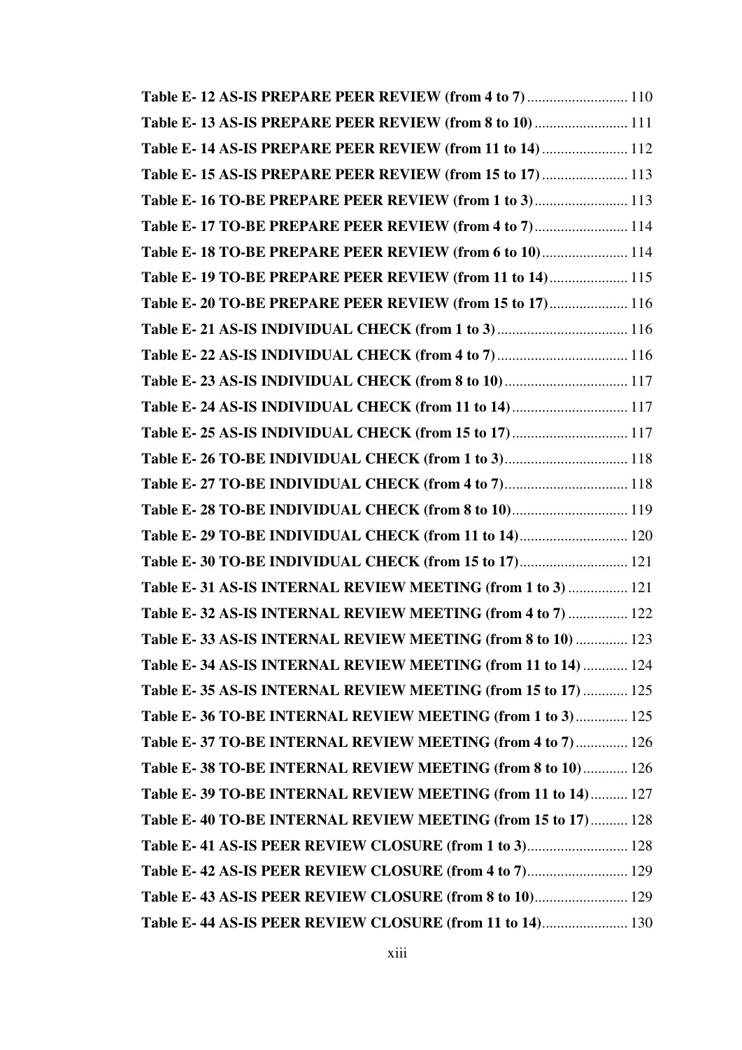**Table E- 12 AS-IS PREPARE PEER REVIEW (from 4 to 7)** ........................... 110

**Table E- 13 AS-IS PREPARE PEER REVIEW (from 8 to 10)** ......................... 111

**Table E- 14 AS-IS PREPARE PEER REVIEW (from 11 to 14)** ....................... 112

**Table E- 15 AS-IS PREPARE PEER REVIEW (from 15 to 17)** ....................... 113

**Table E- 16 TO-BE PREPARE PEER REVIEW (from 1 to 3)** ......................... 113

**Table E- 17 TO-BE PREPARE PEER REVIEW (from 4 to 7)** ......................... 114

**Table E- 18 TO-BE PREPARE PEER REVIEW (from 6 to 10)** ....................... 114

**Table E- 19 TO-BE PREPARE PEER REVIEW (from 11 to 14)** ..................... 115

**Table E- 20 TO-BE PREPARE PEER REVIEW (from 15 to 17)** ..................... 116

**Table E- 21 AS-IS INDIVIDUAL CHECK (from 1 to 3)** ................................... 116

**Table E- 22 AS-IS INDIVIDUAL CHECK (from 4 to 7)** ................................... 116

**Table E- 23 AS-IS INDIVIDUAL CHECK (from 8 to 10)** ................................. 117

**Table E- 24 AS-IS INDIVIDUAL CHECK (from 11 to 14)** ............................... 117

**Table E- 25 AS-IS INDIVIDUAL CHECK (from 15 to 17)** ............................... 117

**Table E- 26 TO-BE INDIVIDUAL CHECK (from 1 to 3)** ................................. 118

**Table E- 27 TO-BE INDIVIDUAL CHECK (from 4 to 7)** ................................. 118

**Table E- 28 TO-BE INDIVIDUAL CHECK (from 8 to 10)** ............................... 119

**Table E- 29 TO-BE INDIVIDUAL CHECK (from 11 to 14)** ............................. 120

**Table E- 30 TO-BE INDIVIDUAL CHECK (from 15 to 17)** ............................. 121

**Table E- 31 AS-IS INTERNAL REVIEW MEETING (from 1 to 3)** ................ 121

**Table E- 32 AS-IS INTERNAL REVIEW MEETING (from 4 to 7)** ................ 122

**Table E- 33 AS-IS INTERNAL REVIEW MEETING (from 8 to 10)** .............. 123

**Table E- 34 AS-IS INTERNAL REVIEW MEETING (from 11 to 14)** ............ 124

**Table E- 35 AS-IS INTERNAL REVIEW MEETING (from 15 to 17)** ............ 125

**Table E- 36 TO-BE INTERNAL REVIEW MEETING (from 1 to 3)** .............. 125

**Table E- 37 TO-BE INTERNAL REVIEW MEETING (from 4 to 7)** .............. 126

**Table E- 38 TO-BE INTERNAL REVIEW MEETING (from 8 to 10)** ............ 126

**Table E- 39 TO-BE INTERNAL REVIEW MEETING (from 11 to 14)** .......... 127

**Table E- 40 TO-BE INTERNAL REVIEW MEETING (from 15 to 17)** .......... 128

**Table E- 41 AS-IS PEER REVIEW CLOSURE (from 1 to 3)** ........................... 128

**Table E- 42 AS-IS PEER REVIEW CLOSURE (from 4 to 7)** ........................... 129

**Table E- 43 AS-IS PEER REVIEW CLOSURE (from 8 to 10)** ......................... 129

**Table E- 44 AS-IS PEER REVIEW CLOSURE (from 11 to 14)** ....................... 130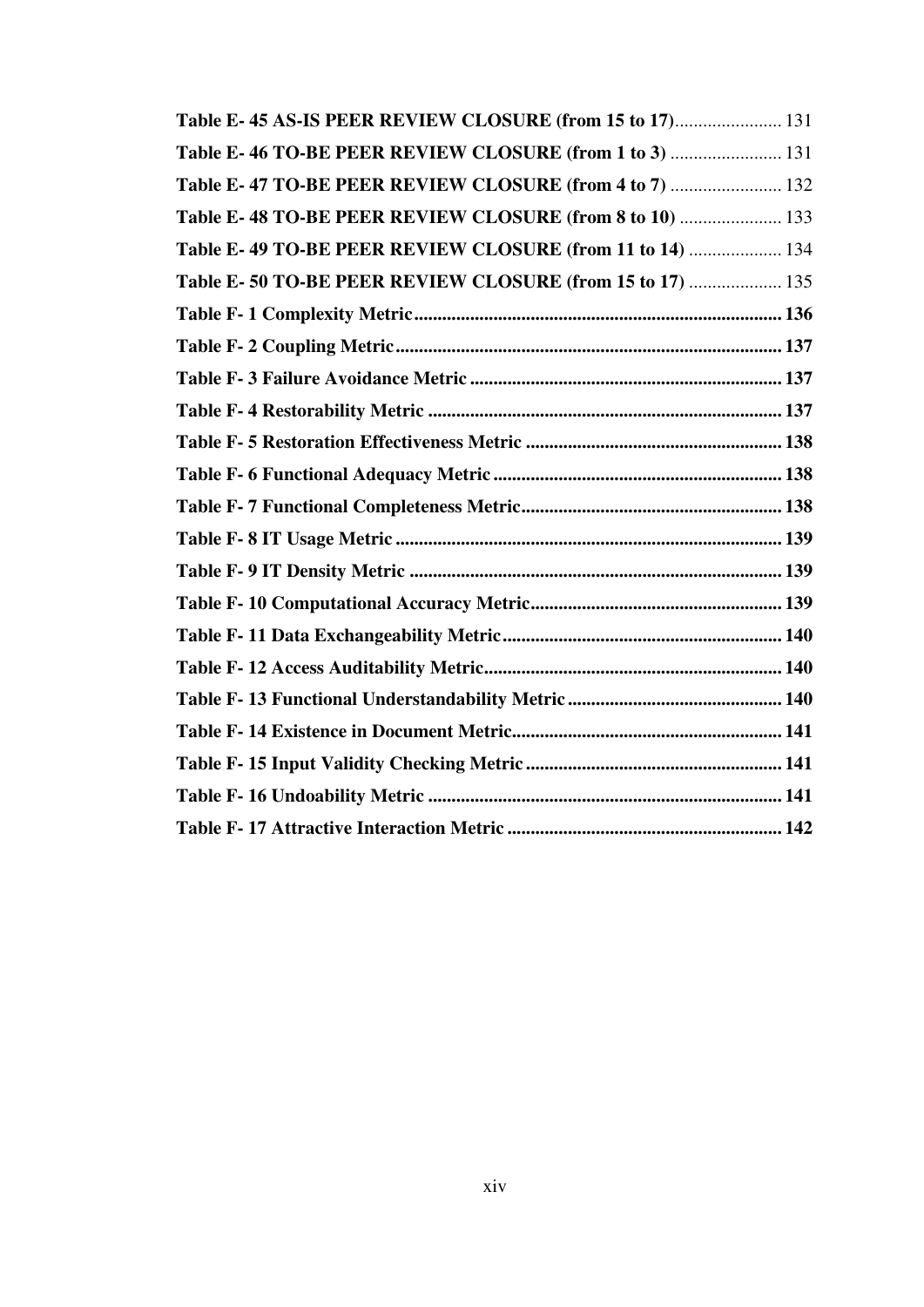**Table E- 45 AS-IS PEER REVIEW CLOSURE (from 15 to 17)**....................... 131

**Table E- 46 TO-BE PEER REVIEW CLOSURE (from 1 to 3)** ........................ 131

**Table E- 47 TO-BE PEER REVIEW CLOSURE (from 4 to 7)** ........................ 132

**Table E- 48 TO-BE PEER REVIEW CLOSURE (from 8 to 10)** ...................... 133

**Table E- 49 TO-BE PEER REVIEW CLOSURE (from 11 to 14)** .................... 134

**Table E- 50 TO-BE PEER REVIEW CLOSURE (from 15 to 17)** .................... 135

**Table F- 1 Complexity Metric............................................................................... 136**

**Table F- 2 Coupling Metric................................................................................... 137**

**Table F- 3 Failure Avoidance Metric ................................................................... 137**

**Table F- 4 Restorability Metric ............................................................................ 137**

**Table F- 5 Restoration Effectiveness Metric ....................................................... 138**

**Table F- 6 Functional Adequacy Metric .............................................................. 138**

**Table F- 7 Functional Completeness Metric......................................................... 138**

**Table F- 8 IT Usage Metric ................................................................................... 139**

**Table F- 9 IT Density Metric ................................................................................ 139**

**Table F- 10 Computational Accuracy Metric....................................................... 139**

**Table F- 11 Data Exchangeability Metric............................................................ 140**

**Table F- 12 Access Auditability Metric................................................................ 140**

**Table F- 13 Functional Understandability Metric .............................................. 140**

**Table F- 14 Existence in Document Metric.......................................................... 141**

**Table F- 15 Input Validity Checking Metric ....................................................... 141**

**Table F- 16 Undoability Metric ............................................................................ 141**

**Table F- 17 Attractive Interaction Metric ........................................................... 142**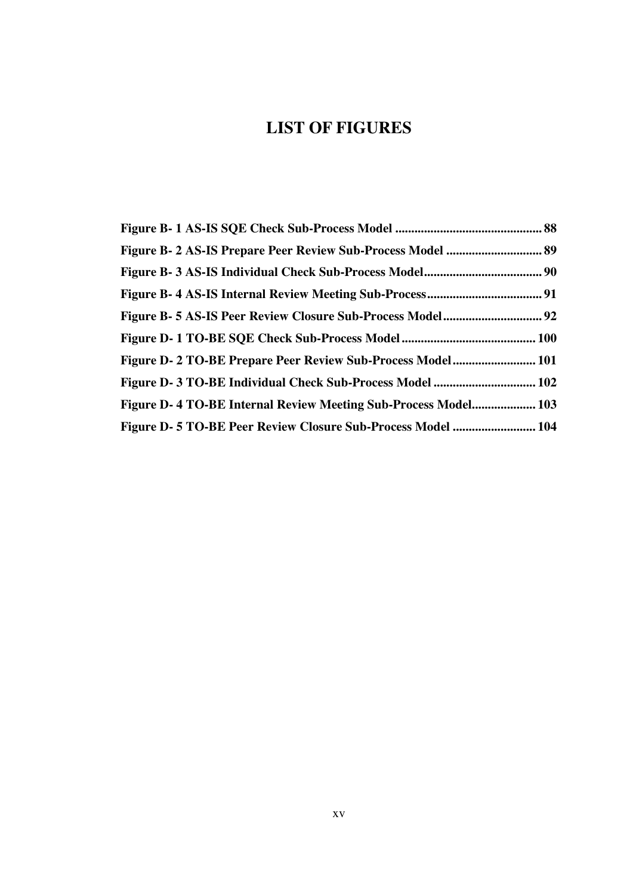# LIST OF FIGURES

**Figure B- 1 AS-IS SQE Check Sub-Process Model .............................................. 88**

**Figure B- 2 AS-IS Prepare Peer Review Sub-Process Model .............................. 89**

**Figure B- 3 AS-IS Individual Check Sub-Process Model..................................... 90**

**Figure B- 4 AS-IS Internal Review Meeting Sub-Process.................................... 91**

**Figure B- 5 AS-IS Peer Review Closure Sub-Process Model............................... 92**

**Figure D- 1 TO-BE SQE Check Sub-Process Model.......................................... 100**

**Figure D- 2 TO-BE Prepare Peer Review Sub-Process Model.......................... 101**

**Figure D- 3 TO-BE Individual Check Sub-Process Model ................................ 102**

**Figure D- 4 TO-BE Internal Review Meeting Sub-Process Model.................... 103**

**Figure D- 5 TO-BE Peer Review Closure Sub-Process Model .......................... 104**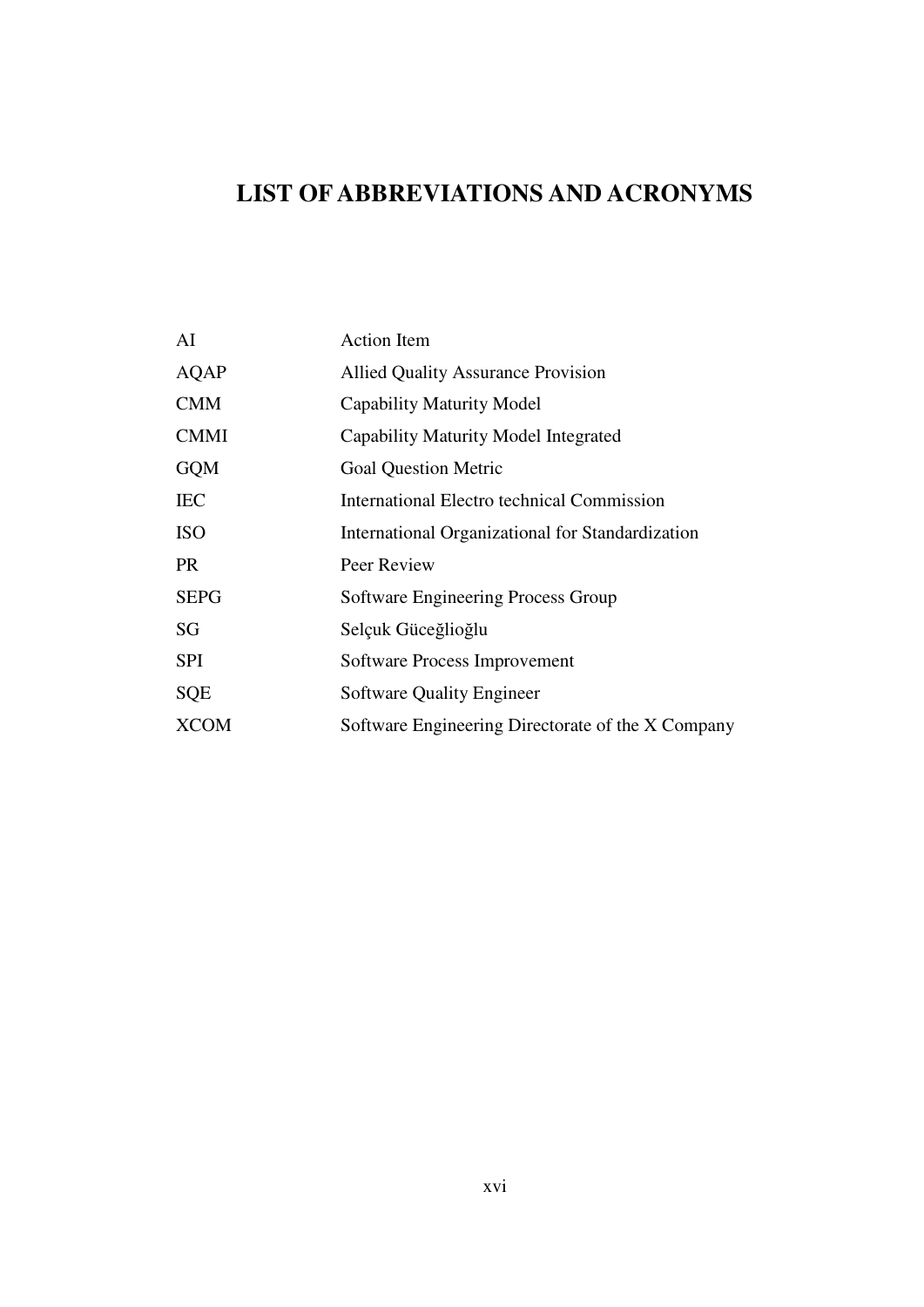# LIST OF ABBREVIATIONS AND ACRONYMS

| | |
|---|---|
| AI | Action Item |
| AQAP | Allied Quality Assurance Provision |
| CMM | Capability Maturity Model |
| CMMI | Capability Maturity Model Integrated |
| GQM | Goal Question Metric |
| IEC | International Electro technical Commission |
| ISO | International Organizational for Standardization |
| PR | Peer Review |
| SEPG | Software Engineering Process Group |
| SG | Selçuk Güceğlioğlu |
| SPI | Software Process Improvement |
| SQE | Software Quality Engineer |
| XCOM | Software Engineering Directorate of the X Company |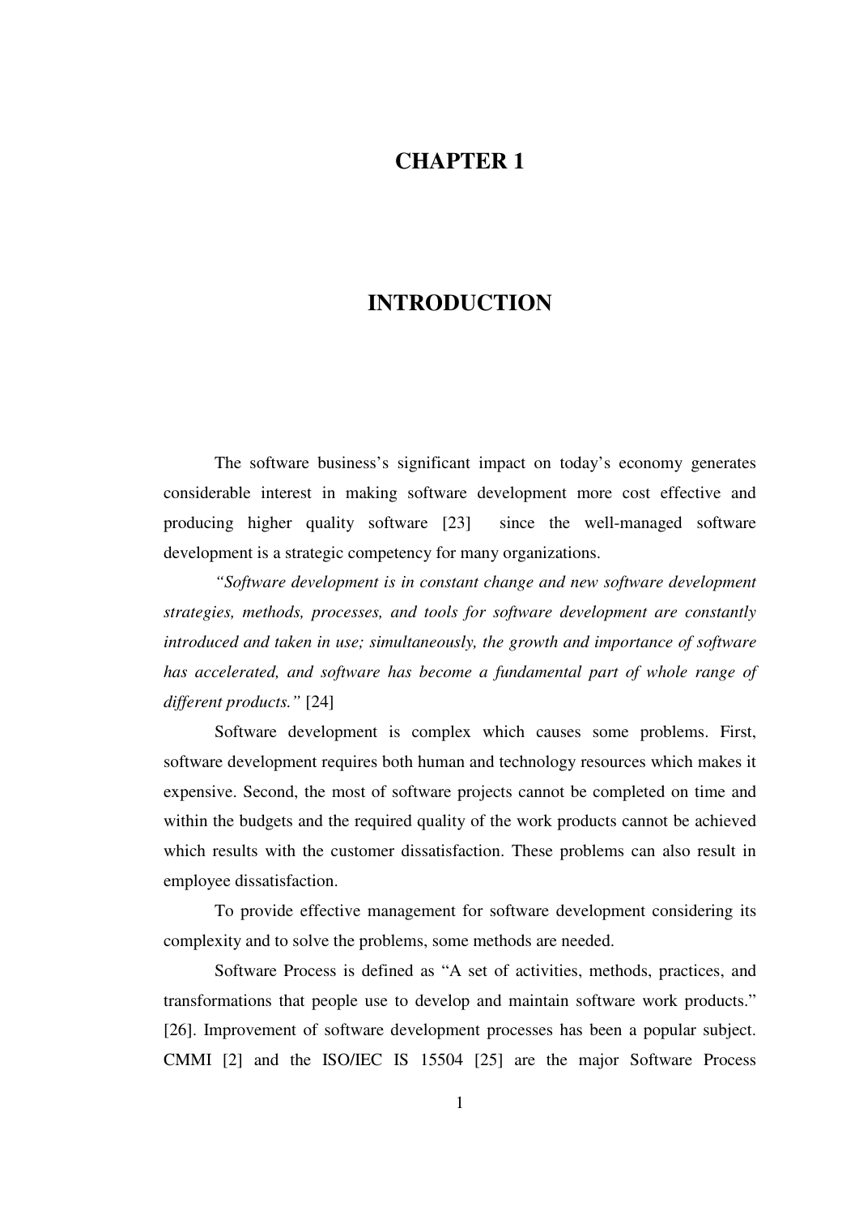# CHAPTER 1

# INTRODUCTION

The software business's significant impact on today's economy generates considerable interest in making software development more cost effective and producing higher quality software [23] since the well-managed software development is a strategic competency for many organizations.

*"Software development is in constant change and new software development strategies, methods, processes, and tools for software development are constantly introduced and taken in use; simultaneously, the growth and importance of software has accelerated, and software has become a fundamental part of whole range of different products."* [24]

Software development is complex which causes some problems. First, software development requires both human and technology resources which makes it expensive. Second, the most of software projects cannot be completed on time and within the budgets and the required quality of the work products cannot be achieved which results with the customer dissatisfaction. These problems can also result in employee dissatisfaction.

To provide effective management for software development considering its complexity and to solve the problems, some methods are needed.

Software Process is defined as "A set of activities, methods, practices, and transformations that people use to develop and maintain software work products." [26]. Improvement of software development processes has been a popular subject. CMMI [2] and the ISO/IEC IS 15504 [25] are the major Software Process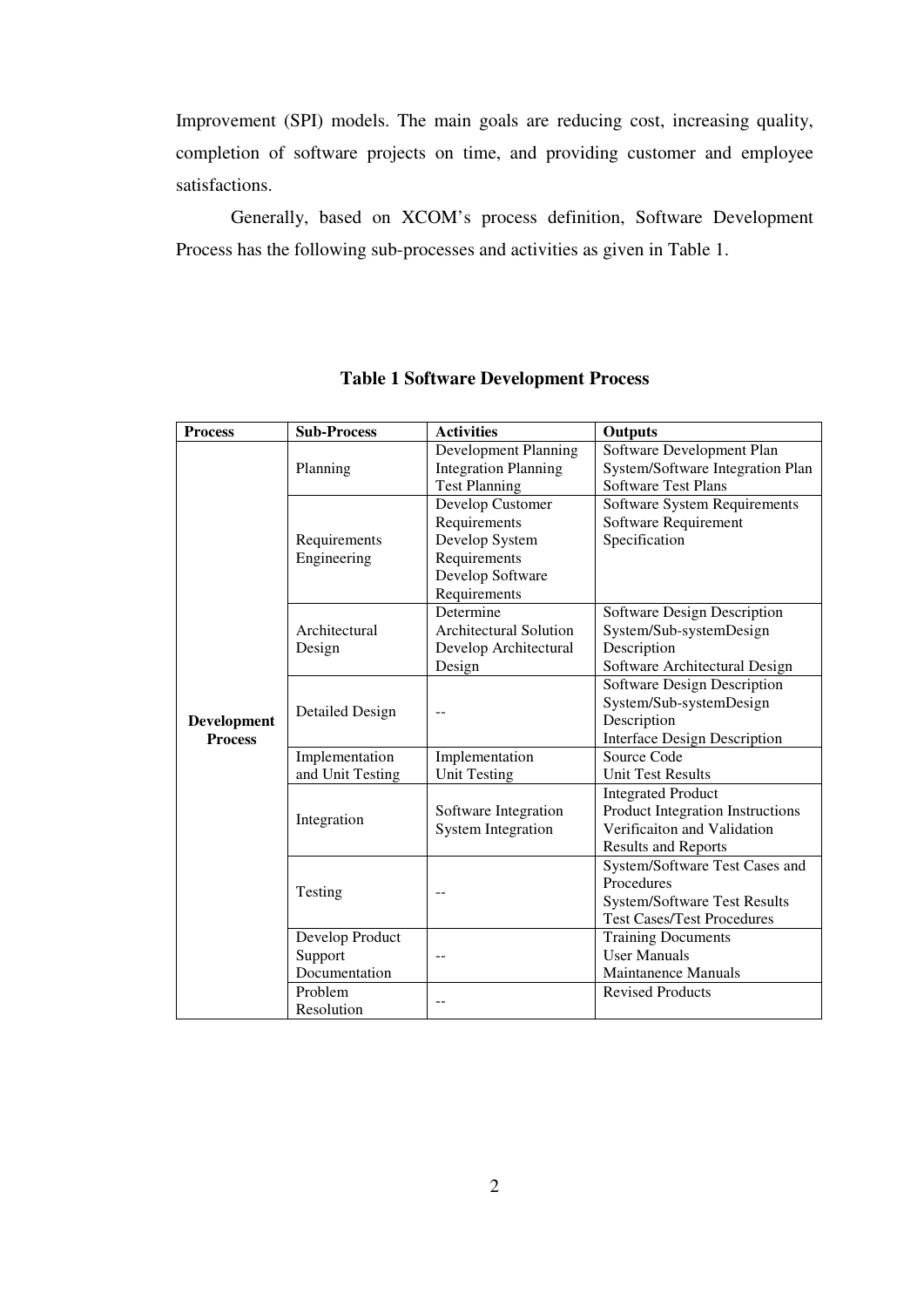Improvement (SPI) models. The main goals are reducing cost, increasing quality, completion of software projects on time, and providing customer and employee satisfactions.

Generally, based on XCOM's process definition, Software Development Process has the following sub-processes and activities as given in Table 1.

**Table 1 Software Development Process**

| Process | Sub-Process | Activities | Outputs |
|---|---|---|---|
| **Development Process** | Planning | Development Planning<br>Integration Planning<br>Test Planning | Software Development Plan<br>System/Software Integration Plan<br>Software Test Plans |
| | Requirements Engineering | Develop Customer Requirements<br>Develop System Requirements<br>Develop Software Requirements | Software System Requirements<br>Software Requirement Specification |
| | Architectural Design | Determine Architectural Solution<br>Develop Architectural Design | Software Design Description<br>System/Sub-systemDesign Description<br>Software Architectural Design |
| | Detailed Design | -- | Software Design Description<br>System/Sub-systemDesign Description<br>Interface Design Description |
| | Implementation and Unit Testing | Implementation<br>Unit Testing | Source Code<br>Unit Test Results |
| | Integration | Software Integration<br>System Integration | Integrated Product<br>Product Integration Instructions<br>Verificaiton and Validation Results and Reports |
| | Testing | -- | System/Software Test Cases and Procedures<br>System/Software Test Results<br>Test Cases/Test Procedures |
| | Develop Product Support Documentation | -- | Training Documents<br>User Manuals<br>Maintanence Manuals |
| | Problem Resolution | -- | Revised Products |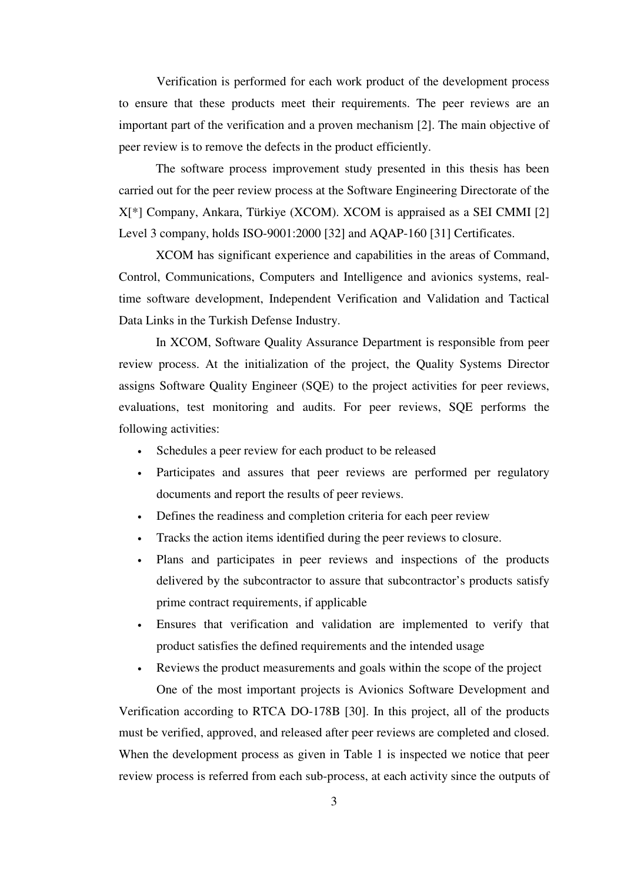Verification is performed for each work product of the development process to ensure that these products meet their requirements. The peer reviews are an important part of the verification and a proven mechanism [2]. The main objective of peer review is to remove the defects in the product efficiently.

The software process improvement study presented in this thesis has been carried out for the peer review process at the Software Engineering Directorate of the X[*] Company, Ankara, Türkiye (XCOM). XCOM is appraised as a SEI CMMI [2] Level 3 company, holds ISO-9001:2000 [32] and AQAP-160 [31] Certificates.

XCOM has significant experience and capabilities in the areas of Command, Control, Communications, Computers and Intelligence and avionics systems, real-time software development, Independent Verification and Validation and Tactical Data Links in the Turkish Defense Industry.

In XCOM, Software Quality Assurance Department is responsible from peer review process. At the initialization of the project, the Quality Systems Director assigns Software Quality Engineer (SQE) to the project activities for peer reviews, evaluations, test monitoring and audits. For peer reviews, SQE performs the following activities:

- Schedules a peer review for each product to be released
- Participates and assures that peer reviews are performed per regulatory documents and report the results of peer reviews.
- Defines the readiness and completion criteria for each peer review
- Tracks the action items identified during the peer reviews to closure.
- Plans and participates in peer reviews and inspections of the products delivered by the subcontractor to assure that subcontractor's products satisfy prime contract requirements, if applicable
- Ensures that verification and validation are implemented to verify that product satisfies the defined requirements and the intended usage
- Reviews the product measurements and goals within the scope of the project

One of the most important projects is Avionics Software Development and Verification according to RTCA DO-178B [30]. In this project, all of the products must be verified, approved, and released after peer reviews are completed and closed. When the development process as given in Table 1 is inspected we notice that peer review process is referred from each sub-process, at each activity since the outputs of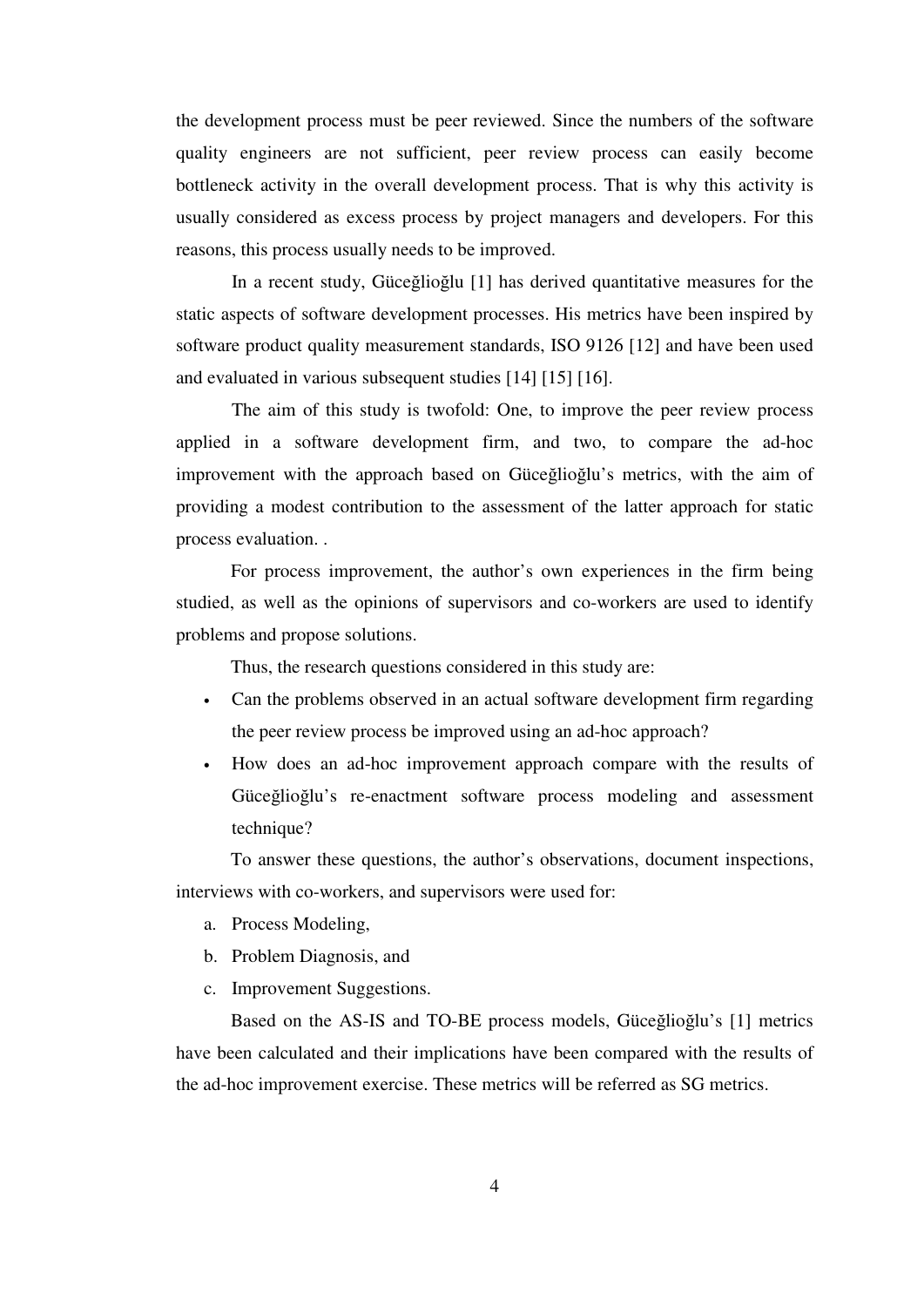the development process must be peer reviewed. Since the numbers of the software quality engineers are not sufficient, peer review process can easily become bottleneck activity in the overall development process. That is why this activity is usually considered as excess process by project managers and developers. For this reasons, this process usually needs to be improved.

In a recent study, Güceğlioğlu [1] has derived quantitative measures for the static aspects of software development processes. His metrics have been inspired by software product quality measurement standards, ISO 9126 [12] and have been used and evaluated in various subsequent studies [14] [15] [16].

The aim of this study is twofold: One, to improve the peer review process applied in a software development firm, and two, to compare the ad-hoc improvement with the approach based on Güceğlioğlu's metrics, with the aim of providing a modest contribution to the assessment of the latter approach for static process evaluation. .

For process improvement, the author's own experiences in the firm being studied, as well as the opinions of supervisors and co-workers are used to identify problems and propose solutions.

Thus, the research questions considered in this study are:

- Can the problems observed in an actual software development firm regarding the peer review process be improved using an ad-hoc approach?
- How does an ad-hoc improvement approach compare with the results of Güceğlioğlu's re-enactment software process modeling and assessment technique?

To answer these questions, the author's observations, document inspections, interviews with co-workers, and supervisors were used for:

a. Process Modeling,
b. Problem Diagnosis, and
c. Improvement Suggestions.

Based on the AS-IS and TO-BE process models, Güceğlioğlu's [1] metrics have been calculated and their implications have been compared with the results of the ad-hoc improvement exercise. These metrics will be referred as SG metrics.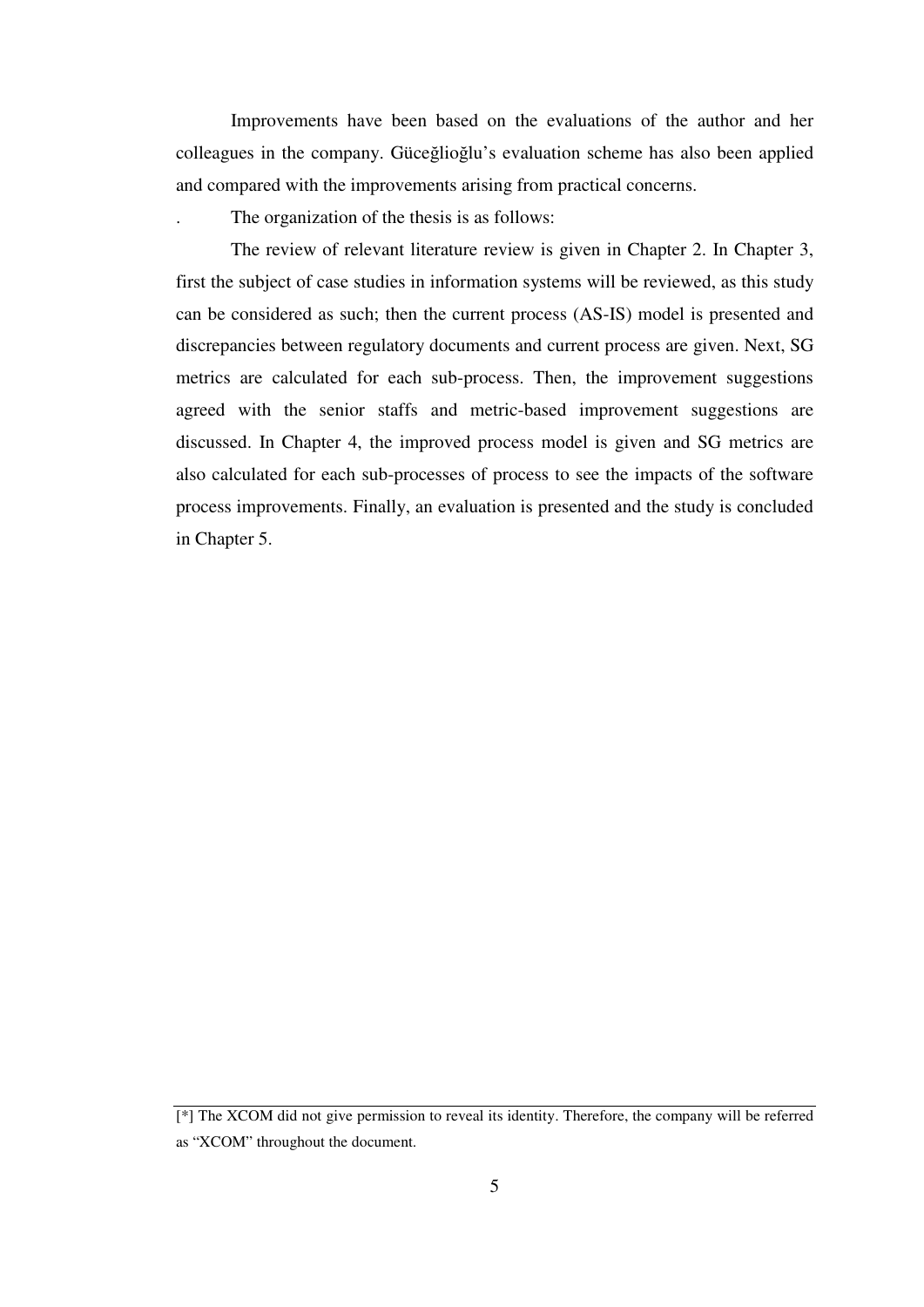Improvements have been based on the evaluations of the author and her colleagues in the company. Güceğlioğlu's evaluation scheme has also been applied and compared with the improvements arising from practical concerns.

. The organization of the thesis is as follows:

The review of relevant literature review is given in Chapter 2. In Chapter 3, first the subject of case studies in information systems will be reviewed, as this study can be considered as such; then the current process (AS-IS) model is presented and discrepancies between regulatory documents and current process are given. Next, SG metrics are calculated for each sub-process. Then, the improvement suggestions agreed with the senior staffs and metric-based improvement suggestions are discussed. In Chapter 4, the improved process model is given and SG metrics are also calculated for each sub-processes of process to see the impacts of the software process improvements. Finally, an evaluation is presented and the study is concluded in Chapter 5.

---

[*] The XCOM did not give permission to reveal its identity. Therefore, the company will be referred as "XCOM" throughout the document.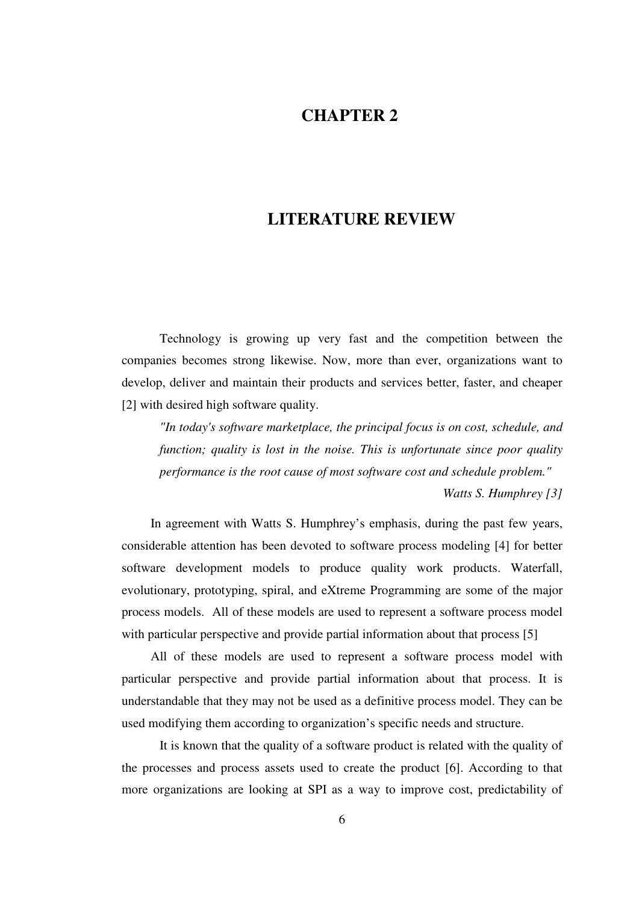# CHAPTER 2

# LITERATURE REVIEW

Technology is growing up very fast and the competition between the companies becomes strong likewise. Now, more than ever, organizations want to develop, deliver and maintain their products and services better, faster, and cheaper [2] with desired high software quality.

> *"In today's software marketplace, the principal focus is on cost, schedule, and function; quality is lost in the noise. This is unfortunate since poor quality performance is the root cause of most software cost and schedule problem."*
>
> *Watts S. Humphrey [3]*

In agreement with Watts S. Humphrey's emphasis, during the past few years, considerable attention has been devoted to software process modeling [4] for better software development models to produce quality work products. Waterfall, evolutionary, prototyping, spiral, and eXtreme Programming are some of the major process models. All of these models are used to represent a software process model with particular perspective and provide partial information about that process [5]

All of these models are used to represent a software process model with particular perspective and provide partial information about that process. It is understandable that they may not be used as a definitive process model. They can be used modifying them according to organization's specific needs and structure.

It is known that the quality of a software product is related with the quality of the processes and process assets used to create the product [6]. According to that more organizations are looking at SPI as a way to improve cost, predictability of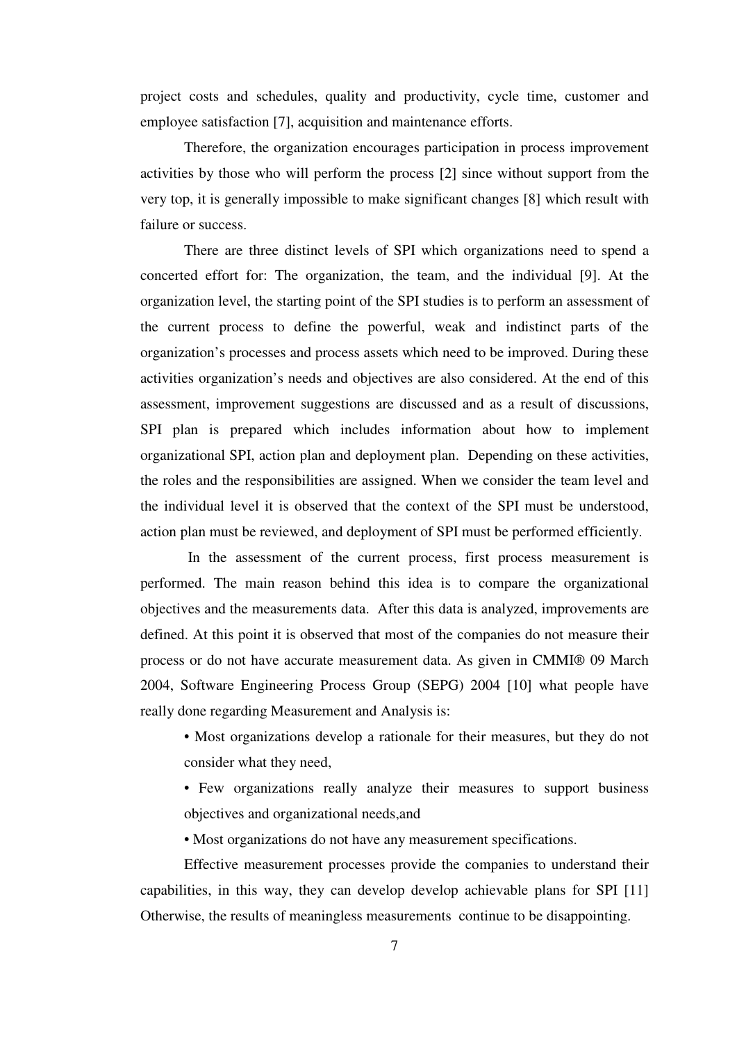project costs and schedules, quality and productivity, cycle time, customer and employee satisfaction [7], acquisition and maintenance efforts.

Therefore, the organization encourages participation in process improvement activities by those who will perform the process [2] since without support from the very top, it is generally impossible to make significant changes [8] which result with failure or success.

There are three distinct levels of SPI which organizations need to spend a concerted effort for: The organization, the team, and the individual [9]. At the organization level, the starting point of the SPI studies is to perform an assessment of the current process to define the powerful, weak and indistinct parts of the organization's processes and process assets which need to be improved. During these activities organization's needs and objectives are also considered. At the end of this assessment, improvement suggestions are discussed and as a result of discussions, SPI plan is prepared which includes information about how to implement organizational SPI, action plan and deployment plan. Depending on these activities, the roles and the responsibilities are assigned. When we consider the team level and the individual level it is observed that the context of the SPI must be understood, action plan must be reviewed, and deployment of SPI must be performed efficiently.

In the assessment of the current process, first process measurement is performed. The main reason behind this idea is to compare the organizational objectives and the measurements data. After this data is analyzed, improvements are defined. At this point it is observed that most of the companies do not measure their process or do not have accurate measurement data. As given in CMMI® 09 March 2004, Software Engineering Process Group (SEPG) 2004 [10] what people have really done regarding Measurement and Analysis is:

- Most organizations develop a rationale for their measures, but they do not consider what they need,
- Few organizations really analyze their measures to support business objectives and organizational needs,and
- Most organizations do not have any measurement specifications.

Effective measurement processes provide the companies to understand their capabilities, in this way, they can develop develop achievable plans for SPI [11] Otherwise, the results of meaningless measurements continue to be disappointing.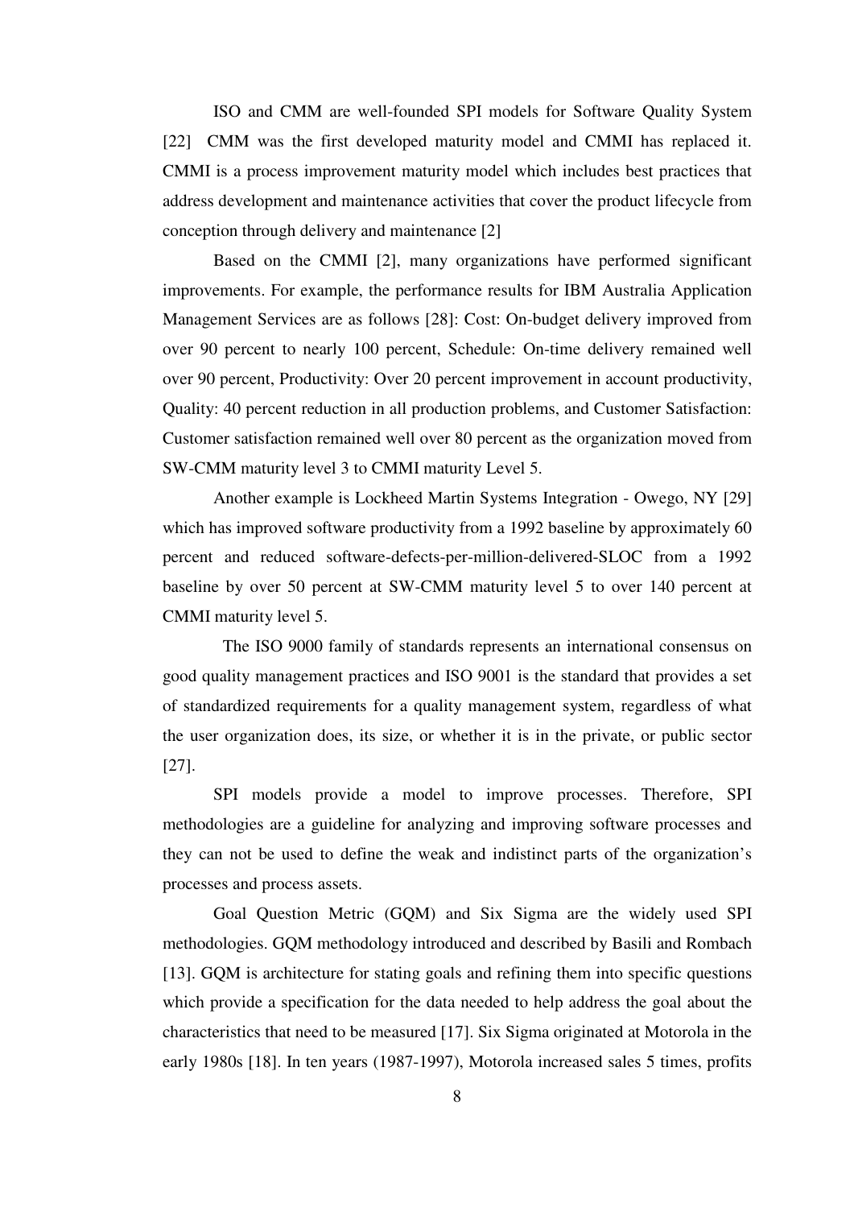ISO and CMM are well-founded SPI models for Software Quality System [22] CMM was the first developed maturity model and CMMI has replaced it. CMMI is a process improvement maturity model which includes best practices that address development and maintenance activities that cover the product lifecycle from conception through delivery and maintenance [2]

Based on the CMMI [2], many organizations have performed significant improvements. For example, the performance results for IBM Australia Application Management Services are as follows [28]: Cost: On-budget delivery improved from over 90 percent to nearly 100 percent, Schedule: On-time delivery remained well over 90 percent, Productivity: Over 20 percent improvement in account productivity, Quality: 40 percent reduction in all production problems, and Customer Satisfaction: Customer satisfaction remained well over 80 percent as the organization moved from SW-CMM maturity level 3 to CMMI maturity Level 5.

Another example is Lockheed Martin Systems Integration - Owego, NY [29] which has improved software productivity from a 1992 baseline by approximately 60 percent and reduced software-defects-per-million-delivered-SLOC from a 1992 baseline by over 50 percent at SW-CMM maturity level 5 to over 140 percent at CMMI maturity level 5.

The ISO 9000 family of standards represents an international consensus on good quality management practices and ISO 9001 is the standard that provides a set of standardized requirements for a quality management system, regardless of what the user organization does, its size, or whether it is in the private, or public sector [27].

SPI models provide a model to improve processes. Therefore, SPI methodologies are a guideline for analyzing and improving software processes and they can not be used to define the weak and indistinct parts of the organization's processes and process assets.

Goal Question Metric (GQM) and Six Sigma are the widely used SPI methodologies. GQM methodology introduced and described by Basili and Rombach [13]. GQM is architecture for stating goals and refining them into specific questions which provide a specification for the data needed to help address the goal about the characteristics that need to be measured [17]. Six Sigma originated at Motorola in the early 1980s [18]. In ten years (1987-1997), Motorola increased sales 5 times, profits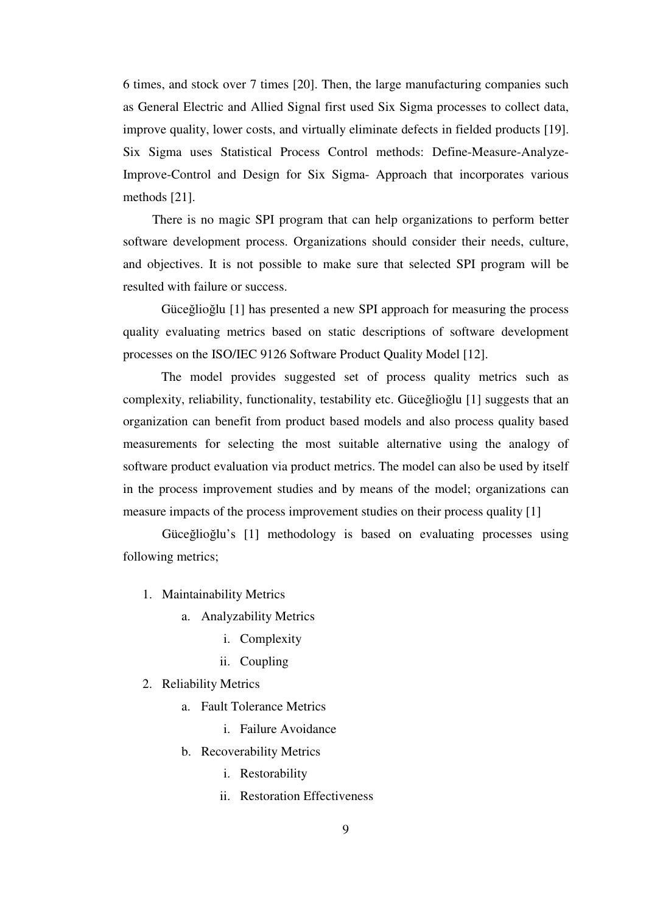6 times, and stock over 7 times [20]. Then, the large manufacturing companies such as General Electric and Allied Signal first used Six Sigma processes to collect data, improve quality, lower costs, and virtually eliminate defects in fielded products [19]. Six Sigma uses Statistical Process Control methods: Define-Measure-Analyze-Improve-Control and Design for Six Sigma- Approach that incorporates various methods [21].

There is no magic SPI program that can help organizations to perform better software development process. Organizations should consider their needs, culture, and objectives. It is not possible to make sure that selected SPI program will be resulted with failure or success.

Güceğlioğlu [1] has presented a new SPI approach for measuring the process quality evaluating metrics based on static descriptions of software development processes on the ISO/IEC 9126 Software Product Quality Model [12].

The model provides suggested set of process quality metrics such as complexity, reliability, functionality, testability etc. Güceğlioğlu [1] suggests that an organization can benefit from product based models and also process quality based measurements for selecting the most suitable alternative using the analogy of software product evaluation via product metrics. The model can also be used by itself in the process improvement studies and by means of the model; organizations can measure impacts of the process improvement studies on their process quality [1]

Güceğlioğlu's [1] methodology is based on evaluating processes using following metrics;

1. Maintainability Metrics
    a. Analyzability Metrics
        i. Complexity
        ii. Coupling
2. Reliability Metrics
    a. Fault Tolerance Metrics
        i. Failure Avoidance
    b. Recoverability Metrics
        i. Restorability
        ii. Restoration Effectiveness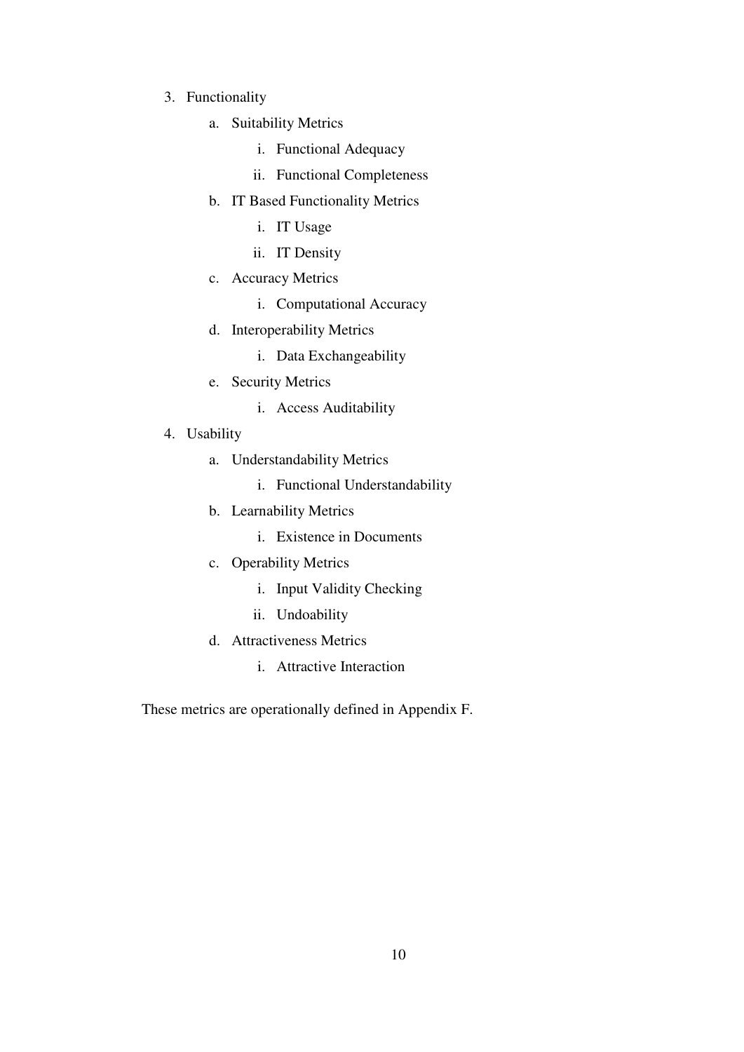3. Functionality
    a. Suitability Metrics
        i. Functional Adequacy
        ii. Functional Completeness
    b. IT Based Functionality Metrics
        i. IT Usage
        ii. IT Density
    c. Accuracy Metrics
        i. Computational Accuracy
    d. Interoperability Metrics
        i. Data Exchangeability
    e. Security Metrics
        i. Access Auditability
4. Usability
    a. Understandability Metrics
        i. Functional Understandability
    b. Learnability Metrics
        i. Existence in Documents
    c. Operability Metrics
        i. Input Validity Checking
        ii. Undoability
    d. Attractiveness Metrics
        i. Attractive Interaction

These metrics are operationally defined in Appendix F.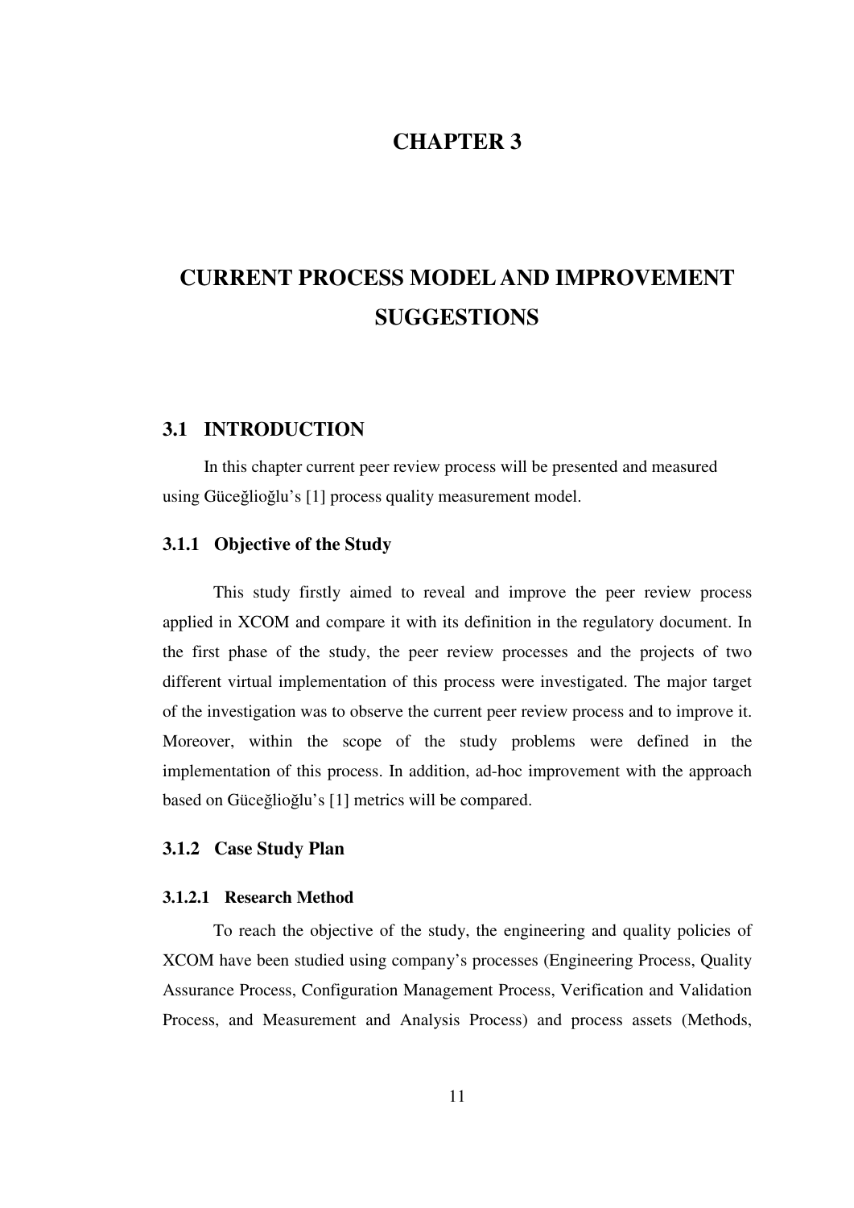# CHAPTER 3

# CURRENT PROCESS MODEL AND IMPROVEMENT SUGGESTIONS

## 3.1 INTRODUCTION

In this chapter current peer review process will be presented and measured using Güceğlioğlu's [1] process quality measurement model.

### 3.1.1 Objective of the Study

This study firstly aimed to reveal and improve the peer review process applied in XCOM and compare it with its definition in the regulatory document. In the first phase of the study, the peer review processes and the projects of two different virtual implementation of this process were investigated. The major target of the investigation was to observe the current peer review process and to improve it. Moreover, within the scope of the study problems were defined in the implementation of this process. In addition, ad-hoc improvement with the approach based on Güceğlioğlu's [1] metrics will be compared.

### 3.1.2 Case Study Plan

#### 3.1.2.1 Research Method

To reach the objective of the study, the engineering and quality policies of XCOM have been studied using company's processes (Engineering Process, Quality Assurance Process, Configuration Management Process, Verification and Validation Process, and Measurement and Analysis Process) and process assets (Methods,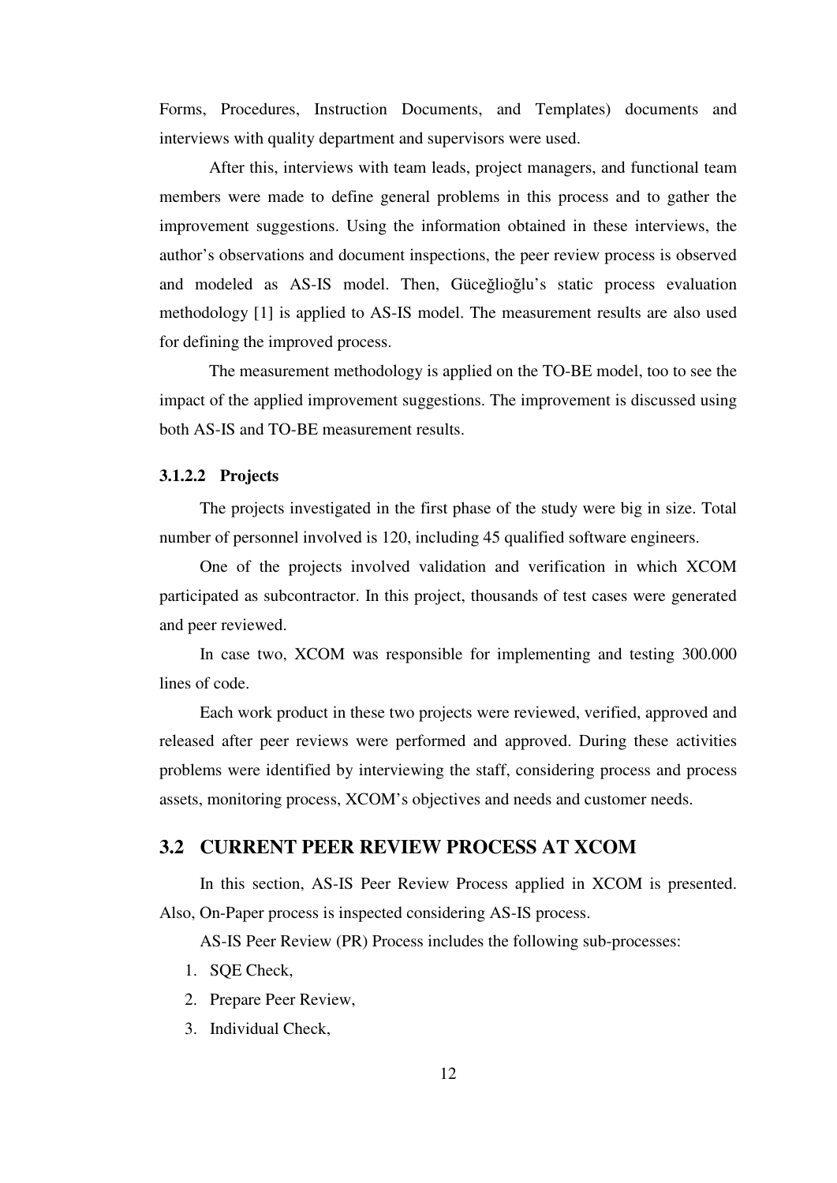Forms, Procedures, Instruction Documents, and Templates) documents and interviews with quality department and supervisors were used.

After this, interviews with team leads, project managers, and functional team members were made to define general problems in this process and to gather the improvement suggestions. Using the information obtained in these interviews, the author's observations and document inspections, the peer review process is observed and modeled as AS-IS model. Then, Güceğlioğlu's static process evaluation methodology [1] is applied to AS-IS model. The measurement results are also used for defining the improved process.

The measurement methodology is applied on the TO-BE model, too to see the impact of the applied improvement suggestions. The improvement is discussed using both AS-IS and TO-BE measurement results.

#### 3.1.2.2 Projects

The projects investigated in the first phase of the study were big in size. Total number of personnel involved is 120, including 45 qualified software engineers.

One of the projects involved validation and verification in which XCOM participated as subcontractor. In this project, thousands of test cases were generated and peer reviewed.

In case two, XCOM was responsible for implementing and testing 300.000 lines of code.

Each work product in these two projects were reviewed, verified, approved and released after peer reviews were performed and approved. During these activities problems were identified by interviewing the staff, considering process and process assets, monitoring process, XCOM's objectives and needs and customer needs.

## 3.2 CURRENT PEER REVIEW PROCESS AT XCOM

In this section, AS-IS Peer Review Process applied in XCOM is presented. Also, On-Paper process is inspected considering AS-IS process.

AS-IS Peer Review (PR) Process includes the following sub-processes:

1. SQE Check,
2. Prepare Peer Review,
3. Individual Check,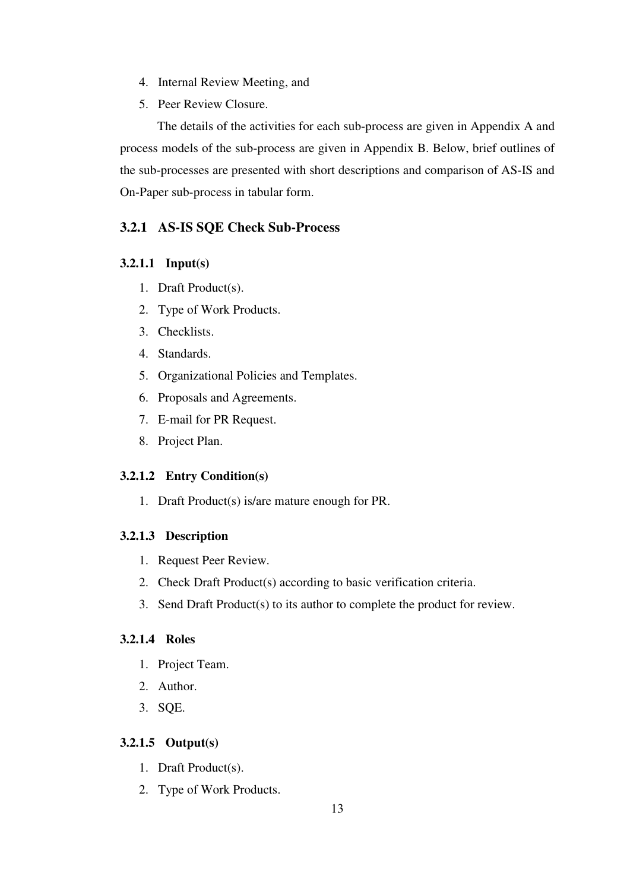4. Internal Review Meeting, and
5. Peer Review Closure.

The details of the activities for each sub-process are given in Appendix A and process models of the sub-process are given in Appendix B. Below, brief outlines of the sub-processes are presented with short descriptions and comparison of AS-IS and On-Paper sub-process in tabular form.

### 3.2.1 AS-IS SQE Check Sub-Process

#### 3.2.1.1 Input(s)

1. Draft Product(s).
2. Type of Work Products.
3. Checklists.
4. Standards.
5. Organizational Policies and Templates.
6. Proposals and Agreements.
7. E-mail for PR Request.
8. Project Plan.

#### 3.2.1.2 Entry Condition(s)

1. Draft Product(s) is/are mature enough for PR.

#### 3.2.1.3 Description

1. Request Peer Review.
2. Check Draft Product(s) according to basic verification criteria.
3. Send Draft Product(s) to its author to complete the product for review.

#### 3.2.1.4 Roles

1. Project Team.
2. Author.
3. SQE.

#### 3.2.1.5 Output(s)

1. Draft Product(s).
2. Type of Work Products.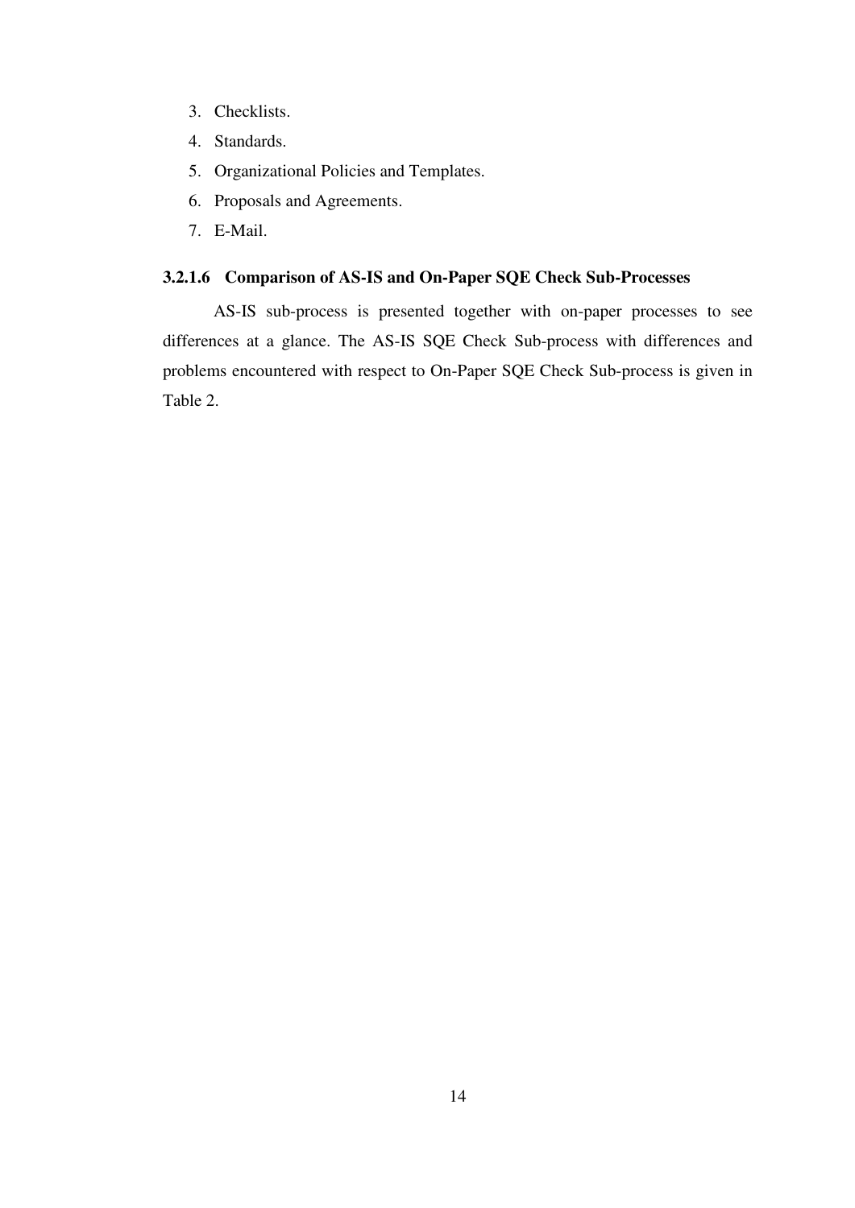3. Checklists.
4. Standards.
5. Organizational Policies and Templates.
6. Proposals and Agreements.
7. E-Mail.

#### 3.2.1.6 Comparison of AS-IS and On-Paper SQE Check Sub-Processes

AS-IS sub-process is presented together with on-paper processes to see differences at a glance. The AS-IS SQE Check Sub-process with differences and problems encountered with respect to On-Paper SQE Check Sub-process is given in Table 2.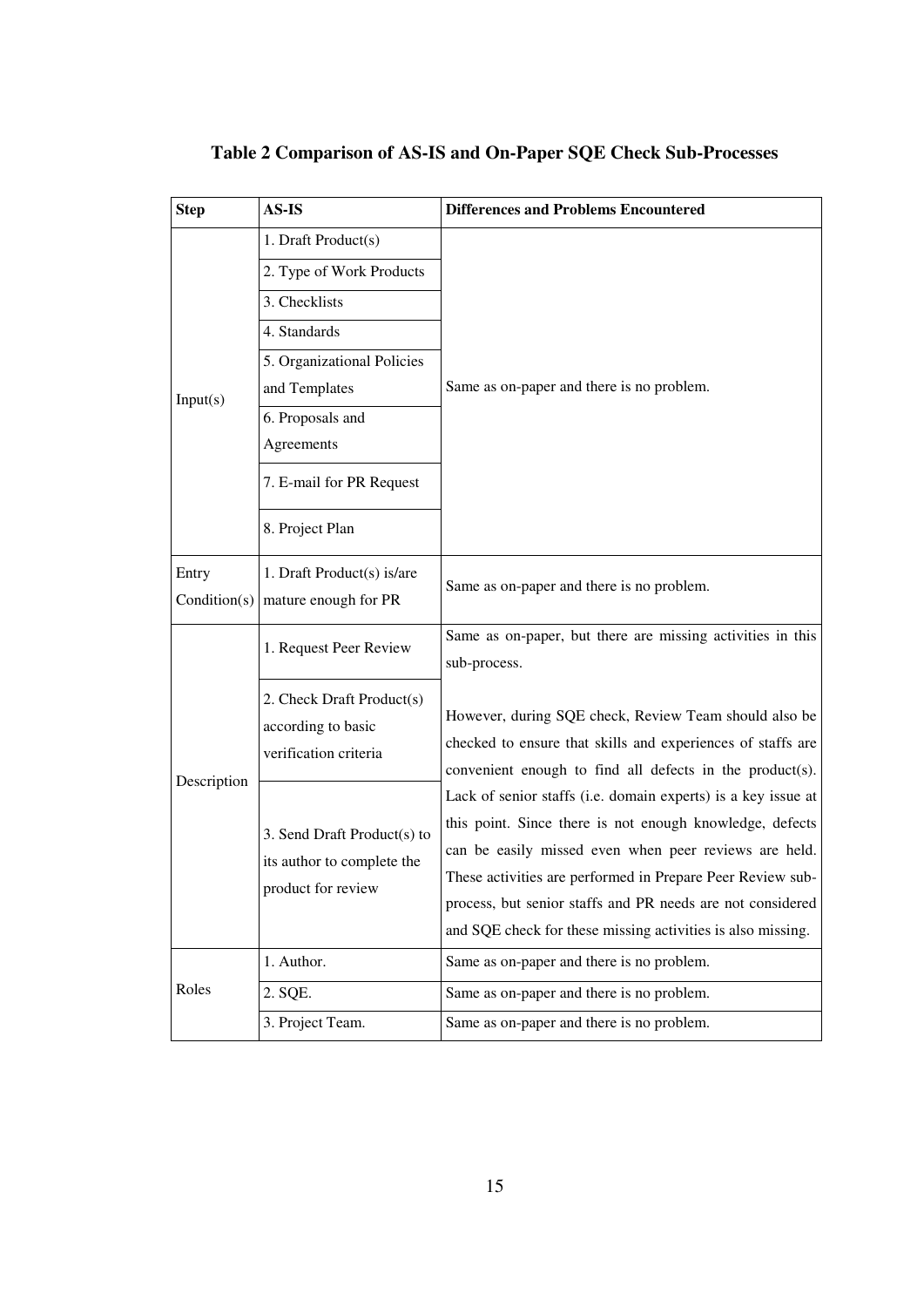**Table 2 Comparison of AS-IS and On-Paper SQE Check Sub-Processes**

| Step | AS-IS | Differences and Problems Encountered |
|---|---|---|
| Input(s) | 1. Draft Product(s) | Same as on-paper and there is no problem. |
| | 2. Type of Work Products | |
| | 3. Checklists | |
| | 4. Standards | |
| | 5. Organizational Policies and Templates | |
| | 6. Proposals and Agreements | |
| | 7. E-mail for PR Request | |
| | 8. Project Plan | |
| Entry Condition(s) | 1. Draft Product(s) is/are mature enough for PR | Same as on-paper and there is no problem. |
| Description | 1. Request Peer Review | Same as on-paper, but there are missing activities in this sub-process. However, during SQE check, Review Team should also be checked to ensure that skills and experiences of staffs are convenient enough to find all defects in the product(s). Lack of senior staffs (i.e. domain experts) is a key issue at this point. Since there is not enough knowledge, defects can be easily missed even when peer reviews are held. These activities are performed in Prepare Peer Review sub-process, but senior staffs and PR needs are not considered and SQE check for these missing activities is also missing. |
| | 2. Check Draft Product(s) according to basic verification criteria | |
| | 3. Send Draft Product(s) to its author to complete the product for review | |
| Roles | 1. Author. | Same as on-paper and there is no problem. |
| | 2. SQE. | Same as on-paper and there is no problem. |
| | 3. Project Team. | Same as on-paper and there is no problem. |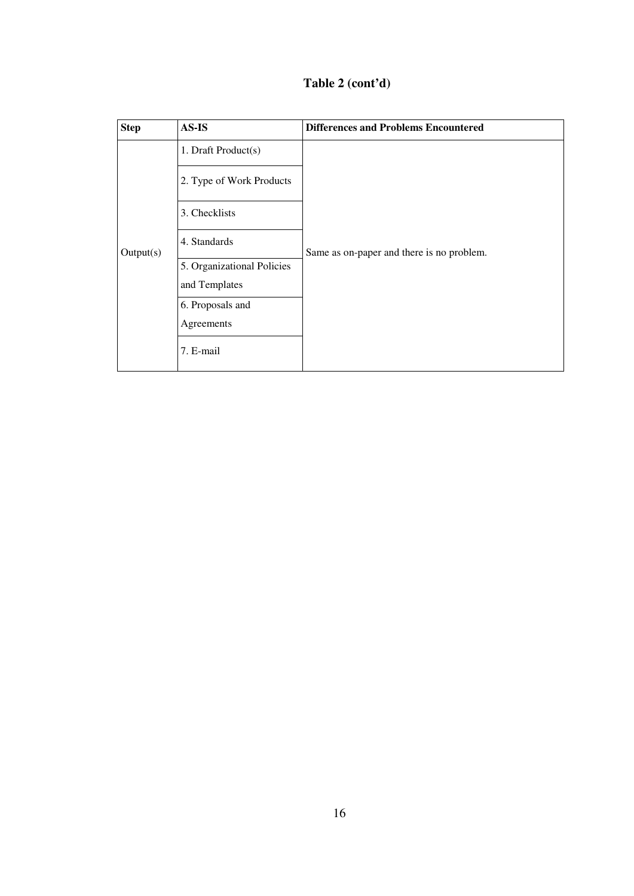**Table 2 (cont'd)**

| Step | AS-IS | Differences and Problems Encountered |
|---|---|---|
| Output(s) | 1. Draft Product(s) | Same as on-paper and there is no problem. |
| | 2. Type of Work Products | |
| | 3. Checklists | |
| | 4. Standards | |
| | 5. Organizational Policies and Templates | |
| | 6. Proposals and Agreements | |
| | 7. E-mail | |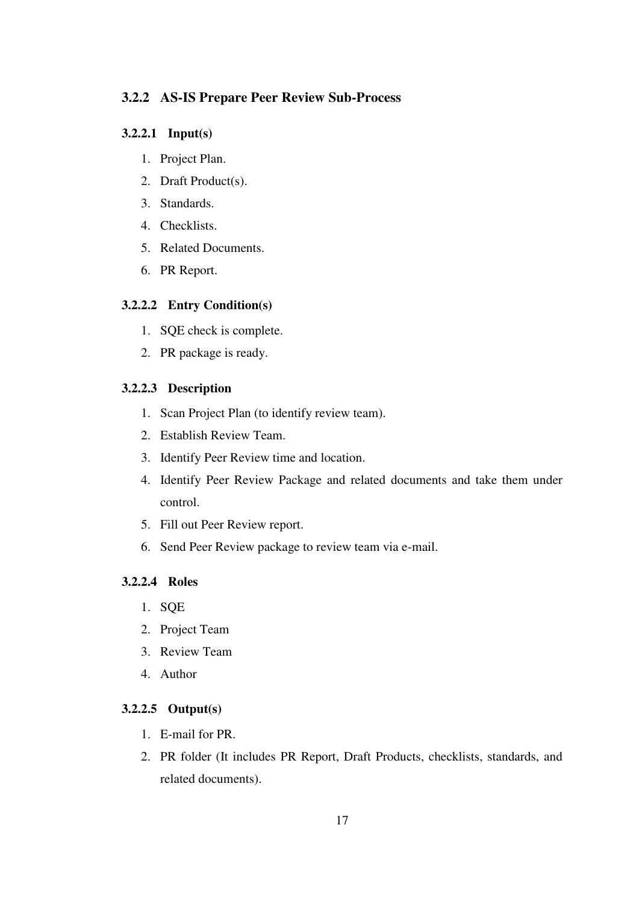### 3.2.2 AS-IS Prepare Peer Review Sub-Process

#### 3.2.2.1 Input(s)

1. Project Plan.
2. Draft Product(s).
3. Standards.
4. Checklists.
5. Related Documents.
6. PR Report.

#### 3.2.2.2 Entry Condition(s)

1. SQE check is complete.
2. PR package is ready.

#### 3.2.2.3 Description

1. Scan Project Plan (to identify review team).
2. Establish Review Team.
3. Identify Peer Review time and location.
4. Identify Peer Review Package and related documents and take them under control.
5. Fill out Peer Review report.
6. Send Peer Review package to review team via e-mail.

#### 3.2.2.4 Roles

1. SQE
2. Project Team
3. Review Team
4. Author

#### 3.2.2.5 Output(s)

1. E-mail for PR.
2. PR folder (It includes PR Report, Draft Products, checklists, standards, and related documents).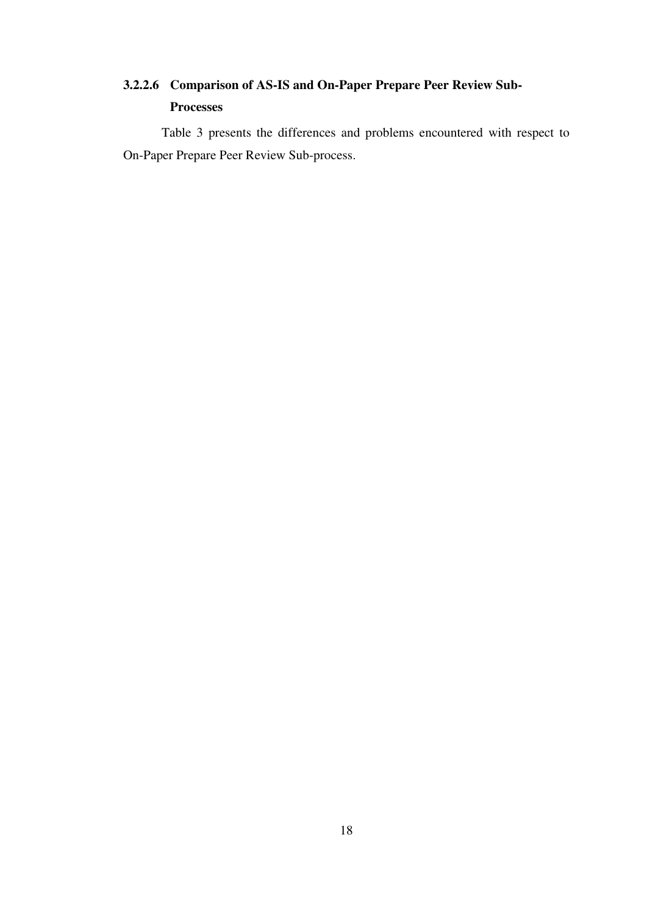#### 3.2.2.6 Comparison of AS-IS and On-Paper Prepare Peer Review Sub-Processes

Table 3 presents the differences and problems encountered with respect to On-Paper Prepare Peer Review Sub-process.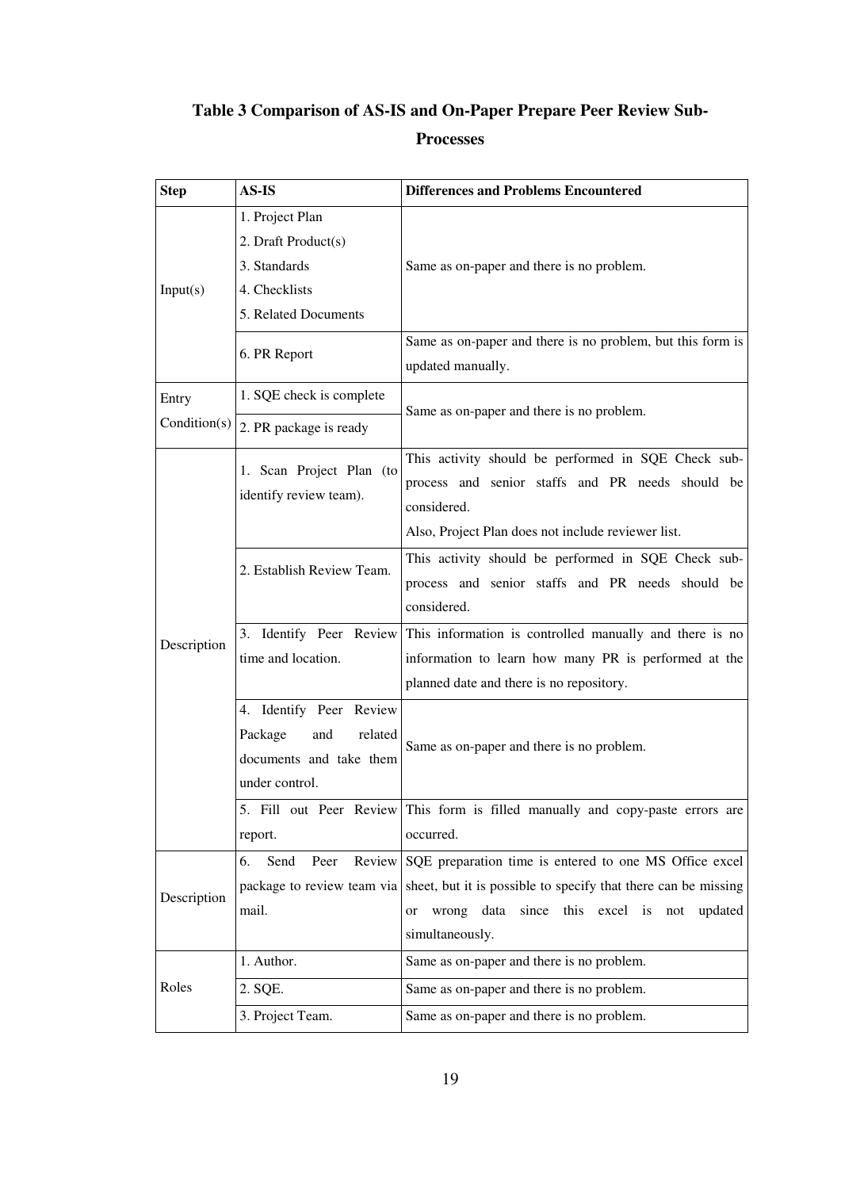**Table 3 Comparison of AS-IS and On-Paper Prepare Peer Review Sub-Processes**

| Step | AS-IS | Differences and Problems Encountered |
|---|---|---|
| Input(s) | 1. Project Plan<br>2. Draft Product(s)<br>3. Standards<br>4. Checklists<br>5. Related Documents | Same as on-paper and there is no problem. |
| | 6. PR Report | Same as on-paper and there is no problem, but this form is updated manually. |
| Entry Condition(s) | 1. SQE check is complete<br>2. PR package is ready | Same as on-paper and there is no problem. |
| Description | 1. Scan Project Plan (to identify review team). | This activity should be performed in SQE Check sub-process and senior staffs and PR needs should be considered.<br>Also, Project Plan does not include reviewer list. |
| | 2. Establish Review Team. | This activity should be performed in SQE Check sub-process and senior staffs and PR needs should be considered. |
| | 3. Identify Peer Review time and location. | This information is controlled manually and there is no information to learn how many PR is performed at the planned date and there is no repository. |
| | 4. Identify Peer Review Package and related documents and take them under control. | Same as on-paper and there is no problem. |
| | 5. Fill out Peer Review report. | This form is filled manually and copy-paste errors are occurred. |
| Description | 6. Send Peer Review package to review team via mail. | SQE preparation time is entered to one MS Office excel sheet, but it is possible to specify that there can be missing or wrong data since this excel is not updated simultaneously. |
| Roles | 1. Author. | Same as on-paper and there is no problem. |
| | 2. SQE. | Same as on-paper and there is no problem. |
| | 3. Project Team. | Same as on-paper and there is no problem. |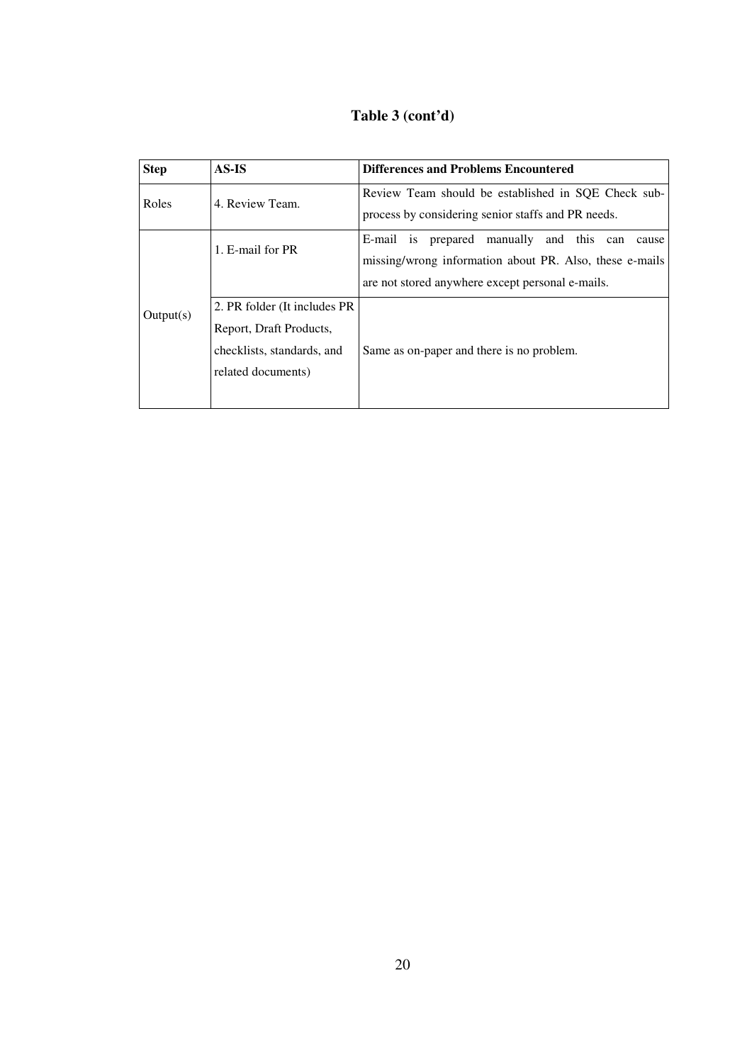**Table 3 (cont'd)**

| Step | AS-IS | Differences and Problems Encountered |
| --- | --- | --- |
| Roles | 4. Review Team. | Review Team should be established in SQE Check sub-process by considering senior staffs and PR needs. |
| Output(s) | 1. E-mail for PR | E-mail is prepared manually and this can cause missing/wrong information about PR. Also, these e-mails are not stored anywhere except personal e-mails. |
| | 2. PR folder (It includes PR Report, Draft Products, checklists, standards, and related documents) | Same as on-paper and there is no problem. |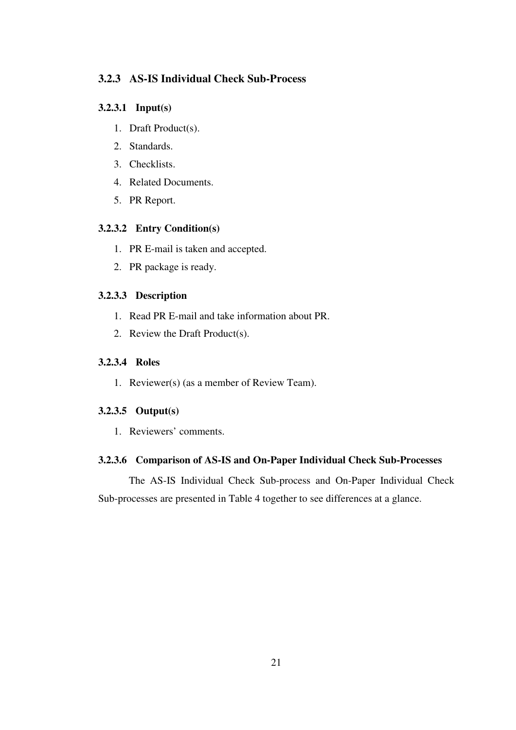### 3.2.3 AS-IS Individual Check Sub-Process

#### 3.2.3.1 Input(s)

1. Draft Product(s).
2. Standards.
3. Checklists.
4. Related Documents.
5. PR Report.

#### 3.2.3.2 Entry Condition(s)

1. PR E-mail is taken and accepted.
2. PR package is ready.

#### 3.2.3.3 Description

1. Read PR E-mail and take information about PR.
2. Review the Draft Product(s).

#### 3.2.3.4 Roles

1. Reviewer(s) (as a member of Review Team).

#### 3.2.3.5 Output(s)

1. Reviewers' comments.

#### 3.2.3.6 Comparison of AS-IS and On-Paper Individual Check Sub-Processes

The AS-IS Individual Check Sub-process and On-Paper Individual Check Sub-processes are presented in Table 4 together to see differences at a glance.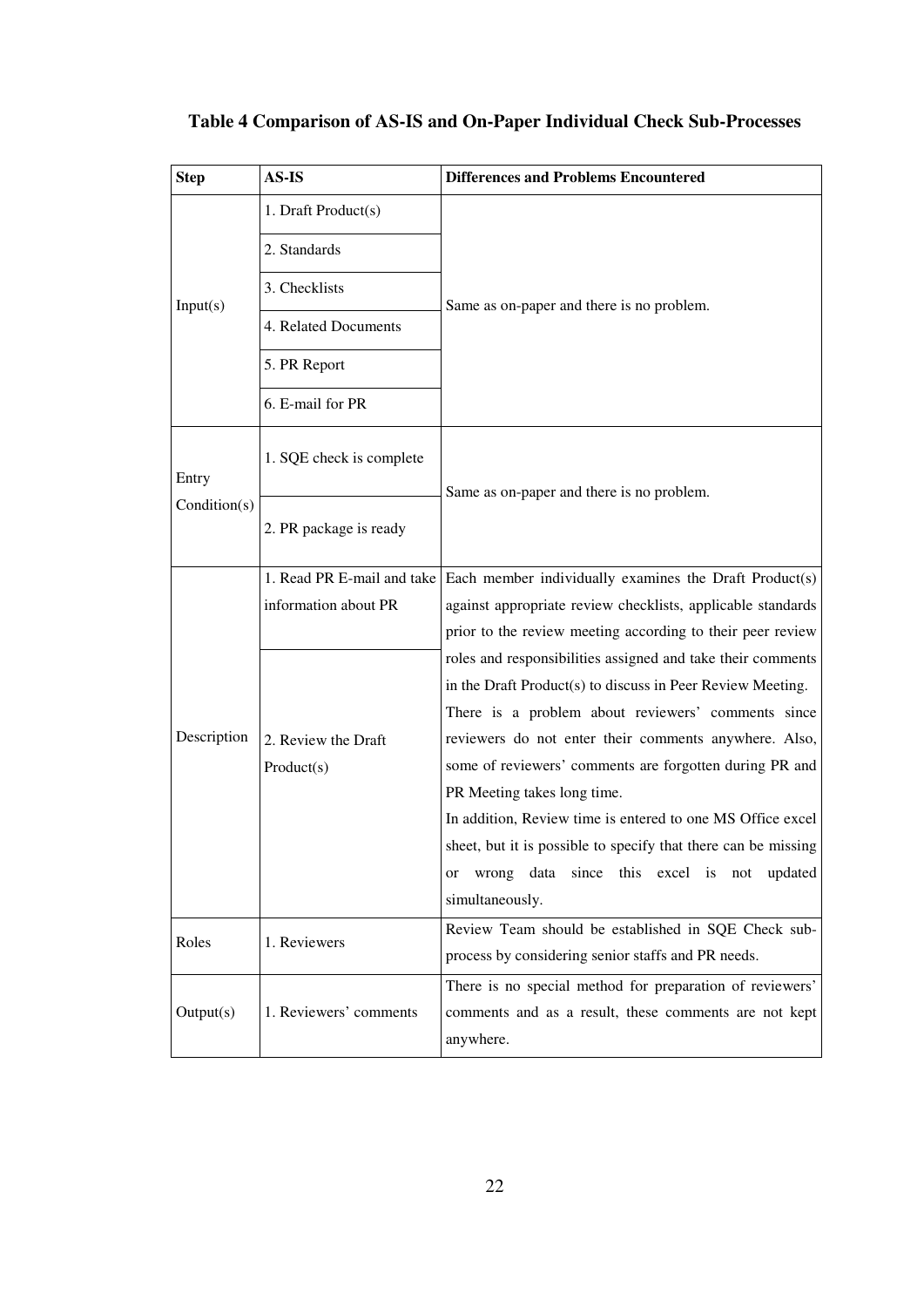**Table 4 Comparison of AS-IS and On-Paper Individual Check Sub-Processes**

| Step | AS-IS | Differences and Problems Encountered |
|---|---|---|
| Input(s) | 1. Draft Product(s) | Same as on-paper and there is no problem. |
| | 2. Standards | |
| | 3. Checklists | |
| | 4. Related Documents | |
| | 5. PR Report | |
| | 6. E-mail for PR | |
| Entry Condition(s) | 1. SQE check is complete | Same as on-paper and there is no problem. |
| | 2. PR package is ready | |
| Description | 1. Read PR E-mail and take information about PR | Each member individually examines the Draft Product(s) against appropriate review checklists, applicable standards prior to the review meeting according to their peer review roles and responsibilities assigned and take their comments in the Draft Product(s) to discuss in Peer Review Meeting. There is a problem about reviewers' comments since reviewers do not enter their comments anywhere. Also, some of reviewers' comments are forgotten during PR and PR Meeting takes long time. In addition, Review time is entered to one MS Office excel sheet, but it is possible to specify that there can be missing or wrong data since this excel is not updated simultaneously. |
| | 2. Review the Draft Product(s) | |
| Roles | 1. Reviewers | Review Team should be established in SQE Check sub-process by considering senior staffs and PR needs. |
| Output(s) | 1. Reviewers' comments | There is no special method for preparation of reviewers' comments and as a result, these comments are not kept anywhere. |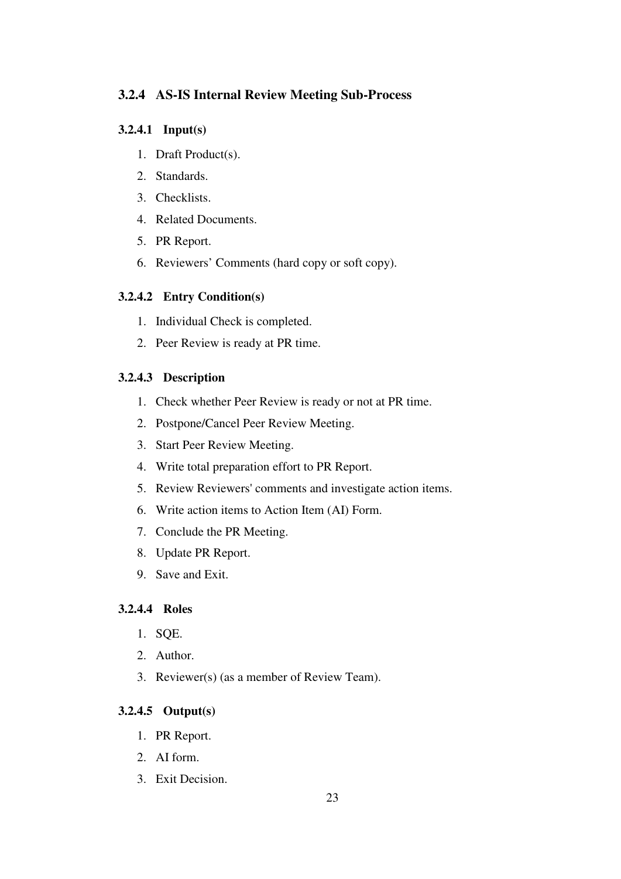### 3.2.4 AS-IS Internal Review Meeting Sub-Process

#### 3.2.4.1 Input(s)

1. Draft Product(s).
2. Standards.
3. Checklists.
4. Related Documents.
5. PR Report.
6. Reviewers' Comments (hard copy or soft copy).

#### 3.2.4.2 Entry Condition(s)

1. Individual Check is completed.
2. Peer Review is ready at PR time.

#### 3.2.4.3 Description

1. Check whether Peer Review is ready or not at PR time.
2. Postpone/Cancel Peer Review Meeting.
3. Start Peer Review Meeting.
4. Write total preparation effort to PR Report.
5. Review Reviewers' comments and investigate action items.
6. Write action items to Action Item (AI) Form.
7. Conclude the PR Meeting.
8. Update PR Report.
9. Save and Exit.

#### 3.2.4.4 Roles

1. SQE.
2. Author.
3. Reviewer(s) (as a member of Review Team).

#### 3.2.4.5 Output(s)

1. PR Report.
2. AI form.
3. Exit Decision.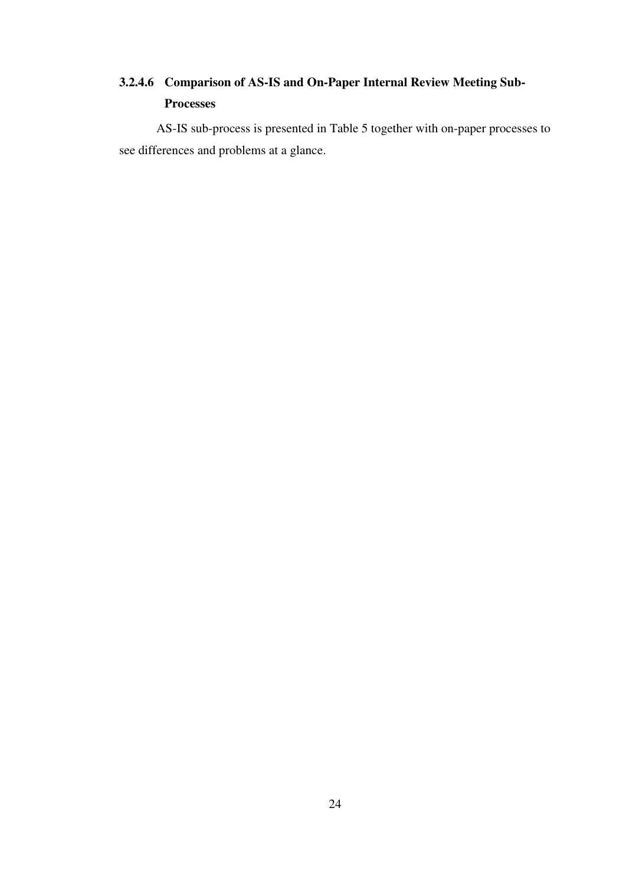#### 3.2.4.6 Comparison of AS-IS and On-Paper Internal Review Meeting Sub-Processes

AS-IS sub-process is presented in Table 5 together with on-paper processes to see differences and problems at a glance.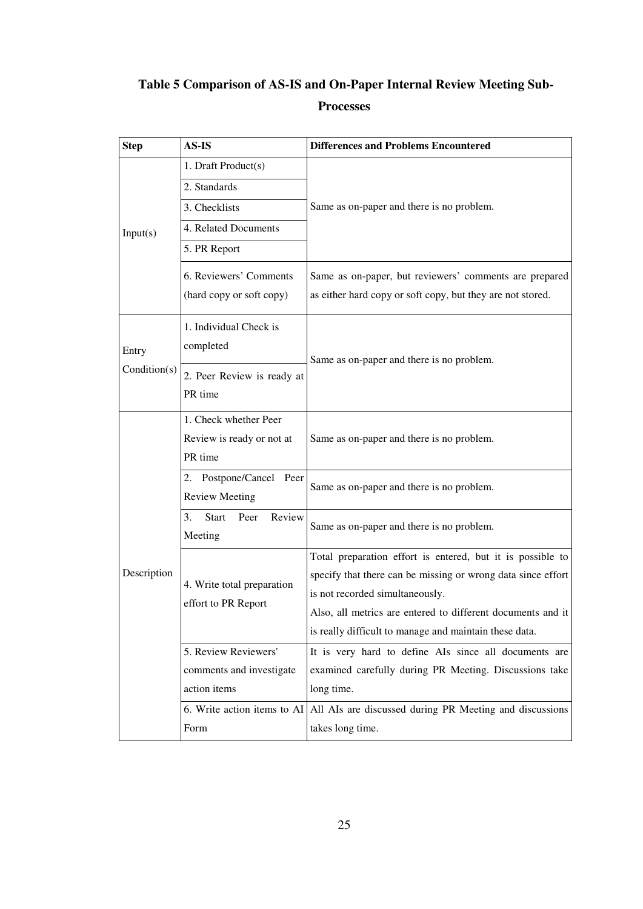**Table 5 Comparison of AS-IS and On-Paper Internal Review Meeting Sub-Processes**

| Step | AS-IS | Differences and Problems Encountered |
|---|---|---|
| Input(s) | 1. Draft Product(s) | Same as on-paper and there is no problem. |
| | 2. Standards | |
| | 3. Checklists | |
| | 4. Related Documents | |
| | 5. PR Report | |
| | 6. Reviewers' Comments (hard copy or soft copy) | Same as on-paper, but reviewers' comments are prepared as either hard copy or soft copy, but they are not stored. |
| Entry Condition(s) | 1. Individual Check is completed | Same as on-paper and there is no problem. |
| | 2. Peer Review is ready at PR time | |
| Description | 1. Check whether Peer Review is ready or not at PR time | Same as on-paper and there is no problem. |
| | 2. Postpone/Cancel Peer Review Meeting | Same as on-paper and there is no problem. |
| | 3. Start Peer Review Meeting | Same as on-paper and there is no problem. |
| | 4. Write total preparation effort to PR Report | Total preparation effort is entered, but it is possible to specify that there can be missing or wrong data since effort is not recorded simultaneously.<br>Also, all metrics are entered to different documents and it is really difficult to manage and maintain these data. |
| | 5. Review Reviewers' comments and investigate action items | It is very hard to define AIs since all documents are examined carefully during PR Meeting. Discussions take long time. |
| | 6. Write action items to AI Form | All AIs are discussed during PR Meeting and discussions takes long time. |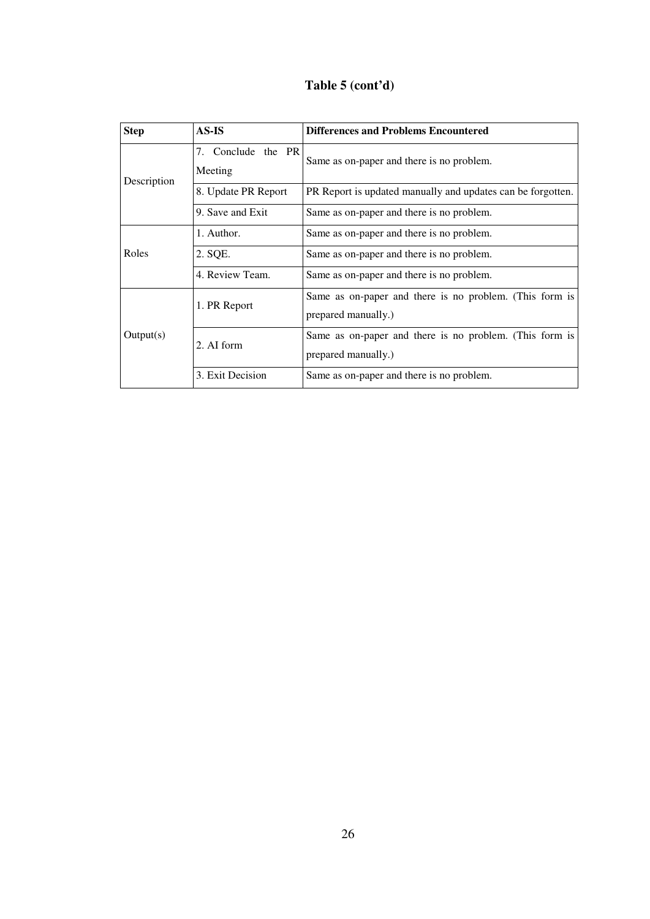**Table 5 (cont'd)**

| Step | AS-IS | Differences and Problems Encountered |
|---|---|---|
| Description | 7. Conclude the PR Meeting | Same as on-paper and there is no problem. |
| | 8. Update PR Report | PR Report is updated manually and updates can be forgotten. |
| | 9. Save and Exit | Same as on-paper and there is no problem. |
| Roles | 1. Author. | Same as on-paper and there is no problem. |
| | 2. SQE. | Same as on-paper and there is no problem. |
| | 4. Review Team. | Same as on-paper and there is no problem. |
| Output(s) | 1. PR Report | Same as on-paper and there is no problem. (This form is prepared manually.) |
| | 2. AI form | Same as on-paper and there is no problem. (This form is prepared manually.) |
| | 3. Exit Decision | Same as on-paper and there is no problem. |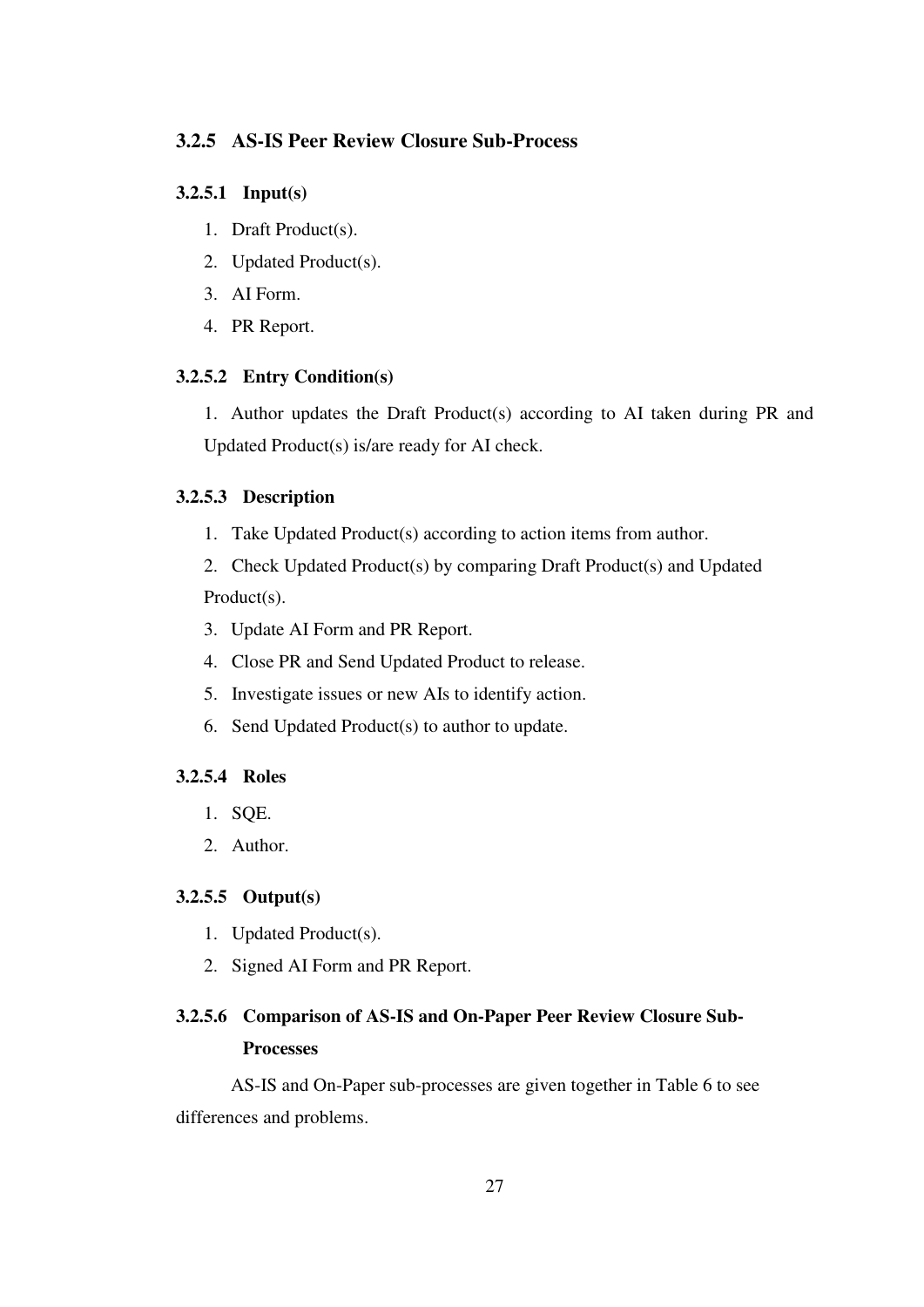### 3.2.5 AS-IS Peer Review Closure Sub-Process

#### 3.2.5.1 Input(s)

1. Draft Product(s).
2. Updated Product(s).
3. AI Form.
4. PR Report.

#### 3.2.5.2 Entry Condition(s)

1. Author updates the Draft Product(s) according to AI taken during PR and Updated Product(s) is/are ready for AI check.

#### 3.2.5.3 Description

1. Take Updated Product(s) according to action items from author.
2. Check Updated Product(s) by comparing Draft Product(s) and Updated Product(s).
3. Update AI Form and PR Report.
4. Close PR and Send Updated Product to release.
5. Investigate issues or new AIs to identify action.
6. Send Updated Product(s) to author to update.

#### 3.2.5.4 Roles

1. SQE.
2. Author.

#### 3.2.5.5 Output(s)

1. Updated Product(s).
2. Signed AI Form and PR Report.

#### 3.2.5.6 Comparison of AS-IS and On-Paper Peer Review Closure Sub-Processes

AS-IS and On-Paper sub-processes are given together in Table 6 to see differences and problems.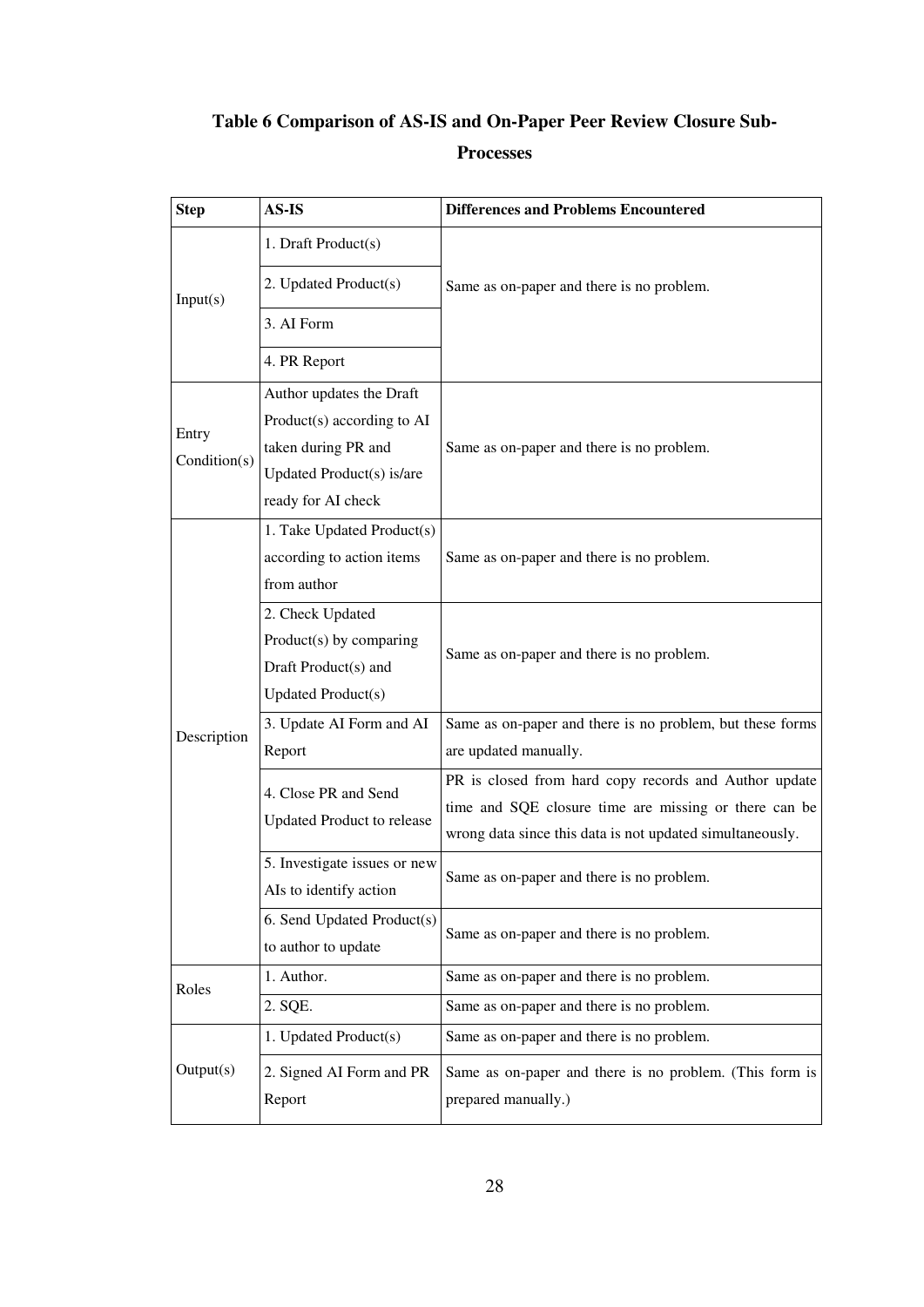**Table 6 Comparison of AS-IS and On-Paper Peer Review Closure Sub-Processes**

| Step | AS-IS | Differences and Problems Encountered |
|---|---|---|
| Input(s) | 1. Draft Product(s) | Same as on-paper and there is no problem. |
| | 2. Updated Product(s) | |
| | 3. AI Form | |
| | 4. PR Report | |
| Entry Condition(s) | Author updates the Draft Product(s) according to AI taken during PR and Updated Product(s) is/are ready for AI check | Same as on-paper and there is no problem. |
| Description | 1. Take Updated Product(s) according to action items from author | Same as on-paper and there is no problem. |
| | 2. Check Updated Product(s) by comparing Draft Product(s) and Updated Product(s) | Same as on-paper and there is no problem. |
| | 3. Update AI Form and AI Report | Same as on-paper and there is no problem, but these forms are updated manually. |
| | 4. Close PR and Send Updated Product to release | PR is closed from hard copy records and Author update time and SQE closure time are missing or there can be wrong data since this data is not updated simultaneously. |
| | 5. Investigate issues or new AIs to identify action | Same as on-paper and there is no problem. |
| | 6. Send Updated Product(s) to author to update | Same as on-paper and there is no problem. |
| Roles | 1. Author. | Same as on-paper and there is no problem. |
| | 2. SQE. | Same as on-paper and there is no problem. |
| Output(s) | 1. Updated Product(s) | Same as on-paper and there is no problem. |
| | 2. Signed AI Form and PR Report | Same as on-paper and there is no problem. (This form is prepared manually.) |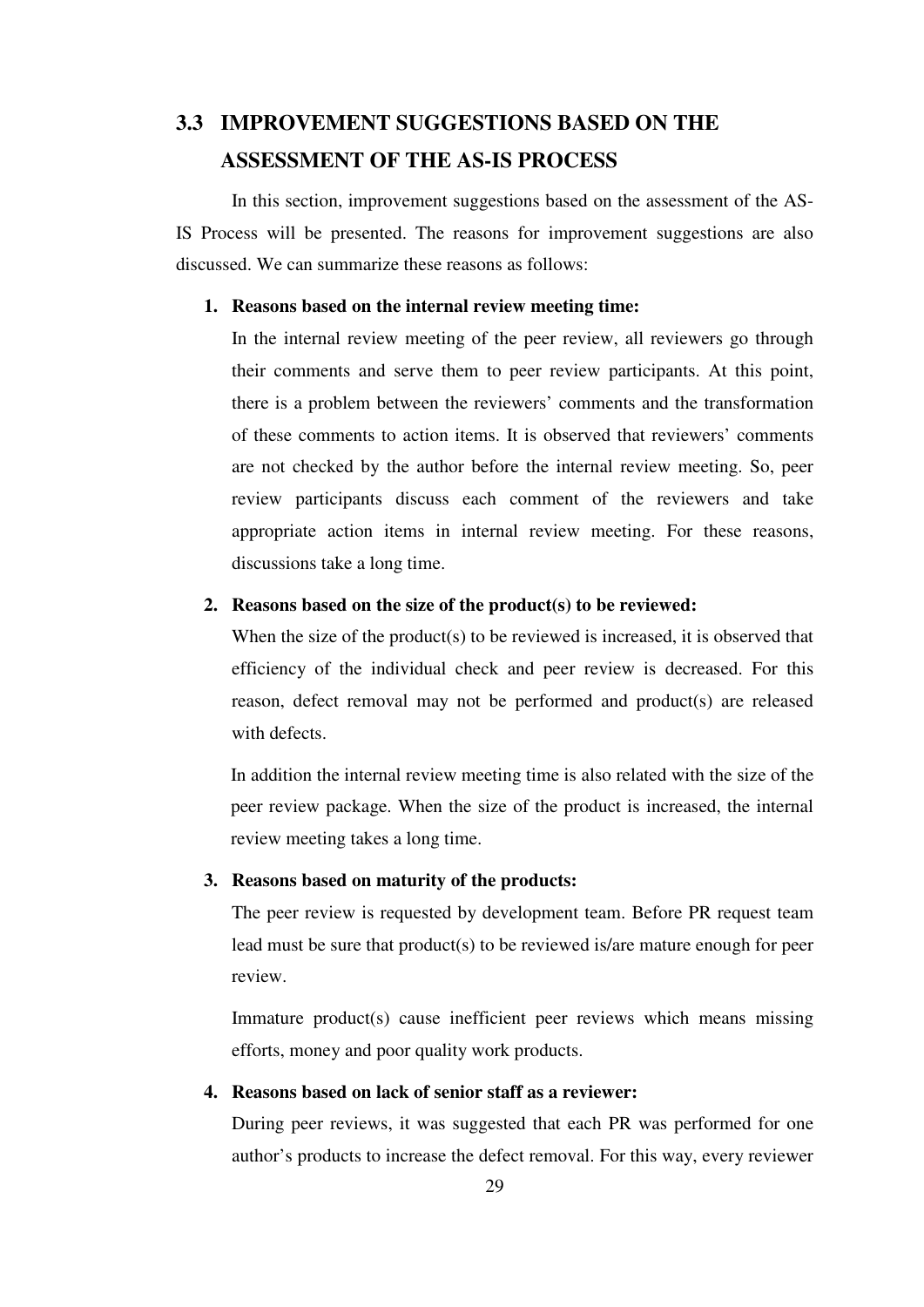## 3.3 IMPROVEMENT SUGGESTIONS BASED ON THE ASSESSMENT OF THE AS-IS PROCESS

In this section, improvement suggestions based on the assessment of the AS-IS Process will be presented. The reasons for improvement suggestions are also discussed. We can summarize these reasons as follows:

1. **Reasons based on the internal review meeting time:**

   In the internal review meeting of the peer review, all reviewers go through their comments and serve them to peer review participants. At this point, there is a problem between the reviewers' comments and the transformation of these comments to action items. It is observed that reviewers' comments are not checked by the author before the internal review meeting. So, peer review participants discuss each comment of the reviewers and take appropriate action items in internal review meeting. For these reasons, discussions take a long time.

2. **Reasons based on the size of the product(s) to be reviewed:**

   When the size of the product(s) to be reviewed is increased, it is observed that efficiency of the individual check and peer review is decreased. For this reason, defect removal may not be performed and product(s) are released with defects.

   In addition the internal review meeting time is also related with the size of the peer review package. When the size of the product is increased, the internal review meeting takes a long time.

3. **Reasons based on maturity of the products:**

   The peer review is requested by development team. Before PR request team lead must be sure that product(s) to be reviewed is/are mature enough for peer review.

   Immature product(s) cause inefficient peer reviews which means missing efforts, money and poor quality work products.

4. **Reasons based on lack of senior staff as a reviewer:**

   During peer reviews, it was suggested that each PR was performed for one author's products to increase the defect removal. For this way, every reviewer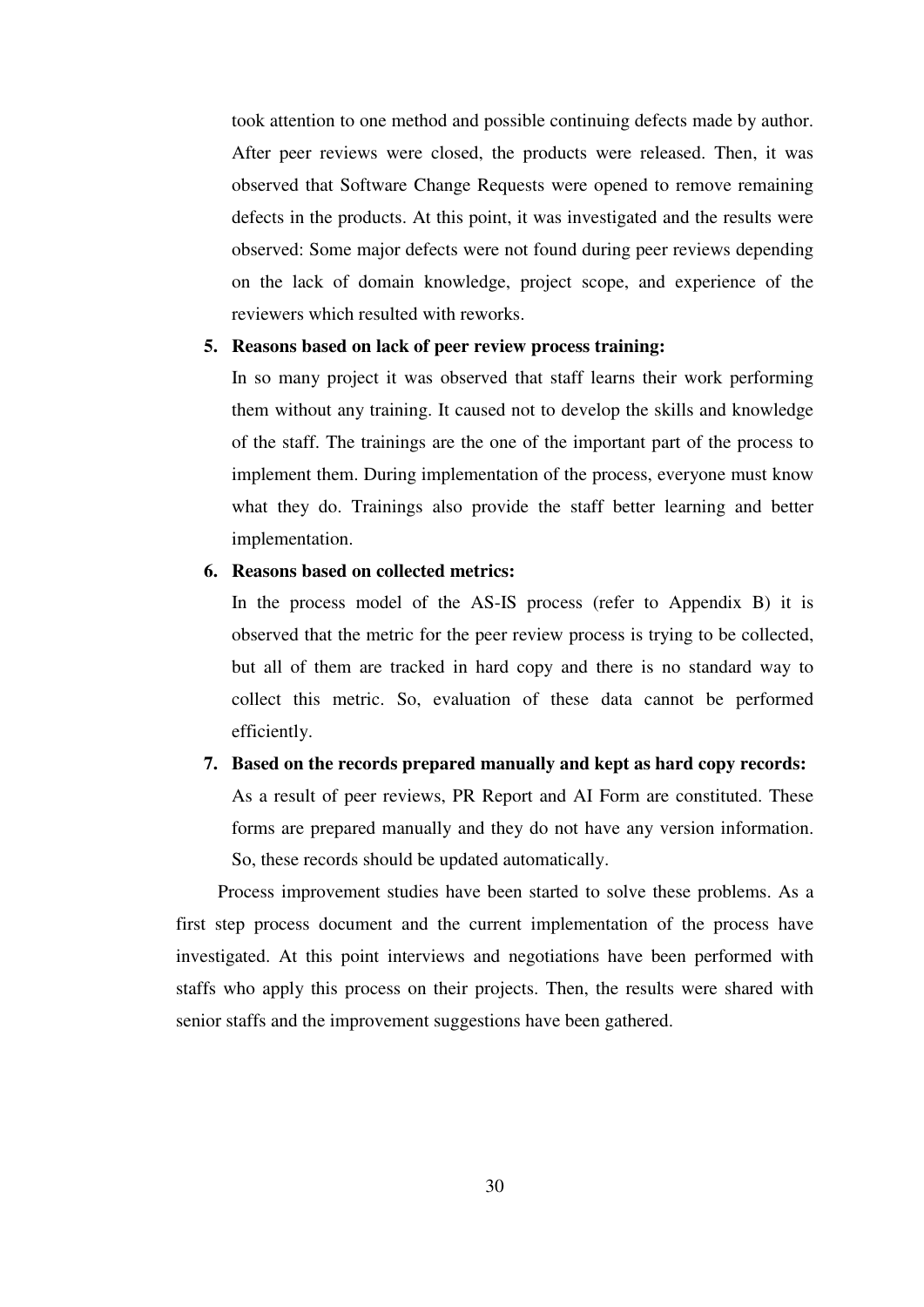took attention to one method and possible continuing defects made by author. After peer reviews were closed, the products were released. Then, it was observed that Software Change Requests were opened to remove remaining defects in the products. At this point, it was investigated and the results were observed: Some major defects were not found during peer reviews depending on the lack of domain knowledge, project scope, and experience of the reviewers which resulted with reworks.

5. **Reasons based on lack of peer review process training:**

   In so many project it was observed that staff learns their work performing them without any training. It caused not to develop the skills and knowledge of the staff. The trainings are the one of the important part of the process to implement them. During implementation of the process, everyone must know what they do. Trainings also provide the staff better learning and better implementation.

6. **Reasons based on collected metrics:**

   In the process model of the AS-IS process (refer to Appendix B) it is observed that the metric for the peer review process is trying to be collected, but all of them are tracked in hard copy and there is no standard way to collect this metric. So, evaluation of these data cannot be performed efficiently.

7. **Based on the records prepared manually and kept as hard copy records:**

   As a result of peer reviews, PR Report and AI Form are constituted. These forms are prepared manually and they do not have any version information. So, these records should be updated automatically.

Process improvement studies have been started to solve these problems. As a first step process document and the current implementation of the process have investigated. At this point interviews and negotiations have been performed with staffs who apply this process on their projects. Then, the results were shared with senior staffs and the improvement suggestions have been gathered.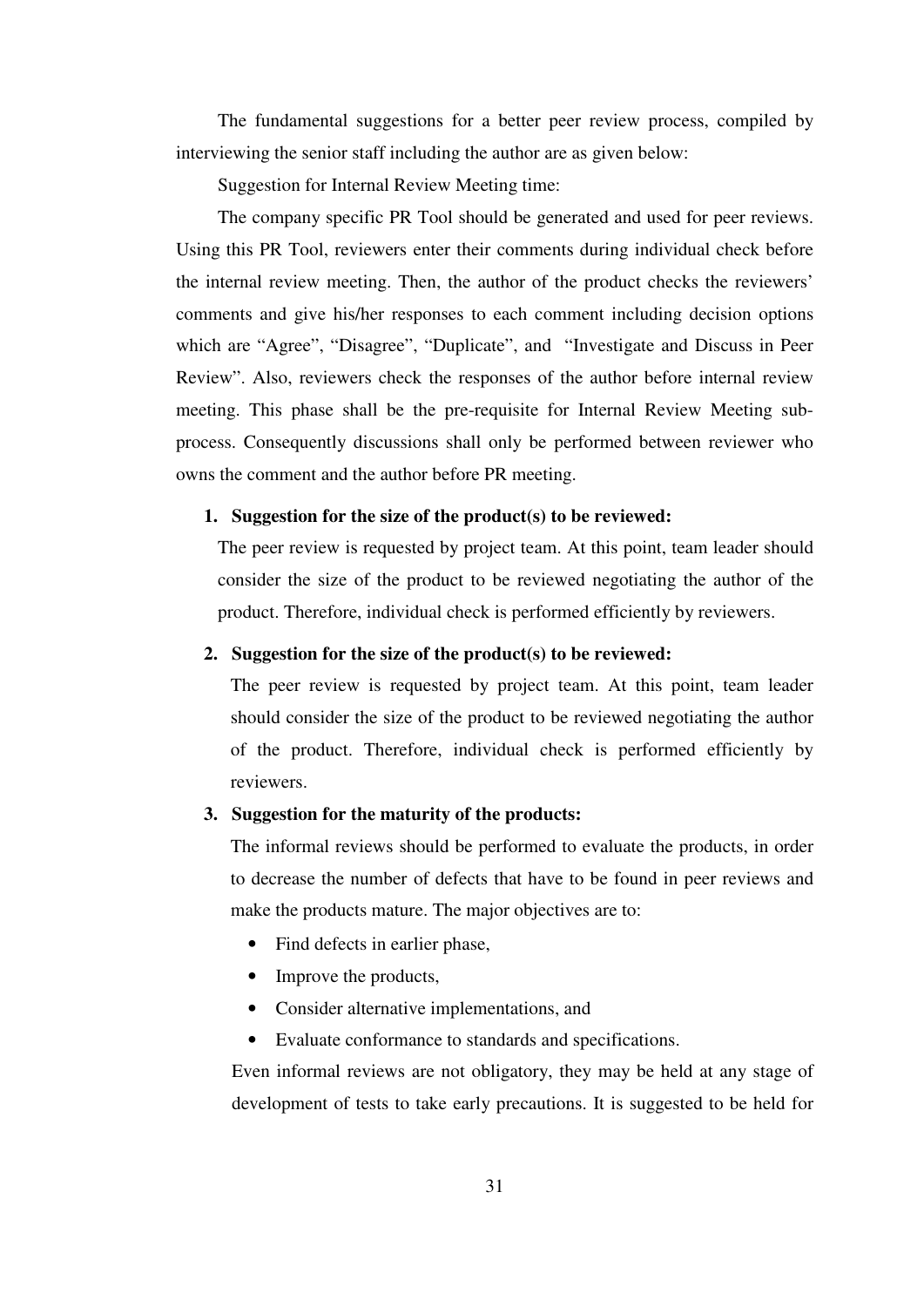The fundamental suggestions for a better peer review process, compiled by interviewing the senior staff including the author are as given below:

Suggestion for Internal Review Meeting time:

The company specific PR Tool should be generated and used for peer reviews. Using this PR Tool, reviewers enter their comments during individual check before the internal review meeting. Then, the author of the product checks the reviewers' comments and give his/her responses to each comment including decision options which are "Agree", "Disagree", "Duplicate", and "Investigate and Discuss in Peer Review". Also, reviewers check the responses of the author before internal review meeting. This phase shall be the pre-requisite for Internal Review Meeting sub-process. Consequently discussions shall only be performed between reviewer who owns the comment and the author before PR meeting.

1. **Suggestion for the size of the product(s) to be reviewed:**

   The peer review is requested by project team. At this point, team leader should consider the size of the product to be reviewed negotiating the author of the product. Therefore, individual check is performed efficiently by reviewers.

2. **Suggestion for the size of the product(s) to be reviewed:**

   The peer review is requested by project team. At this point, team leader should consider the size of the product to be reviewed negotiating the author of the product. Therefore, individual check is performed efficiently by reviewers.

3. **Suggestion for the maturity of the products:**

   The informal reviews should be performed to evaluate the products, in order to decrease the number of defects that have to be found in peer reviews and make the products mature. The major objectives are to:

   - Find defects in earlier phase,
   - Improve the products,
   - Consider alternative implementations, and
   - Evaluate conformance to standards and specifications.

   Even informal reviews are not obligatory, they may be held at any stage of development of tests to take early precautions. It is suggested to be held for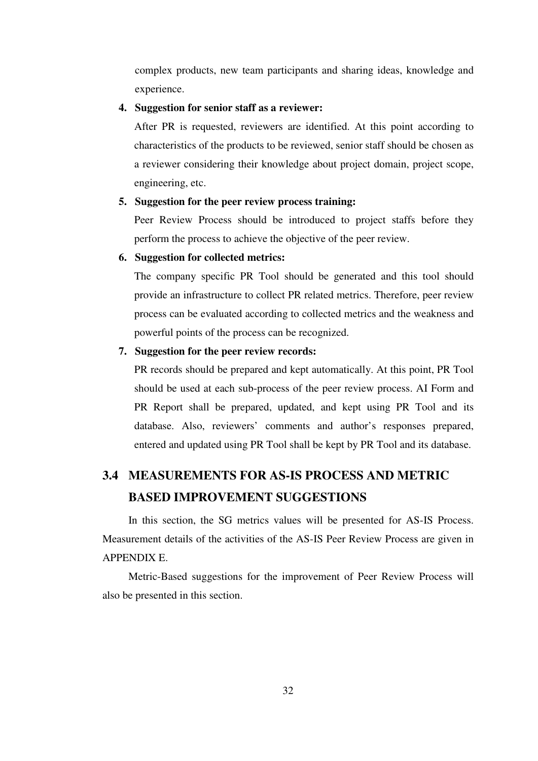complex products, new team participants and sharing ideas, knowledge and experience.

4. **Suggestion for senior staff as a reviewer:**

   After PR is requested, reviewers are identified. At this point according to characteristics of the products to be reviewed, senior staff should be chosen as a reviewer considering their knowledge about project domain, project scope, engineering, etc.

5. **Suggestion for the peer review process training:**

   Peer Review Process should be introduced to project staffs before they perform the process to achieve the objective of the peer review.

6. **Suggestion for collected metrics:**

   The company specific PR Tool should be generated and this tool should provide an infrastructure to collect PR related metrics. Therefore, peer review process can be evaluated according to collected metrics and the weakness and powerful points of the process can be recognized.

7. **Suggestion for the peer review records:**

   PR records should be prepared and kept automatically. At this point, PR Tool should be used at each sub-process of the peer review process. AI Form and PR Report shall be prepared, updated, and kept using PR Tool and its database. Also, reviewers' comments and author's responses prepared, entered and updated using PR Tool shall be kept by PR Tool and its database.

## 3.4 MEASUREMENTS FOR AS-IS PROCESS AND METRIC BASED IMPROVEMENT SUGGESTIONS

In this section, the SG metrics values will be presented for AS-IS Process. Measurement details of the activities of the AS-IS Peer Review Process are given in APPENDIX E.

Metric-Based suggestions for the improvement of Peer Review Process will also be presented in this section.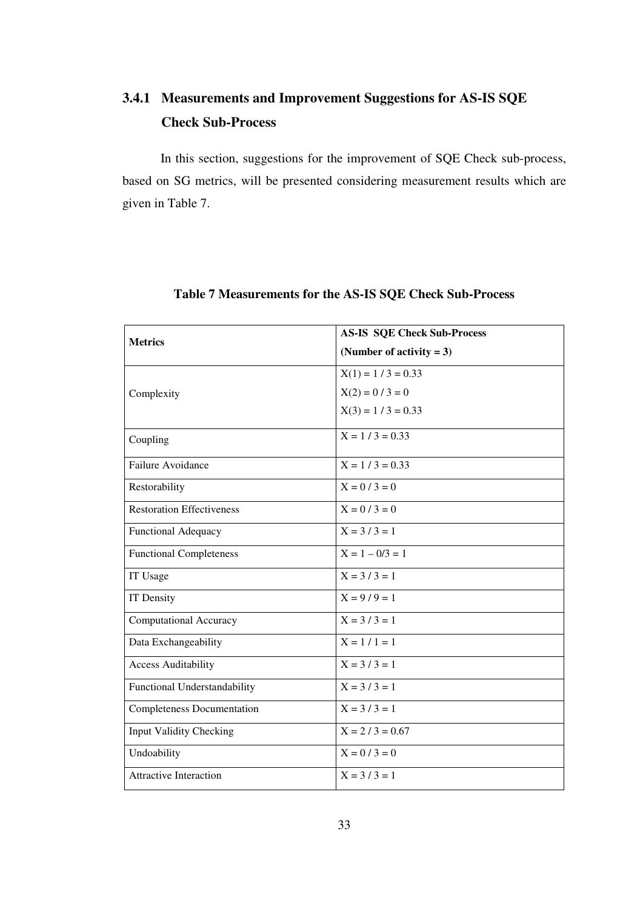### 3.4.1 Measurements and Improvement Suggestions for AS-IS SQE Check Sub-Process

In this section, suggestions for the improvement of SQE Check sub-process, based on SG metrics, will be presented considering measurement results which are given in Table 7.

**Table 7 Measurements for the AS-IS SQE Check Sub-Process**

| **Metrics** | **AS-IS SQE Check Sub-Process (Number of activity = 3)** |
|---|---|
| Complexity | $X(1) = 1 / 3 = 0.33$<br>$X(2) = 0 / 3 = 0$<br>$X(3) = 1 / 3 = 0.33$ |
| Coupling | $X = 1 / 3 = 0.33$ |
| Failure Avoidance | $X = 1 / 3 = 0.33$ |
| Restorability | $X = 0 / 3 = 0$ |
| Restoration Effectiveness | $X = 0 / 3 = 0$ |
| Functional Adequacy | $X = 3 / 3 = 1$ |
| Functional Completeness | $X = 1 - 0/3 = 1$ |
| IT Usage | $X = 3 / 3 = 1$ |
| IT Density | $X = 9 / 9 = 1$ |
| Computational Accuracy | $X = 3 / 3 = 1$ |
| Data Exchangeability | $X = 1 / 1 = 1$ |
| Access Auditability | $X = 3 / 3 = 1$ |
| Functional Understandability | $X = 3 / 3 = 1$ |
| Completeness Documentation | $X = 3 / 3 = 1$ |
| Input Validity Checking | $X = 2 / 3 = 0.67$ |
| Undoability | $X = 0 / 3 = 0$ |
| Attractive Interaction | $X = 3 / 3 = 1$ |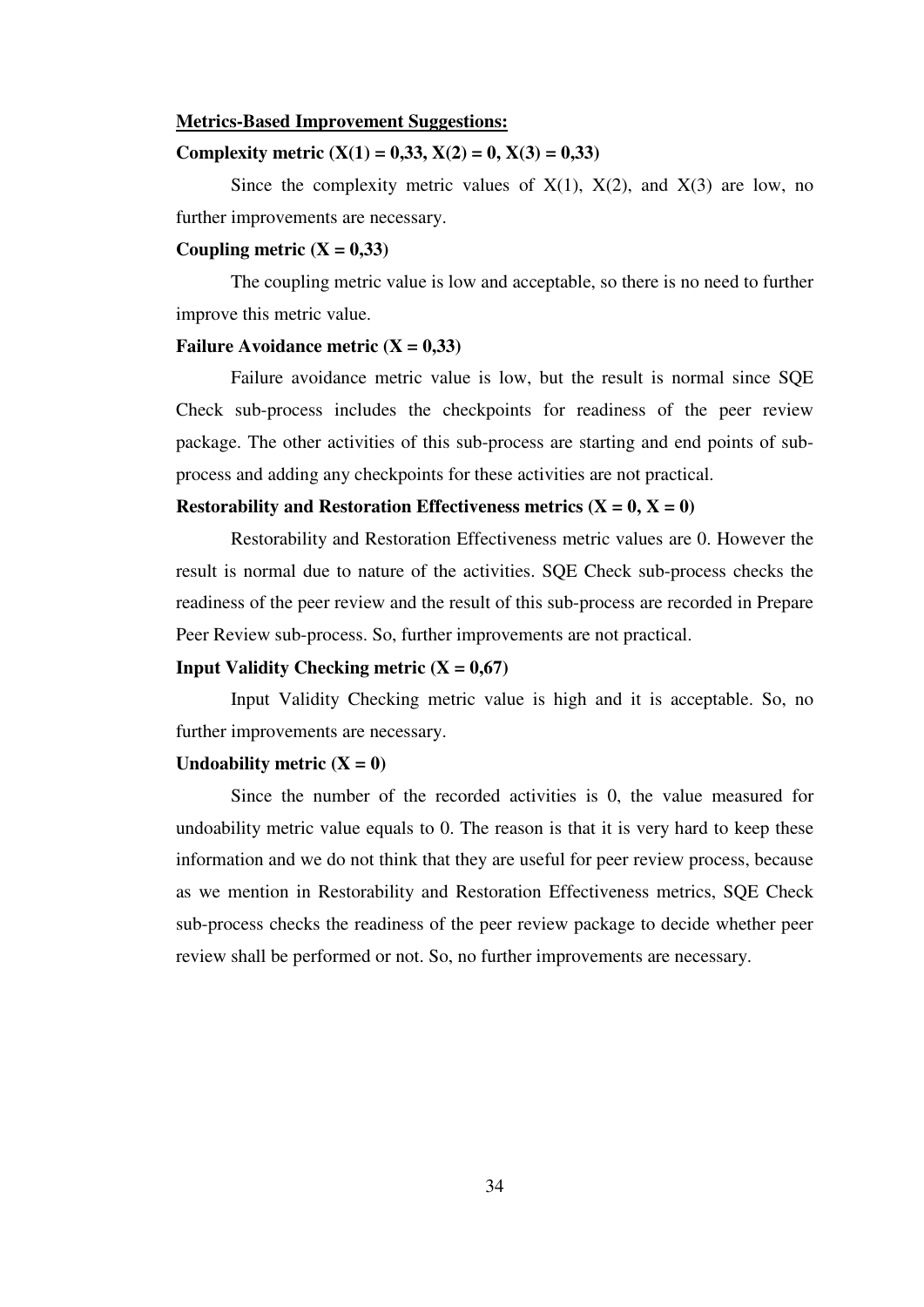**<u>Metrics-Based Improvement Suggestions:</u>**

**Complexity metric ($X(1) = 0{,}33$, $X(2) = 0$, $X(3) = 0{,}33$)**

Since the complexity metric values of $X(1)$, $X(2)$, and $X(3)$ are low, no further improvements are necessary.

**Coupling metric ($X = 0{,}33$)**

The coupling metric value is low and acceptable, so there is no need to further improve this metric value.

**Failure Avoidance metric ($X = 0{,}33$)**

Failure avoidance metric value is low, but the result is normal since SQE Check sub-process includes the checkpoints for readiness of the peer review package. The other activities of this sub-process are starting and end points of sub-process and adding any checkpoints for these activities are not practical.

**Restorability and Restoration Effectiveness metrics ($X = 0$, $X = 0$)**

Restorability and Restoration Effectiveness metric values are 0. However the result is normal due to nature of the activities. SQE Check sub-process checks the readiness of the peer review and the result of this sub-process are recorded in Prepare Peer Review sub-process. So, further improvements are not practical.

**Input Validity Checking metric ($X = 0{,}67$)**

Input Validity Checking metric value is high and it is acceptable. So, no further improvements are necessary.

**Undoability metric ($X = 0$)**

Since the number of the recorded activities is 0, the value measured for undoability metric value equals to 0. The reason is that it is very hard to keep these information and we do not think that they are useful for peer review process, because as we mention in Restorability and Restoration Effectiveness metrics, SQE Check sub-process checks the readiness of the peer review package to decide whether peer review shall be performed or not. So, no further improvements are necessary.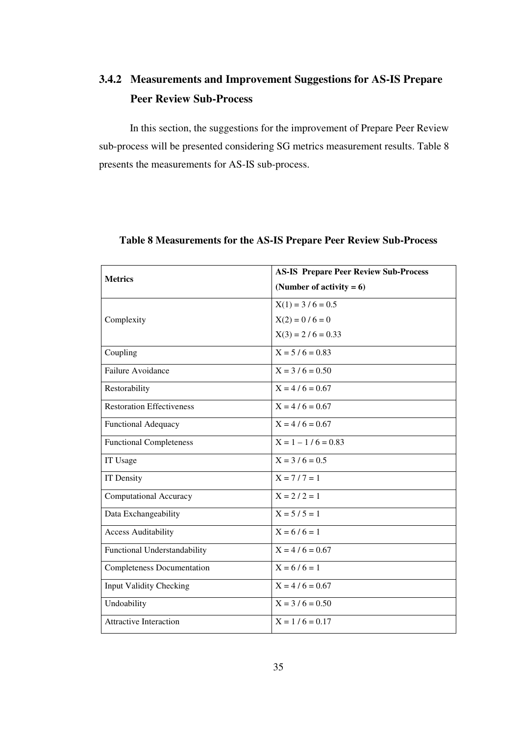### 3.4.2 Measurements and Improvement Suggestions for AS-IS Prepare Peer Review Sub-Process

In this section, the suggestions for the improvement of Prepare Peer Review sub-process will be presented considering SG metrics measurement results. Table 8 presents the measurements for AS-IS sub-process.

**Table 8 Measurements for the AS-IS Prepare Peer Review Sub-Process**

| **Metrics** | **AS-IS Prepare Peer Review Sub-Process (Number of activity = 6)** |
|---|---|
| Complexity | $X(1) = 3 / 6 = 0.5$<br>$X(2) = 0 / 6 = 0$<br>$X(3) = 2 / 6 = 0.33$ |
| Coupling | $X = 5 / 6 = 0.83$ |
| Failure Avoidance | $X = 3 / 6 = 0.50$ |
| Restorability | $X = 4 / 6 = 0.67$ |
| Restoration Effectiveness | $X = 4 / 6 = 0.67$ |
| Functional Adequacy | $X = 4 / 6 = 0.67$ |
| Functional Completeness | $X = 1 – 1 / 6 = 0.83$ |
| IT Usage | $X = 3 / 6 = 0.5$ |
| IT Density | $X = 7 / 7 = 1$ |
| Computational Accuracy | $X = 2 / 2 = 1$ |
| Data Exchangeability | $X = 5 / 5 = 1$ |
| Access Auditability | $X = 6 / 6 = 1$ |
| Functional Understandability | $X = 4 / 6 = 0.67$ |
| Completeness Documentation | $X = 6 / 6 = 1$ |
| Input Validity Checking | $X = 4 / 6 = 0.67$ |
| Undoability | $X = 3 / 6 = 0.50$ |
| Attractive Interaction | $X = 1 / 6 = 0.17$ |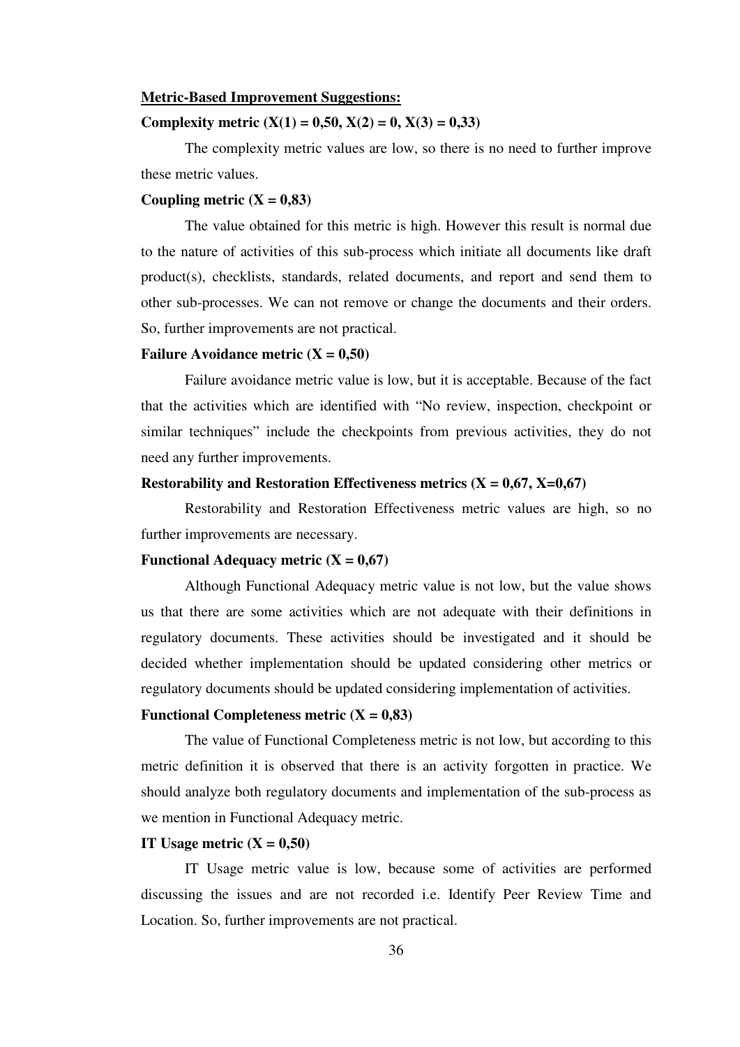**Metric-Based Improvement Suggestions:**

**Complexity metric (X(1) = 0,50, X(2) = 0, X(3) = 0,33)**

The complexity metric values are low, so there is no need to further improve these metric values.

**Coupling metric (X = 0,83)**

The value obtained for this metric is high. However this result is normal due to the nature of activities of this sub-process which initiate all documents like draft product(s), checklists, standards, related documents, and report and send them to other sub-processes. We can not remove or change the documents and their orders. So, further improvements are not practical.

**Failure Avoidance metric (X = 0,50)**

Failure avoidance metric value is low, but it is acceptable. Because of the fact that the activities which are identified with "No review, inspection, checkpoint or similar techniques" include the checkpoints from previous activities, they do not need any further improvements.

**Restorability and Restoration Effectiveness metrics (X = 0,67, X=0,67)**

Restorability and Restoration Effectiveness metric values are high, so no further improvements are necessary.

**Functional Adequacy metric (X = 0,67)**

Although Functional Adequacy metric value is not low, but the value shows us that there are some activities which are not adequate with their definitions in regulatory documents. These activities should be investigated and it should be decided whether implementation should be updated considering other metrics or regulatory documents should be updated considering implementation of activities.

**Functional Completeness metric (X = 0,83)**

The value of Functional Completeness metric is not low, but according to this metric definition it is observed that there is an activity forgotten in practice. We should analyze both regulatory documents and implementation of the sub-process as we mention in Functional Adequacy metric.

**IT Usage metric (X = 0,50)**

IT Usage metric value is low, because some of activities are performed discussing the issues and are not recorded i.e. Identify Peer Review Time and Location. So, further improvements are not practical.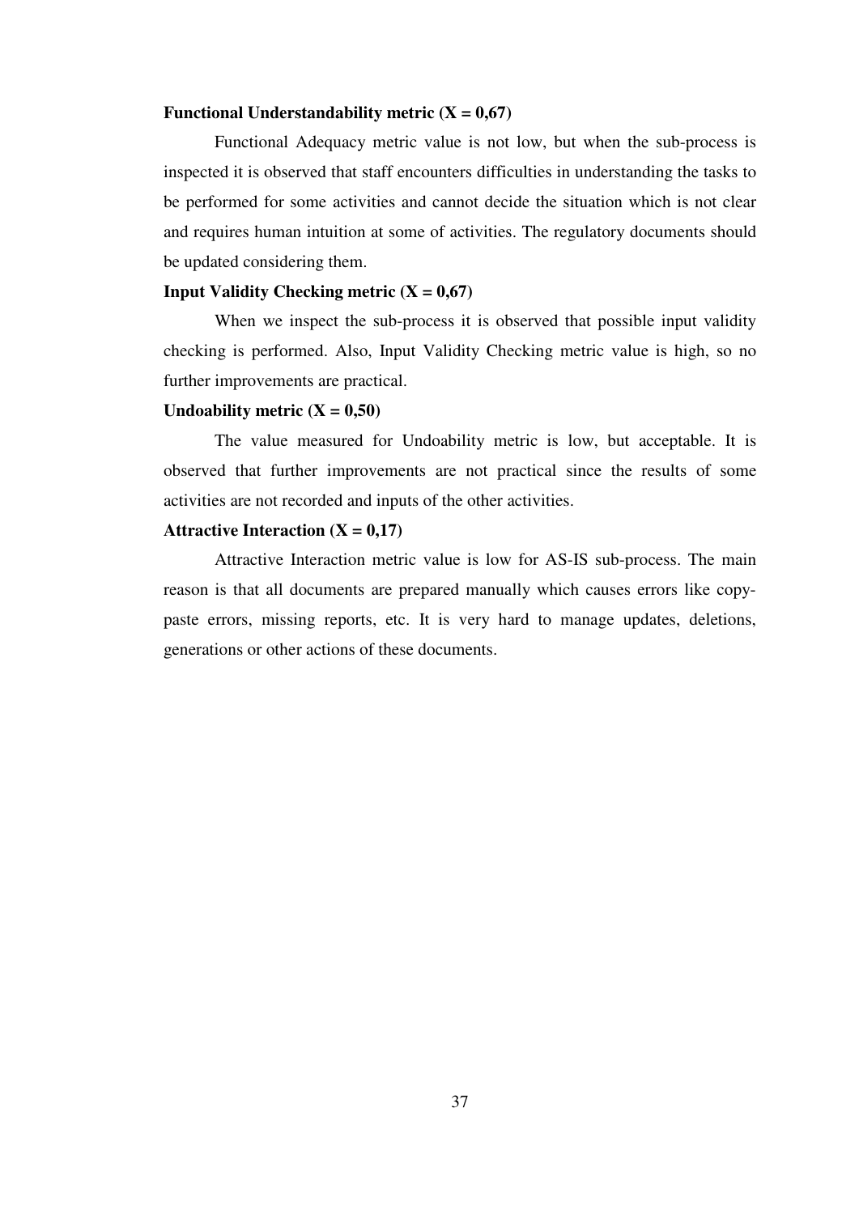**Functional Understandability metric (X = 0,67)**

Functional Adequacy metric value is not low, but when the sub-process is inspected it is observed that staff encounters difficulties in understanding the tasks to be performed for some activities and cannot decide the situation which is not clear and requires human intuition at some of activities. The regulatory documents should be updated considering them.

**Input Validity Checking metric (X = 0,67)**

When we inspect the sub-process it is observed that possible input validity checking is performed. Also, Input Validity Checking metric value is high, so no further improvements are practical.

**Undoability metric (X = 0,50)**

The value measured for Undoability metric is low, but acceptable. It is observed that further improvements are not practical since the results of some activities are not recorded and inputs of the other activities.

**Attractive Interaction (X = 0,17)**

Attractive Interaction metric value is low for AS-IS sub-process. The main reason is that all documents are prepared manually which causes errors like copy-paste errors, missing reports, etc. It is very hard to manage updates, deletions, generations or other actions of these documents.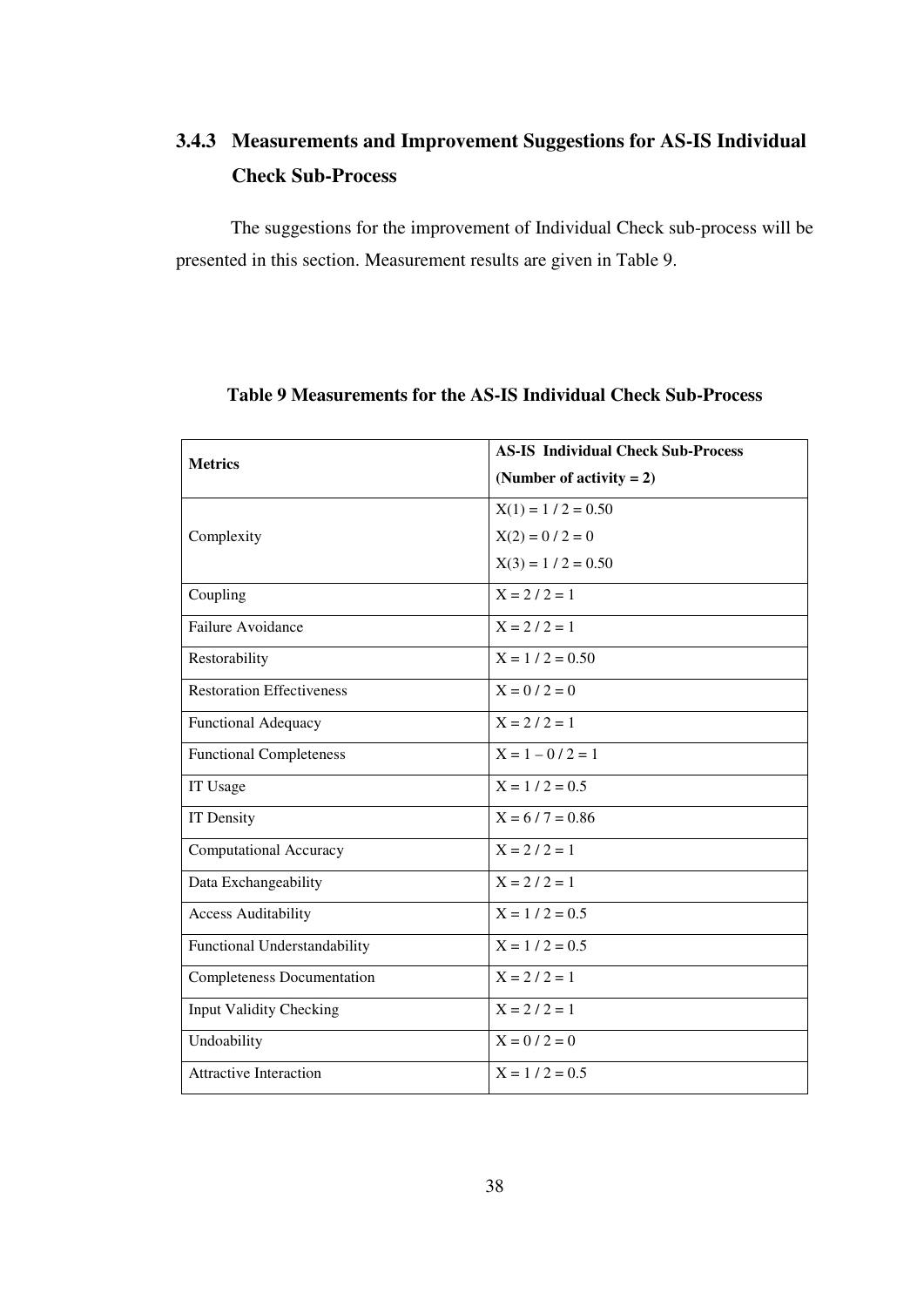### 3.4.3 Measurements and Improvement Suggestions for AS-IS Individual Check Sub-Process

The suggestions for the improvement of Individual Check sub-process will be presented in this section. Measurement results are given in Table 9.

**Table 9 Measurements for the AS-IS Individual Check Sub-Process**

| **Metrics** | **AS-IS Individual Check Sub-Process (Number of activity = 2)** |
|---|---|
| Complexity | X(1) = 1 / 2 = 0.50<br>X(2) = 0 / 2 = 0<br>X(3) = 1 / 2 = 0.50 |
| Coupling | X = 2 / 2 = 1 |
| Failure Avoidance | X = 2 / 2 = 1 |
| Restorability | X = 1 / 2 = 0.50 |
| Restoration Effectiveness | X = 0 / 2 = 0 |
| Functional Adequacy | X = 2 / 2 = 1 |
| Functional Completeness | X = 1 – 0 / 2 = 1 |
| IT Usage | X = 1 / 2 = 0.5 |
| IT Density | X = 6 / 7 = 0.86 |
| Computational Accuracy | X = 2 / 2 = 1 |
| Data Exchangeability | X = 2 / 2 = 1 |
| Access Auditability | X = 1 / 2 = 0.5 |
| Functional Understandability | X = 1 / 2 = 0.5 |
| Completeness Documentation | X = 2 / 2 = 1 |
| Input Validity Checking | X = 2 / 2 = 1 |
| Undoability | X = 0 / 2 = 0 |
| Attractive Interaction | X = 1 / 2 = 0.5 |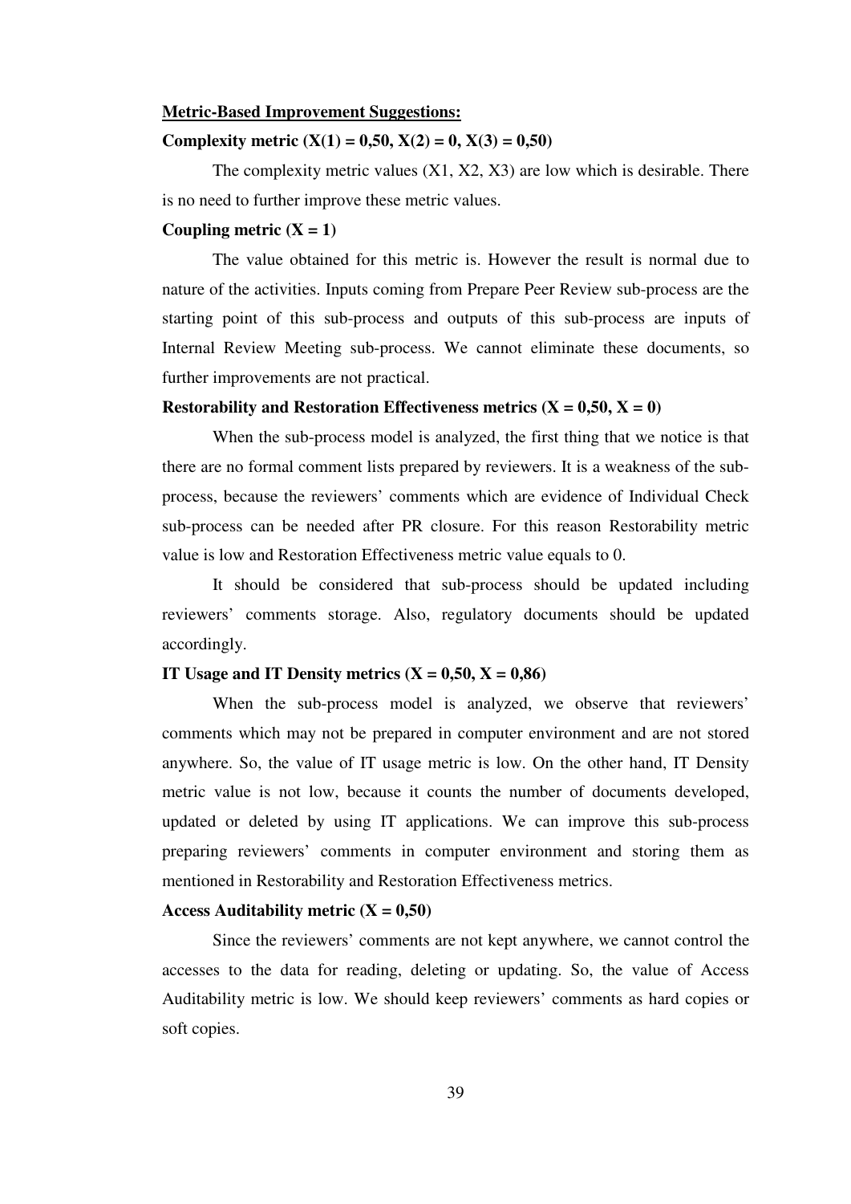**Metric-Based Improvement Suggestions:**

**Complexity metric (X(1) = 0,50, X(2) = 0, X(3) = 0,50)**

The complexity metric values (X1, X2, X3) are low which is desirable. There is no need to further improve these metric values.

**Coupling metric (X = 1)**

The value obtained for this metric is. However the result is normal due to nature of the activities. Inputs coming from Prepare Peer Review sub-process are the starting point of this sub-process and outputs of this sub-process are inputs of Internal Review Meeting sub-process. We cannot eliminate these documents, so further improvements are not practical.

**Restorability and Restoration Effectiveness metrics (X = 0,50, X = 0)**

When the sub-process model is analyzed, the first thing that we notice is that there are no formal comment lists prepared by reviewers. It is a weakness of the sub-process, because the reviewers' comments which are evidence of Individual Check sub-process can be needed after PR closure. For this reason Restorability metric value is low and Restoration Effectiveness metric value equals to 0.

It should be considered that sub-process should be updated including reviewers' comments storage. Also, regulatory documents should be updated accordingly.

**IT Usage and IT Density metrics (X = 0,50, X = 0,86)**

When the sub-process model is analyzed, we observe that reviewers' comments which may not be prepared in computer environment and are not stored anywhere. So, the value of IT usage metric is low. On the other hand, IT Density metric value is not low, because it counts the number of documents developed, updated or deleted by using IT applications. We can improve this sub-process preparing reviewers' comments in computer environment and storing them as mentioned in Restorability and Restoration Effectiveness metrics.

**Access Auditability metric (X = 0,50)**

Since the reviewers' comments are not kept anywhere, we cannot control the accesses to the data for reading, deleting or updating. So, the value of Access Auditability metric is low. We should keep reviewers' comments as hard copies or soft copies.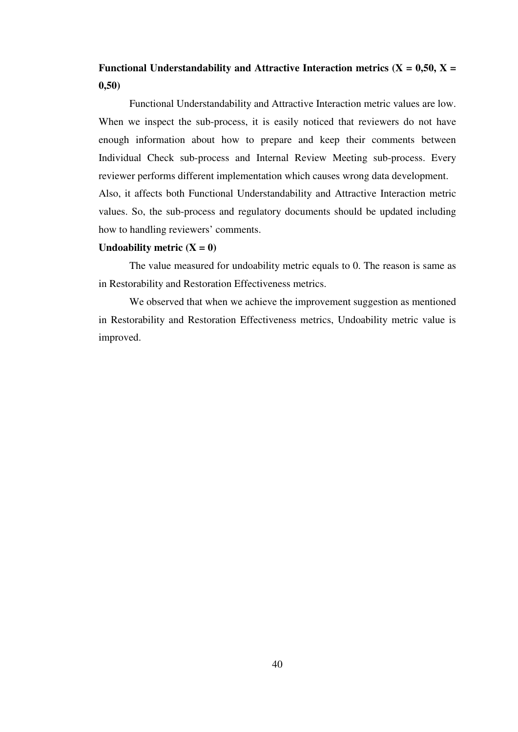**Functional Understandability and Attractive Interaction metrics ($X = 0{,}50$, $X = 0{,}50$)**

Functional Understandability and Attractive Interaction metric values are low. When we inspect the sub-process, it is easily noticed that reviewers do not have enough information about how to prepare and keep their comments between Individual Check sub-process and Internal Review Meeting sub-process. Every reviewer performs different implementation which causes wrong data development. Also, it affects both Functional Understandability and Attractive Interaction metric values. So, the sub-process and regulatory documents should be updated including how to handling reviewers' comments.

**Undoability metric ($X = 0$)**

The value measured for undoability metric equals to 0. The reason is same as in Restorability and Restoration Effectiveness metrics.

We observed that when we achieve the improvement suggestion as mentioned in Restorability and Restoration Effectiveness metrics, Undoability metric value is improved.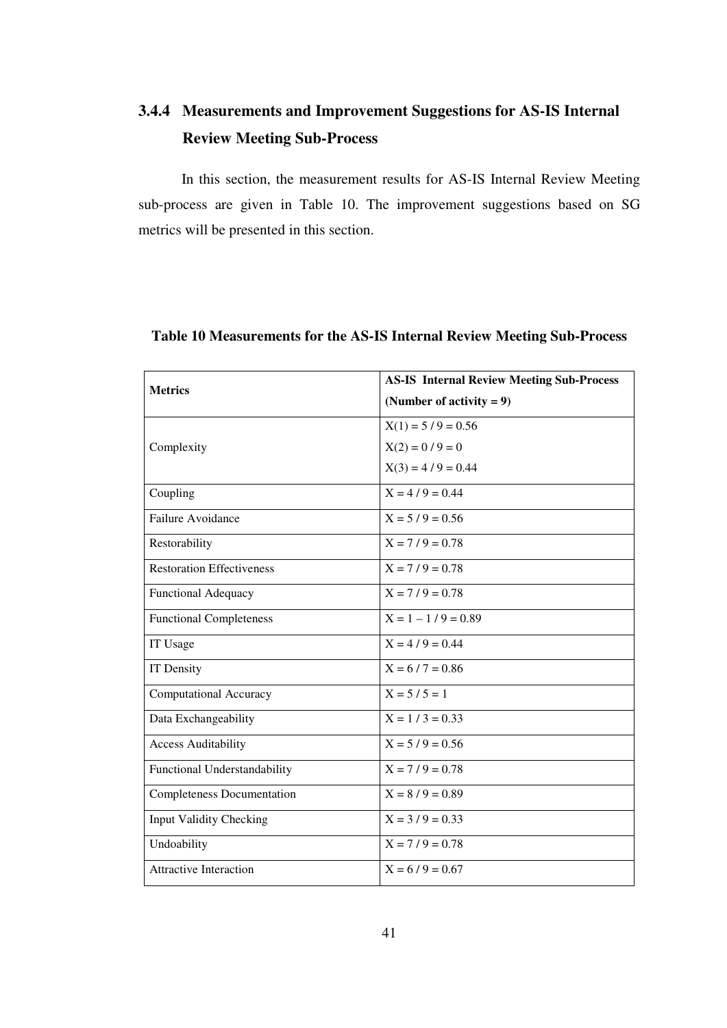### 3.4.4 Measurements and Improvement Suggestions for AS-IS Internal Review Meeting Sub-Process

In this section, the measurement results for AS-IS Internal Review Meeting sub-process are given in Table 10. The improvement suggestions based on SG metrics will be presented in this section.

**Table 10 Measurements for the AS-IS Internal Review Meeting Sub-Process**

| **Metrics** | **AS-IS Internal Review Meeting Sub-Process (Number of activity = 9)** |
|---|---|
| Complexity | X(1) = 5 / 9 = 0.56<br>X(2) = 0 / 9 = 0<br>X(3) = 4 / 9 = 0.44 |
| Coupling | X = 4 / 9 = 0.44 |
| Failure Avoidance | X = 5 / 9 = 0.56 |
| Restorability | X = 7 / 9 = 0.78 |
| Restoration Effectiveness | X = 7 / 9 = 0.78 |
| Functional Adequacy | X = 7 / 9 = 0.78 |
| Functional Completeness | X = 1 – 1 / 9 = 0.89 |
| IT Usage | X = 4 / 9 = 0.44 |
| IT Density | X = 6 / 7 = 0.86 |
| Computational Accuracy | X = 5 / 5 = 1 |
| Data Exchangeability | X = 1 / 3 = 0.33 |
| Access Auditability | X = 5 / 9 = 0.56 |
| Functional Understandability | X = 7 / 9 = 0.78 |
| Completeness Documentation | X = 8 / 9 = 0.89 |
| Input Validity Checking | X = 3 / 9 = 0.33 |
| Undoability | X = 7 / 9 = 0.78 |
| Attractive Interaction | X = 6 / 9 = 0.67 |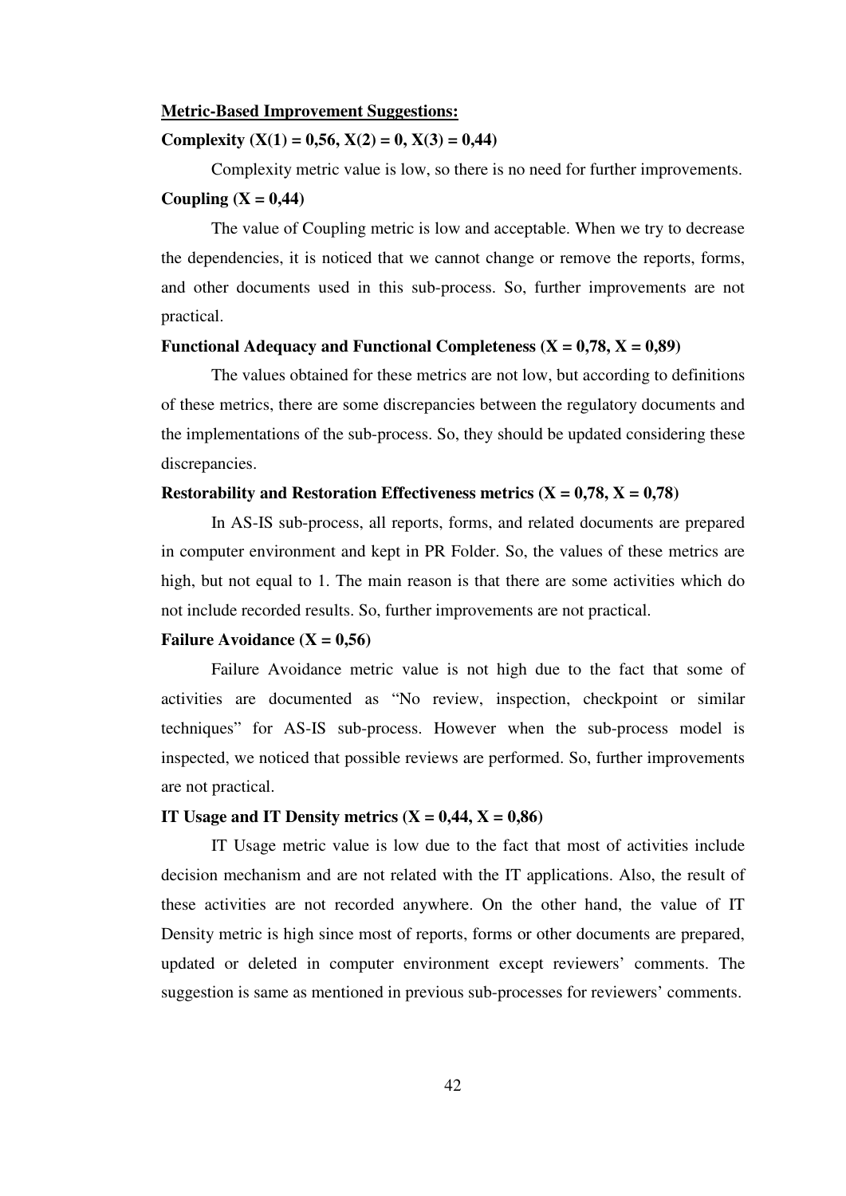**Metric-Based Improvement Suggestions:**

**Complexity ($X(1) = 0{,}56$, $X(2) = 0$, $X(3) = 0{,}44$)**

Complexity metric value is low, so there is no need for further improvements.

**Coupling ($X = 0{,}44$)**

The value of Coupling metric is low and acceptable. When we try to decrease the dependencies, it is noticed that we cannot change or remove the reports, forms, and other documents used in this sub-process. So, further improvements are not practical.

**Functional Adequacy and Functional Completeness ($X = 0{,}78$, $X = 0{,}89$)**

The values obtained for these metrics are not low, but according to definitions of these metrics, there are some discrepancies between the regulatory documents and the implementations of the sub-process. So, they should be updated considering these discrepancies.

**Restorability and Restoration Effectiveness metrics ($X = 0{,}78$, $X = 0{,}78$)**

In AS-IS sub-process, all reports, forms, and related documents are prepared in computer environment and kept in PR Folder. So, the values of these metrics are high, but not equal to 1. The main reason is that there are some activities which do not include recorded results. So, further improvements are not practical.

**Failure Avoidance ($X = 0{,}56$)**

Failure Avoidance metric value is not high due to the fact that some of activities are documented as "No review, inspection, checkpoint or similar techniques" for AS-IS sub-process. However when the sub-process model is inspected, we noticed that possible reviews are performed. So, further improvements are not practical.

**IT Usage and IT Density metrics ($X = 0{,}44$, $X = 0{,}86$)**

IT Usage metric value is low due to the fact that most of activities include decision mechanism and are not related with the IT applications. Also, the result of these activities are not recorded anywhere. On the other hand, the value of IT Density metric is high since most of reports, forms or other documents are prepared, updated or deleted in computer environment except reviewers' comments. The suggestion is same as mentioned in previous sub-processes for reviewers' comments.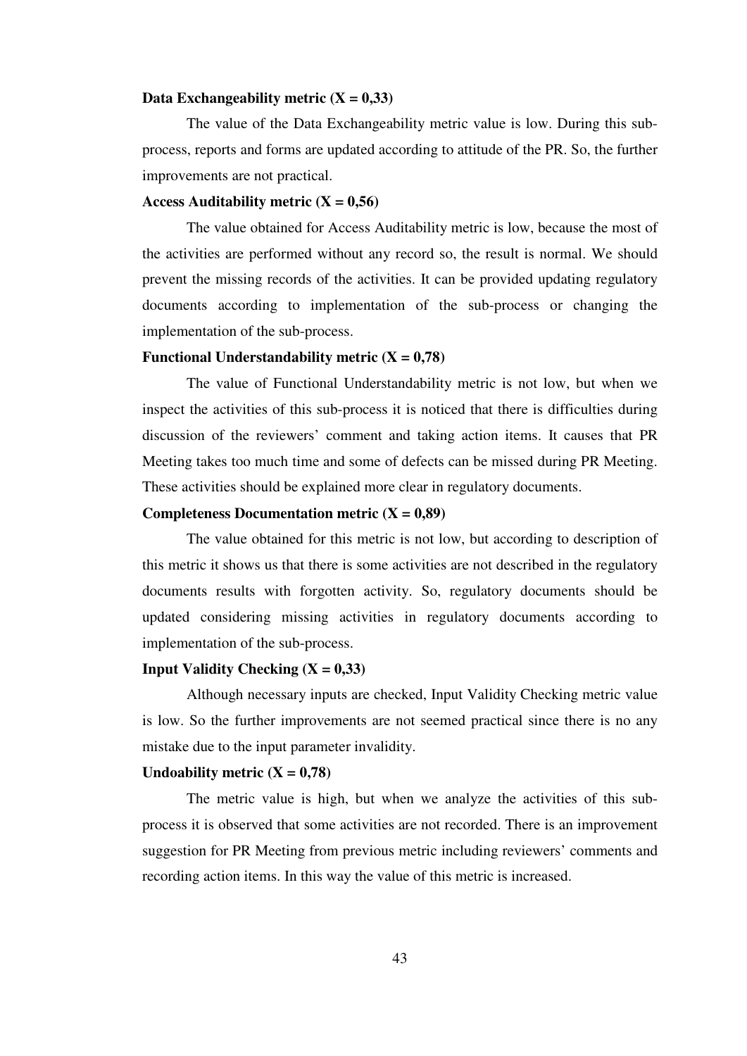**Data Exchangeability metric (X = 0,33)**

The value of the Data Exchangeability metric value is low. During this sub-process, reports and forms are updated according to attitude of the PR. So, the further improvements are not practical.

**Access Auditability metric (X = 0,56)**

The value obtained for Access Auditability metric is low, because the most of the activities are performed without any record so, the result is normal. We should prevent the missing records of the activities. It can be provided updating regulatory documents according to implementation of the sub-process or changing the implementation of the sub-process.

**Functional Understandability metric (X = 0,78)**

The value of Functional Understandability metric is not low, but when we inspect the activities of this sub-process it is noticed that there is difficulties during discussion of the reviewers' comment and taking action items. It causes that PR Meeting takes too much time and some of defects can be missed during PR Meeting. These activities should be explained more clear in regulatory documents.

**Completeness Documentation metric (X = 0,89)**

The value obtained for this metric is not low, but according to description of this metric it shows us that there is some activities are not described in the regulatory documents results with forgotten activity. So, regulatory documents should be updated considering missing activities in regulatory documents according to implementation of the sub-process.

**Input Validity Checking (X = 0,33)**

Although necessary inputs are checked, Input Validity Checking metric value is low. So the further improvements are not seemed practical since there is no any mistake due to the input parameter invalidity.

**Undoability metric (X = 0,78)**

The metric value is high, but when we analyze the activities of this sub-process it is observed that some activities are not recorded. There is an improvement suggestion for PR Meeting from previous metric including reviewers' comments and recording action items. In this way the value of this metric is increased.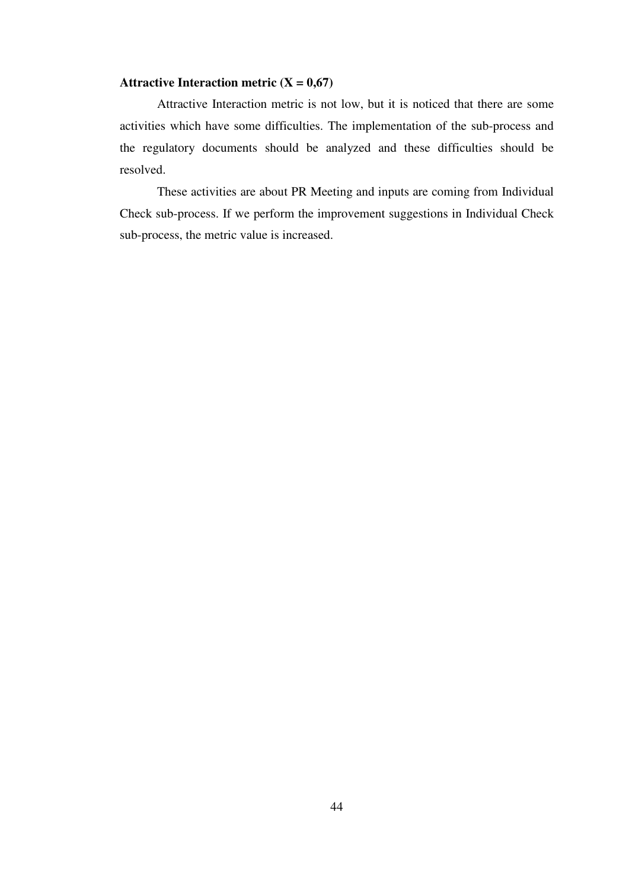**Attractive Interaction metric (X = 0,67)**

Attractive Interaction metric is not low, but it is noticed that there are some activities which have some difficulties. The implementation of the sub-process and the regulatory documents should be analyzed and these difficulties should be resolved.

These activities are about PR Meeting and inputs are coming from Individual Check sub-process. If we perform the improvement suggestions in Individual Check sub-process, the metric value is increased.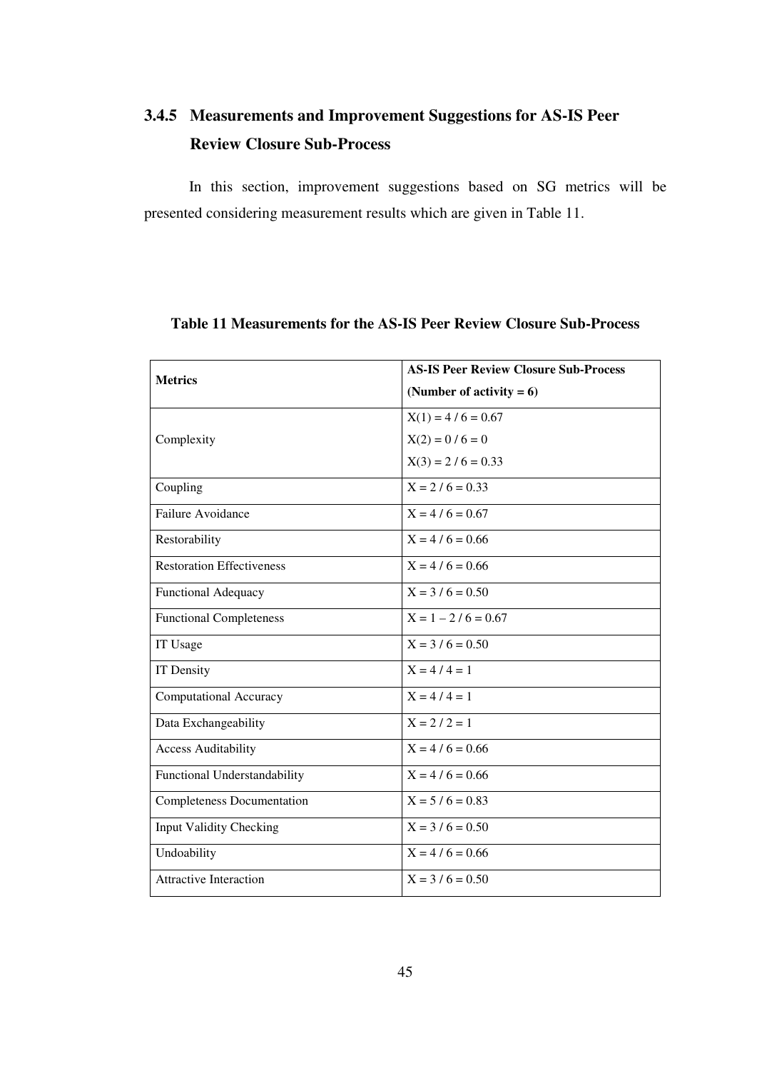### 3.4.5 Measurements and Improvement Suggestions for AS-IS Peer Review Closure Sub-Process

In this section, improvement suggestions based on SG metrics will be presented considering measurement results which are given in Table 11.

**Table 11 Measurements for the AS-IS Peer Review Closure Sub-Process**

| Metrics | AS-IS Peer Review Closure Sub-Process (Number of activity = 6) |
|---|---|
| Complexity | X(1) = 4 / 6 = 0.67<br>X(2) = 0 / 6 = 0<br>X(3) = 2 / 6 = 0.33 |
| Coupling | X = 2 / 6 = 0.33 |
| Failure Avoidance | X = 4 / 6 = 0.67 |
| Restorability | X = 4 / 6 = 0.66 |
| Restoration Effectiveness | X = 4 / 6 = 0.66 |
| Functional Adequacy | X = 3 / 6 = 0.50 |
| Functional Completeness | X = 1 – 2 / 6 = 0.67 |
| IT Usage | X = 3 / 6 = 0.50 |
| IT Density | X = 4 / 4 = 1 |
| Computational Accuracy | X = 4 / 4 = 1 |
| Data Exchangeability | X = 2 / 2 = 1 |
| Access Auditability | X = 4 / 6 = 0.66 |
| Functional Understandability | X = 4 / 6 = 0.66 |
| Completeness Documentation | X = 5 / 6 = 0.83 |
| Input Validity Checking | X = 3 / 6 = 0.50 |
| Undoability | X = 4 / 6 = 0.66 |
| Attractive Interaction | X = 3 / 6 = 0.50 |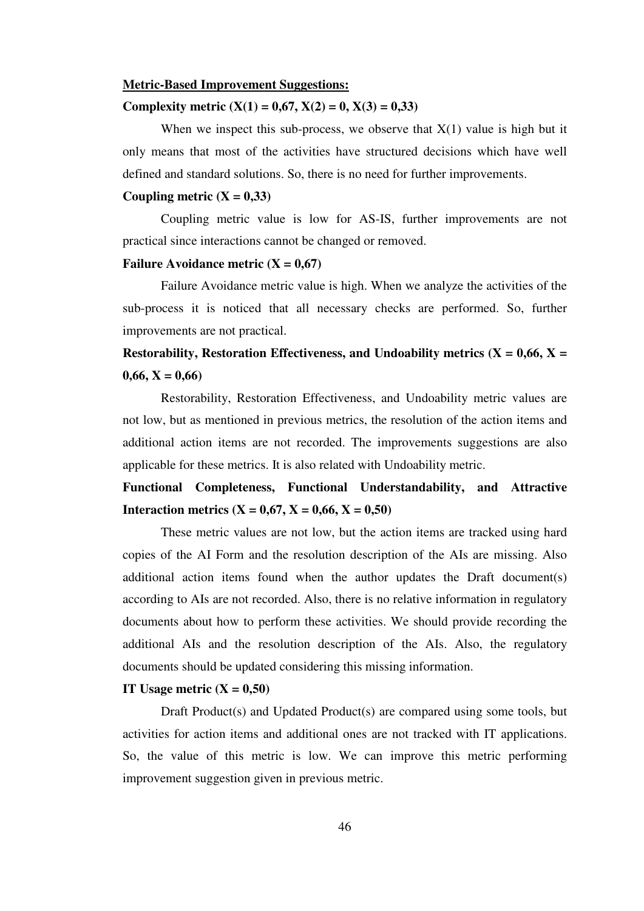**Metric-Based Improvement Suggestions:**

**Complexity metric ($X(1) = 0{,}67$, $X(2) = 0$, $X(3) = 0{,}33$)**

When we inspect this sub-process, we observe that $X(1)$ value is high but it only means that most of the activities have structured decisions which have well defined and standard solutions. So, there is no need for further improvements.

**Coupling metric ($X = 0{,}33$)**

Coupling metric value is low for AS-IS, further improvements are not practical since interactions cannot be changed or removed.

**Failure Avoidance metric ($X = 0{,}67$)**

Failure Avoidance metric value is high. When we analyze the activities of the sub-process it is noticed that all necessary checks are performed. So, further improvements are not practical.

**Restorability, Restoration Effectiveness, and Undoability metrics ($X = 0{,}66$, $X = 0{,}66$, $X = 0{,}66$)**

Restorability, Restoration Effectiveness, and Undoability metric values are not low, but as mentioned in previous metrics, the resolution of the action items and additional action items are not recorded. The improvements suggestions are also applicable for these metrics. It is also related with Undoability metric.

**Functional Completeness, Functional Understandability, and Attractive Interaction metrics ($X = 0{,}67$, $X = 0{,}66$, $X = 0{,}50$)**

These metric values are not low, but the action items are tracked using hard copies of the AI Form and the resolution description of the AIs are missing. Also additional action items found when the author updates the Draft document(s) according to AIs are not recorded. Also, there is no relative information in regulatory documents about how to perform these activities. We should provide recording the additional AIs and the resolution description of the AIs. Also, the regulatory documents should be updated considering this missing information.

**IT Usage metric ($X = 0{,}50$)**

Draft Product(s) and Updated Product(s) are compared using some tools, but activities for action items and additional ones are not tracked with IT applications. So, the value of this metric is low. We can improve this metric performing improvement suggestion given in previous metric.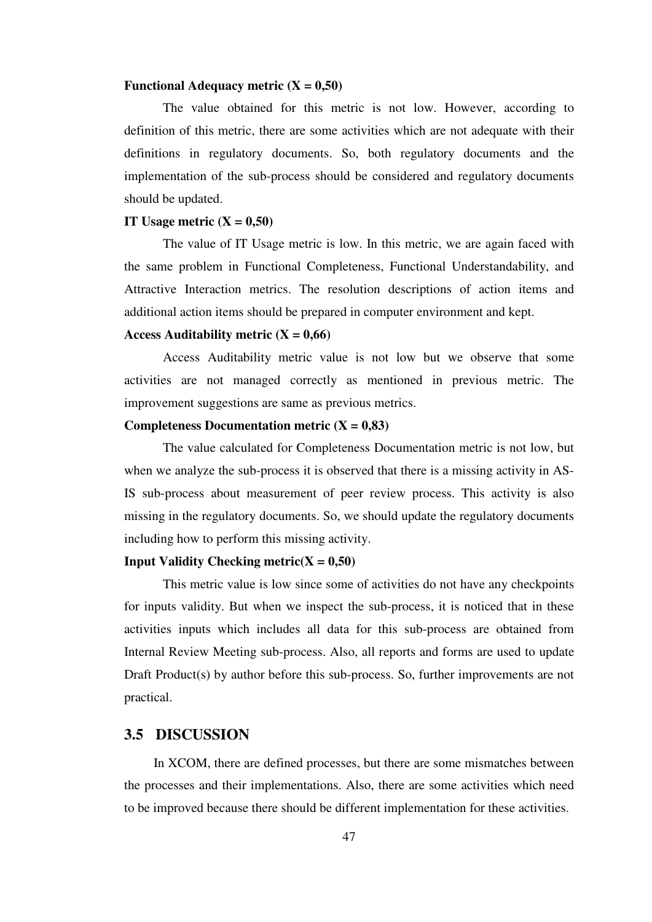**Functional Adequacy metric (X = 0,50)**

The value obtained for this metric is not low. However, according to definition of this metric, there are some activities which are not adequate with their definitions in regulatory documents. So, both regulatory documents and the implementation of the sub-process should be considered and regulatory documents should be updated.

**IT Usage metric (X = 0,50)**

The value of IT Usage metric is low. In this metric, we are again faced with the same problem in Functional Completeness, Functional Understandability, and Attractive Interaction metrics. The resolution descriptions of action items and additional action items should be prepared in computer environment and kept.

**Access Auditability metric (X = 0,66)**

Access Auditability metric value is not low but we observe that some activities are not managed correctly as mentioned in previous metric. The improvement suggestions are same as previous metrics.

**Completeness Documentation metric (X = 0,83)**

The value calculated for Completeness Documentation metric is not low, but when we analyze the sub-process it is observed that there is a missing activity in AS-IS sub-process about measurement of peer review process. This activity is also missing in the regulatory documents. So, we should update the regulatory documents including how to perform this missing activity.

**Input Validity Checking metric(X = 0,50)**

This metric value is low since some of activities do not have any checkpoints for inputs validity. But when we inspect the sub-process, it is noticed that in these activities inputs which includes all data for this sub-process are obtained from Internal Review Meeting sub-process. Also, all reports and forms are used to update Draft Product(s) by author before this sub-process. So, further improvements are not practical.

## 3.5 DISCUSSION

In XCOM, there are defined processes, but there are some mismatches between the processes and their implementations. Also, there are some activities which need to be improved because there should be different implementation for these activities.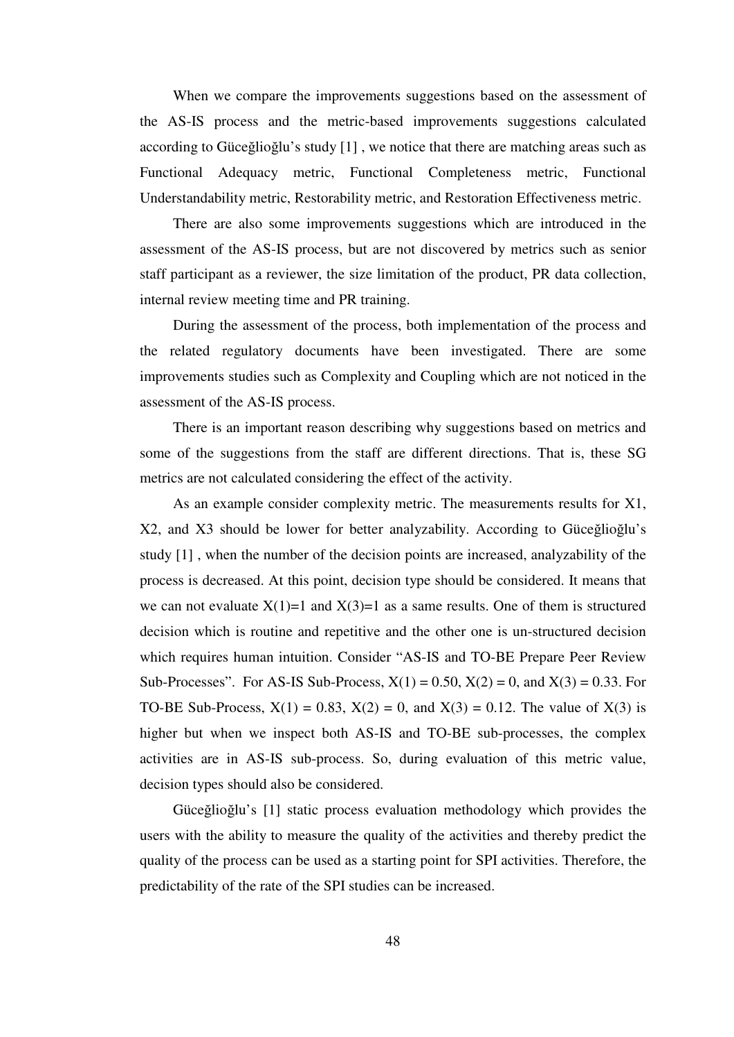When we compare the improvements suggestions based on the assessment of the AS-IS process and the metric-based improvements suggestions calculated according to Güceğlioğlu's study [1] , we notice that there are matching areas such as Functional Adequacy metric, Functional Completeness metric, Functional Understandability metric, Restorability metric, and Restoration Effectiveness metric.

There are also some improvements suggestions which are introduced in the assessment of the AS-IS process, but are not discovered by metrics such as senior staff participant as a reviewer, the size limitation of the product, PR data collection, internal review meeting time and PR training.

During the assessment of the process, both implementation of the process and the related regulatory documents have been investigated. There are some improvements studies such as Complexity and Coupling which are not noticed in the assessment of the AS-IS process.

There is an important reason describing why suggestions based on metrics and some of the suggestions from the staff are different directions. That is, these SG metrics are not calculated considering the effect of the activity.

As an example consider complexity metric. The measurements results for X1, X2, and X3 should be lower for better analyzability. According to Güceğlioğlu's study [1] , when the number of the decision points are increased, analyzability of the process is decreased. At this point, decision type should be considered. It means that we can not evaluate $X(1)=1$ and $X(3)=1$ as a same results. One of them is structured decision which is routine and repetitive and the other one is un-structured decision which requires human intuition. Consider "AS-IS and TO-BE Prepare Peer Review Sub-Processes". For AS-IS Sub-Process, $X(1) = 0.50$, $X(2) = 0$, and $X(3) = 0.33$. For TO-BE Sub-Process, $X(1) = 0.83$, $X(2) = 0$, and $X(3) = 0.12$. The value of $X(3)$ is higher but when we inspect both AS-IS and TO-BE sub-processes, the complex activities are in AS-IS sub-process. So, during evaluation of this metric value, decision types should also be considered.

Güceğlioğlu's [1] static process evaluation methodology which provides the users with the ability to measure the quality of the activities and thereby predict the quality of the process can be used as a starting point for SPI activities. Therefore, the predictability of the rate of the SPI studies can be increased.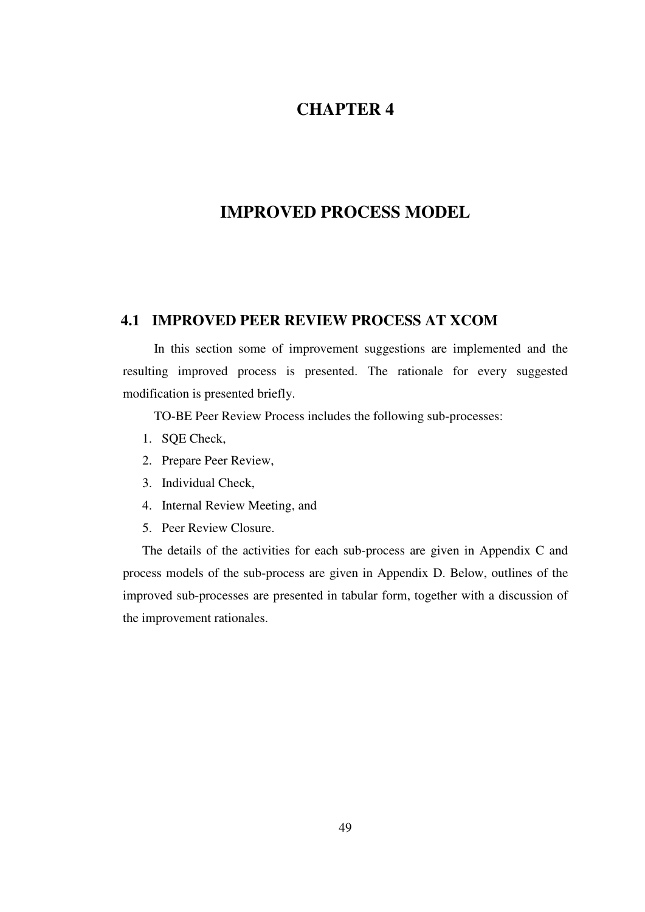# CHAPTER 4

# IMPROVED PROCESS MODEL

## 4.1 IMPROVED PEER REVIEW PROCESS AT XCOM

In this section some of improvement suggestions are implemented and the resulting improved process is presented. The rationale for every suggested modification is presented briefly.

TO-BE Peer Review Process includes the following sub-processes:

1. SQE Check,
2. Prepare Peer Review,
3. Individual Check,
4. Internal Review Meeting, and
5. Peer Review Closure.

The details of the activities for each sub-process are given in Appendix C and process models of the sub-process are given in Appendix D. Below, outlines of the improved sub-processes are presented in tabular form, together with a discussion of the improvement rationales.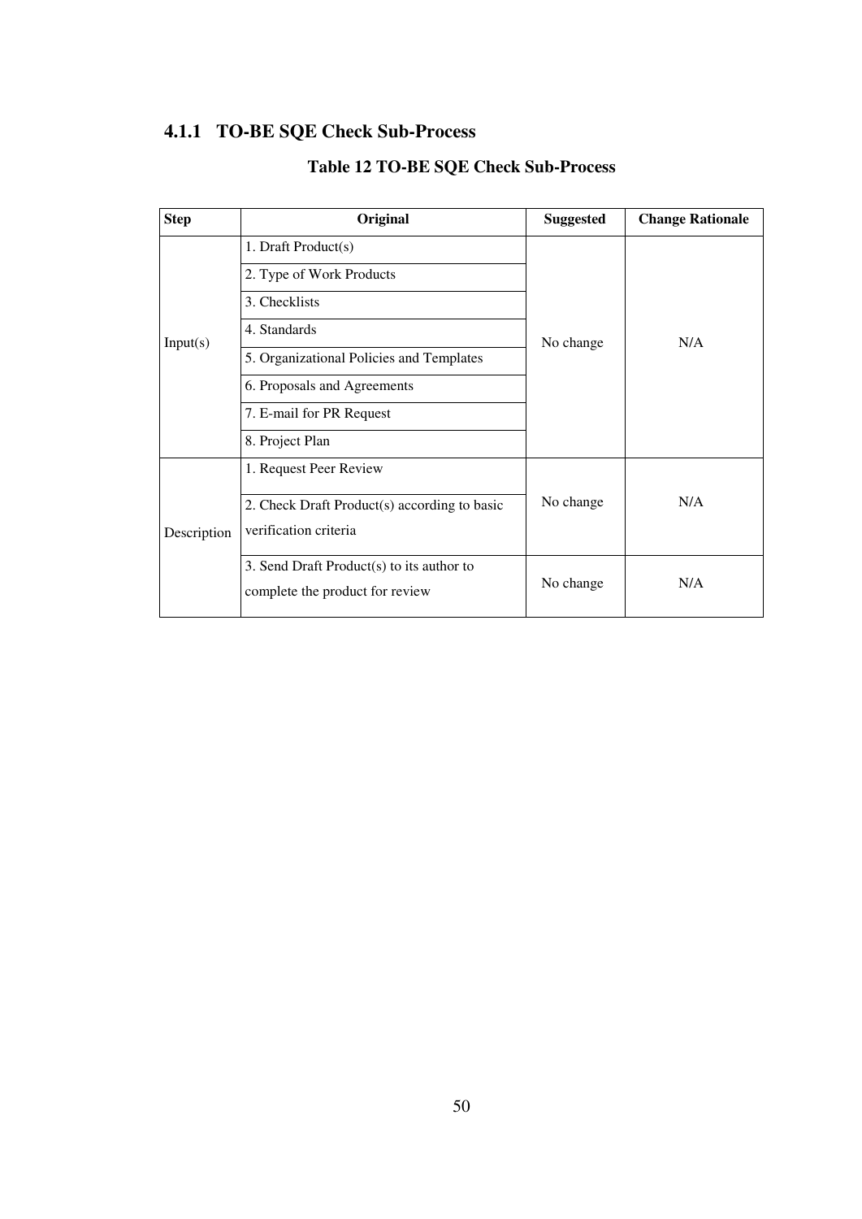### 4.1.1 TO-BE SQE Check Sub-Process

**Table 12 TO-BE SQE Check Sub-Process**

| Step | Original | Suggested | Change Rationale |
|---|---|---|---|
| Input(s) | 1. Draft Product(s) | No change | N/A |
| | 2. Type of Work Products | | |
| | 3. Checklists | | |
| | 4. Standards | | |
| | 5. Organizational Policies and Templates | | |
| | 6. Proposals and Agreements | | |
| | 7. E-mail for PR Request | | |
| | 8. Project Plan | | |
| Description | 1. Request Peer Review | No change | N/A |
| | 2. Check Draft Product(s) according to basic verification criteria | | |
| | 3. Send Draft Product(s) to its author to complete the product for review | No change | N/A |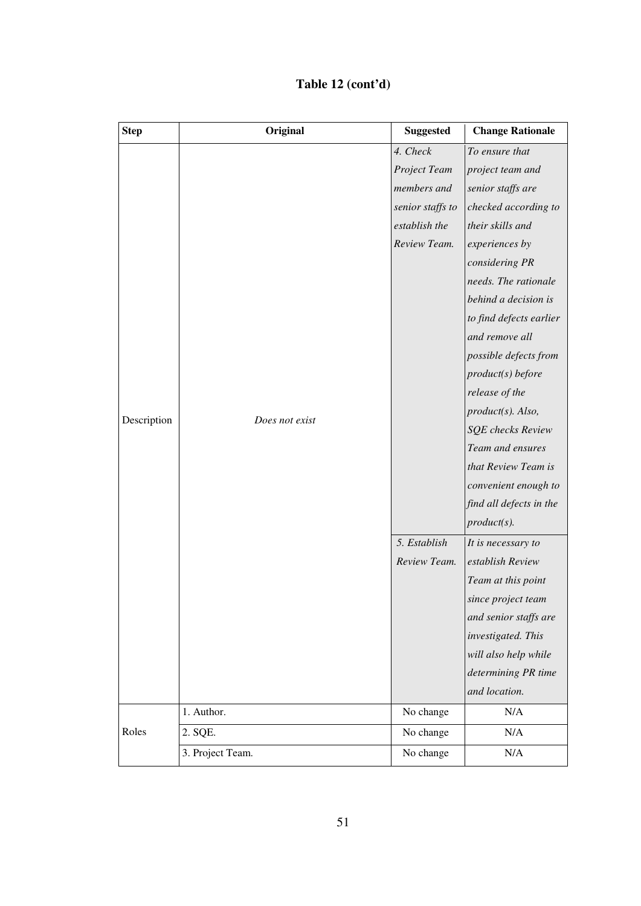**Table 12 (cont'd)**

| Step | Original | Suggested | Change Rationale |
|---|---|---|---|
| Description | *Does not exist* | *4. Check Project Team members and senior staffs to establish the Review Team.* | *To ensure that project team and senior staffs are checked according to their skills and experiences by considering PR needs. The rationale behind a decision is to find defects earlier and remove all possible defects from product(s) before release of the product(s). Also, SQE checks Review Team and ensures that Review Team is convenient enough to find all defects in the product(s).* |
| | | *5. Establish Review Team.* | *It is necessary to establish Review Team at this point since project team and senior staffs are investigated. This will also help while determining PR time and location.* |
| Roles | 1. Author. | No change | N/A |
| | 2. SQE. | No change | N/A |
| | 3. Project Team. | No change | N/A |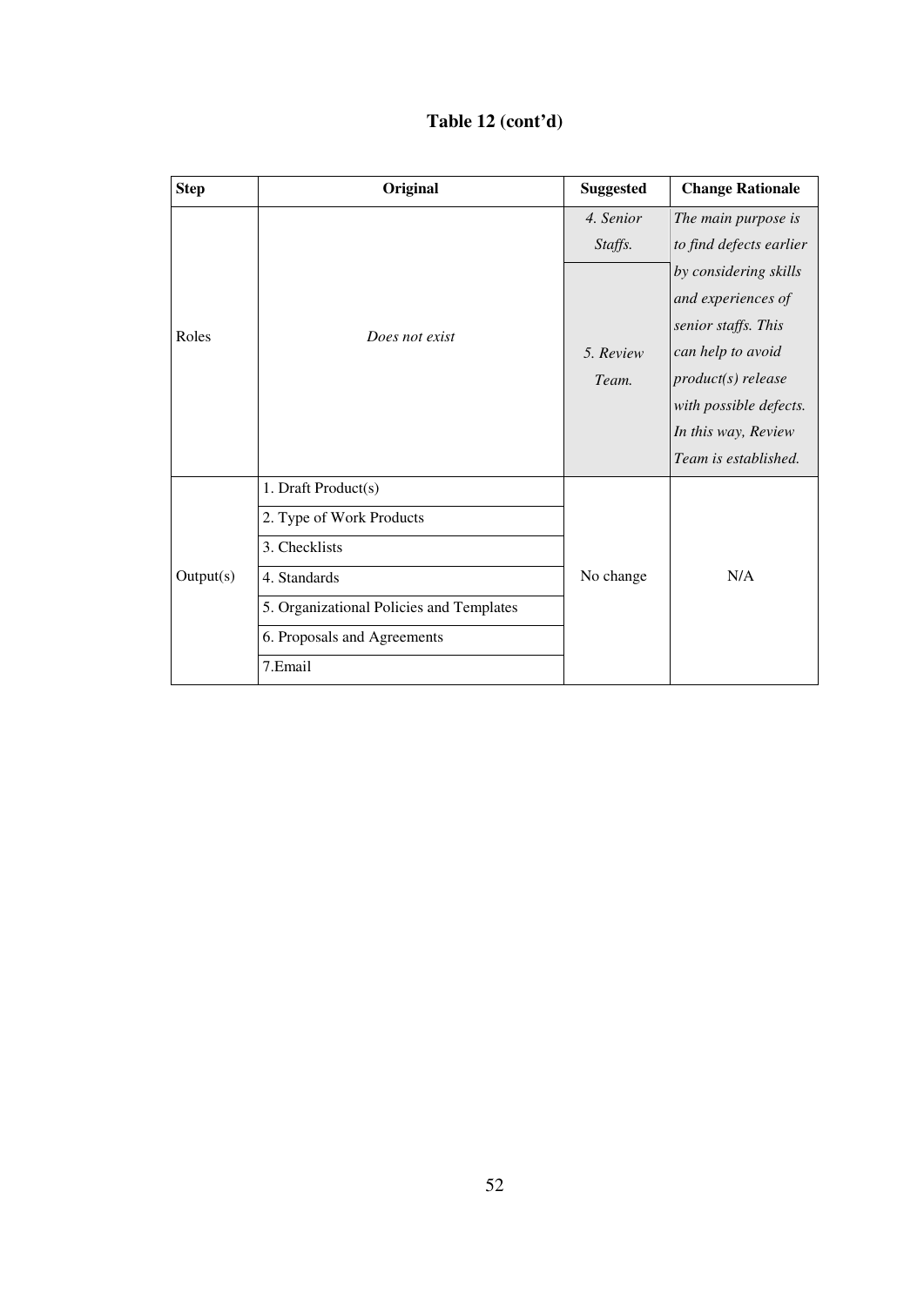**Table 12 (cont'd)**

| Step | Original | Suggested | Change Rationale |
|---|---|---|---|
| Roles | *Does not exist* | *4. Senior Staffs.* | *The main purpose is to find defects earlier by considering skills and experiences of senior staffs. This can help to avoid product(s) release with possible defects. In this way, Review Team is established.* |
| | | *5. Review Team.* | |
| Output(s) | 1. Draft Product(s) | No change | N/A |
| | 2. Type of Work Products | | |
| | 3. Checklists | | |
| | 4. Standards | | |
| | 5. Organizational Policies and Templates | | |
| | 6. Proposals and Agreements | | |
| | 7.Email | | |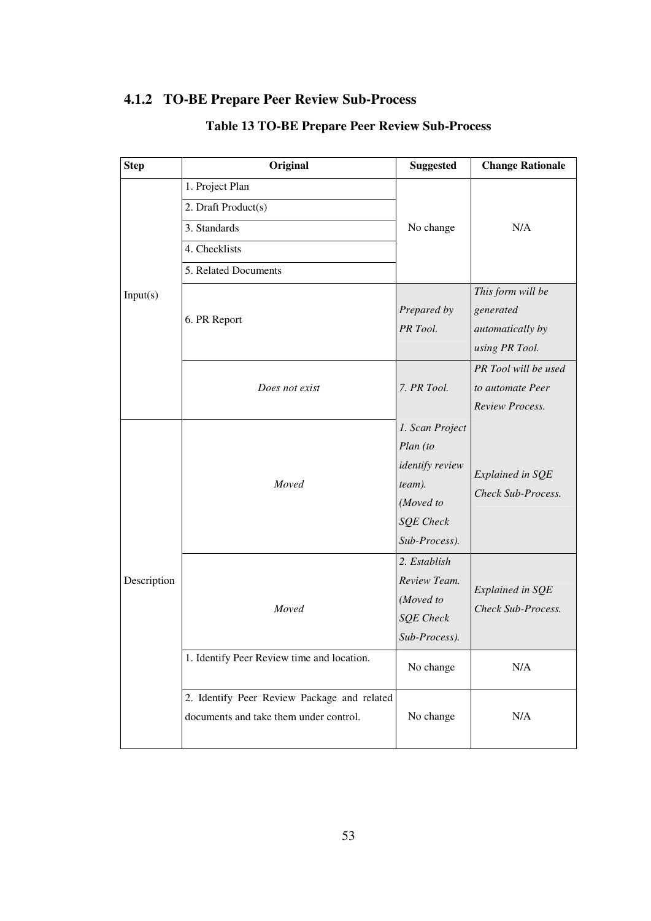### 4.1.2 TO-BE Prepare Peer Review Sub-Process

**Table 13 TO-BE Prepare Peer Review Sub-Process**

| Step | Original | Suggested | Change Rationale |
|---|---|---|---|
| Input(s) | 1. Project Plan | No change | N/A |
| | 2. Draft Product(s) | | |
| | 3. Standards | | |
| | 4. Checklists | | |
| | 5. Related Documents | | |
| | 6. PR Report | *Prepared by PR Tool.* | *This form will be generated automatically by using PR Tool.* |
| | *Does not exist* | *7. PR Tool.* | *PR Tool will be used to automate Peer Review Process.* |
| Description | *Moved* | *1. Scan Project Plan (to identify review team). (Moved to SQE Check Sub-Process).* | *Explained in SQE Check Sub-Process.* |
| | *Moved* | *2. Establish Review Team. (Moved to SQE Check Sub-Process).* | *Explained in SQE Check Sub-Process.* |
| | 1. Identify Peer Review time and location. | No change | N/A |
| | 2. Identify Peer Review Package and related documents and take them under control. | No change | N/A |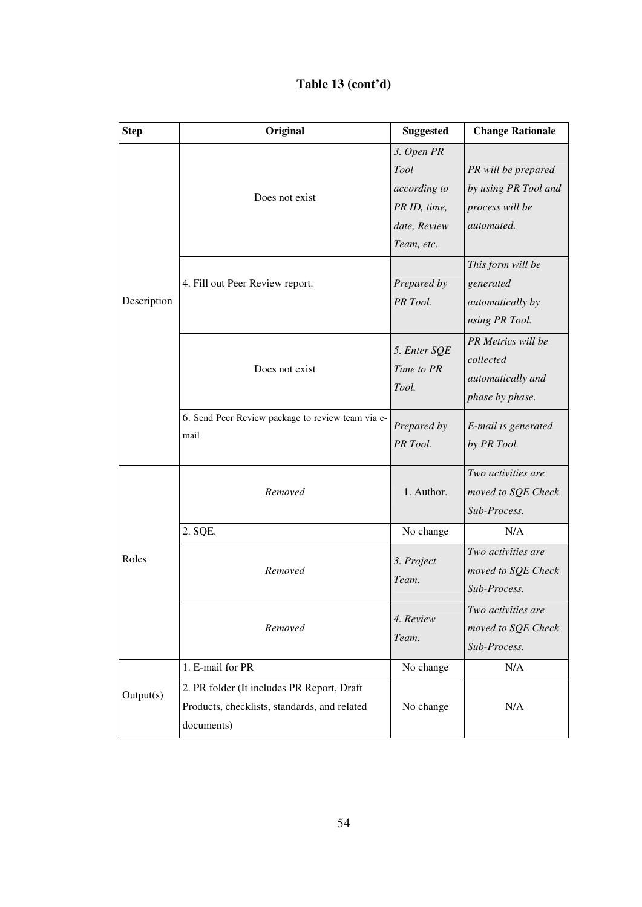**Table 13 (cont'd)**

| Step | Original | Suggested | Change Rationale |
|---|---|---|---|
| Description | Does not exist | *3. Open PR Tool according to PR ID, time, date, Review Team, etc.* | *PR will be prepared by using PR Tool and process will be automated.* |
| | 4. Fill out Peer Review report. | *Prepared by PR Tool.* | *This form will be generated automatically by using PR Tool.* |
| | Does not exist | *5. Enter SQE Time to PR Tool.* | *PR Metrics will be collected automatically and phase by phase.* |
| | 6. Send Peer Review package to review team via e-mail | *Prepared by PR Tool.* | *E-mail is generated by PR Tool.* |
| Roles | *Removed* | 1. Author. | *Two activities are moved to SQE Check Sub-Process.* |
| | 2. SQE. | No change | N/A |
| | *Removed* | *3. Project Team.* | *Two activities are moved to SQE Check Sub-Process.* |
| | *Removed* | *4. Review Team.* | *Two activities are moved to SQE Check Sub-Process.* |
| Output(s) | 1. E-mail for PR | No change | N/A |
| | 2. PR folder (It includes PR Report, Draft Products, checklists, standards, and related documents) | No change | N/A |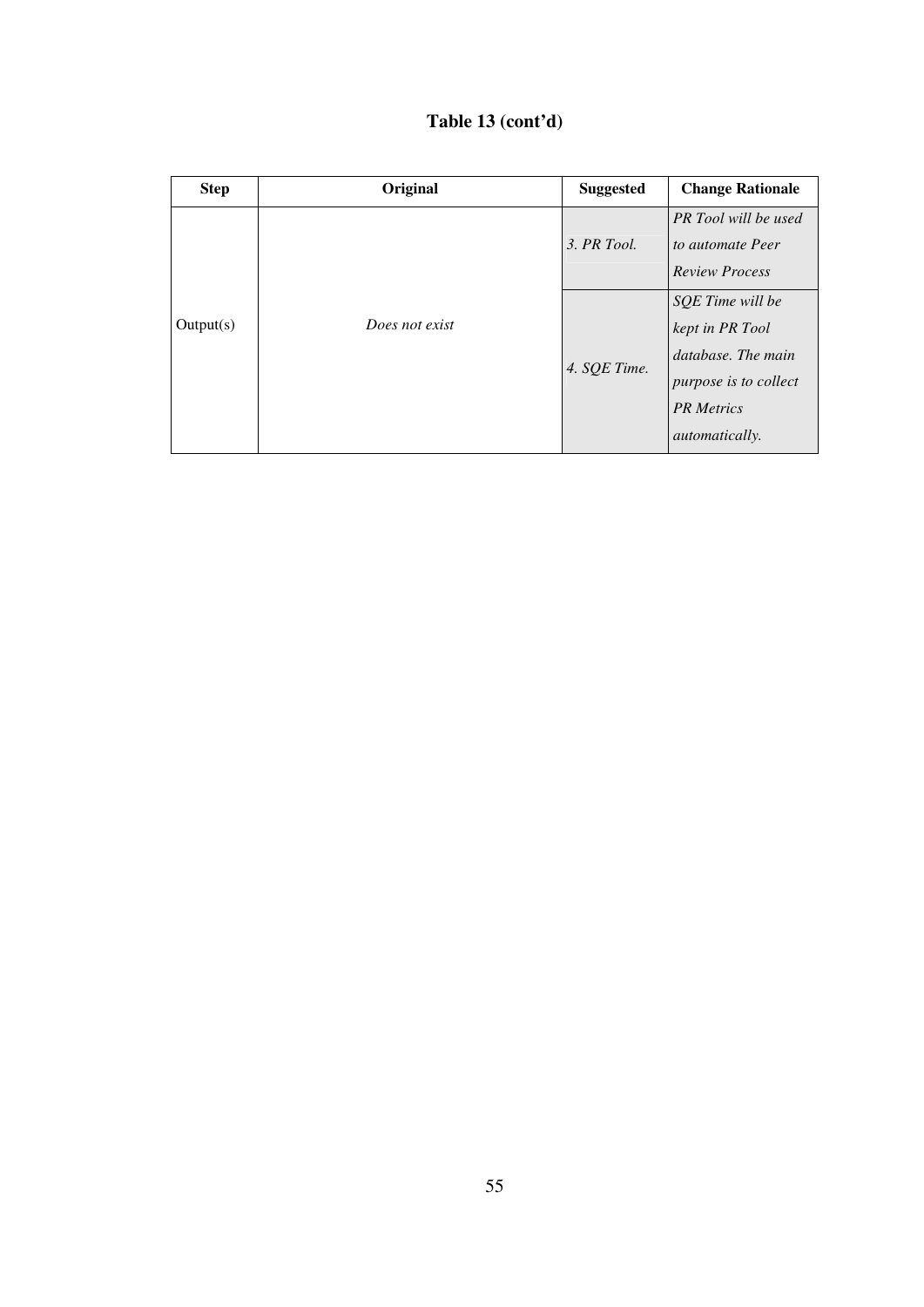**Table 13 (cont'd)**

| Step | Original | Suggested | Change Rationale |
|---|---|---|---|
| Output(s) | *Does not exist* | *3. PR Tool.* | *PR Tool will be used to automate Peer Review Process* |
| | | *4. SQE Time.* | *SQE Time will be kept in PR Tool database. The main purpose is to collect PR Metrics automatically.* |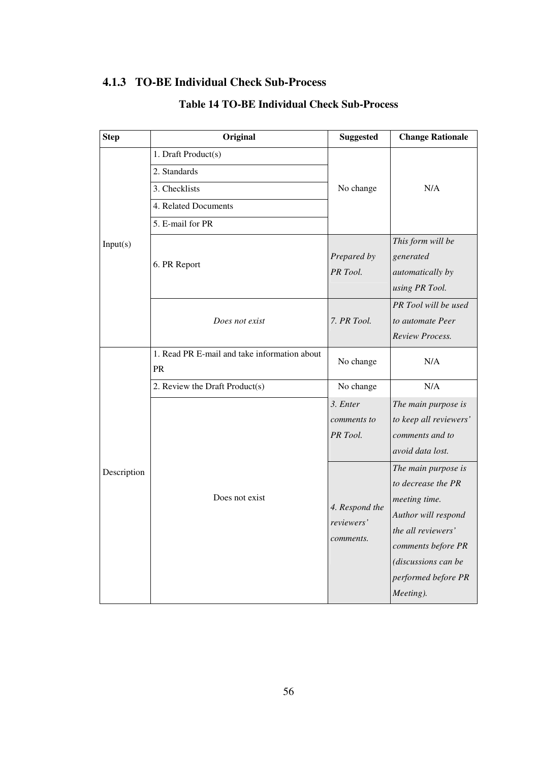### 4.1.3 TO-BE Individual Check Sub-Process

**Table 14 TO-BE Individual Check Sub-Process**

| Step | Original | Suggested | Change Rationale |
|---|---|---|---|
| Input(s) | 1. Draft Product(s) | No change | N/A |
| | 2. Standards | | |
| | 3. Checklists | | |
| | 4. Related Documents | | |
| | 5. E-mail for PR | | |
| | 6. PR Report | *Prepared by PR Tool.* | *This form will be generated automatically by using PR Tool.* |
| | *Does not exist* | *7. PR Tool.* | *PR Tool will be used to automate Peer Review Process.* |
| Description | 1. Read PR E-mail and take information about PR | No change | N/A |
| | 2. Review the Draft Product(s) | No change | N/A |
| | Does not exist | *3. Enter comments to PR Tool.* | *The main purpose is to keep all reviewers' comments and to avoid data lost.* |
| | | *4. Respond the reviewers' comments.* | *The main purpose is to decrease the PR meeting time. Author will respond the all reviewers' comments before PR (discussions can be performed before PR Meeting).* |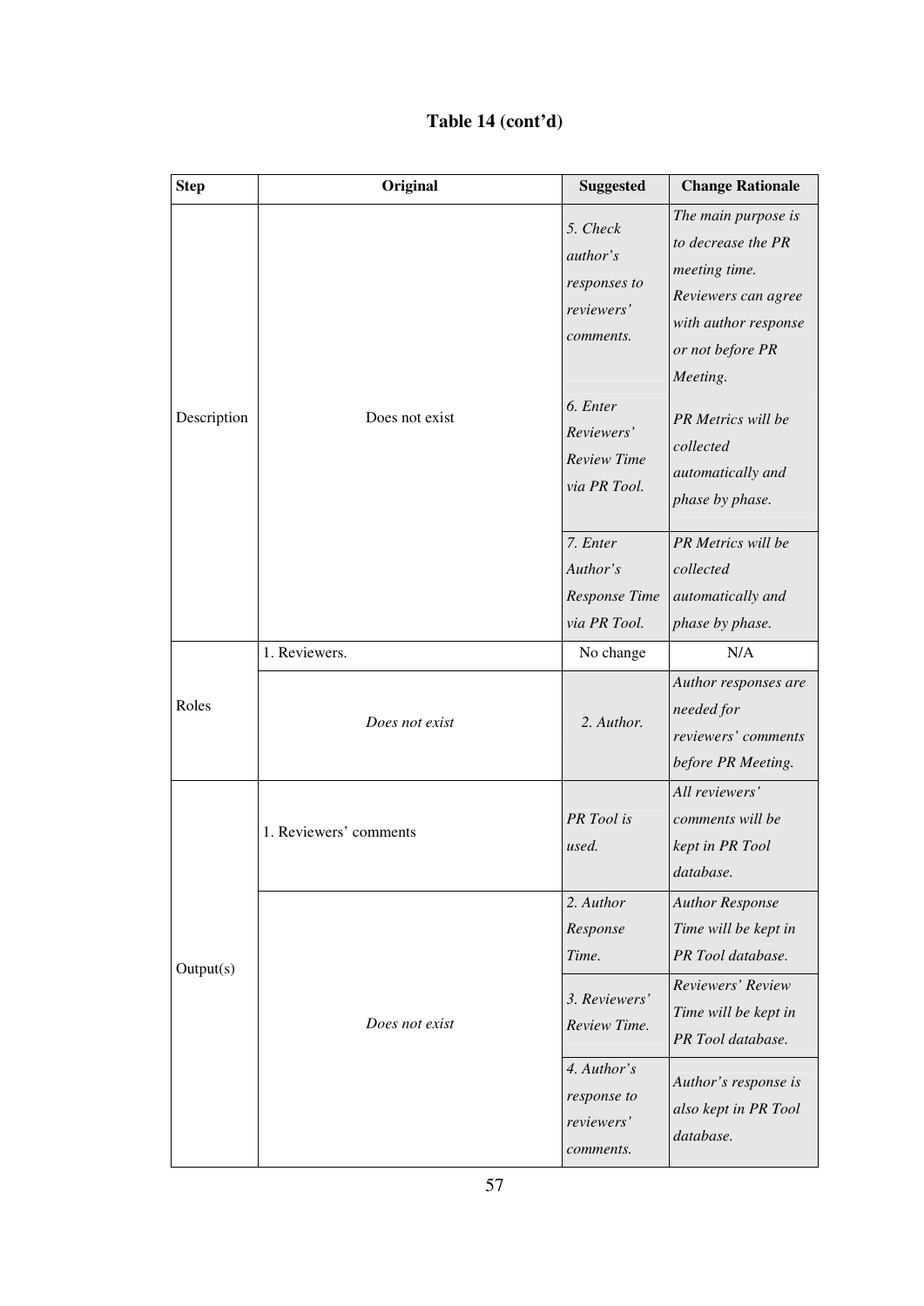**Table 14 (cont'd)**

| Step | Original | Suggested | Change Rationale |
|---|---|---|---|
| Description | Does not exist | *5. Check author's responses to reviewers' comments.* | *The main purpose is to decrease the PR meeting time. Reviewers can agree with author response or not before PR Meeting.* |
| | | *6. Enter Reviewers' Review Time via PR Tool.* | *PR Metrics will be collected automatically and phase by phase.* |
| | | *7. Enter Author's Response Time via PR Tool.* | *PR Metrics will be collected automatically and phase by phase.* |
| Roles | 1. Reviewers. | No change | N/A |
| | *Does not exist* | *2. Author.* | *Author responses are needed for reviewers' comments before PR Meeting.* |
| Output(s) | 1. Reviewers' comments | *PR Tool is used.* | *All reviewers' comments will be kept in PR Tool database.* |
| | *Does not exist* | *2. Author Response Time.* | *Author Response Time will be kept in PR Tool database.* |
| | | *3. Reviewers' Review Time.* | *Reviewers' Review Time will be kept in PR Tool database.* |
| | | *4. Author's response to reviewers' comments.* | *Author's response is also kept in PR Tool database.* |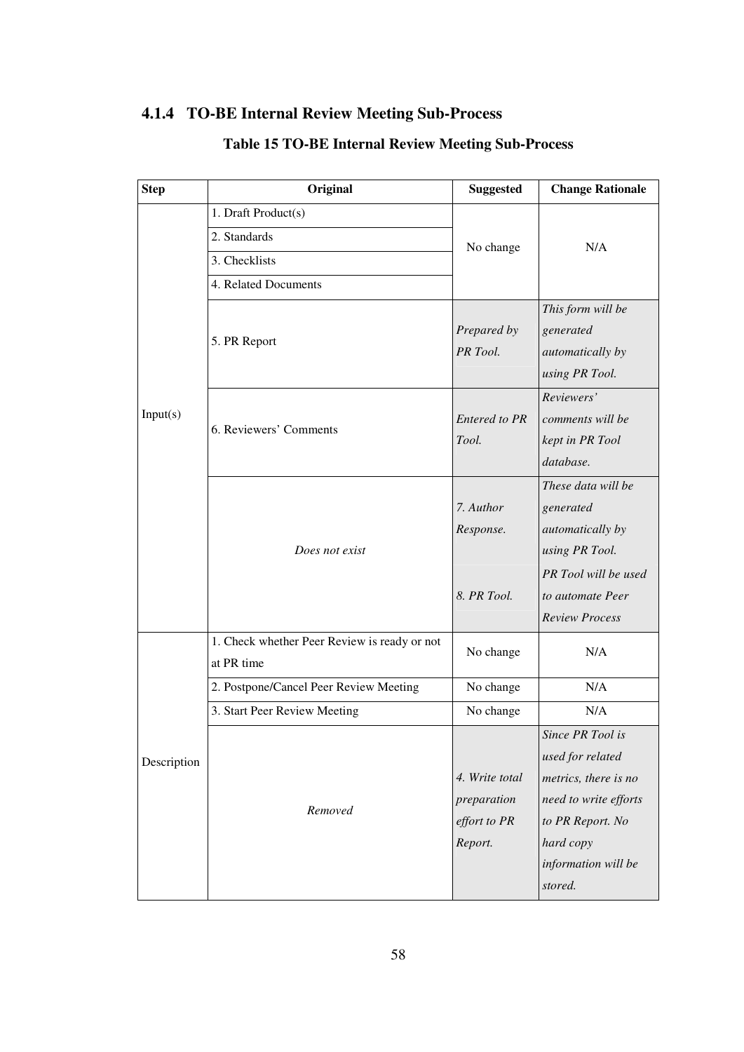### 4.1.4 TO-BE Internal Review Meeting Sub-Process

**Table 15 TO-BE Internal Review Meeting Sub-Process**

| Step | Original | Suggested | Change Rationale |
|---|---|---|---|
| Input(s) | 1. Draft Product(s) | No change | N/A |
| | 2. Standards | | |
| | 3. Checklists | | |
| | 4. Related Documents | | |
| | 5. PR Report | *Prepared by PR Tool.* | *This form will be generated automatically by using PR Tool.* |
| | 6. Reviewers' Comments | *Entered to PR Tool.* | *Reviewers' comments will be kept in PR Tool database.* |
| | *Does not exist* | *7. Author Response.* | *These data will be generated automatically by using PR Tool.* |
| | | *8. PR Tool.* | *PR Tool will be used to automate Peer Review Process* |
| Description | 1. Check whether Peer Review is ready or not at PR time | No change | N/A |
| | 2. Postpone/Cancel Peer Review Meeting | No change | N/A |
| | 3. Start Peer Review Meeting | No change | N/A |
| | *Removed* | *4. Write total preparation effort to PR Report.* | *Since PR Tool is used for related metrics, there is no need to write efforts to PR Report. No hard copy information will be stored.* |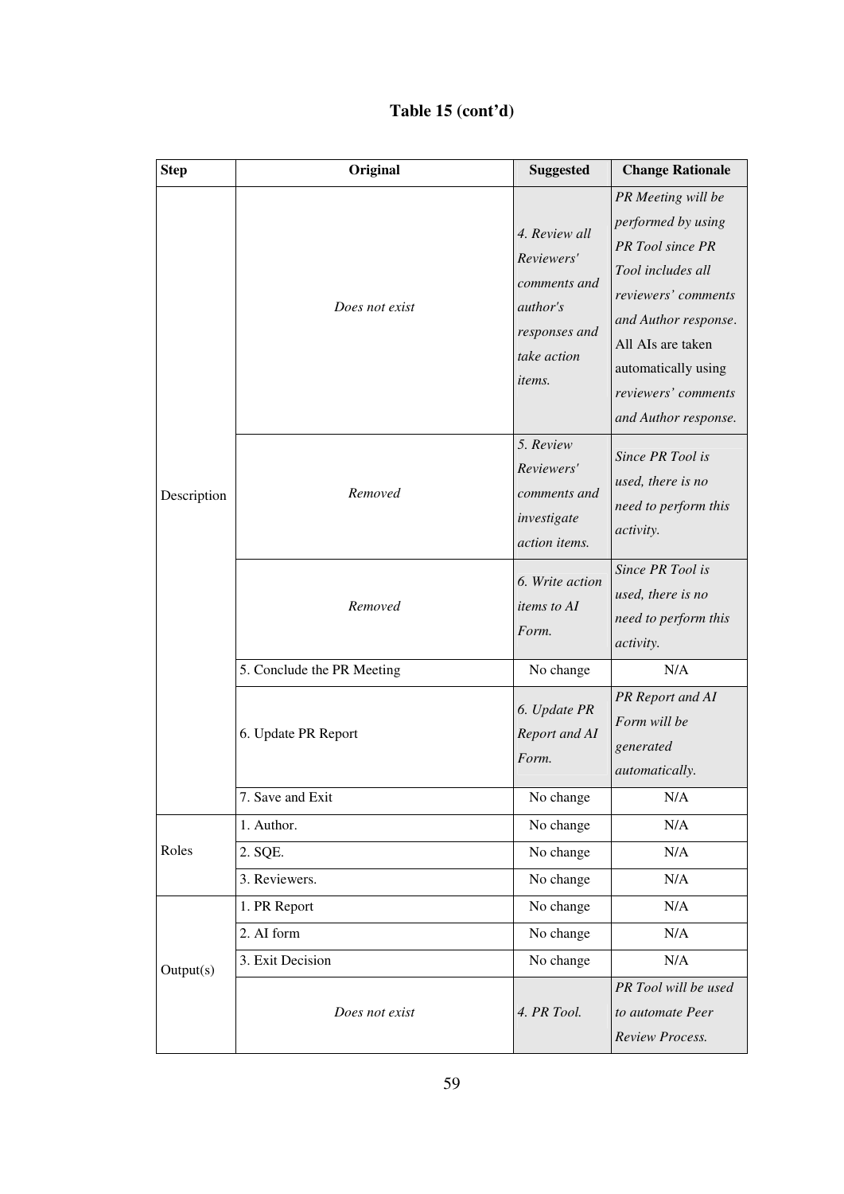**Table 15 (cont'd)**

| Step | Original | Suggested | Change Rationale |
|---|---|---|---|
| Description | *Does not exist* | *4. Review all Reviewers' comments and author's responses and take action items.* | *PR Meeting will be performed by using PR Tool since PR Tool includes all reviewers' comments and Author response.* All AIs are taken automatically using *reviewers' comments and Author response.* |
| | *Removed* | *5. Review Reviewers' comments and investigate action items.* | *Since PR Tool is used, there is no need to perform this activity.* |
| | *Removed* | *6. Write action items to AI Form.* | *Since PR Tool is used, there is no need to perform this activity.* |
| | 5. Conclude the PR Meeting | No change | N/A |
| | 6. Update PR Report | *6. Update PR Report and AI Form.* | *PR Report and AI Form will be generated automatically.* |
| | 7. Save and Exit | No change | N/A |
| Roles | 1. Author. | No change | N/A |
| | 2. SQE. | No change | N/A |
| | 3. Reviewers. | No change | N/A |
| Output(s) | 1. PR Report | No change | N/A |
| | 2. AI form | No change | N/A |
| | 3. Exit Decision | No change | N/A |
| | *Does not exist* | *4. PR Tool.* | *PR Tool will be used to automate Peer Review Process.* |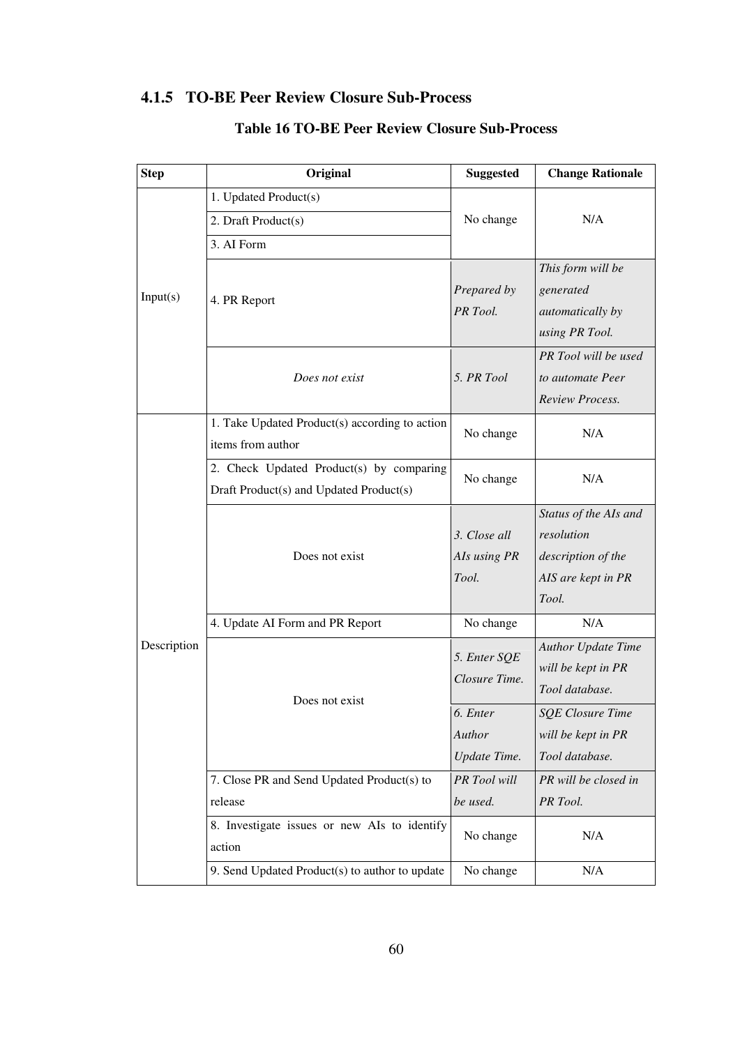### 4.1.5 TO-BE Peer Review Closure Sub-Process

**Table 16 TO-BE Peer Review Closure Sub-Process**

| Step | Original | Suggested | Change Rationale |
|---|---|---|---|
| Input(s) | 1. Updated Product(s) | No change | N/A |
| | 2. Draft Product(s) | | |
| | 3. AI Form | | |
| | 4. PR Report | *Prepared by PR Tool.* | *This form will be generated automatically by using PR Tool.* |
| | *Does not exist* | *5. PR Tool* | *PR Tool will be used to automate Peer Review Process.* |
| Description | 1. Take Updated Product(s) according to action items from author | No change | N/A |
| | 2. Check Updated Product(s) by comparing Draft Product(s) and Updated Product(s) | No change | N/A |
| | Does not exist | *3. Close all AIs using PR Tool.* | *Status of the AIs and resolution description of the AIS are kept in PR Tool.* |
| | 4. Update AI Form and PR Report | No change | N/A |
| | Does not exist | *5. Enter SQE Closure Time.* | *Author Update Time will be kept in PR Tool database.* |
| | | *6. Enter Author Update Time.* | *SQE Closure Time will be kept in PR Tool database.* |
| | 7. Close PR and Send Updated Product(s) to release | *PR Tool will be used.* | *PR will be closed in PR Tool.* |
| | 8. Investigate issues or new AIs to identify action | No change | N/A |
| | 9. Send Updated Product(s) to author to update | No change | N/A |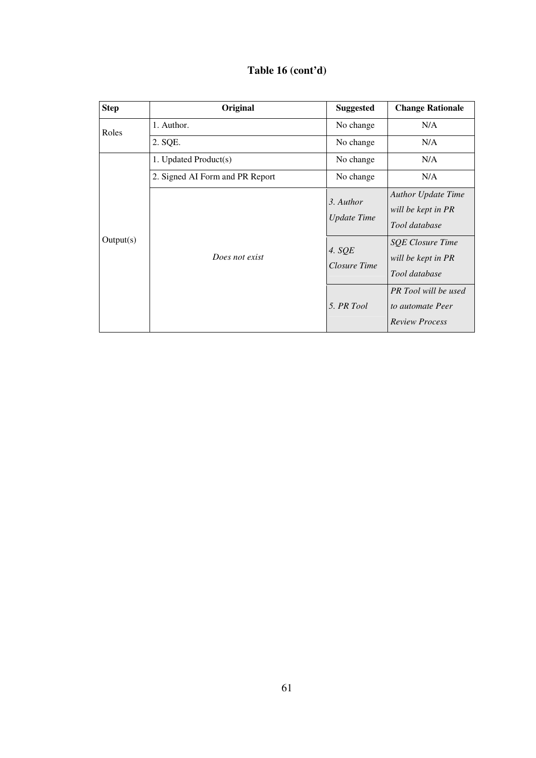**Table 16 (cont'd)**

| Step | Original | Suggested | Change Rationale |
|---|---|---|---|
| Roles | 1. Author. | No change | N/A |
| | 2. SQE. | No change | N/A |
| Output(s) | 1. Updated Product(s) | No change | N/A |
| | 2. Signed AI Form and PR Report | No change | N/A |
| | *Does not exist* | *3. Author Update Time* | *Author Update Time will be kept in PR Tool database* |
| | | *4. SQE Closure Time* | *SQE Closure Time will be kept in PR Tool database* |
| | | *5. PR Tool* | *PR Tool will be used to automate Peer Review Process* |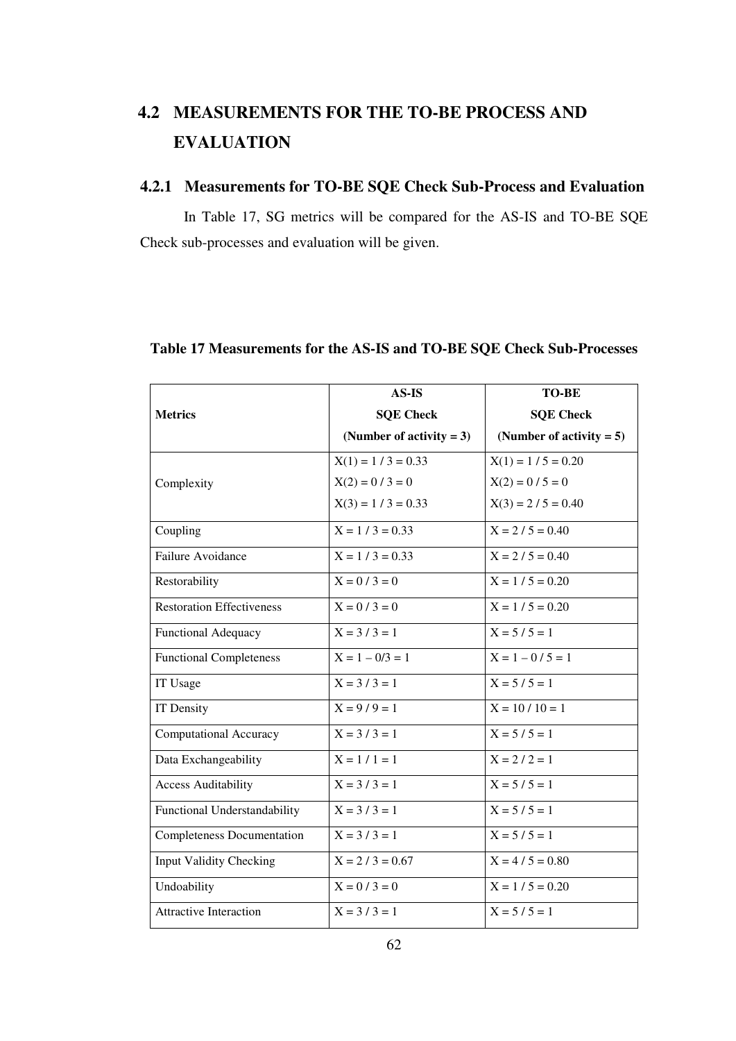## 4.2 MEASUREMENTS FOR THE TO-BE PROCESS AND EVALUATION

### 4.2.1 Measurements for TO-BE SQE Check Sub-Process and Evaluation

In Table 17, SG metrics will be compared for the AS-IS and TO-BE SQE Check sub-processes and evaluation will be given.

**Table 17 Measurements for the AS-IS and TO-BE SQE Check Sub-Processes**

| Metrics | AS-IS SQE Check (Number of activity = 3) | TO-BE SQE Check (Number of activity = 5) |
|---|---|---|
| Complexity | X(1) = 1 / 3 = 0.33<br>X(2) = 0 / 3 = 0<br>X(3) = 1 / 3 = 0.33 | X(1) = 1 / 5 = 0.20<br>X(2) = 0 / 5 = 0<br>X(3) = 2 / 5 = 0.40 |
| Coupling | X = 1 / 3 = 0.33 | X = 2 / 5 = 0.40 |
| Failure Avoidance | X = 1 / 3 = 0.33 | X = 2 / 5 = 0.40 |
| Restorability | X = 0 / 3 = 0 | X = 1 / 5 = 0.20 |
| Restoration Effectiveness | X = 0 / 3 = 0 | X = 1 / 5 = 0.20 |
| Functional Adequacy | X = 3 / 3 = 1 | X = 5 / 5 = 1 |
| Functional Completeness | X = 1 – 0/3 = 1 | X = 1 – 0 / 5 = 1 |
| IT Usage | X = 3 / 3 = 1 | X = 5 / 5 = 1 |
| IT Density | X = 9 / 9 = 1 | X = 10 / 10 = 1 |
| Computational Accuracy | X = 3 / 3 = 1 | X = 5 / 5 = 1 |
| Data Exchangeability | X = 1 / 1 = 1 | X = 2 / 2 = 1 |
| Access Auditability | X = 3 / 3 = 1 | X = 5 / 5 = 1 |
| Functional Understandability | X = 3 / 3 = 1 | X = 5 / 5 = 1 |
| Completeness Documentation | X = 3 / 3 = 1 | X = 5 / 5 = 1 |
| Input Validity Checking | X = 2 / 3 = 0.67 | X = 4 / 5 = 0.80 |
| Undoability | X = 0 / 3 = 0 | X = 1 / 5 = 0.20 |
| Attractive Interaction | X = 3 / 3 = 1 | X = 5 / 5 = 1 |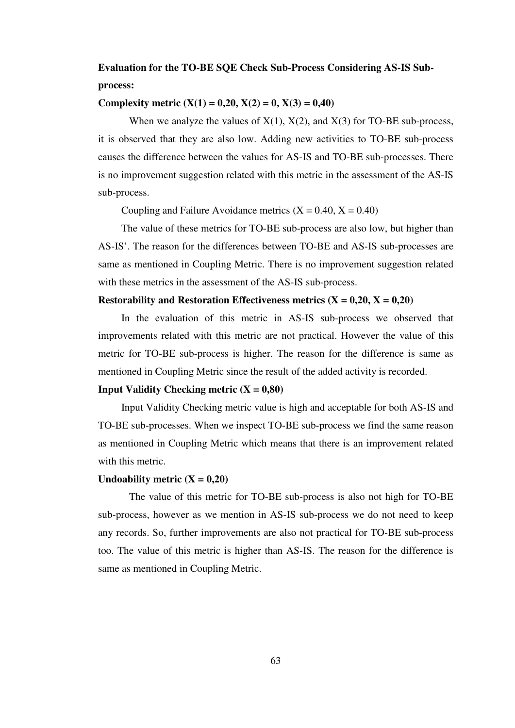**Evaluation for the TO-BE SQE Check Sub-Process Considering AS-IS Sub-process:**

**Complexity metric ($X(1) = 0{,}20$, $X(2) = 0$, $X(3) = 0{,}40$)**

When we analyze the values of $X(1)$, $X(2)$, and $X(3)$ for TO-BE sub-process, it is observed that they are also low. Adding new activities to TO-BE sub-process causes the difference between the values for AS-IS and TO-BE sub-processes. There is no improvement suggestion related with this metric in the assessment of the AS-IS sub-process.

Coupling and Failure Avoidance metrics ($X = 0.40$, $X = 0.40$)

The value of these metrics for TO-BE sub-process are also low, but higher than AS-IS'. The reason for the differences between TO-BE and AS-IS sub-processes are same as mentioned in Coupling Metric. There is no improvement suggestion related with these metrics in the assessment of the AS-IS sub-process.

**Restorability and Restoration Effectiveness metrics ($X = 0{,}20$, $X = 0{,}20$)**

In the evaluation of this metric in AS-IS sub-process we observed that improvements related with this metric are not practical. However the value of this metric for TO-BE sub-process is higher. The reason for the difference is same as mentioned in Coupling Metric since the result of the added activity is recorded.

**Input Validity Checking metric ($X = 0{,}80$)**

Input Validity Checking metric value is high and acceptable for both AS-IS and TO-BE sub-processes. When we inspect TO-BE sub-process we find the same reason as mentioned in Coupling Metric which means that there is an improvement related with this metric.

**Undoability metric ($X = 0{,}20$)**

The value of this metric for TO-BE sub-process is also not high for TO-BE sub-process, however as we mention in AS-IS sub-process we do not need to keep any records. So, further improvements are also not practical for TO-BE sub-process too. The value of this metric is higher than AS-IS. The reason for the difference is same as mentioned in Coupling Metric.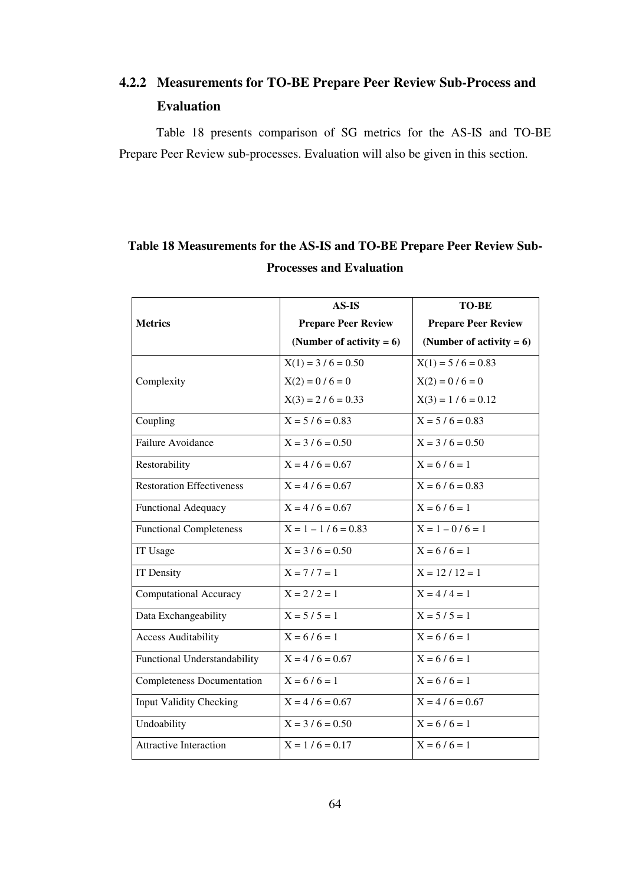### 4.2.2 Measurements for TO-BE Prepare Peer Review Sub-Process and Evaluation

Table 18 presents comparison of SG metrics for the AS-IS and TO-BE Prepare Peer Review sub-processes. Evaluation will also be given in this section.

**Table 18 Measurements for the AS-IS and TO-BE Prepare Peer Review Sub-Processes and Evaluation**

| Metrics | AS-IS Prepare Peer Review (Number of activity = 6) | TO-BE Prepare Peer Review (Number of activity = 6) |
|---|---|---|
| Complexity | X(1) = 3 / 6 = 0.50<br>X(2) = 0 / 6 = 0<br>X(3) = 2 / 6 = 0.33 | X(1) = 5 / 6 = 0.83<br>X(2) = 0 / 6 = 0<br>X(3) = 1 / 6 = 0.12 |
| Coupling | X = 5 / 6 = 0.83 | X = 5 / 6 = 0.83 |
| Failure Avoidance | X = 3 / 6 = 0.50 | X = 3 / 6 = 0.50 |
| Restorability | X = 4 / 6 = 0.67 | X = 6 / 6 = 1 |
| Restoration Effectiveness | X = 4 / 6 = 0.67 | X = 6 / 6 = 0.83 |
| Functional Adequacy | X = 4 / 6 = 0.67 | X = 6 / 6 = 1 |
| Functional Completeness | X = 1 – 1 / 6 = 0.83 | X = 1 – 0 / 6 = 1 |
| IT Usage | X = 3 / 6 = 0.50 | X = 6 / 6 = 1 |
| IT Density | X = 7 / 7 = 1 | X = 12 / 12 = 1 |
| Computational Accuracy | X = 2 / 2 = 1 | X = 4 / 4 = 1 |
| Data Exchangeability | X = 5 / 5 = 1 | X = 5 / 5 = 1 |
| Access Auditability | X = 6 / 6 = 1 | X = 6 / 6 = 1 |
| Functional Understandability | X = 4 / 6 = 0.67 | X = 6 / 6 = 1 |
| Completeness Documentation | X = 6 / 6 = 1 | X = 6 / 6 = 1 |
| Input Validity Checking | X = 4 / 6 = 0.67 | X = 4 / 6 = 0.67 |
| Undoability | X = 3 / 6 = 0.50 | X = 6 / 6 = 1 |
| Attractive Interaction | X = 1 / 6 = 0.17 | X = 6 / 6 = 1 |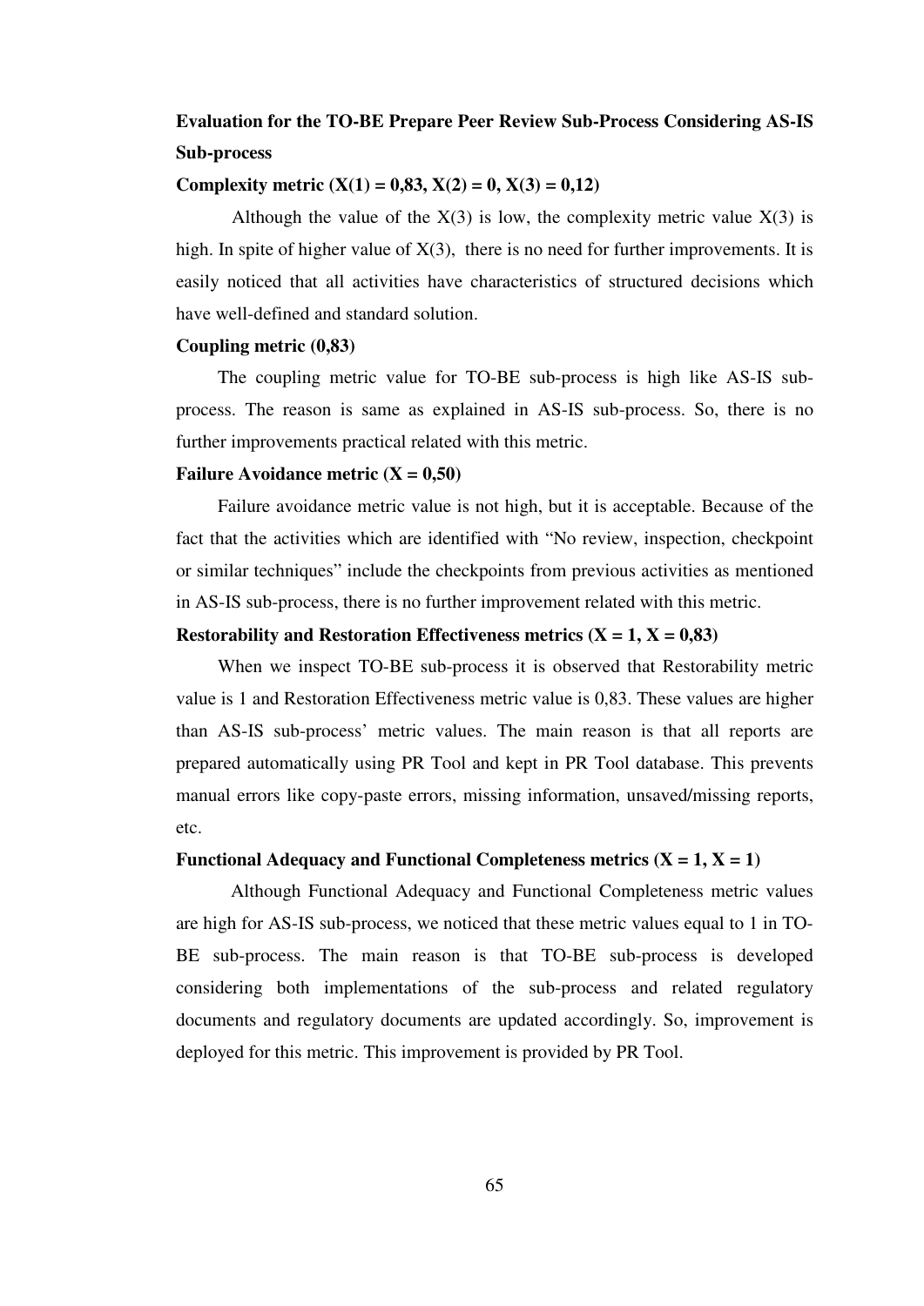### Evaluation for the TO-BE Prepare Peer Review Sub-Process Considering AS-IS Sub-process

**Complexity metric ($X(1) = 0{,}83$, $X(2) = 0$, $X(3) = 0{,}12$)**

Although the value of the $X(3)$ is low, the complexity metric value $X(3)$ is high. In spite of higher value of $X(3)$, there is no need for further improvements. It is easily noticed that all activities have characteristics of structured decisions which have well-defined and standard solution.

**Coupling metric (0,83)**

The coupling metric value for TO-BE sub-process is high like AS-IS sub-process. The reason is same as explained in AS-IS sub-process. So, there is no further improvements practical related with this metric.

**Failure Avoidance metric ($X = 0{,}50$)**

Failure avoidance metric value is not high, but it is acceptable. Because of the fact that the activities which are identified with "No review, inspection, checkpoint or similar techniques" include the checkpoints from previous activities as mentioned in AS-IS sub-process, there is no further improvement related with this metric.

**Restorability and Restoration Effectiveness metrics ($X = 1$, $X = 0{,}83$)**

When we inspect TO-BE sub-process it is observed that Restorability metric value is 1 and Restoration Effectiveness metric value is 0,83. These values are higher than AS-IS sub-process' metric values. The main reason is that all reports are prepared automatically using PR Tool and kept in PR Tool database. This prevents manual errors like copy-paste errors, missing information, unsaved/missing reports, etc.

**Functional Adequacy and Functional Completeness metrics ($X = 1$, $X = 1$)**

Although Functional Adequacy and Functional Completeness metric values are high for AS-IS sub-process, we noticed that these metric values equal to 1 in TO-BE sub-process. The main reason is that TO-BE sub-process is developed considering both implementations of the sub-process and related regulatory documents and regulatory documents are updated accordingly. So, improvement is deployed for this metric. This improvement is provided by PR Tool.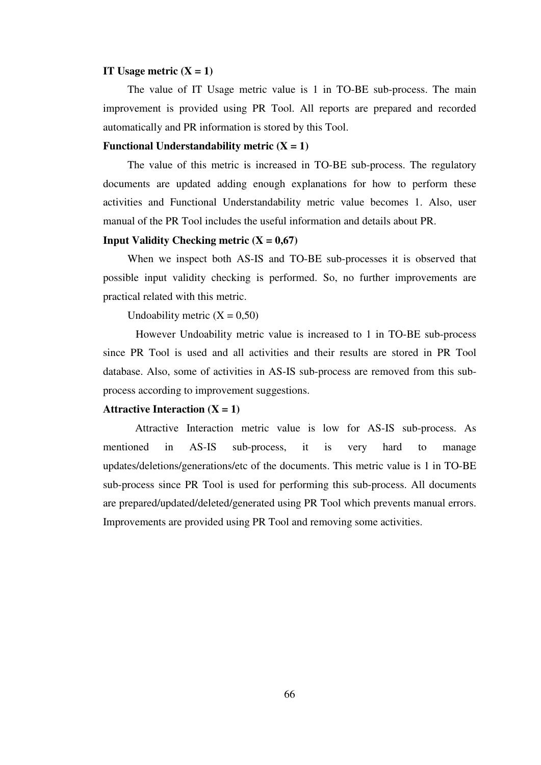**IT Usage metric (X = 1)**

The value of IT Usage metric value is 1 in TO-BE sub-process. The main improvement is provided using PR Tool. All reports are prepared and recorded automatically and PR information is stored by this Tool.

**Functional Understandability metric (X = 1)**

The value of this metric is increased in TO-BE sub-process. The regulatory documents are updated adding enough explanations for how to perform these activities and Functional Understandability metric value becomes 1. Also, user manual of the PR Tool includes the useful information and details about PR.

**Input Validity Checking metric (X = 0,67)**

When we inspect both AS-IS and TO-BE sub-processes it is observed that possible input validity checking is performed. So, no further improvements are practical related with this metric.

Undoability metric (X = 0,50)

However Undoability metric value is increased to 1 in TO-BE sub-process since PR Tool is used and all activities and their results are stored in PR Tool database. Also, some of activities in AS-IS sub-process are removed from this sub-process according to improvement suggestions.

**Attractive Interaction (X = 1)**

Attractive Interaction metric value is low for AS-IS sub-process. As mentioned in AS-IS sub-process, it is very hard to manage updates/deletions/generations/etc of the documents. This metric value is 1 in TO-BE sub-process since PR Tool is used for performing this sub-process. All documents are prepared/updated/deleted/generated using PR Tool which prevents manual errors. Improvements are provided using PR Tool and removing some activities.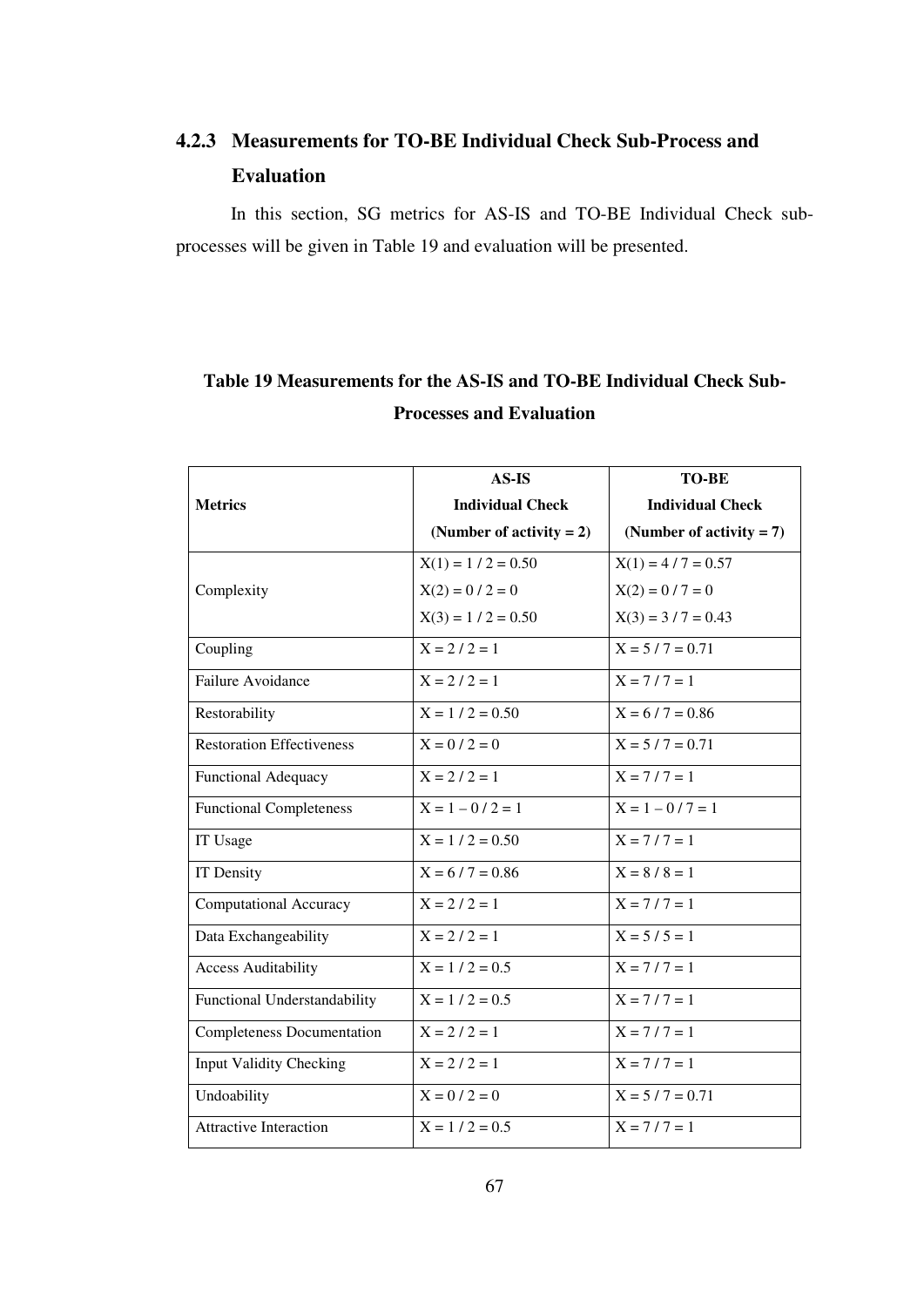### 4.2.3 Measurements for TO-BE Individual Check Sub-Process and Evaluation

In this section, SG metrics for AS-IS and TO-BE Individual Check sub-processes will be given in Table 19 and evaluation will be presented.

**Table 19 Measurements for the AS-IS and TO-BE Individual Check Sub-Processes and Evaluation**

| **Metrics** | **AS-IS Individual Check (Number of activity = 2)** | **TO-BE Individual Check (Number of activity = 7)** |
|---|---|---|
| Complexity | X(1) = 1 / 2 = 0.50<br>X(2) = 0 / 2 = 0<br>X(3) = 1 / 2 = 0.50 | X(1) = 4 / 7 = 0.57<br>X(2) = 0 / 7 = 0<br>X(3) = 3 / 7 = 0.43 |
| Coupling | X = 2 / 2 = 1 | X = 5 / 7 = 0.71 |
| Failure Avoidance | X = 2 / 2 = 1 | X = 7 / 7 = 1 |
| Restorability | X = 1 / 2 = 0.50 | X = 6 / 7 = 0.86 |
| Restoration Effectiveness | X = 0 / 2 = 0 | X = 5 / 7 = 0.71 |
| Functional Adequacy | X = 2 / 2 = 1 | X = 7 / 7 = 1 |
| Functional Completeness | X = 1 – 0 / 2 = 1 | X = 1 – 0 / 7 = 1 |
| IT Usage | X = 1 / 2 = 0.50 | X = 7 / 7 = 1 |
| IT Density | X = 6 / 7 = 0.86 | X = 8 / 8 = 1 |
| Computational Accuracy | X = 2 / 2 = 1 | X = 7 / 7 = 1 |
| Data Exchangeability | X = 2 / 2 = 1 | X = 5 / 5 = 1 |
| Access Auditability | X = 1 / 2 = 0.5 | X = 7 / 7 = 1 |
| Functional Understandability | X = 1 / 2 = 0.5 | X = 7 / 7 = 1 |
| Completeness Documentation | X = 2 / 2 = 1 | X = 7 / 7 = 1 |
| Input Validity Checking | X = 2 / 2 = 1 | X = 7 / 7 = 1 |
| Undoability | X = 0 / 2 = 0 | X = 5 / 7 = 0.71 |
| Attractive Interaction | X = 1 / 2 = 0.5 | X = 7 / 7 = 1 |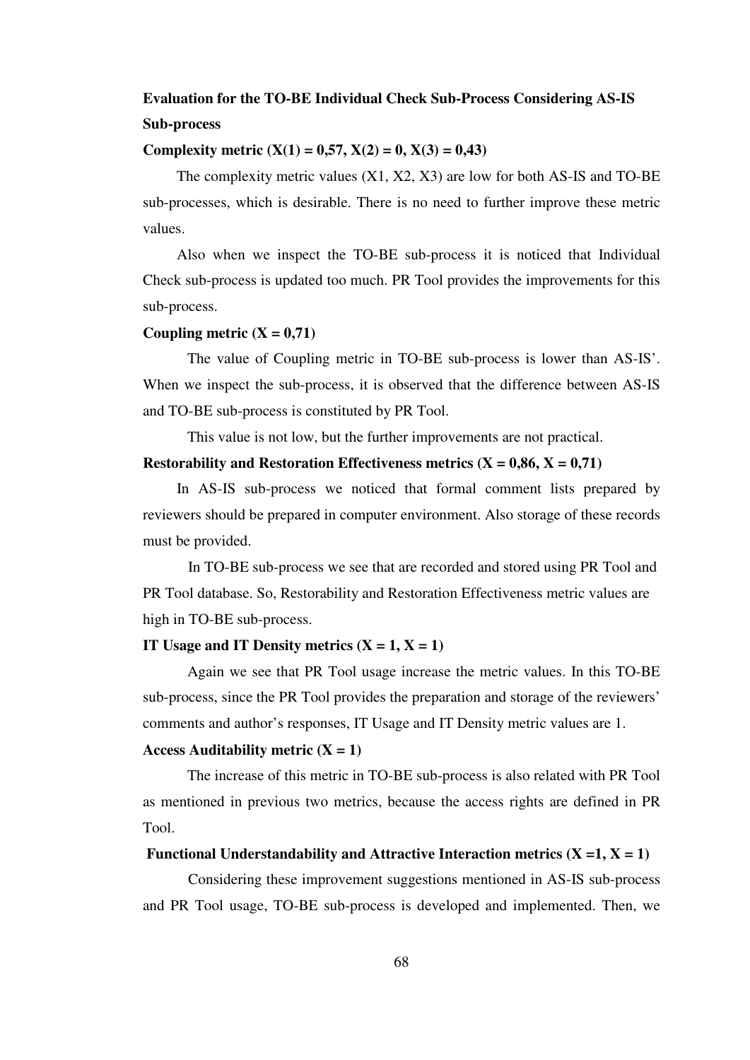**Evaluation for the TO-BE Individual Check Sub-Process Considering AS-IS Sub-process**

**Complexity metric ($X(1) = 0{,}57$, $X(2) = 0$, $X(3) = 0{,}43$)**

The complexity metric values (X1, X2, X3) are low for both AS-IS and TO-BE sub-processes, which is desirable. There is no need to further improve these metric values.

Also when we inspect the TO-BE sub-process it is noticed that Individual Check sub-process is updated too much. PR Tool provides the improvements for this sub-process.

**Coupling metric ($X = 0{,}71$)**

The value of Coupling metric in TO-BE sub-process is lower than AS-IS'. When we inspect the sub-process, it is observed that the difference between AS-IS and TO-BE sub-process is constituted by PR Tool.

This value is not low, but the further improvements are not practical.

**Restorability and Restoration Effectiveness metrics ($X = 0{,}86$, $X = 0{,}71$)**

In AS-IS sub-process we noticed that formal comment lists prepared by reviewers should be prepared in computer environment. Also storage of these records must be provided.

In TO-BE sub-process we see that are recorded and stored using PR Tool and PR Tool database. So, Restorability and Restoration Effectiveness metric values are high in TO-BE sub-process.

**IT Usage and IT Density metrics ($X = 1$, $X = 1$)**

Again we see that PR Tool usage increase the metric values. In this TO-BE sub-process, since the PR Tool provides the preparation and storage of the reviewers' comments and author's responses, IT Usage and IT Density metric values are 1.

**Access Auditability metric ($X = 1$)**

The increase of this metric in TO-BE sub-process is also related with PR Tool as mentioned in previous two metrics, because the access rights are defined in PR Tool.

**Functional Understandability and Attractive Interaction metrics ($X =1$, $X = 1$)**

Considering these improvement suggestions mentioned in AS-IS sub-process and PR Tool usage, TO-BE sub-process is developed and implemented. Then, we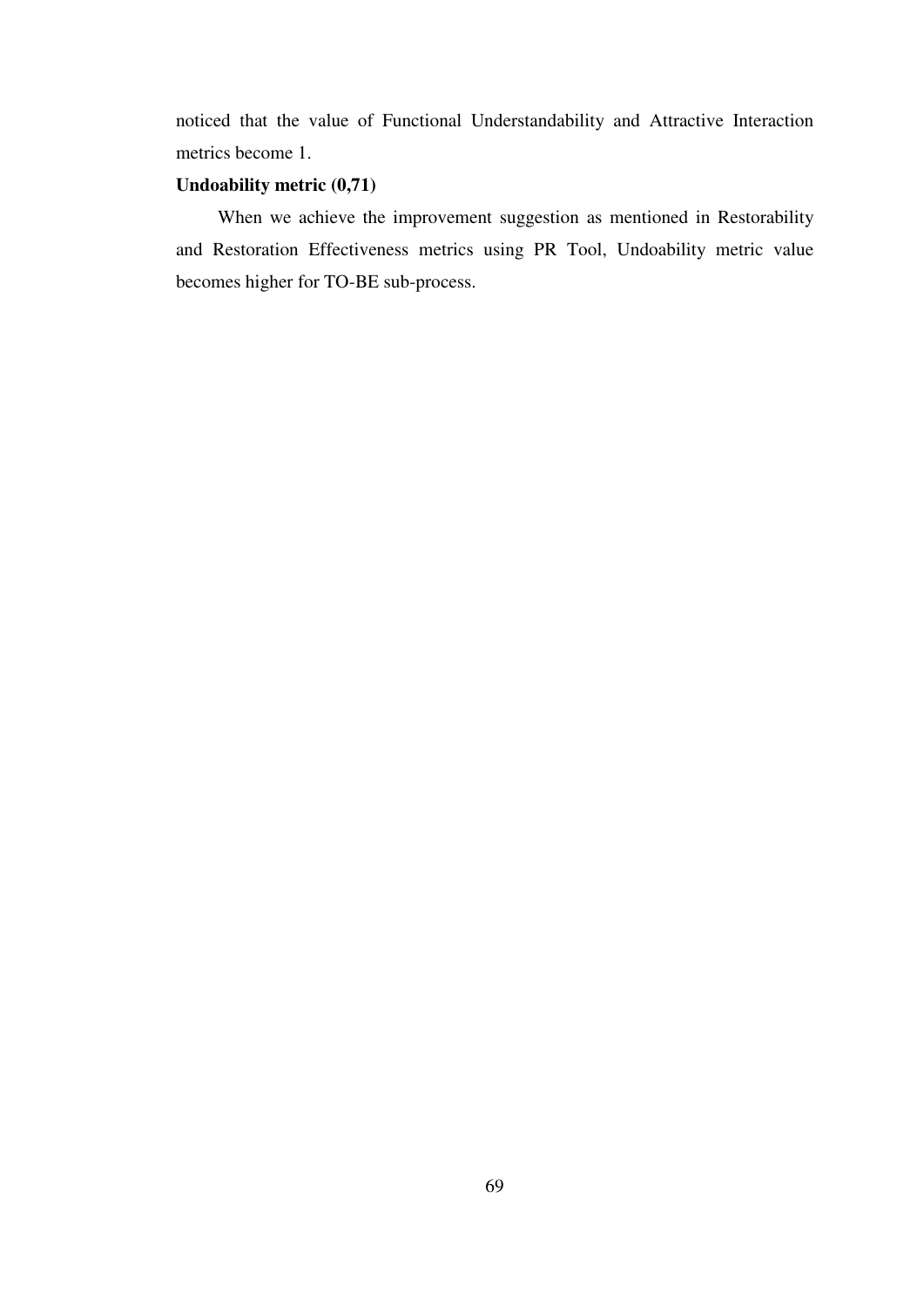noticed that the value of Functional Understandability and Attractive Interaction metrics become 1.

**Undoability metric (0,71)**

When we achieve the improvement suggestion as mentioned in Restorability and Restoration Effectiveness metrics using PR Tool, Undoability metric value becomes higher for TO-BE sub-process.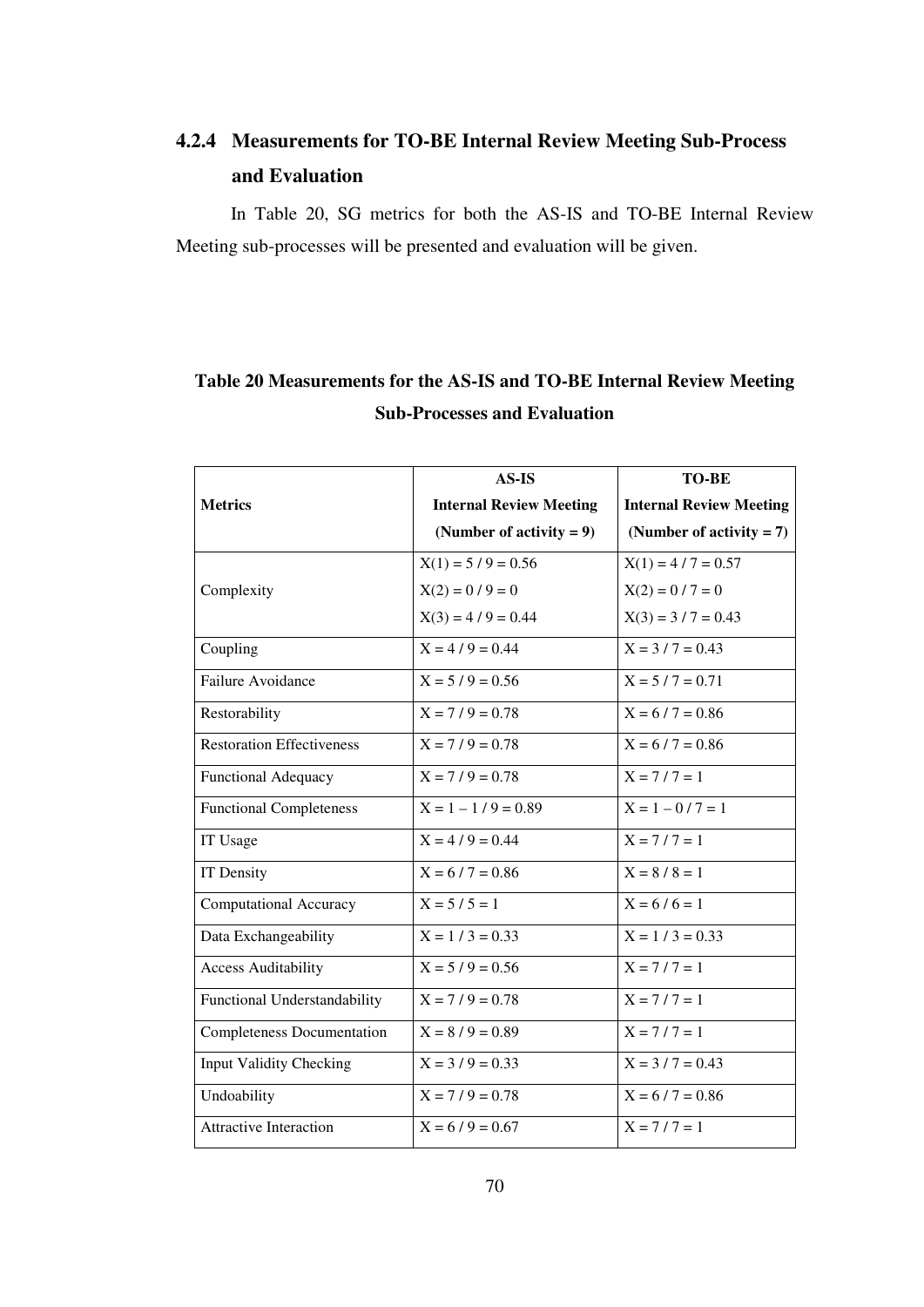### 4.2.4 Measurements for TO-BE Internal Review Meeting Sub-Process and Evaluation

In Table 20, SG metrics for both the AS-IS and TO-BE Internal Review Meeting sub-processes will be presented and evaluation will be given.

**Table 20 Measurements for the AS-IS and TO-BE Internal Review Meeting Sub-Processes and Evaluation**

| Metrics | AS-IS Internal Review Meeting (Number of activity = 9) | TO-BE Internal Review Meeting (Number of activity = 7) |
|---|---|---|
| Complexity | X(1) = 5 / 9 = 0.56<br>X(2) = 0 / 9 = 0<br>X(3) = 4 / 9 = 0.44 | X(1) = 4 / 7 = 0.57<br>X(2) = 0 / 7 = 0<br>X(3) = 3 / 7 = 0.43 |
| Coupling | X = 4 / 9 = 0.44 | X = 3 / 7 = 0.43 |
| Failure Avoidance | X = 5 / 9 = 0.56 | X = 5 / 7 = 0.71 |
| Restorability | X = 7 / 9 = 0.78 | X = 6 / 7 = 0.86 |
| Restoration Effectiveness | X = 7 / 9 = 0.78 | X = 6 / 7 = 0.86 |
| Functional Adequacy | X = 7 / 9 = 0.78 | X = 7 / 7 = 1 |
| Functional Completeness | X = 1 – 1 / 9 = 0.89 | X = 1 – 0 / 7 = 1 |
| IT Usage | X = 4 / 9 = 0.44 | X = 7 / 7 = 1 |
| IT Density | X = 6 / 7 = 0.86 | X = 8 / 8 = 1 |
| Computational Accuracy | X = 5 / 5 = 1 | X = 6 / 6 = 1 |
| Data Exchangeability | X = 1 / 3 = 0.33 | X = 1 / 3 = 0.33 |
| Access Auditability | X = 5 / 9 = 0.56 | X = 7 / 7 = 1 |
| Functional Understandability | X = 7 / 9 = 0.78 | X = 7 / 7 = 1 |
| Completeness Documentation | X = 8 / 9 = 0.89 | X = 7 / 7 = 1 |
| Input Validity Checking | X = 3 / 9 = 0.33 | X = 3 / 7 = 0.43 |
| Undoability | X = 7 / 9 = 0.78 | X = 6 / 7 = 0.86 |
| Attractive Interaction | X = 6 / 9 = 0.67 | X = 7 / 7 = 1 |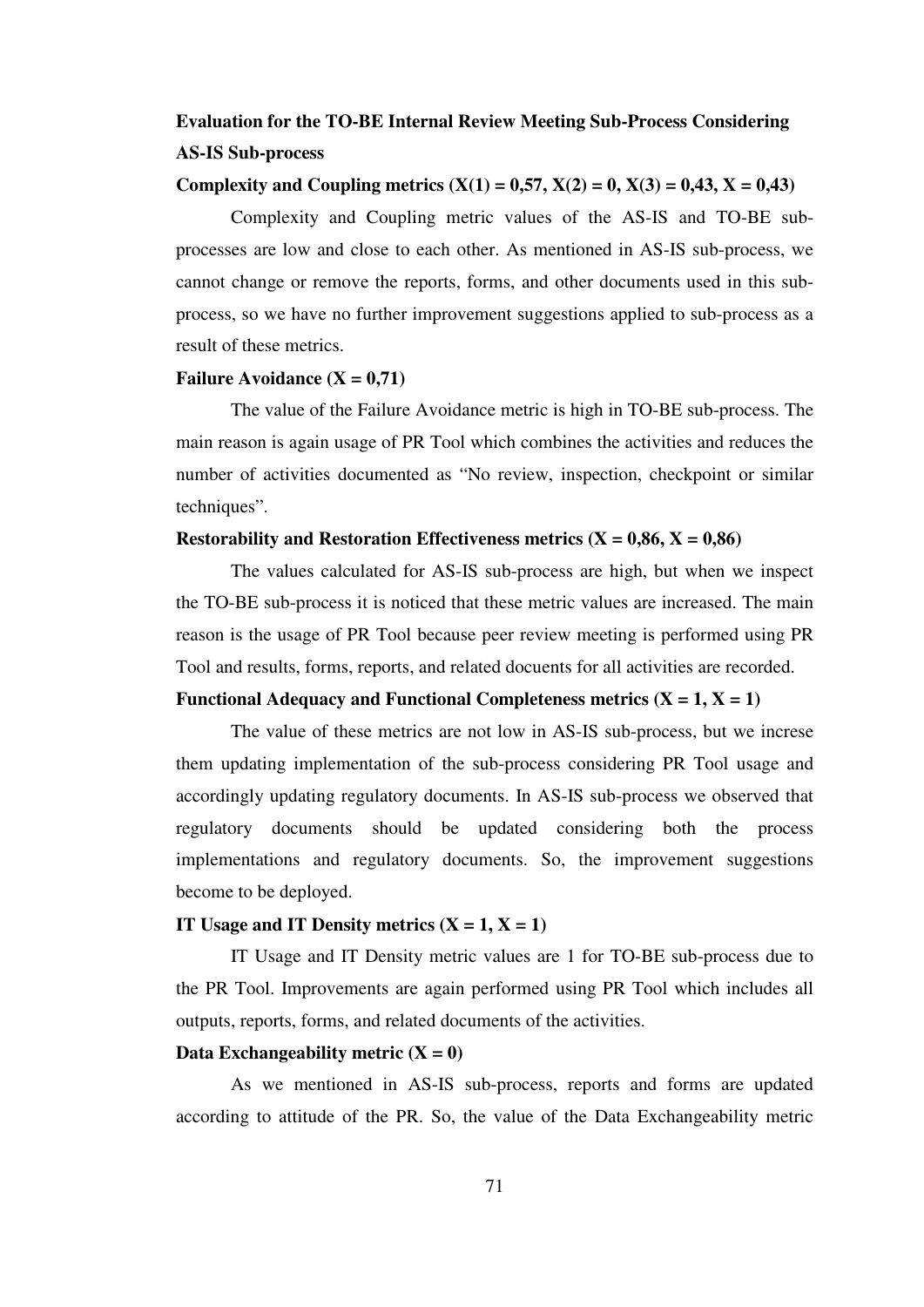**Evaluation for the TO-BE Internal Review Meeting Sub-Process Considering AS-IS Sub-process**

**Complexity and Coupling metrics (X(1) = 0,57, X(2) = 0, X(3) = 0,43, X = 0,43)**

Complexity and Coupling metric values of the AS-IS and TO-BE sub-processes are low and close to each other. As mentioned in AS-IS sub-process, we cannot change or remove the reports, forms, and other documents used in this sub-process, so we have no further improvement suggestions applied to sub-process as a result of these metrics.

**Failure Avoidance (X = 0,71)**

The value of the Failure Avoidance metric is high in TO-BE sub-process. The main reason is again usage of PR Tool which combines the activities and reduces the number of activities documented as "No review, inspection, checkpoint or similar techniques".

**Restorability and Restoration Effectiveness metrics (X = 0,86, X = 0,86)**

The values calculated for AS-IS sub-process are high, but when we inspect the TO-BE sub-process it is noticed that these metric values are increased. The main reason is the usage of PR Tool because peer review meeting is performed using PR Tool and results, forms, reports, and related docuents for all activities are recorded.

**Functional Adequacy and Functional Completeness metrics (X = 1, X = 1)**

The value of these metrics are not low in AS-IS sub-process, but we increse them updating implementation of the sub-process considering PR Tool usage and accordingly updating regulatory documents. In AS-IS sub-process we observed that regulatory documents should be updated considering both the process implementations and regulatory documents. So, the improvement suggestions become to be deployed.

**IT Usage and IT Density metrics (X = 1, X = 1)**

IT Usage and IT Density metric values are 1 for TO-BE sub-process due to the PR Tool. Improvements are again performed using PR Tool which includes all outputs, reports, forms, and related documents of the activities.

**Data Exchangeability metric (X = 0)**

As we mentioned in AS-IS sub-process, reports and forms are updated according to attitude of the PR. So, the value of the Data Exchangeability metric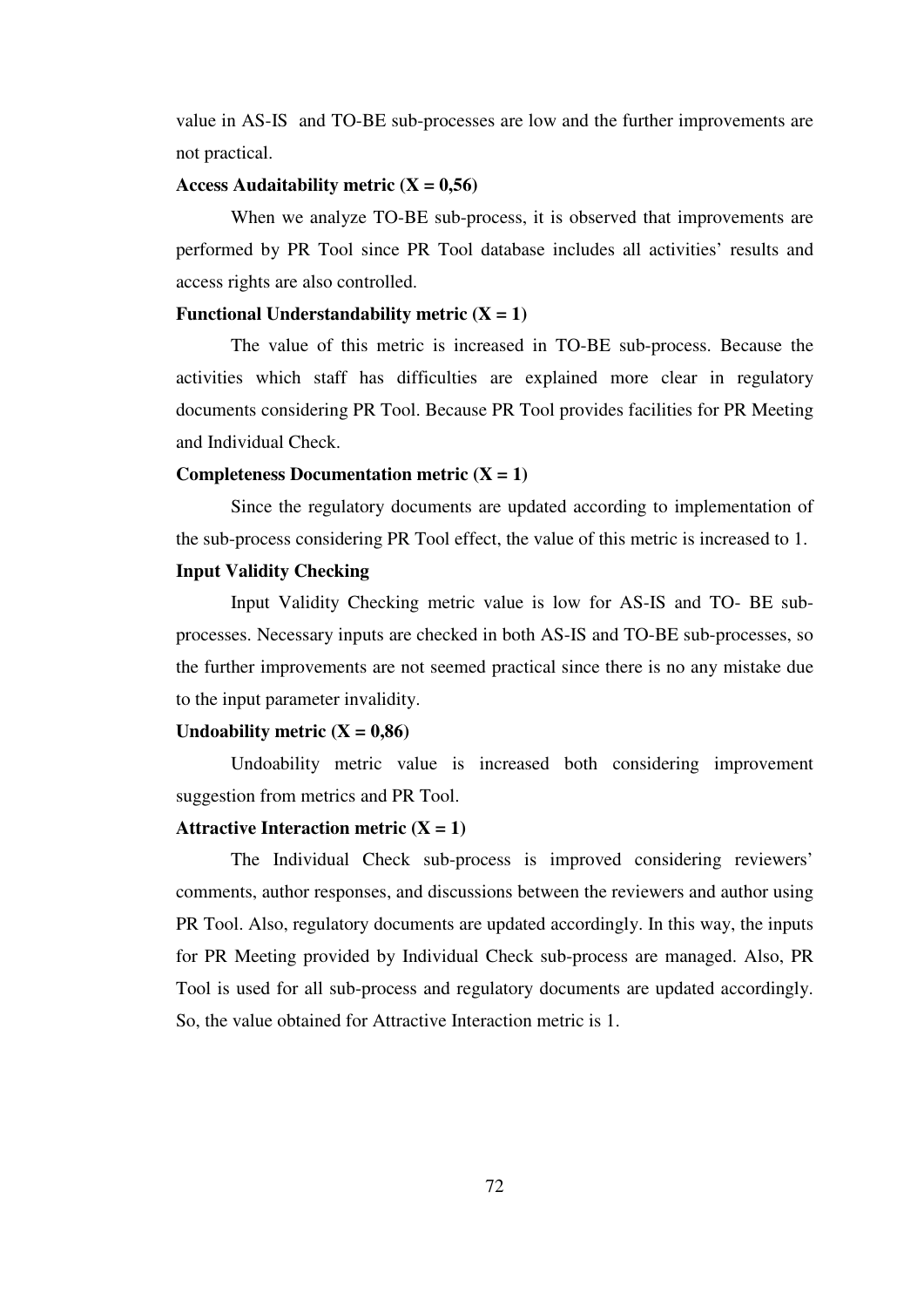value in AS-IS  and TO-BE sub-processes are low and the further improvements are not practical.

**Access Audaitability metric (X = 0,56)**

When we analyze TO-BE sub-process, it is observed that improvements are performed by PR Tool since PR Tool database includes all activities' results and access rights are also controlled.

**Functional Understandability metric (X = 1)**

The value of this metric is increased in TO-BE sub-process. Because the activities which staff has difficulties are explained more clear in regulatory documents considering PR Tool. Because PR Tool provides facilities for PR Meeting and Individual Check.

**Completeness Documentation metric (X = 1)**

Since the regulatory documents are updated according to implementation of the sub-process considering PR Tool effect, the value of this metric is increased to 1.

**Input Validity Checking**

Input Validity Checking metric value is low for AS-IS and TO- BE sub-processes. Necessary inputs are checked in both AS-IS and TO-BE sub-processes, so the further improvements are not seemed practical since there is no any mistake due to the input parameter invalidity.

**Undoability metric (X = 0,86)**

Undoability metric value is increased both considering improvement suggestion from metrics and PR Tool.

**Attractive Interaction metric (X = 1)**

The Individual Check sub-process is improved considering reviewers' comments, author responses, and discussions between the reviewers and author using PR Tool. Also, regulatory documents are updated accordingly. In this way, the inputs for PR Meeting provided by Individual Check sub-process are managed. Also, PR Tool is used for all sub-process and regulatory documents are updated accordingly. So, the value obtained for Attractive Interaction metric is 1.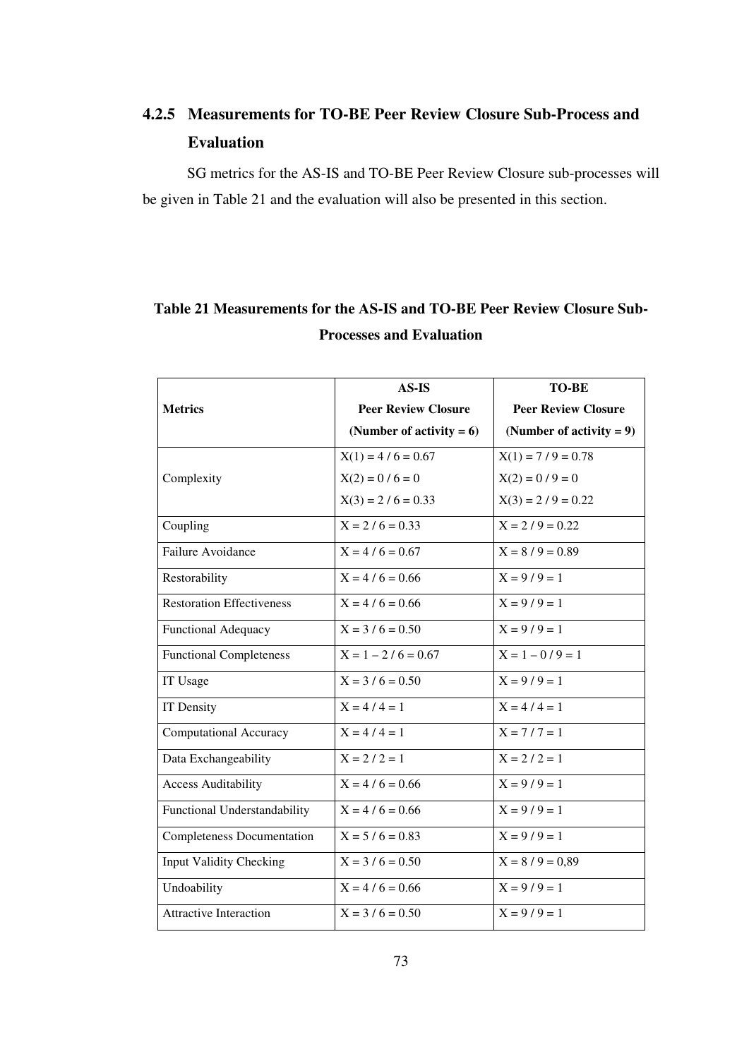### 4.2.5 Measurements for TO-BE Peer Review Closure Sub-Process and Evaluation

SG metrics for the AS-IS and TO-BE Peer Review Closure sub-processes will be given in Table 21 and the evaluation will also be presented in this section.

**Table 21 Measurements for the AS-IS and TO-BE Peer Review Closure Sub-Processes and Evaluation**

| **Metrics** | **AS-IS Peer Review Closure (Number of activity = 6)** | **TO-BE Peer Review Closure (Number of activity = 9)** |
|---|---|---|
| Complexity | X(1) = 4 / 6 = 0.67<br>X(2) = 0 / 6 = 0<br>X(3) = 2 / 6 = 0.33 | X(1) = 7 / 9 = 0.78<br>X(2) = 0 / 9 = 0<br>X(3) = 2 / 9 = 0.22 |
| Coupling | X = 2 / 6 = 0.33 | X = 2 / 9 = 0.22 |
| Failure Avoidance | X = 4 / 6 = 0.67 | X = 8 / 9 = 0.89 |
| Restorability | X = 4 / 6 = 0.66 | X = 9 / 9 = 1 |
| Restoration Effectiveness | X = 4 / 6 = 0.66 | X = 9 / 9 = 1 |
| Functional Adequacy | X = 3 / 6 = 0.50 | X = 9 / 9 = 1 |
| Functional Completeness | X = 1 – 2 / 6 = 0.67 | X = 1 – 0 / 9 = 1 |
| IT Usage | X = 3 / 6 = 0.50 | X = 9 / 9 = 1 |
| IT Density | X = 4 / 4 = 1 | X = 4 / 4 = 1 |
| Computational Accuracy | X = 4 / 4 = 1 | X = 7 / 7 = 1 |
| Data Exchangeability | X = 2 / 2 = 1 | X = 2 / 2 = 1 |
| Access Auditability | X = 4 / 6 = 0.66 | X = 9 / 9 = 1 |
| Functional Understandability | X = 4 / 6 = 0.66 | X = 9 / 9 = 1 |
| Completeness Documentation | X = 5 / 6 = 0.83 | X = 9 / 9 = 1 |
| Input Validity Checking | X = 3 / 6 = 0.50 | X = 8 / 9 = 0,89 |
| Undoability | X = 4 / 6 = 0.66 | X = 9 / 9 = 1 |
| Attractive Interaction | X = 3 / 6 = 0.50 | X = 9 / 9 = 1 |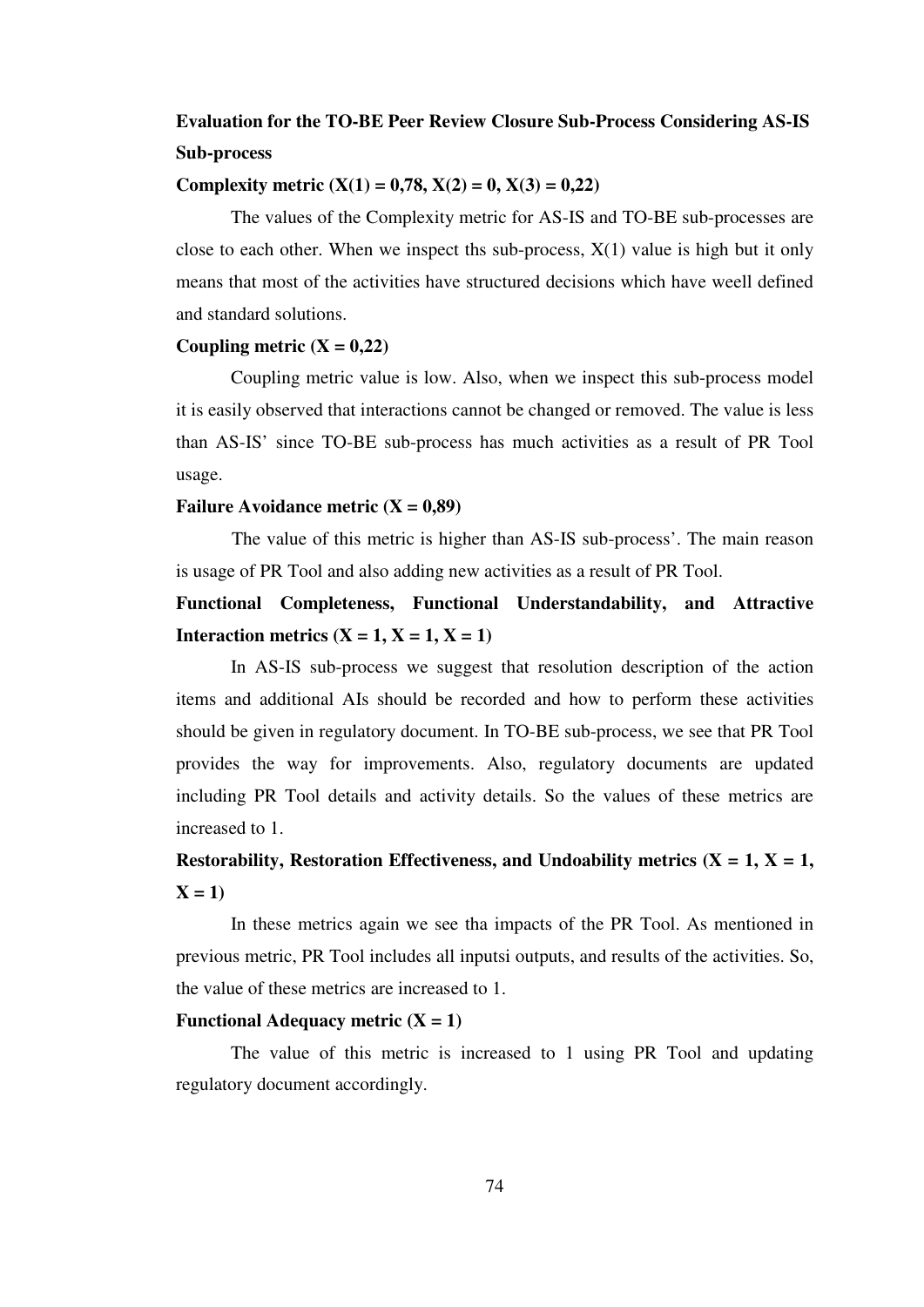**Evaluation for the TO-BE Peer Review Closure Sub-Process Considering AS-IS Sub-process**

**Complexity metric (X(1) = 0,78, X(2) = 0, X(3) = 0,22)**

The values of the Complexity metric for AS-IS and TO-BE sub-processes are close to each other. When we inspect ths sub-process, X(1) value is high but it only means that most of the activities have structured decisions which have weell defined and standard solutions.

**Coupling metric (X = 0,22)**

Coupling metric value is low. Also, when we inspect this sub-process model it is easily observed that interactions cannot be changed or removed. The value is less than AS-IS' since TO-BE sub-process has much activities as a result of PR Tool usage.

**Failure Avoidance metric (X = 0,89)**

The value of this metric is higher than AS-IS sub-process'. The main reason is usage of PR Tool and also adding new activities as a result of PR Tool.

**Functional Completeness, Functional Understandability, and Attractive Interaction metrics (X = 1, X = 1, X = 1)**

In AS-IS sub-process we suggest that resolution description of the action items and additional AIs should be recorded and how to perform these activities should be given in regulatory document. In TO-BE sub-process, we see that PR Tool provides the way for improvements. Also, regulatory documents are updated including PR Tool details and activity details. So the values of these metrics are increased to 1.

**Restorability, Restoration Effectiveness, and Undoability metrics (X = 1, X = 1, X = 1)**

In these metrics again we see tha impacts of the PR Tool. As mentioned in previous metric, PR Tool includes all inputsi outputs, and results of the activities. So, the value of these metrics are increased to 1.

**Functional Adequacy metric (X = 1)**

The value of this metric is increased to 1 using PR Tool and updating regulatory document accordingly.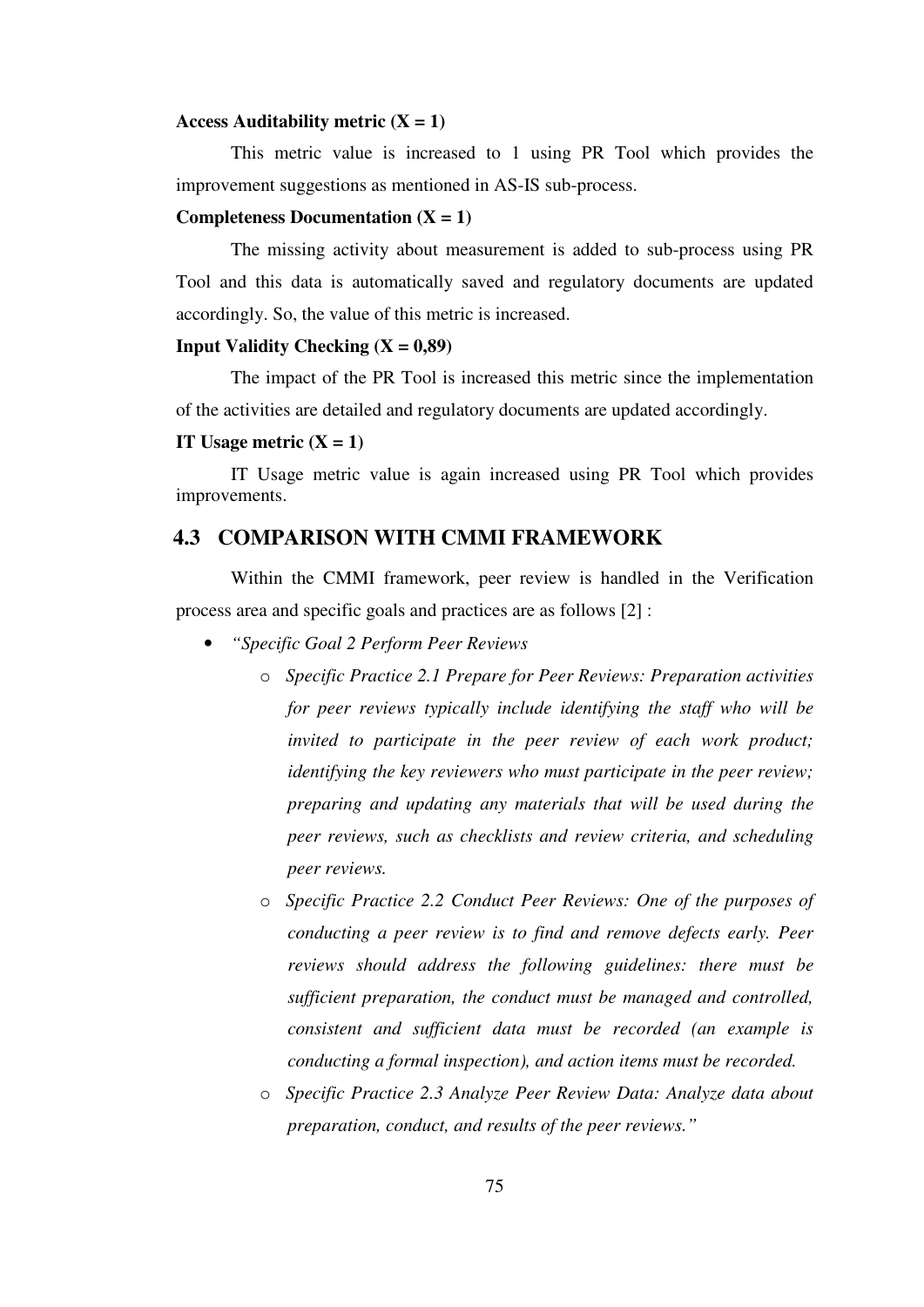**Access Auditability metric (X = 1)**

This metric value is increased to 1 using PR Tool which provides the improvement suggestions as mentioned in AS-IS sub-process.

**Completeness Documentation (X = 1)**

The missing activity about measurement is added to sub-process using PR Tool and this data is automatically saved and regulatory documents are updated accordingly. So, the value of this metric is increased.

**Input Validity Checking (X = 0,89)**

The impact of the PR Tool is increased this metric since the implementation of the activities are detailed and regulatory documents are updated accordingly.

**IT Usage metric (X = 1)**

IT Usage metric value is again increased using PR Tool which provides improvements.

## 4.3 COMPARISON WITH CMMI FRAMEWORK

Within the CMMI framework, peer review is handled in the Verification process area and specific goals and practices are as follows [2] :

- *"Specific Goal 2 Perform Peer Reviews*
  - *Specific Practice 2.1 Prepare for Peer Reviews: Preparation activities for peer reviews typically include identifying the staff who will be invited to participate in the peer review of each work product; identifying the key reviewers who must participate in the peer review; preparing and updating any materials that will be used during the peer reviews, such as checklists and review criteria, and scheduling peer reviews.*
  - *Specific Practice 2.2 Conduct Peer Reviews: One of the purposes of conducting a peer review is to find and remove defects early. Peer reviews should address the following guidelines: there must be sufficient preparation, the conduct must be managed and controlled, consistent and sufficient data must be recorded (an example is conducting a formal inspection), and action items must be recorded.*
  - *Specific Practice 2.3 Analyze Peer Review Data: Analyze data about preparation, conduct, and results of the peer reviews."*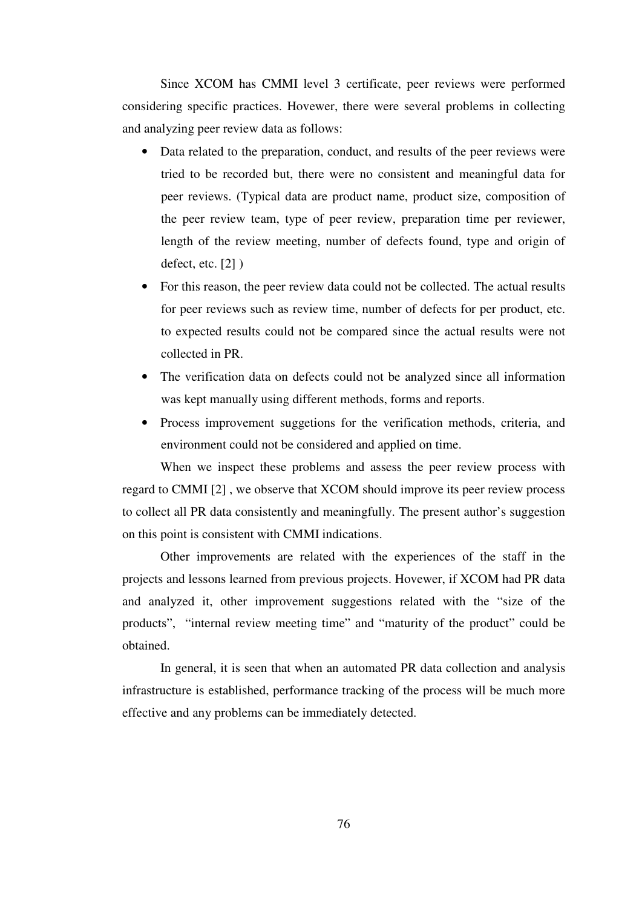Since XCOM has CMMI level 3 certificate, peer reviews were performed considering specific practices. Hovewer, there were several problems in collecting and analyzing peer review data as follows:

- Data related to the preparation, conduct, and results of the peer reviews were tried to be recorded but, there were no consistent and meaningful data for peer reviews. (Typical data are product name, product size, composition of the peer review team, type of peer review, preparation time per reviewer, length of the review meeting, number of defects found, type and origin of defect, etc. [2] )
- For this reason, the peer review data could not be collected. The actual results for peer reviews such as review time, number of defects for per product, etc. to expected results could not be compared since the actual results were not collected in PR.
- The verification data on defects could not be analyzed since all information was kept manually using different methods, forms and reports.
- Process improvement suggetions for the verification methods, criteria, and environment could not be considered and applied on time.

When we inspect these problems and assess the peer review process with regard to CMMI [2] , we observe that XCOM should improve its peer review process to collect all PR data consistently and meaningfully. The present author's suggestion on this point is consistent with CMMI indications.

Other improvements are related with the experiences of the staff in the projects and lessons learned from previous projects. Hovewer, if XCOM had PR data and analyzed it, other improvement suggestions related with the "size of the products", "internal review meeting time" and "maturity of the product" could be obtained.

In general, it is seen that when an automated PR data collection and analysis infrastructure is established, performance tracking of the process will be much more effective and any problems can be immediately detected.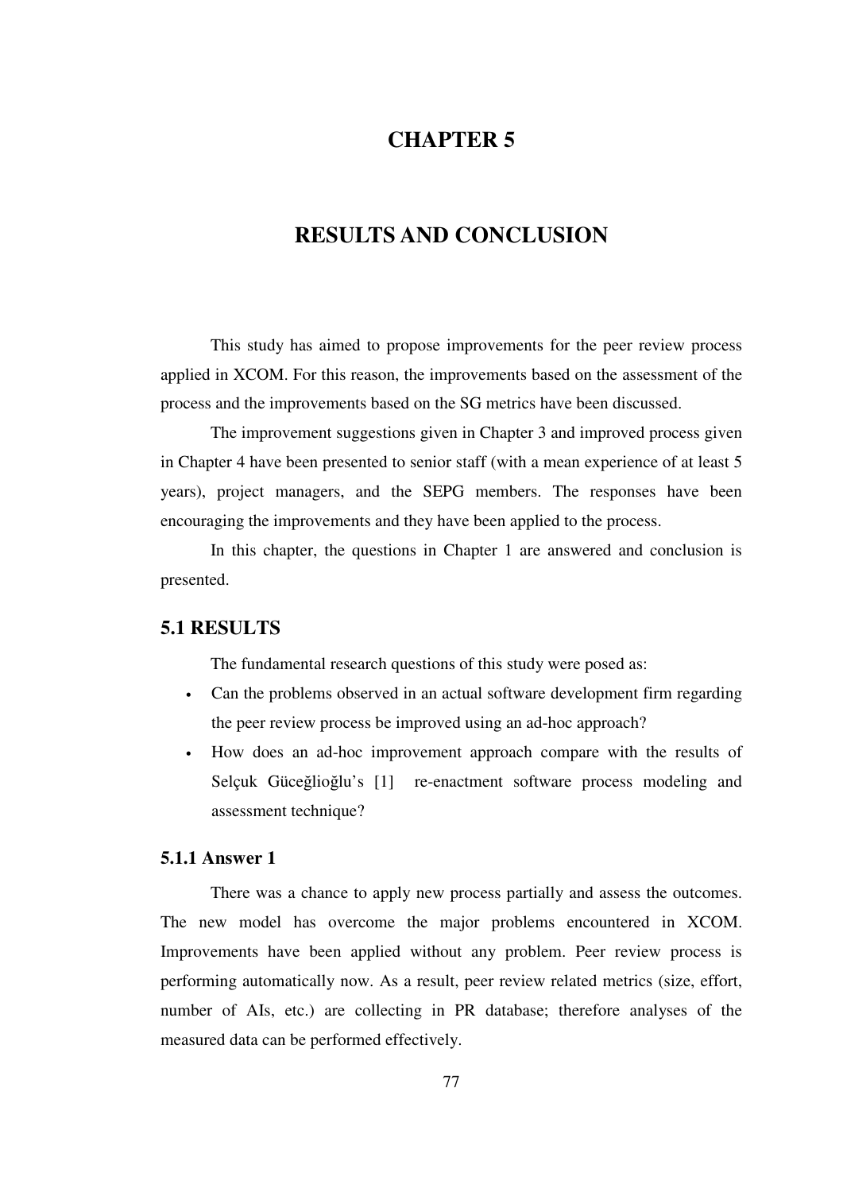# CHAPTER 5

# RESULTS AND CONCLUSION

This study has aimed to propose improvements for the peer review process applied in XCOM. For this reason, the improvements based on the assessment of the process and the improvements based on the SG metrics have been discussed.

The improvement suggestions given in Chapter 3 and improved process given in Chapter 4 have been presented to senior staff (with a mean experience of at least 5 years), project managers, and the SEPG members. The responses have been encouraging the improvements and they have been applied to the process.

In this chapter, the questions in Chapter 1 are answered and conclusion is presented.

## 5.1 RESULTS

The fundamental research questions of this study were posed as:

- Can the problems observed in an actual software development firm regarding the peer review process be improved using an ad-hoc approach?
- How does an ad-hoc improvement approach compare with the results of Selçuk Güceğlioğlu's [1] re-enactment software process modeling and assessment technique?

### 5.1.1 Answer 1

There was a chance to apply new process partially and assess the outcomes. The new model has overcome the major problems encountered in XCOM. Improvements have been applied without any problem. Peer review process is performing automatically now. As a result, peer review related metrics (size, effort, number of AIs, etc.) are collecting in PR database; therefore analyses of the measured data can be performed effectively.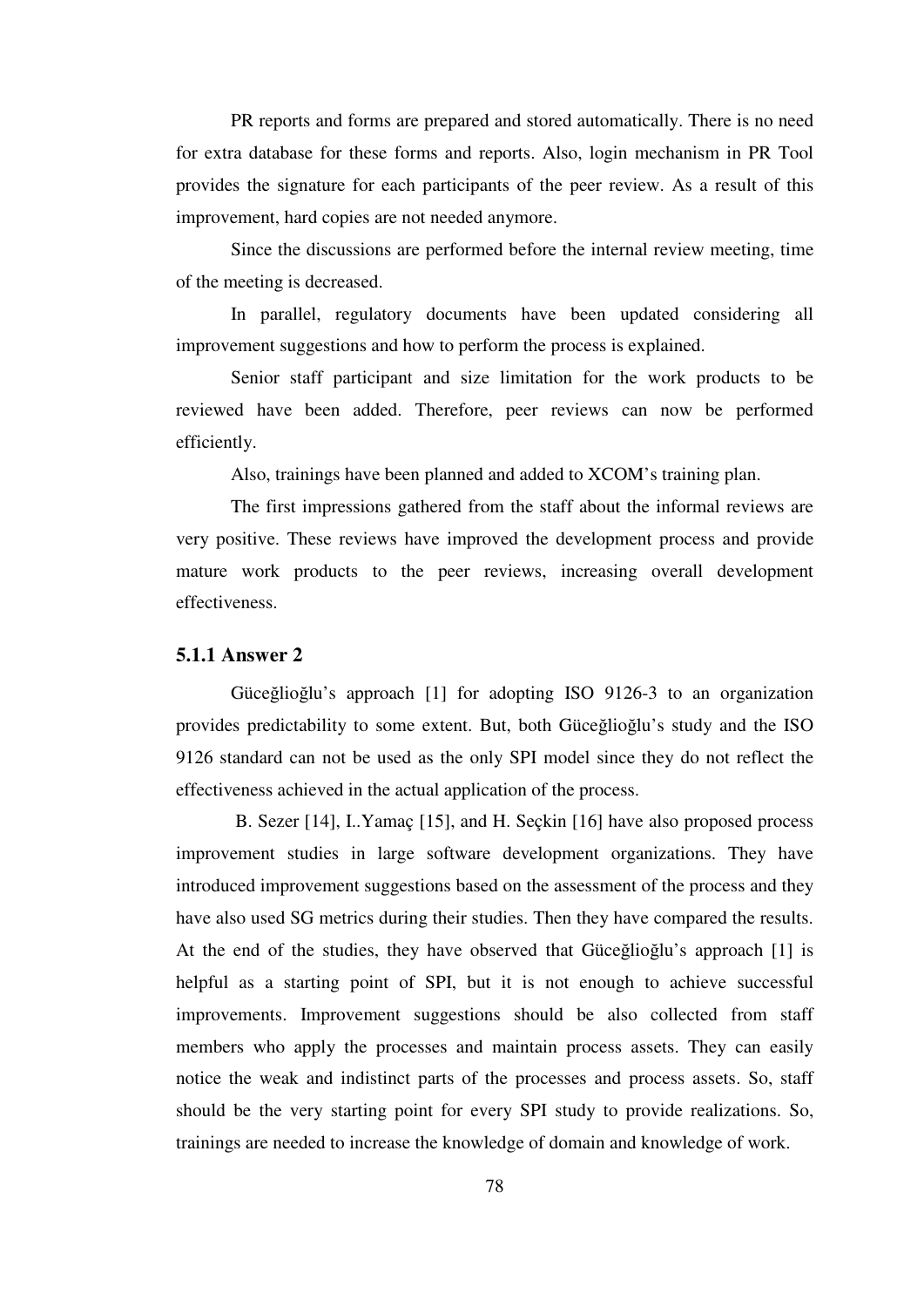PR reports and forms are prepared and stored automatically. There is no need for extra database for these forms and reports. Also, login mechanism in PR Tool provides the signature for each participants of the peer review. As a result of this improvement, hard copies are not needed anymore.

Since the discussions are performed before the internal review meeting, time of the meeting is decreased.

In parallel, regulatory documents have been updated considering all improvement suggestions and how to perform the process is explained.

Senior staff participant and size limitation for the work products to be reviewed have been added. Therefore, peer reviews can now be performed efficiently.

Also, trainings have been planned and added to XCOM's training plan.

The first impressions gathered from the staff about the informal reviews are very positive. These reviews have improved the development process and provide mature work products to the peer reviews, increasing overall development effectiveness.

### 5.1.1 Answer 2

Güceğlioğlu's approach [1] for adopting ISO 9126-3 to an organization provides predictability to some extent. But, both Güceğlioğlu's study and the ISO 9126 standard can not be used as the only SPI model since they do not reflect the effectiveness achieved in the actual application of the process.

B. Sezer [14], I..Yamaç [15], and H. Seçkin [16] have also proposed process improvement studies in large software development organizations. They have introduced improvement suggestions based on the assessment of the process and they have also used SG metrics during their studies. Then they have compared the results. At the end of the studies, they have observed that Güceğlioğlu's approach [1] is helpful as a starting point of SPI, but it is not enough to achieve successful improvements. Improvement suggestions should be also collected from staff members who apply the processes and maintain process assets. They can easily notice the weak and indistinct parts of the processes and process assets. So, staff should be the very starting point for every SPI study to provide realizations. So, trainings are needed to increase the knowledge of domain and knowledge of work.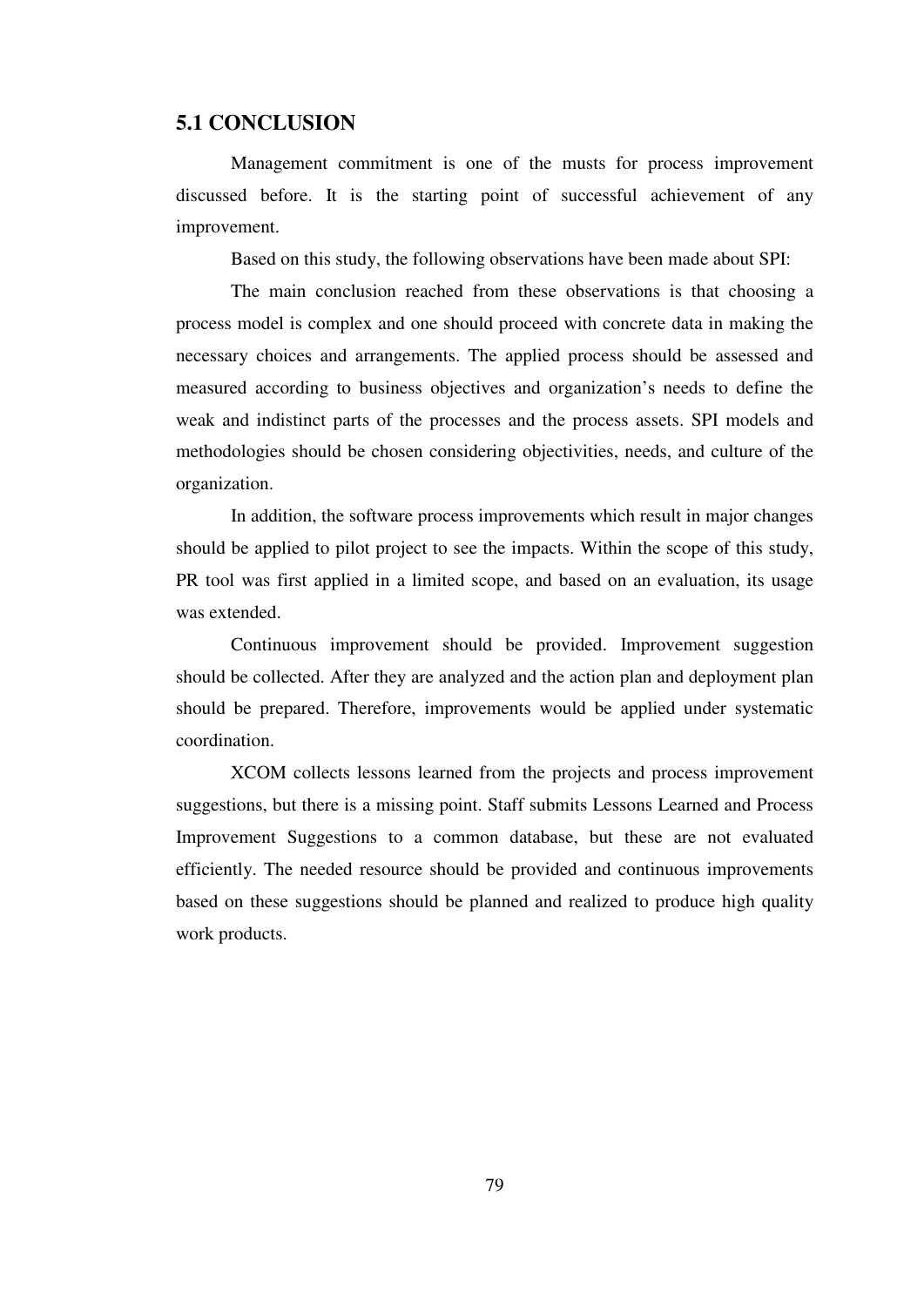## 5.1 CONCLUSION

Management commitment is one of the musts for process improvement discussed before. It is the starting point of successful achievement of any improvement.

Based on this study, the following observations have been made about SPI:

The main conclusion reached from these observations is that choosing a process model is complex and one should proceed with concrete data in making the necessary choices and arrangements. The applied process should be assessed and measured according to business objectives and organization's needs to define the weak and indistinct parts of the processes and the process assets. SPI models and methodologies should be chosen considering objectivities, needs, and culture of the organization.

In addition, the software process improvements which result in major changes should be applied to pilot project to see the impacts. Within the scope of this study, PR tool was first applied in a limited scope, and based on an evaluation, its usage was extended.

Continuous improvement should be provided. Improvement suggestion should be collected. After they are analyzed and the action plan and deployment plan should be prepared. Therefore, improvements would be applied under systematic coordination.

XCOM collects lessons learned from the projects and process improvement suggestions, but there is a missing point. Staff submits Lessons Learned and Process Improvement Suggestions to a common database, but these are not evaluated efficiently. The needed resource should be provided and continuous improvements based on these suggestions should be planned and realized to produce high quality work products.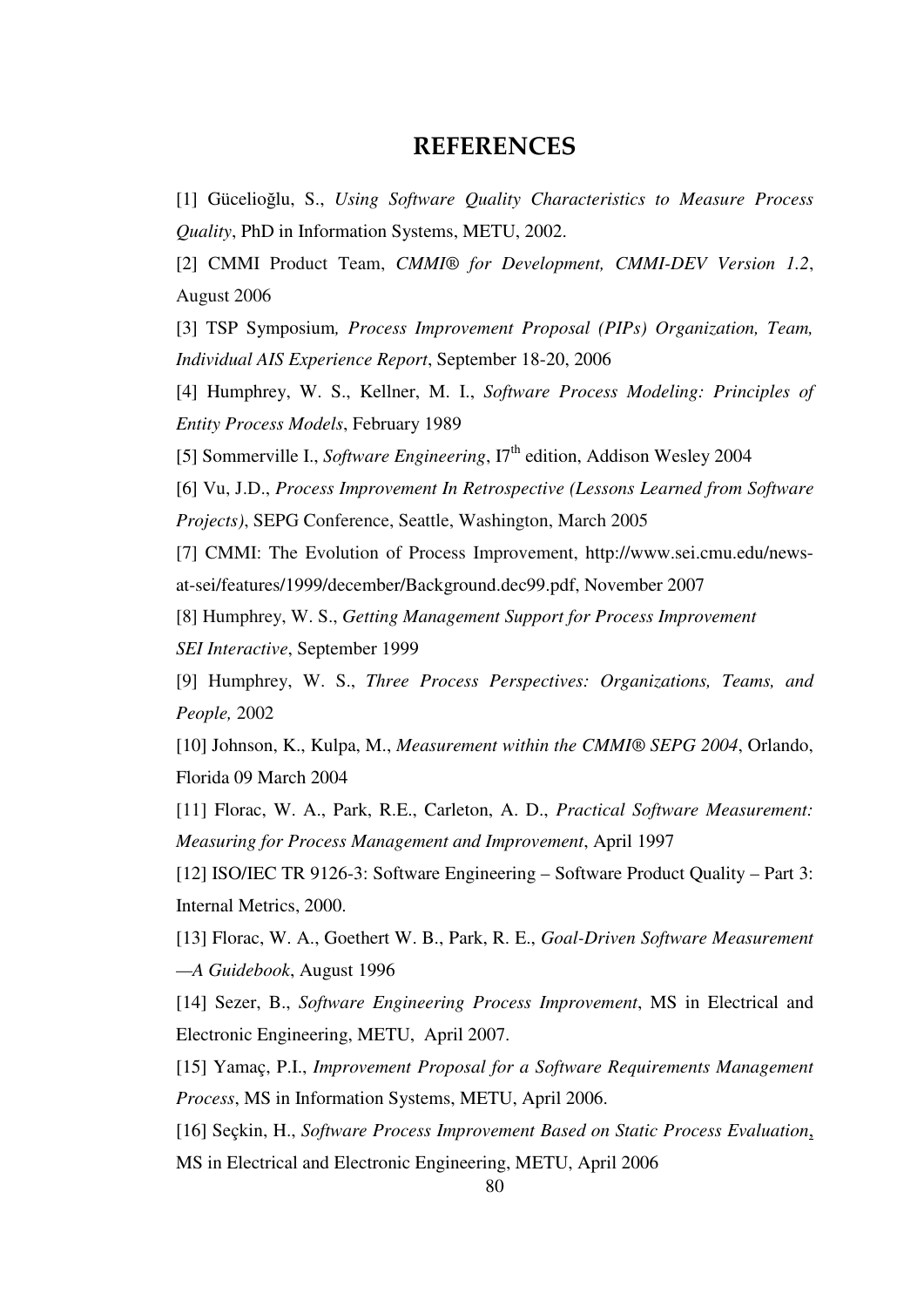# REFERENCES

[1] Gücelioğlu, S., *Using Software Quality Characteristics to Measure Process Quality*, PhD in Information Systems, METU, 2002.

[2] CMMI Product Team, *CMMI® for Development, CMMI-DEV Version 1.2*, August 2006

[3] TSP Symposium*, Process Improvement Proposal (PIPs) Organization, Team, Individual AIS Experience Report*, September 18-20, 2006

[4] Humphrey, W. S., Kellner, M. I., *Software Process Modeling: Principles of Entity Process Models*, February 1989

[5] Sommerville I., *Software Engineering*, I7th edition, Addison Wesley 2004

[6] Vu, J.D., *Process Improvement In Retrospective (Lessons Learned from Software Projects)*, SEPG Conference, Seattle, Washington, March 2005

[7] CMMI: The Evolution of Process Improvement, http://www.sei.cmu.edu/news-at-sei/features/1999/december/Background.dec99.pdf, November 2007

[8] Humphrey, W. S., *Getting Management Support for Process Improvement SEI Interactive*, September 1999

[9] Humphrey, W. S., *Three Process Perspectives: Organizations, Teams, and People,* 2002

[10] Johnson, K., Kulpa, M., *Measurement within the CMMI® SEPG 2004*, Orlando, Florida 09 March 2004

[11] Florac, W. A., Park, R.E., Carleton, A. D., *Practical Software Measurement: Measuring for Process Management and Improvement*, April 1997

[12] ISO/IEC TR 9126-3: Software Engineering – Software Product Quality – Part 3: Internal Metrics, 2000.

[13] Florac, W. A., Goethert W. B., Park, R. E., *Goal-Driven Software Measurement —A Guidebook*, August 1996

[14] Sezer, B., *Software Engineering Process Improvement*, MS in Electrical and Electronic Engineering, METU, April 2007.

[15] Yamaç, P.I., *Improvement Proposal for a Software Requirements Management Process*, MS in Information Systems, METU, April 2006.

[16] Seçkin, H., *Software Process Improvement Based on Static Process Evaluation*, MS in Electrical and Electronic Engineering, METU, April 2006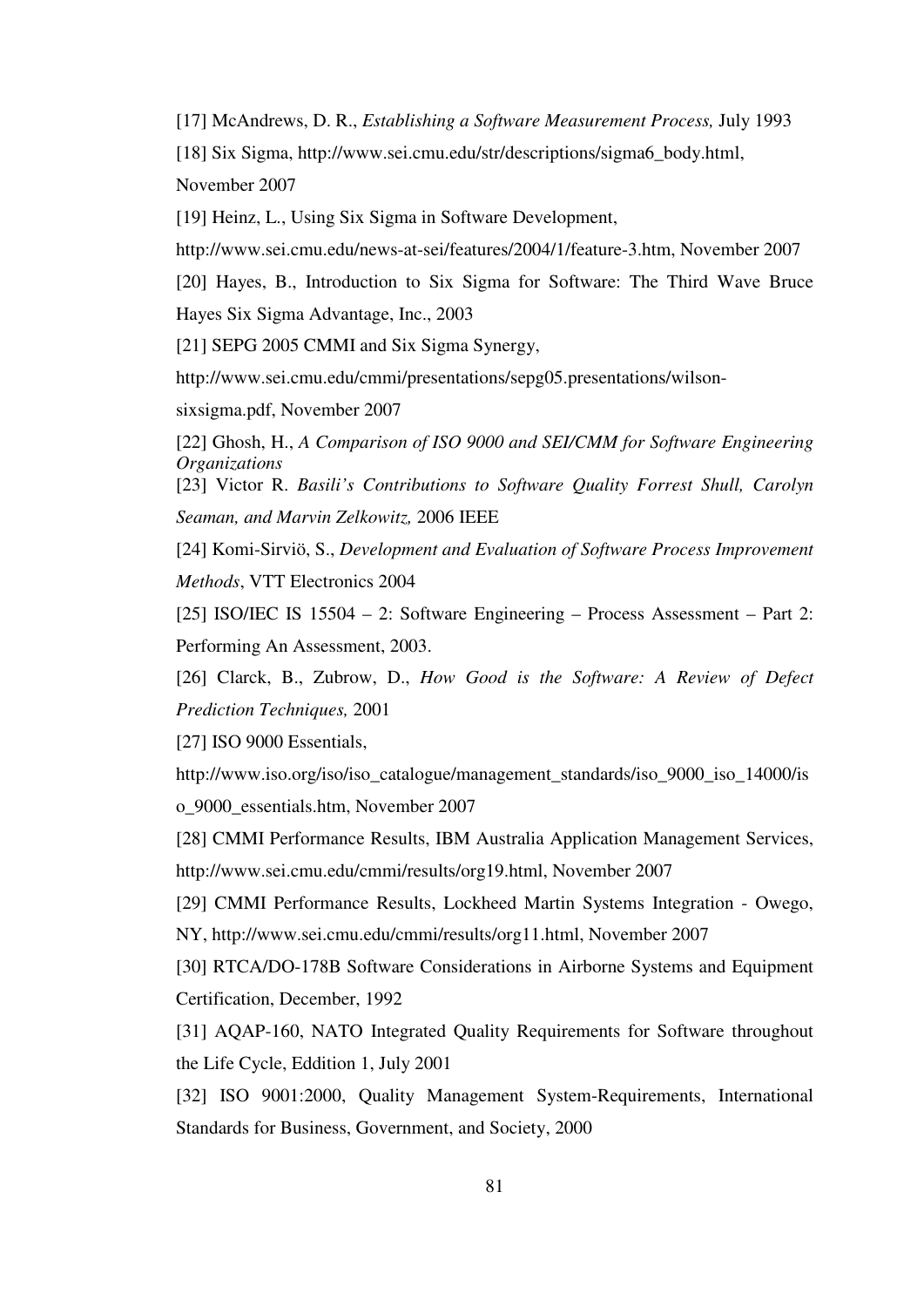[17] McAndrews, D. R., *Establishing a Software Measurement Process,* July 1993

[18] Six Sigma, http://www.sei.cmu.edu/str/descriptions/sigma6_body.html, November 2007

[19] Heinz, L., Using Six Sigma in Software Development, http://www.sei.cmu.edu/news-at-sei/features/2004/1/feature-3.htm, November 2007

[20] Hayes, B., Introduction to Six Sigma for Software: The Third Wave Bruce Hayes Six Sigma Advantage, Inc., 2003

[21] SEPG 2005 CMMI and Six Sigma Synergy, http://www.sei.cmu.edu/cmmi/presentations/sepg05.presentations/wilson-sixsigma.pdf, November 2007

[22] Ghosh, H., *A Comparison of ISO 9000 and SEI/CMM for Software Engineering Organizations*

[23] Victor R. *Basili's Contributions to Software Quality Forrest Shull, Carolyn Seaman, and Marvin Zelkowitz,* 2006 IEEE

[24] Komi-Sirviö, S., *Development and Evaluation of Software Process Improvement Methods*, VTT Electronics 2004

[25] ISO/IEC IS 15504 – 2: Software Engineering – Process Assessment – Part 2: Performing An Assessment, 2003.

[26] Clarck, B., Zubrow, D., *How Good is the Software: A Review of Defect Prediction Techniques,* 2001

[27] ISO 9000 Essentials, http://www.iso.org/iso/iso_catalogue/management_standards/iso_9000_iso_14000/iso_9000_essentials.htm, November 2007

[28] CMMI Performance Results, IBM Australia Application Management Services, http://www.sei.cmu.edu/cmmi/results/org19.html, November 2007

[29] CMMI Performance Results, Lockheed Martin Systems Integration - Owego, NY, http://www.sei.cmu.edu/cmmi/results/org11.html, November 2007

[30] RTCA/DO-178B Software Considerations in Airborne Systems and Equipment Certification, December, 1992

[31] AQAP-160, NATO Integrated Quality Requirements for Software throughout the Life Cycle, Eddition 1, July 2001

[32] ISO 9001:2000, Quality Management System-Requirements, International Standards for Business, Government, and Society, 2000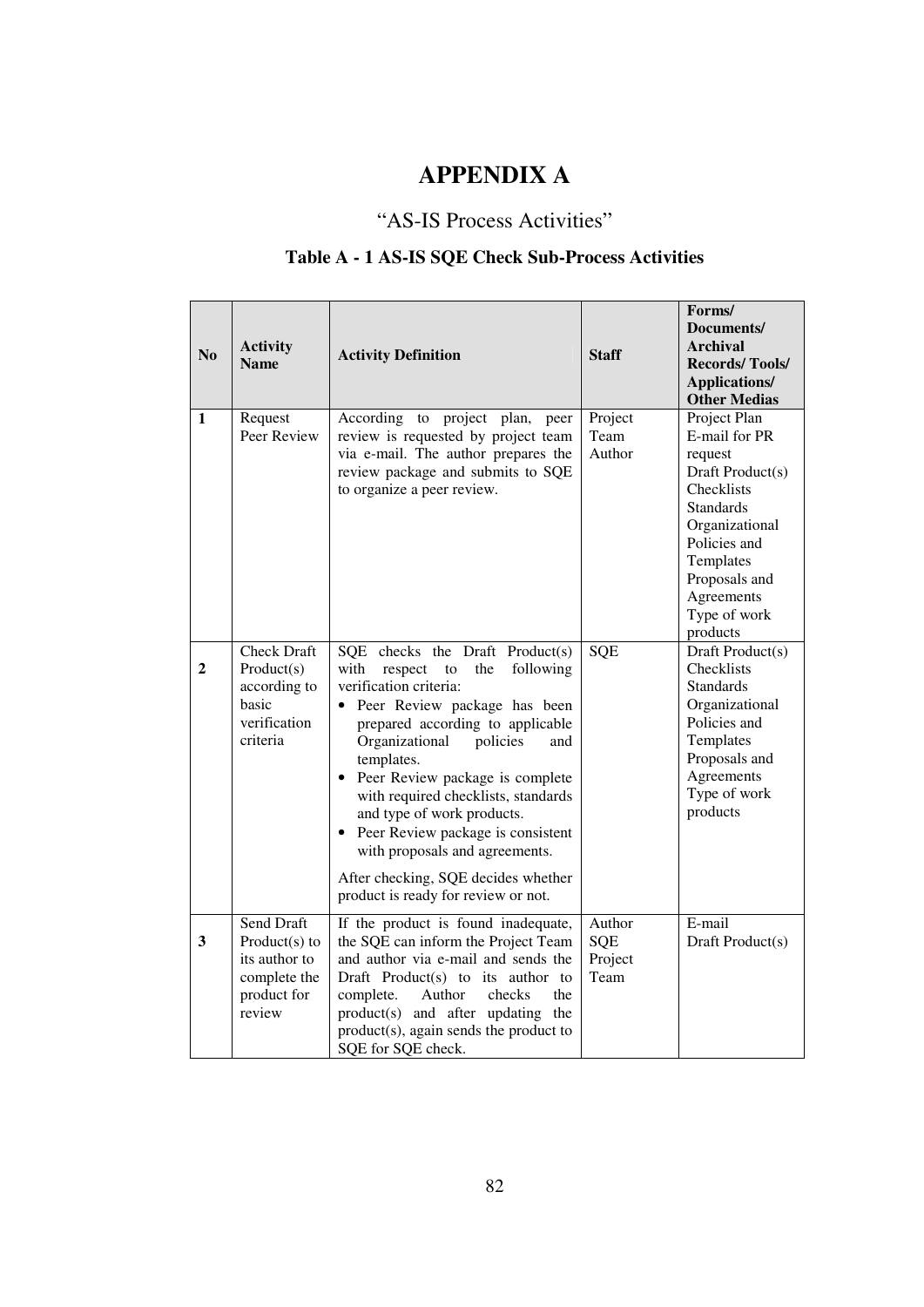# APPENDIX A

## "AS-IS Process Activities"

### Table A - 1 AS-IS SQE Check Sub-Process Activities

| No | Activity Name | Activity Definition | Staff | Forms/ Documents/ Archival Records/ Tools/ Applications/ Other Medias |
|---|---|---|---|---|
| 1 | Request Peer Review | According to project plan, peer review is requested by project team via e-mail. The author prepares the review package and submits to SQE to organize a peer review. | Project Team Author | Project Plan<br>E-mail for PR request<br>Draft Product(s)<br>Checklists<br>Standards<br>Organizational Policies and Templates<br>Proposals and Agreements<br>Type of work products |
| 2 | Check Draft Product(s) according to basic verification criteria | SQE checks the Draft Product(s) with respect to the following verification criteria:<br>• Peer Review package has been prepared according to applicable Organizational policies and templates.<br>• Peer Review package is complete with required checklists, standards and type of work products.<br>• Peer Review package is consistent with proposals and agreements.<br>After checking, SQE decides whether product is ready for review or not. | SQE | Draft Product(s)<br>Checklists<br>Standards<br>Organizational Policies and Templates<br>Proposals and Agreements<br>Type of work products |
| 3 | Send Draft Product(s) to its author to complete the product for review | If the product is found inadequate, the SQE can inform the Project Team and author via e-mail and sends the Draft Product(s) to its author to complete. Author checks the product(s) and after updating the product(s), again sends the product to SQE for SQE check. | Author<br>SQE<br>Project Team | E-mail<br>Draft Product(s) |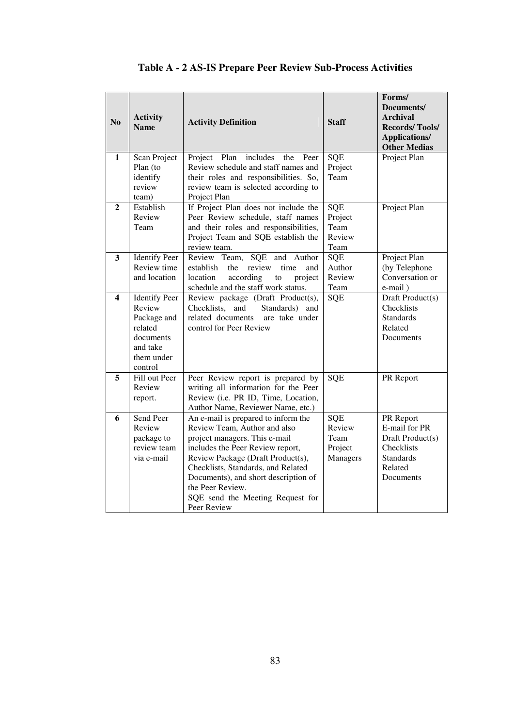**Table A - 2 AS-IS Prepare Peer Review Sub-Process Activities**

| No | Activity Name | Activity Definition | Staff | Forms/ Documents/ Archival Records/ Tools/ Applications/ Other Medias |
|---|---|---|---|---|
| 1 | Scan Project Plan (to identify review team) | Project Plan includes the Peer Review schedule and staff names and their roles and responsibilities. So, review team is selected according to Project Plan | SQE Project Team | Project Plan |
| 2 | Establish Review Team | If Project Plan does not include the Peer Review schedule, staff names and their roles and responsibilities, Project Team and SQE establish the review team. | SQE Project Team Review Team | Project Plan |
| 3 | Identify Peer Review time and location | Review Team, SQE and Author establish the review time and location according to project schedule and the staff work status. | SQE Author Review Team | Project Plan (by Telephone Conversation or e-mail ) |
| 4 | Identify Peer Review Package and related documents and take them under control | Review package (Draft Product(s), Checklists, and Standards) and related documents are take under control for Peer Review | SQE | Draft Product(s) Checklists Standards Related Documents |
| 5 | Fill out Peer Review report. | Peer Review report is prepared by writing all information for the Peer Review (i.e. PR ID, Time, Location, Author Name, Reviewer Name, etc.) | SQE | PR Report |
| 6 | Send Peer Review package to review team via e-mail | An e-mail is prepared to inform the Review Team, Author and also project managers. This e-mail includes the Peer Review report, Review Package (Draft Product(s), Checklists, Standards, and Related Documents), and short description of the Peer Review. SQE send the Meeting Request for Peer Review | SQE Review Team Project Managers | PR Report E-mail for PR Draft Product(s) Checklists Standards Related Documents |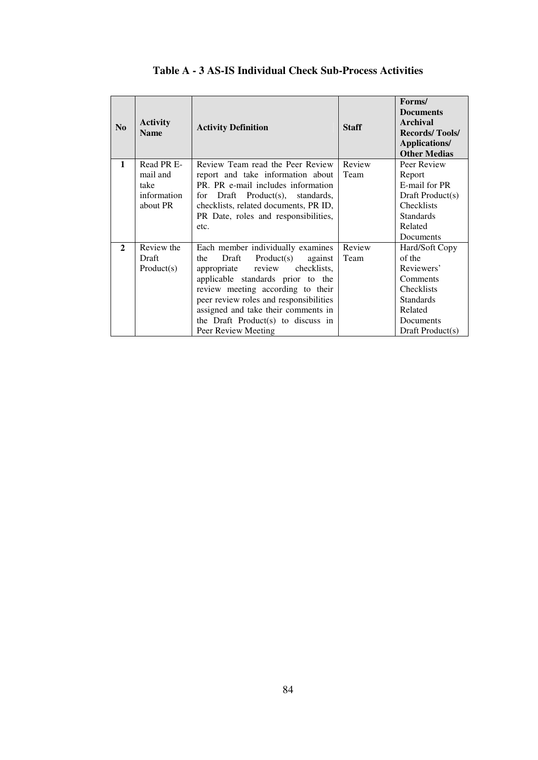**Table A - 3 AS-IS Individual Check Sub-Process Activities**

| No | Activity Name | Activity Definition | Staff | Forms/ Documents Archival Records/ Tools/ Applications/ Other Medias |
|---|---|---|---|---|
| 1 | Read PR E-mail and take information about PR | Review Team read the Peer Review report and take information about PR. PR e-mail includes information for Draft Product(s), standards, checklists, related documents, PR ID, PR Date, roles and responsibilities, etc. | Review Team | Peer Review Report<br>E-mail for PR<br>Draft Product(s)<br>Checklists<br>Standards<br>Related Documents |
| 2 | Review the Draft Product(s) | Each member individually examines the Draft Product(s) against appropriate review checklists, applicable standards prior to the review meeting according to their peer review roles and responsibilities assigned and take their comments in the Draft Product(s) to discuss in Peer Review Meeting | Review Team | Hard/Soft Copy of the Reviewers' Comments<br>Checklists<br>Standards<br>Related Documents<br>Draft Product(s) |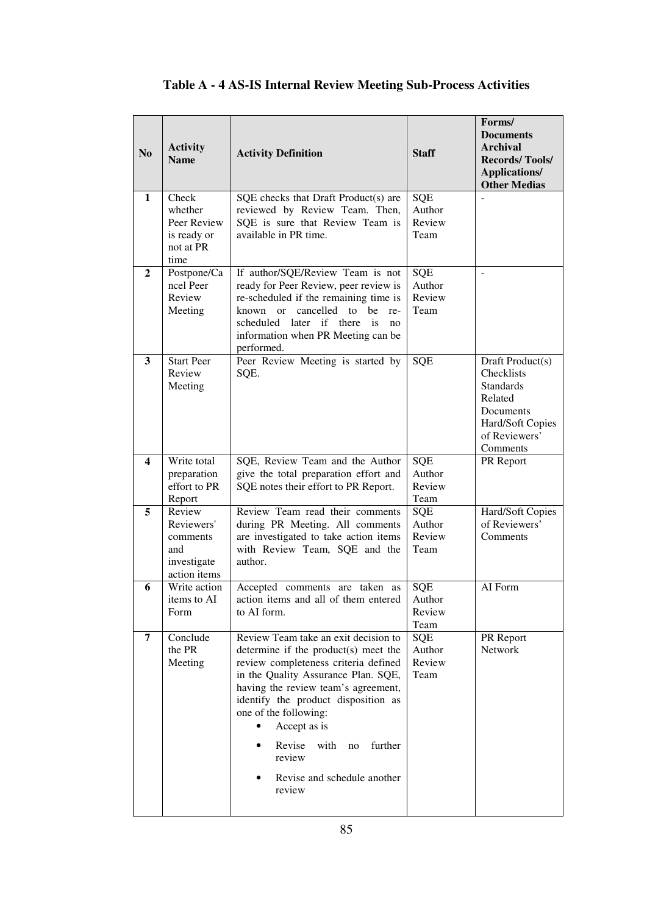**Table A - 4 AS-IS Internal Review Meeting Sub-Process Activities**

| No | Activity Name | Activity Definition | Staff | Forms/ Documents Archival Records/ Tools/ Applications/ Other Medias |
|---|---|---|---|---|
| 1 | Check whether Peer Review is ready or not at PR time | SQE checks that Draft Product(s) are reviewed by Review Team. Then, SQE is sure that Review Team is available in PR time. | SQE Author Review Team | - |
| 2 | Postpone/Cancel Peer Review Meeting | If author/SQE/Review Team is not ready for Peer Review, peer review is re-scheduled if the remaining time is known or cancelled to be re-scheduled later if there is no information when PR Meeting can be performed. | SQE Author Review Team | - |
| 3 | Start Peer Review Meeting | Peer Review Meeting is started by SQE. | SQE | Draft Product(s) Checklists Standards Related Documents Hard/Soft Copies of Reviewers' Comments |
| 4 | Write total preparation effort to PR Report | SQE, Review Team and the Author give the total preparation effort and SQE notes their effort to PR Report. | SQE Author Review Team | PR Report |
| 5 | Review Reviewers' comments and investigate action items | Review Team read their comments during PR Meeting. All comments are investigated to take action items with Review Team, SQE and the author. | SQE Author Review Team | Hard/Soft Copies of Reviewers' Comments |
| 6 | Write action items to AI Form | Accepted comments are taken as action items and all of them entered to AI form. | SQE Author Review Team | AI Form |
| 7 | Conclude the PR Meeting | Review Team take an exit decision to determine if the product(s) meet the review completeness criteria defined in the Quality Assurance Plan. SQE, having the review team's agreement, identify the product disposition as one of the following: <br>• Accept as is <br>• Revise with no further review <br>• Revise and schedule another review | SQE Author Review Team | PR Report Network |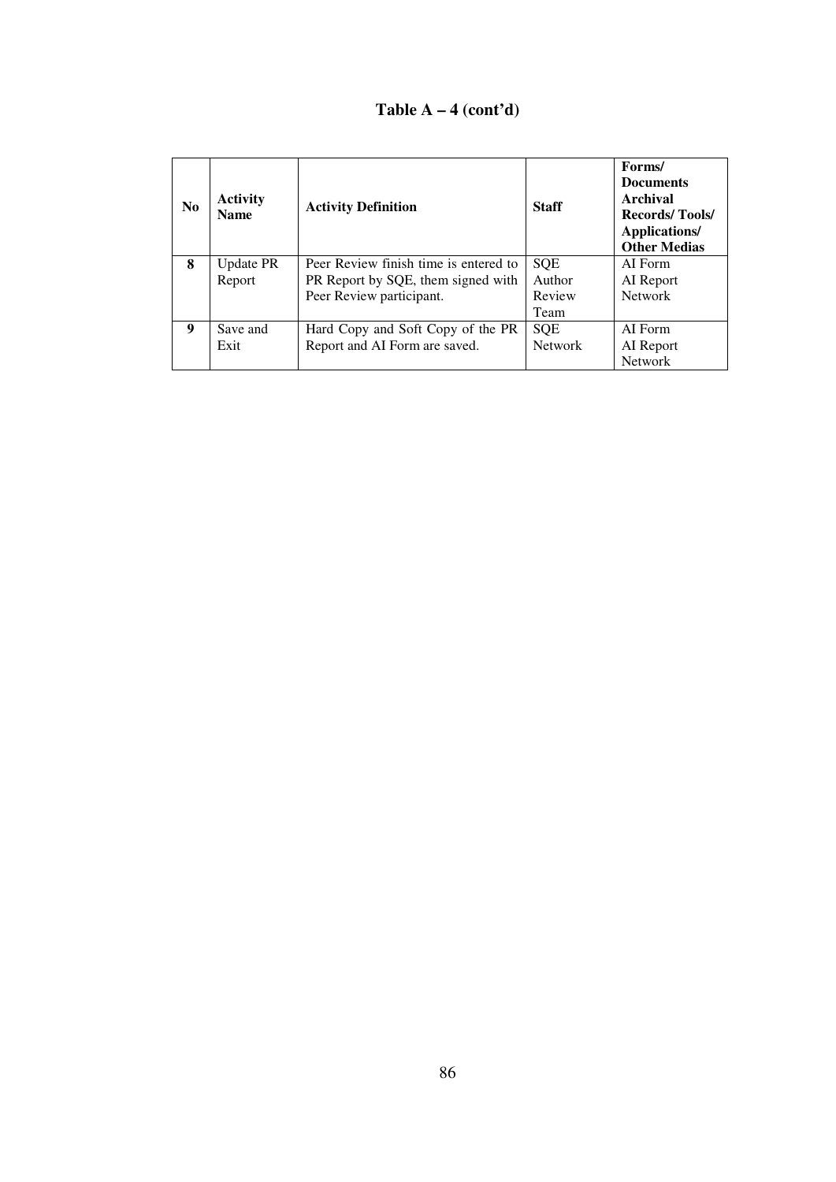**Table A – 4 (cont'd)**

| No | Activity Name | Activity Definition | Staff | Forms/ Documents Archival Records/ Tools/ Applications/ Other Medias |
|---|---|---|---|---|
| **8** | Update PR Report | Peer Review finish time is entered to PR Report by SQE, them signed with Peer Review participant. | SQE<br>Author<br>Review Team | AI Form<br>AI Report<br>Network |
| **9** | Save and Exit | Hard Copy and Soft Copy of the PR Report and AI Form are saved. | SQE<br>Network | AI Form<br>AI Report<br>Network |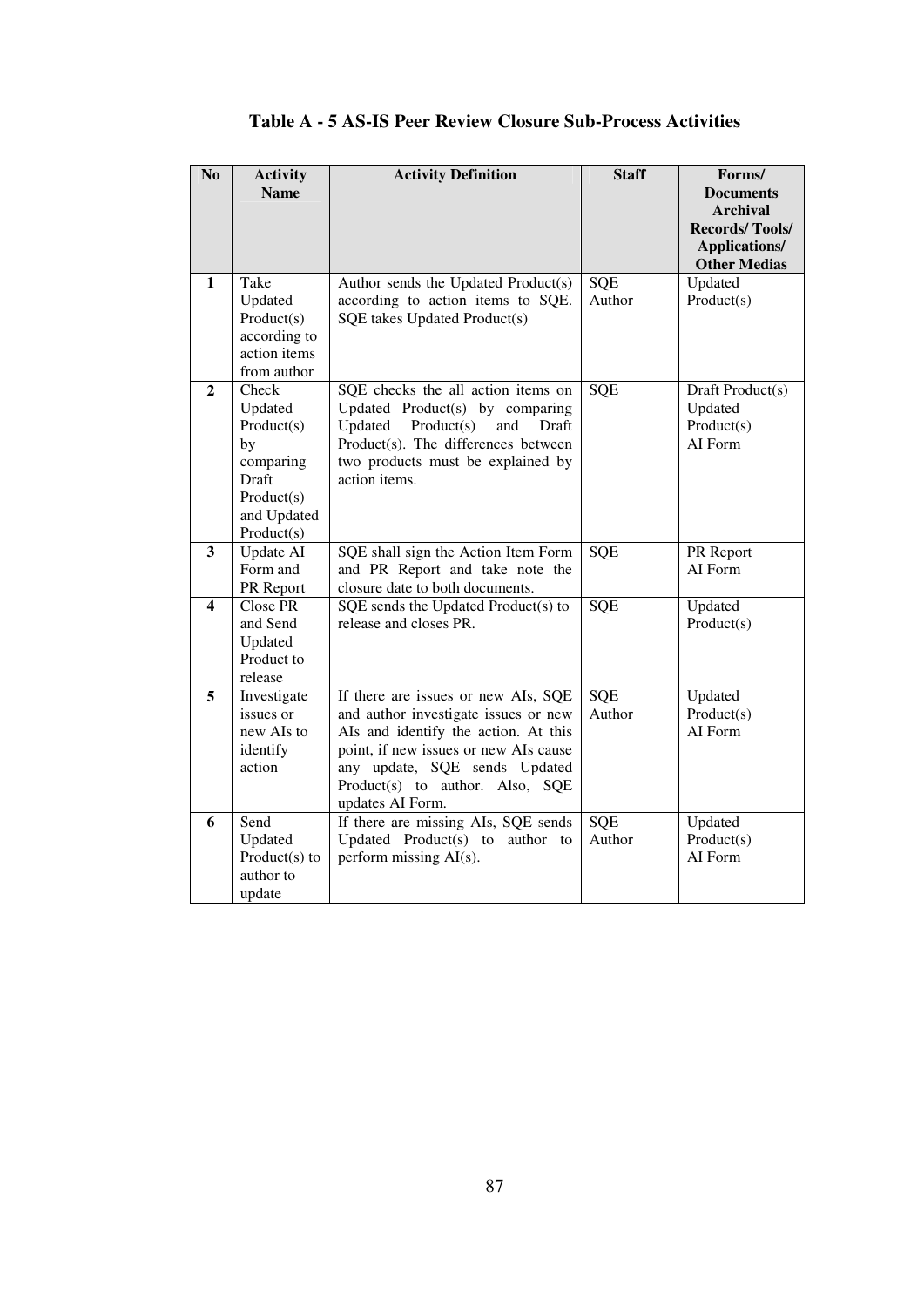**Table A - 5 AS-IS Peer Review Closure Sub-Process Activities**

| No | Activity Name | Activity Definition | Staff | Forms/ Documents Archival Records/ Tools/ Applications/ Other Medias |
|---|---|---|---|---|
| 1 | Take Updated Product(s) according to action items from author | Author sends the Updated Product(s) according to action items to SQE. SQE takes Updated Product(s) | SQE Author | Updated Product(s) |
| 2 | Check Updated Product(s) by comparing Draft Product(s) and Updated Product(s) | SQE checks the all action items on Updated Product(s) by comparing Updated Product(s) and Draft Product(s). The differences between two products must be explained by action items. | SQE | Draft Product(s) Updated Product(s) AI Form |
| 3 | Update AI Form and PR Report | SQE shall sign the Action Item Form and PR Report and take note the closure date to both documents. | SQE | PR Report AI Form |
| 4 | Close PR and Send Updated Product to release | SQE sends the Updated Product(s) to release and closes PR. | SQE | Updated Product(s) |
| 5 | Investigate issues or new AIs to identify action | If there are issues or new AIs, SQE and author investigate issues or new AIs and identify the action. At this point, if new issues or new AIs cause any update, SQE sends Updated Product(s) to author. Also, SQE updates AI Form. | SQE Author | Updated Product(s) AI Form |
| 6 | Send Updated Product(s) to author to update | If there are missing AIs, SQE sends Updated Product(s) to author to perform missing AI(s). | SQE Author | Updated Product(s) AI Form |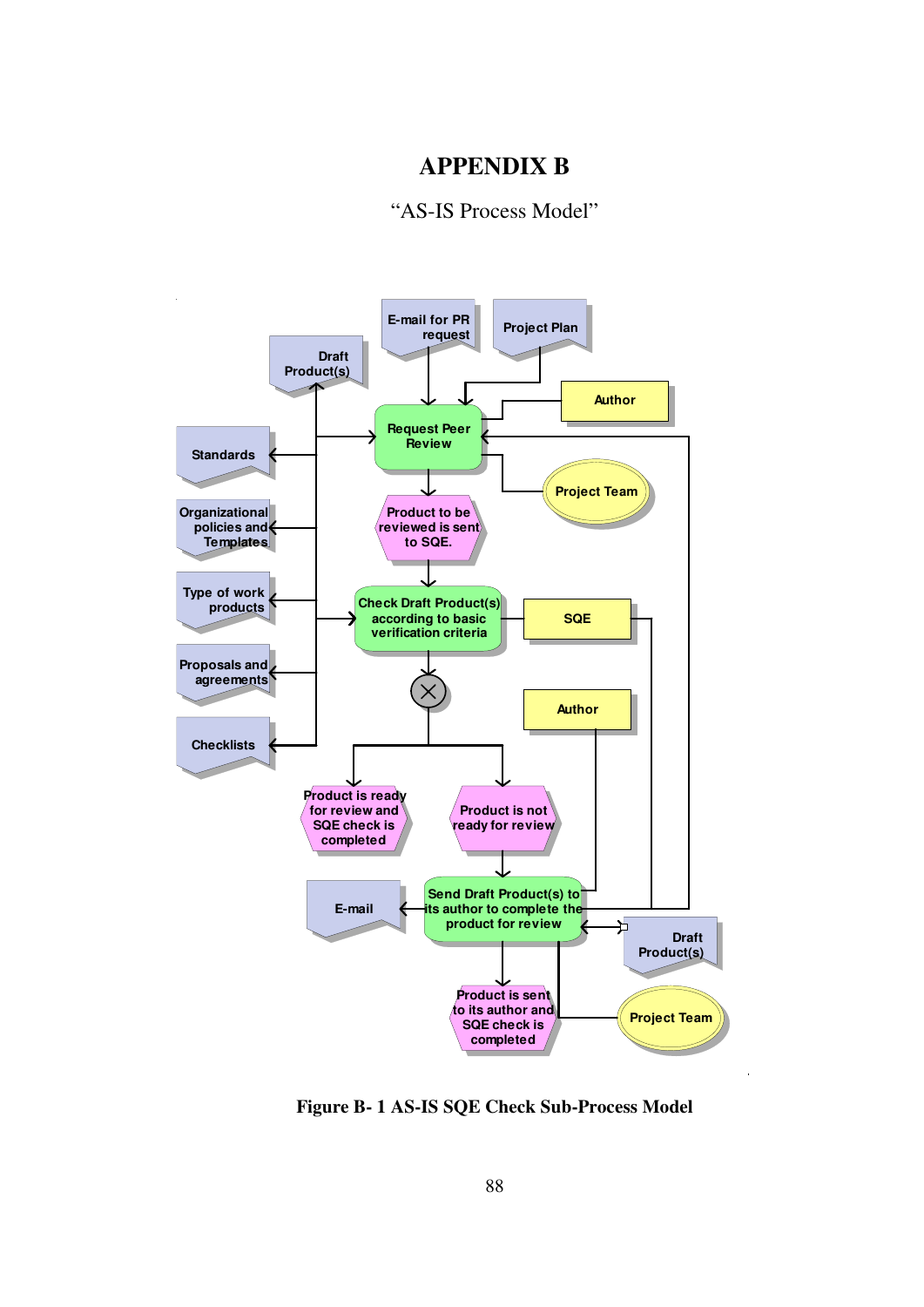# APPENDIX B

"AS-IS Process Model"

Figure B- 1 AS-IS SQE Check Sub-Process Model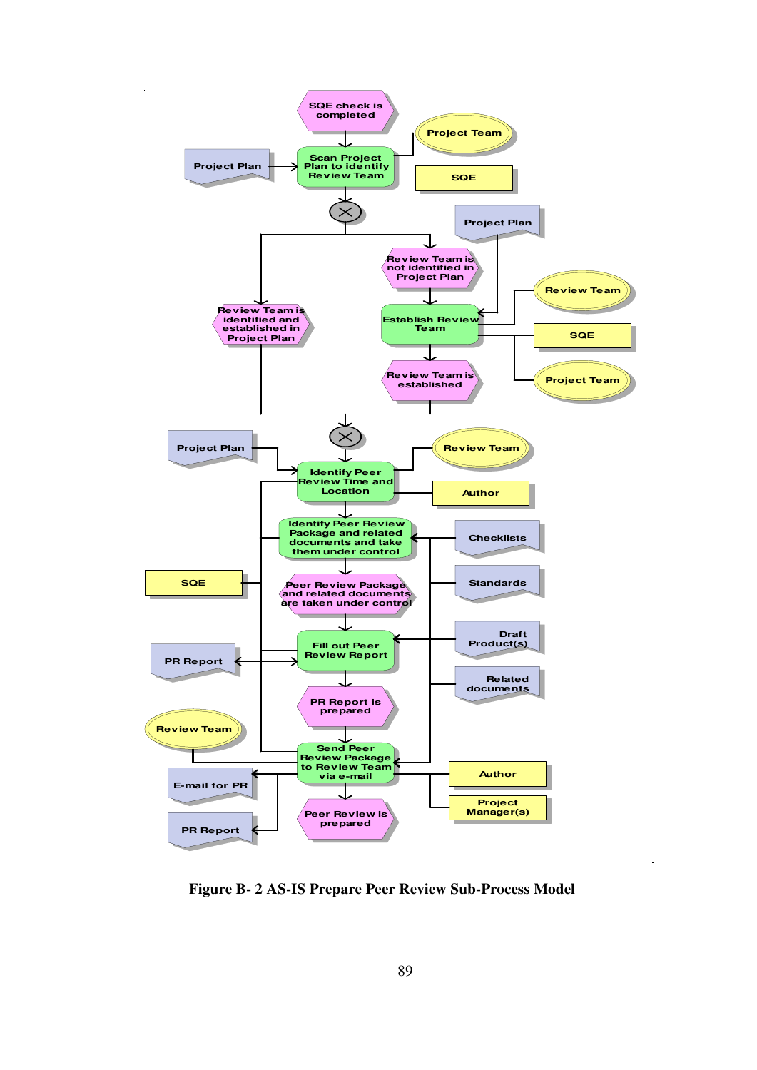Figure B- 2 AS-IS Prepare Peer Review Sub-Process Model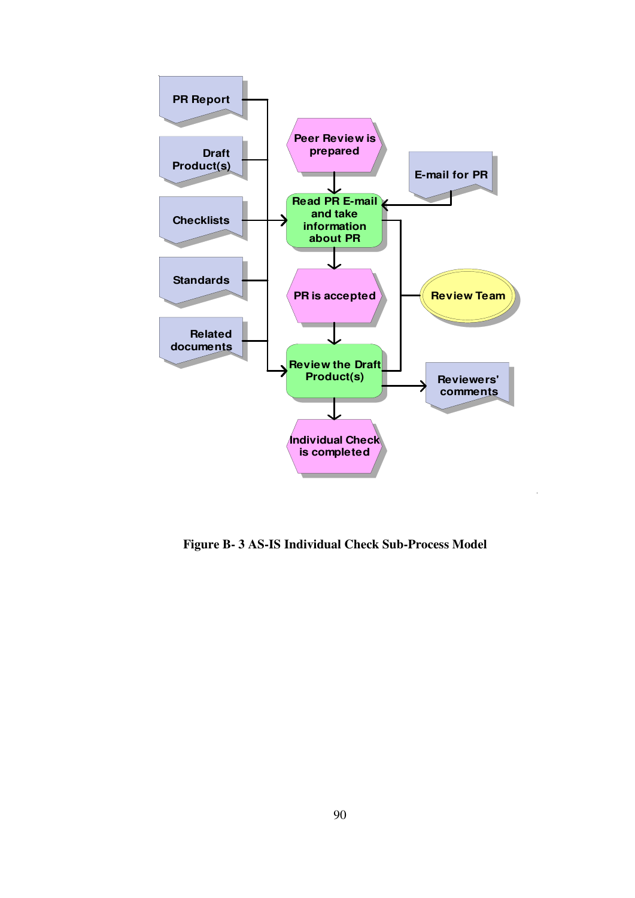Figure B- 3 AS-IS Individual Check Sub-Process Model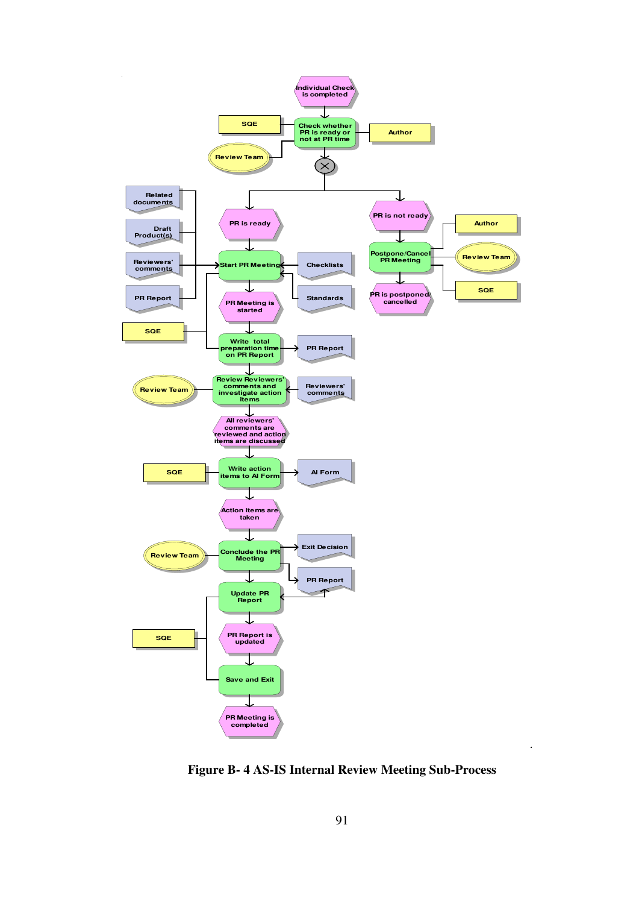Figure B- 4 AS-IS Internal Review Meeting Sub-Process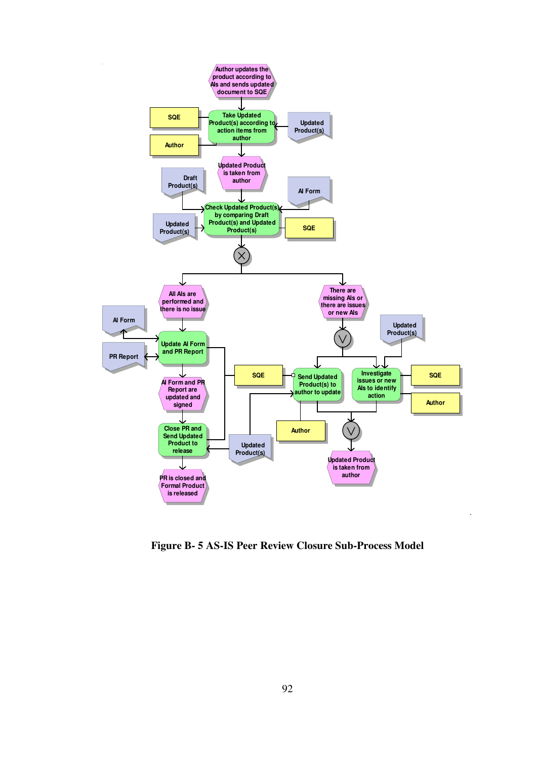**Figure B- 5 AS-IS Peer Review Closure Sub-Process Model**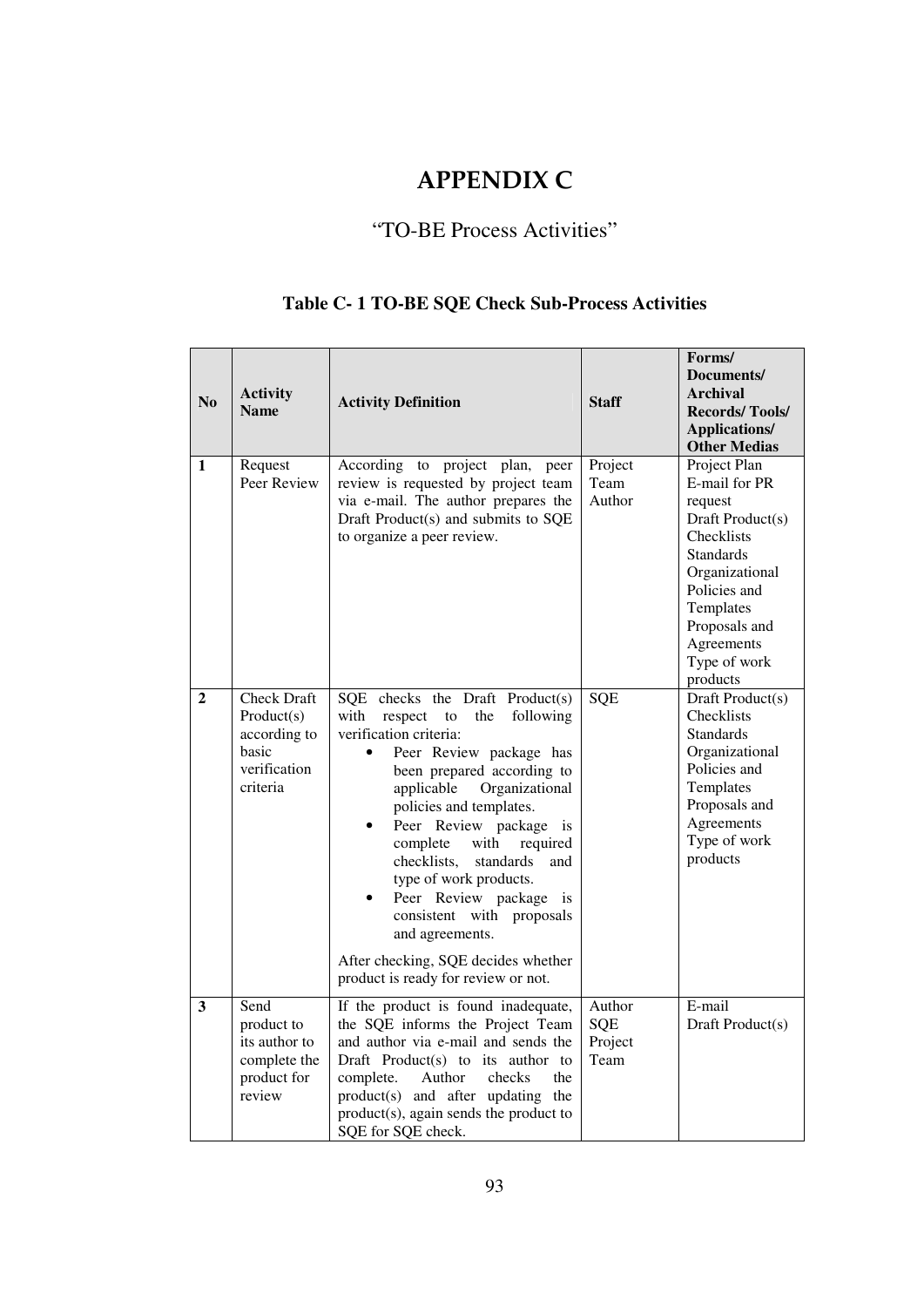# APPENDIX C

## "TO-BE Process Activities"

### Table C- 1 TO-BE SQE Check Sub-Process Activities

| No | Activity Name | Activity Definition | Staff | Forms/ Documents/ Archival Records/ Tools/ Applications/ Other Medias |
|---|---|---|---|---|
| **1** | Request Peer Review | According to project plan, peer review is requested by project team via e-mail. The author prepares the Draft Product(s) and submits to SQE to organize a peer review. | Project Team Author | Project Plan<br>E-mail for PR request<br>Draft Product(s)<br>Checklists<br>Standards<br>Organizational Policies and Templates<br>Proposals and Agreements<br>Type of work products |
| **2** | Check Draft Product(s) according to basic verification criteria | SQE checks the Draft Product(s) with respect to the following verification criteria:<br>• Peer Review package has been prepared according to applicable Organizational policies and templates.<br>• Peer Review package is complete with required checklists, standards and type of work products.<br>• Peer Review package is consistent with proposals and agreements.<br><br>After checking, SQE decides whether product is ready for review or not. | SQE | Draft Product(s)<br>Checklists<br>Standards<br>Organizational Policies and Templates<br>Proposals and Agreements<br>Type of work products |
| **3** | Send product to its author to complete the product for review | If the product is found inadequate, the SQE informs the Project Team and author via e-mail and sends the Draft Product(s) to its author to complete. Author checks the product(s) and after updating the product(s), again sends the product to SQE for SQE check. | Author<br>SQE<br>Project Team | E-mail<br>Draft Product(s) |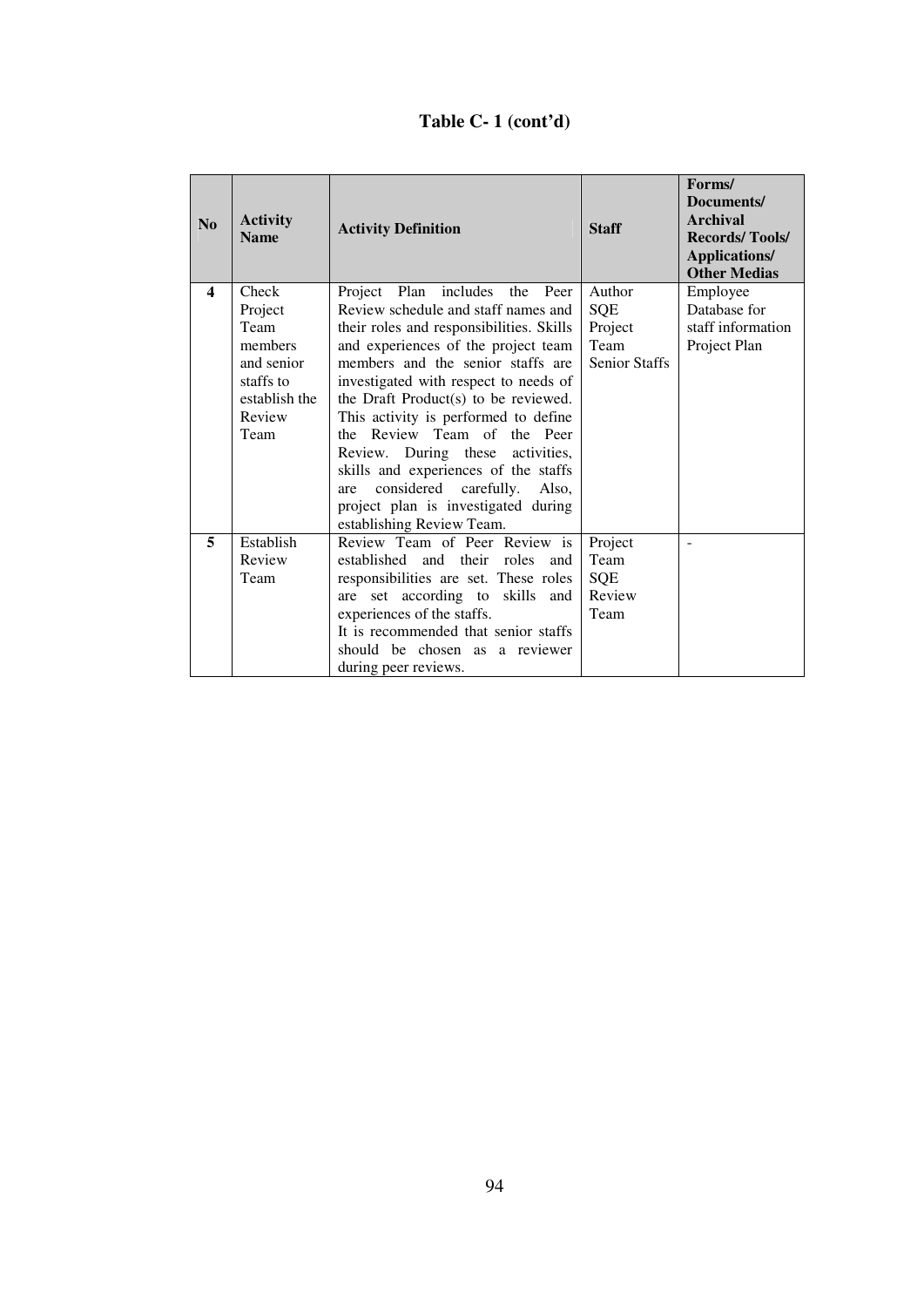# Table C- 1 (cont'd)

| No | Activity Name | Activity Definition | Staff | Forms/ Documents/ Archival Records/ Tools/ Applications/ Other Medias |
|---|---|---|---|---|
| **4** | Check Project Team members and senior staffs to establish the Review Team | Project Plan includes the Peer Review schedule and staff names and their roles and responsibilities. Skills and experiences of the project team members and the senior staffs are investigated with respect to needs of the Draft Product(s) to be reviewed. This activity is performed to define the Review Team of the Peer Review. During these activities, skills and experiences of the staffs are considered carefully. Also, project plan is investigated during establishing Review Team. | Author<br>SQE<br>Project Team<br>Senior Staffs | Employee Database for staff information<br>Project Plan |
| **5** | Establish Review Team | Review Team of Peer Review is established and their roles and responsibilities are set. These roles are set according to skills and experiences of the staffs.<br>It is recommended that senior staffs should be chosen as a reviewer during peer reviews. | Project Team<br>SQE<br>Review Team | - |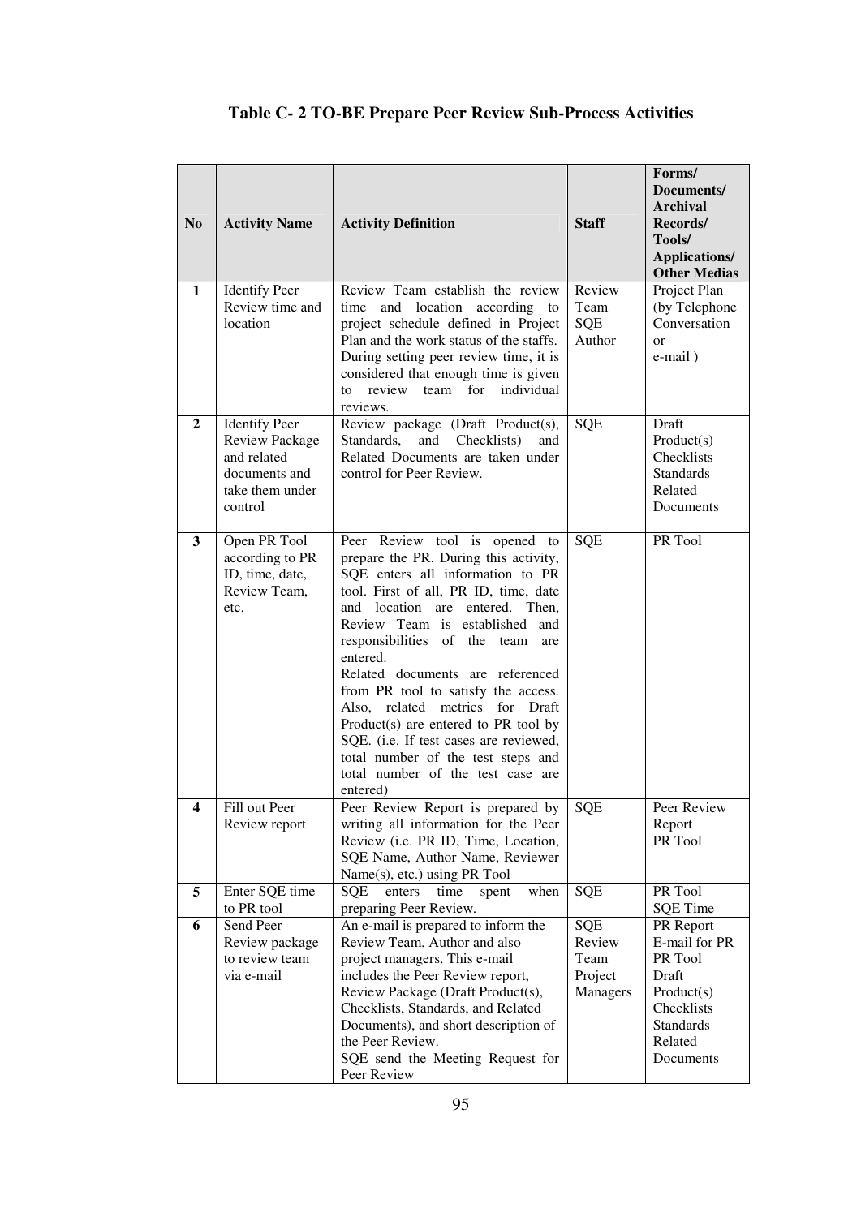**Table C- 2 TO-BE Prepare Peer Review Sub-Process Activities**

| No | Activity Name | Activity Definition | Staff | Forms/ Documents/ Archival Records/ Tools/ Applications/ Other Medias |
|---|---|---|---|---|
| 1 | Identify Peer Review time and location | Review Team establish the review time and location according to project schedule defined in Project Plan and the work status of the staffs. During setting peer review time, it is considered that enough time is given to review team for individual reviews. | Review Team SQE Author | Project Plan (by Telephone Conversation or e-mail ) |
| 2 | Identify Peer Review Package and related documents and take them under control | Review package (Draft Product(s), Standards, and Checklists) and Related Documents are taken under control for Peer Review. | SQE | Draft Product(s) Checklists Standards Related Documents |
| 3 | Open PR Tool according to PR ID, time, date, Review Team, etc. | Peer Review tool is opened to prepare the PR. During this activity, SQE enters all information to PR tool. First of all, PR ID, time, date and location are entered. Then, Review Team is established and responsibilities of the team are entered. Related documents are referenced from PR tool to satisfy the access. Also, related metrics for Draft Product(s) are entered to PR tool by SQE. (i.e. If test cases are reviewed, total number of the test steps and total number of the test case are entered) | SQE | PR Tool |
| 4 | Fill out Peer Review report | Peer Review Report is prepared by writing all information for the Peer Review (i.e. PR ID, Time, Location, SQE Name, Author Name, Reviewer Name(s), etc.) using PR Tool | SQE | Peer Review Report PR Tool |
| 5 | Enter SQE time to PR tool | SQE enters time spent when preparing Peer Review. | SQE | PR Tool SQE Time |
| 6 | Send Peer Review package to review team via e-mail | An e-mail is prepared to inform the Review Team, Author and also project managers. This e-mail includes the Peer Review report, Review Package (Draft Product(s), Checklists, Standards, and Related Documents), and short description of the Peer Review. SQE send the Meeting Request for Peer Review | SQE Review Team Project Managers | PR Report E-mail for PR PR Tool Draft Product(s) Checklists Standards Related Documents |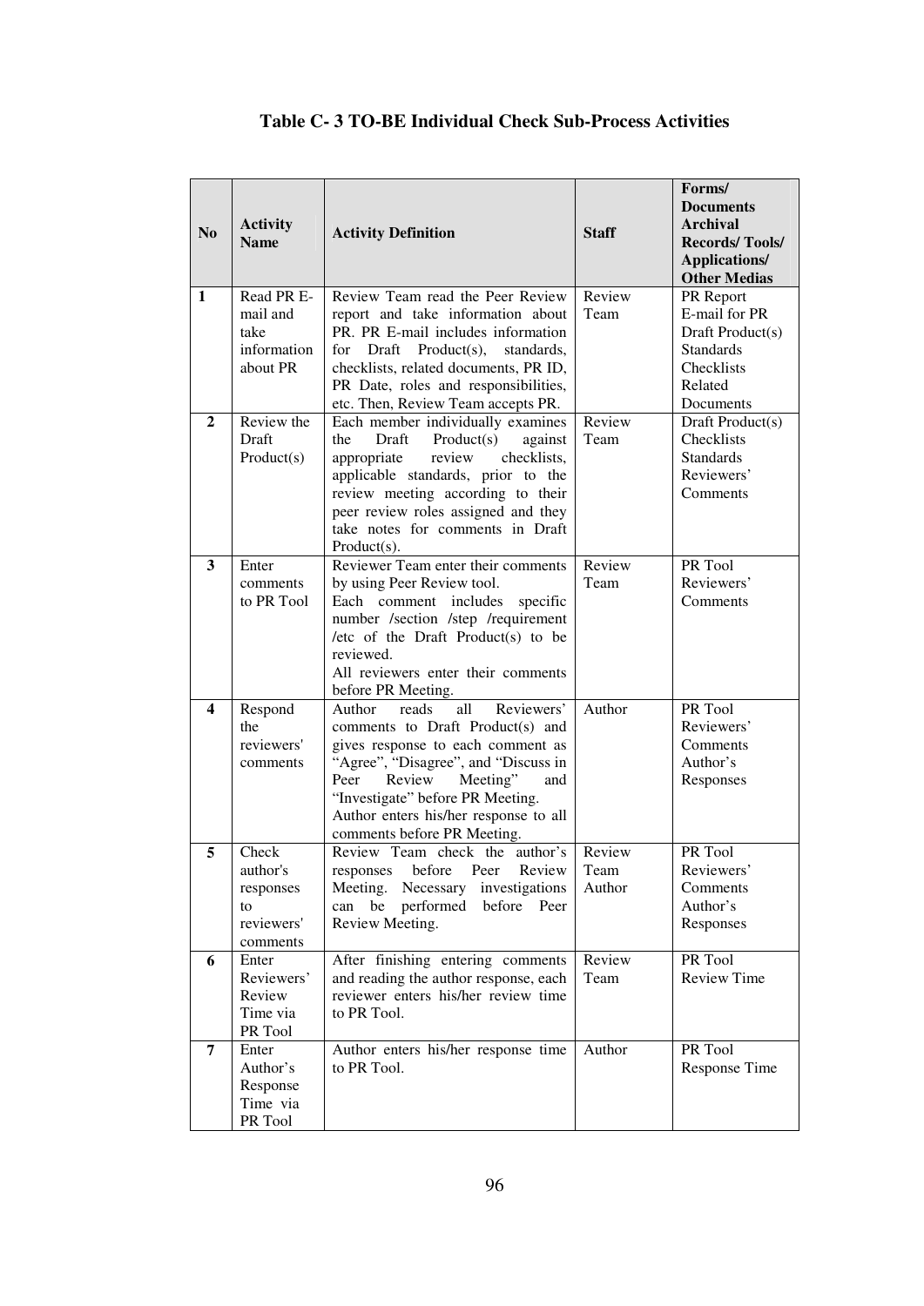**Table C- 3 TO-BE Individual Check Sub-Process Activities**

| No | Activity Name | Activity Definition | Staff | Forms/ Documents Archival Records/ Tools/ Applications/ Other Medias |
|---|---|---|---|---|
| 1 | Read PR E-mail and take information about PR | Review Team read the Peer Review report and take information about PR. PR E-mail includes information for Draft Product(s), standards, checklists, related documents, PR ID, PR Date, roles and responsibilities, etc. Then, Review Team accepts PR. | Review Team | PR Report<br>E-mail for PR<br>Draft Product(s)<br>Standards<br>Checklists<br>Related Documents |
| 2 | Review the Draft Product(s) | Each member individually examines the Draft Product(s) against appropriate review checklists, applicable standards, prior to the review meeting according to their peer review roles assigned and they take notes for comments in Draft Product(s). | Review Team | Draft Product(s)<br>Checklists<br>Standards<br>Reviewers' Comments |
| 3 | Enter comments to PR Tool | Reviewer Team enter their comments by using Peer Review tool.<br>Each comment includes specific number /section /step /requirement /etc of the Draft Product(s) to be reviewed.<br>All reviewers enter their comments before PR Meeting. | Review Team | PR Tool<br>Reviewers' Comments |
| 4 | Respond the reviewers' comments | Author reads all Reviewers' comments to Draft Product(s) and gives response to each comment as "Agree", "Disagree", and "Discuss in Peer Review Meeting" and "Investigate" before PR Meeting.<br>Author enters his/her response to all comments before PR Meeting. | Author | PR Tool<br>Reviewers' Comments<br>Author's Responses |
| 5 | Check author's responses to reviewers' comments | Review Team check the author's responses before Peer Review Meeting. Necessary investigations can be performed before Peer Review Meeting. | Review Team<br>Author | PR Tool<br>Reviewers' Comments<br>Author's Responses |
| 6 | Enter Reviewers' Review Time via PR Tool | After finishing entering comments and reading the author response, each reviewer enters his/her review time to PR Tool. | Review Team | PR Tool<br>Review Time |
| 7 | Enter Author's Response Time via PR Tool | Author enters his/her response time to PR Tool. | Author | PR Tool<br>Response Time |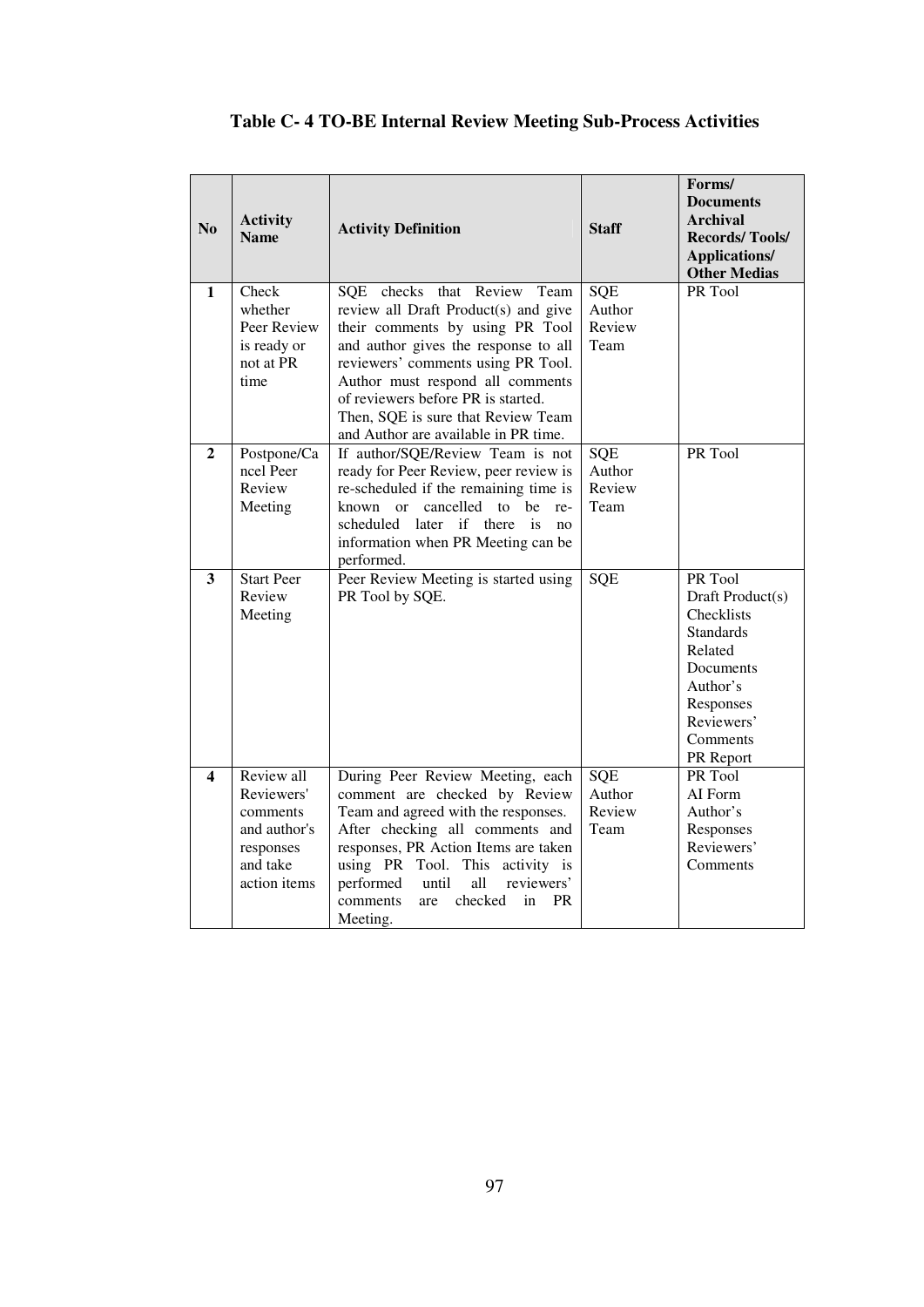**Table C- 4 TO-BE Internal Review Meeting Sub-Process Activities**

| No | Activity Name | Activity Definition | Staff | Forms/ Documents Archival Records/ Tools/ Applications/ Other Medias |
|---|---|---|---|---|
| 1 | Check whether Peer Review is ready or not at PR time | SQE checks that Review Team review all Draft Product(s) and give their comments by using PR Tool and author gives the response to all reviewers' comments using PR Tool. Author must respond all comments of reviewers before PR is started. Then, SQE is sure that Review Team and Author are available in PR time. | SQE<br>Author<br>Review Team | PR Tool |
| 2 | Postpone/Cancel Peer Review Meeting | If author/SQE/Review Team is not ready for Peer Review, peer review is re-scheduled if the remaining time is known or cancelled to be re-scheduled later if there is no information when PR Meeting can be performed. | SQE<br>Author<br>Review Team | PR Tool |
| 3 | Start Peer Review Meeting | Peer Review Meeting is started using PR Tool by SQE. | SQE | PR Tool<br>Draft Product(s)<br>Checklists<br>Standards<br>Related Documents<br>Author's Responses<br>Reviewers' Comments<br>PR Report |
| 4 | Review all Reviewers' comments and author's responses and take action items | During Peer Review Meeting, each comment are checked by Review Team and agreed with the responses. After checking all comments and responses, PR Action Items are taken using PR Tool. This activity is performed until all reviewers' comments are checked in PR Meeting. | SQE<br>Author<br>Review Team | PR Tool<br>AI Form<br>Author's Responses<br>Reviewers' Comments |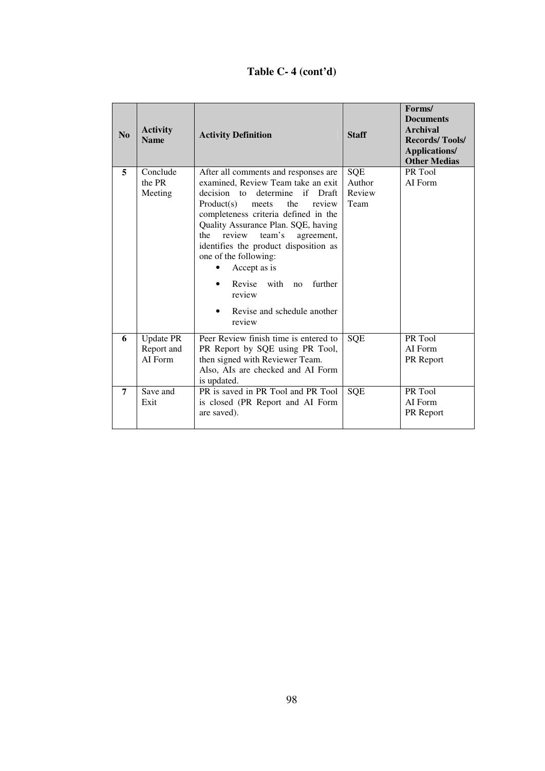**Table C- 4 (cont'd)**

| No | Activity Name | Activity Definition | Staff | Forms/ Documents Archival Records/ Tools/ Applications/ Other Medias |
|---|---|---|---|---|
| 5 | Conclude the PR Meeting | After all comments and responses are examined, Review Team take an exit decision to determine if Draft Product(s) meets the review completeness criteria defined in the Quality Assurance Plan. SQE, having the review team's agreement, identifies the product disposition as one of the following:<br>• Accept as is<br>• Revise with no further review<br>• Revise and schedule another review | SQE<br>Author<br>Review Team | PR Tool<br>AI Form |
| 6 | Update PR Report and AI Form | Peer Review finish time is entered to PR Report by SQE using PR Tool, then signed with Reviewer Team. Also, AIs are checked and AI Form is updated. | SQE | PR Tool<br>AI Form<br>PR Report |
| 7 | Save and Exit | PR is saved in PR Tool and PR Tool is closed (PR Report and AI Form are saved). | SQE | PR Tool<br>AI Form<br>PR Report |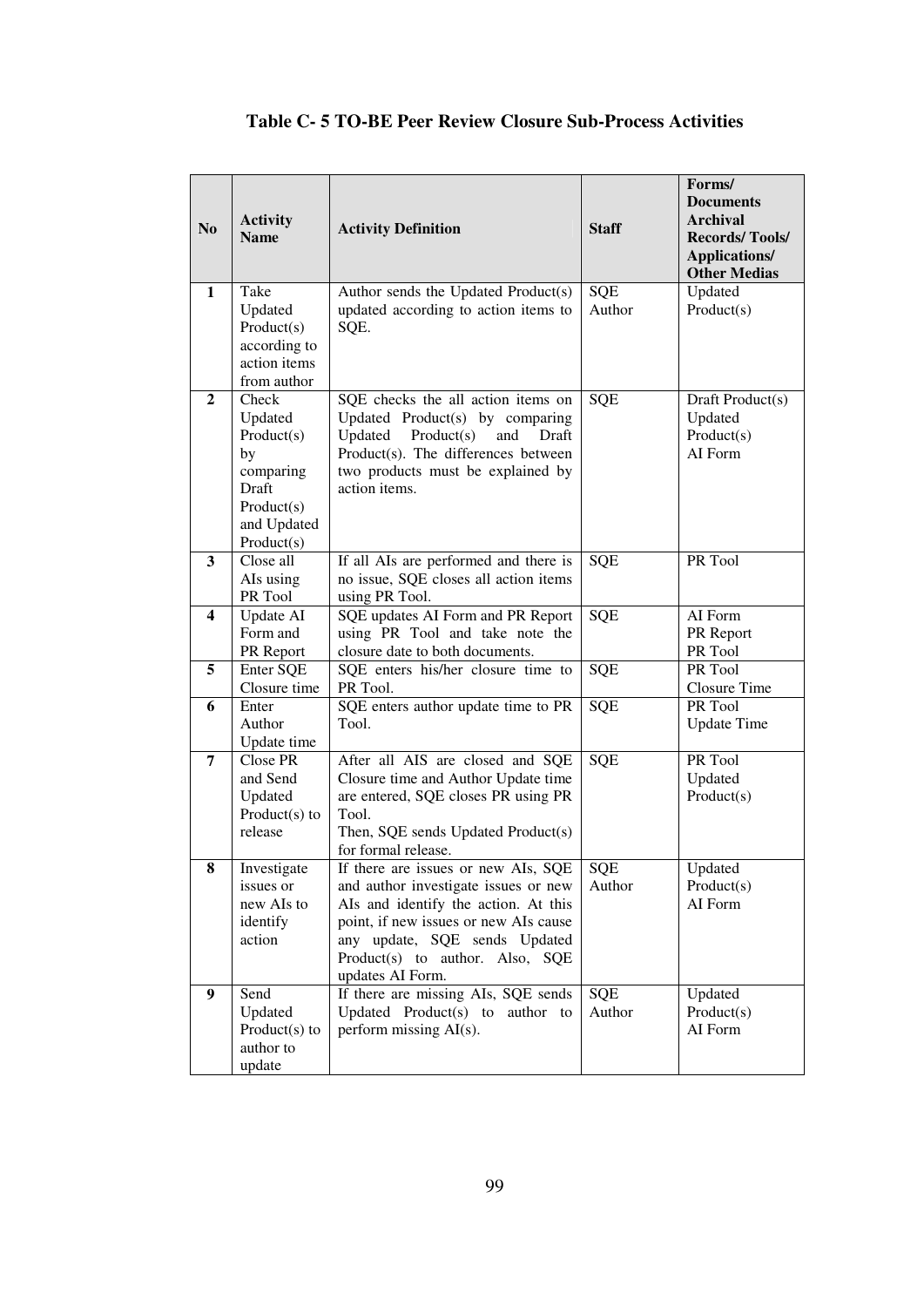**Table C- 5 TO-BE Peer Review Closure Sub-Process Activities**

| No | Activity Name | Activity Definition | Staff | Forms/ Documents Archival Records/ Tools/ Applications/ Other Medias |
|---|---|---|---|---|
| **1** | Take Updated Product(s) according to action items from author | Author sends the Updated Product(s) updated according to action items to SQE. | SQE Author | Updated Product(s) |
| **2** | Check Updated Product(s) by comparing Draft Product(s) and Updated Product(s) | SQE checks the all action items on Updated Product(s) by comparing Updated Product(s) and Draft Product(s). The differences between two products must be explained by action items. | SQE | Draft Product(s) Updated Product(s) AI Form |
| **3** | Close all AIs using PR Tool | If all AIs are performed and there is no issue, SQE closes all action items using PR Tool. | SQE | PR Tool |
| **4** | Update AI Form and PR Report | SQE updates AI Form and PR Report using PR Tool and take note the closure date to both documents. | SQE | AI Form PR Report PR Tool |
| **5** | Enter SQE Closure time | SQE enters his/her closure time to PR Tool. | SQE | PR Tool Closure Time |
| **6** | Enter Author Update time | SQE enters author update time to PR Tool. | SQE | PR Tool Update Time |
| **7** | Close PR and Send Updated Product(s) to release | After all AIS are closed and SQE Closure time and Author Update time are entered, SQE closes PR using PR Tool. Then, SQE sends Updated Product(s) for formal release. | SQE | PR Tool Updated Product(s) |
| **8** | Investigate issues or new AIs to identify action | If there are issues or new AIs, SQE and author investigate issues or new AIs and identify the action. At this point, if new issues or new AIs cause any update, SQE sends Updated Product(s) to author. Also, SQE updates AI Form. | SQE Author | Updated Product(s) AI Form |
| **9** | Send Updated Product(s) to author to update | If there are missing AIs, SQE sends Updated Product(s) to author to perform missing AI(s). | SQE Author | Updated Product(s) AI Form |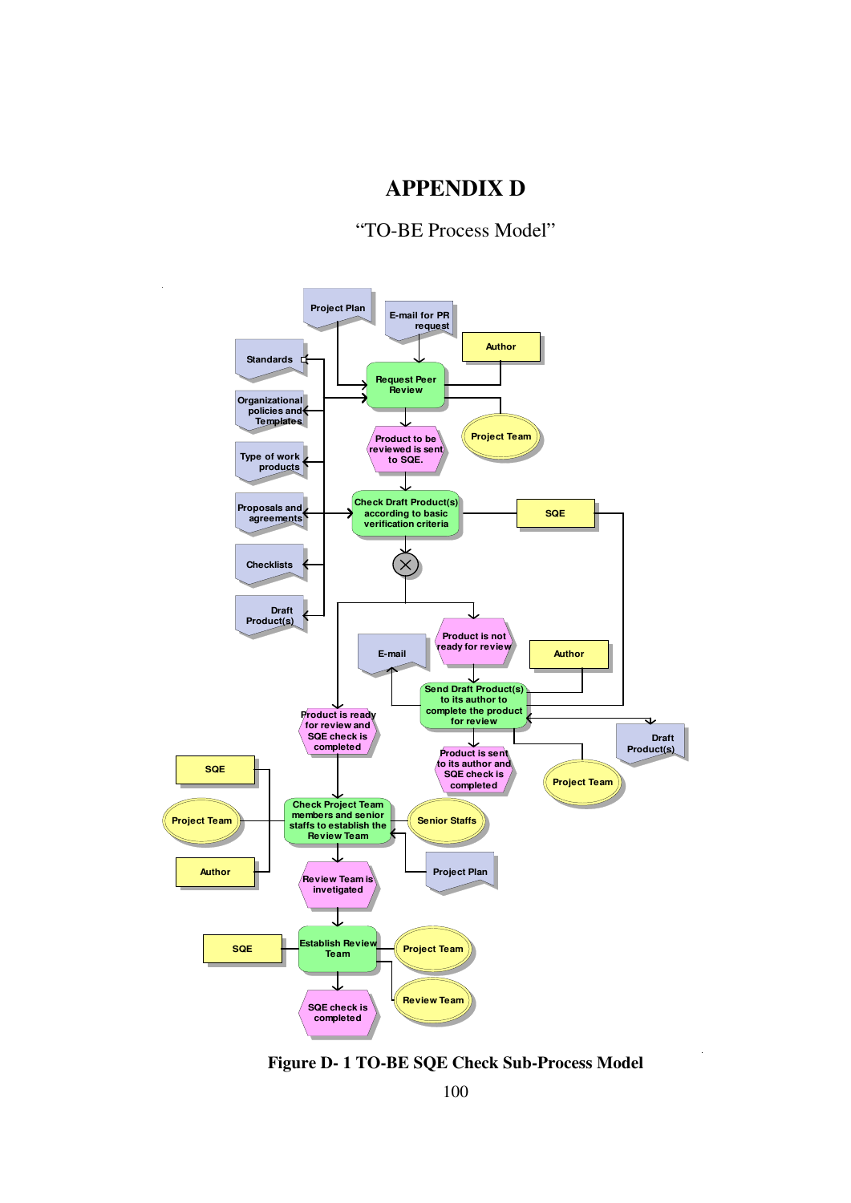# APPENDIX D

"TO-BE Process Model"

**Figure D- 1 TO-BE SQE Check Sub-Process Model**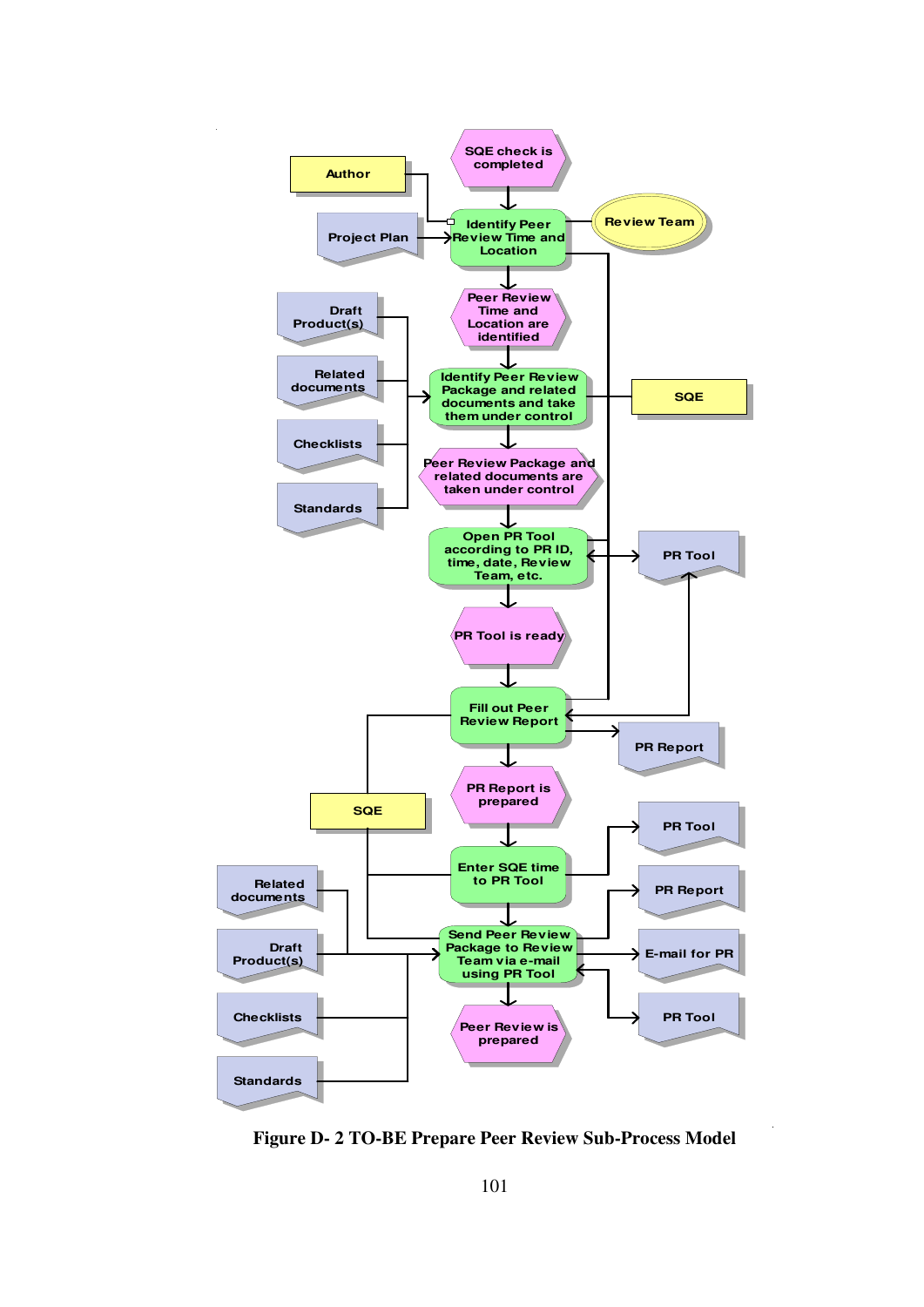**Figure D- 2 TO-BE Prepare Peer Review Sub-Process Model**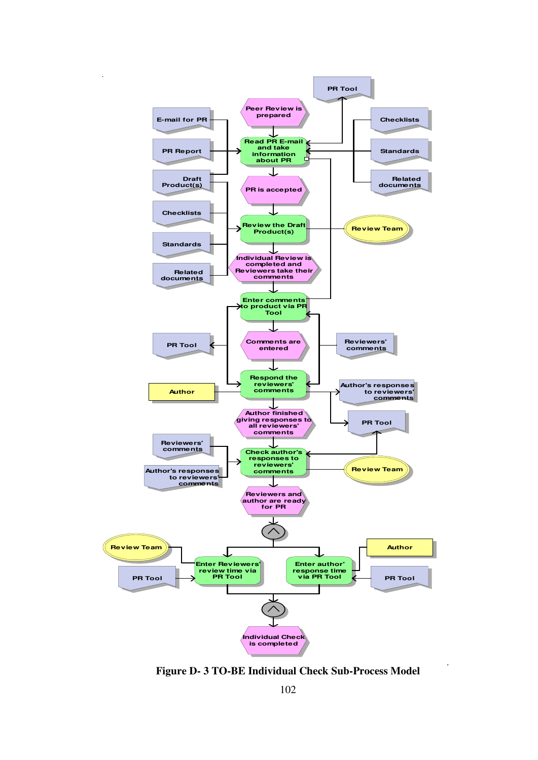**Figure D- 3 TO-BE Individual Check Sub-Process Model**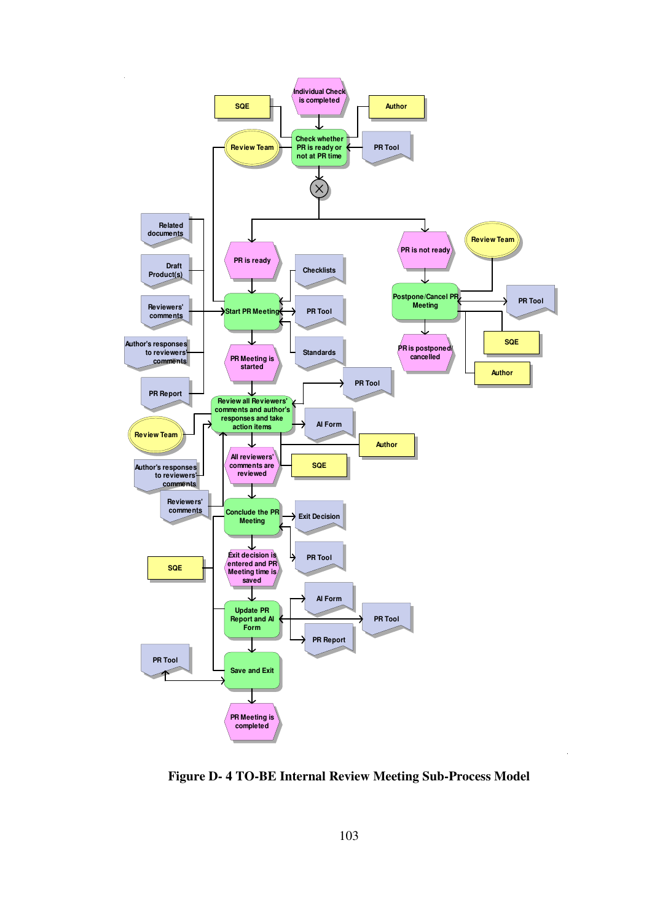**Figure D- 4 TO-BE Internal Review Meeting Sub-Process Model**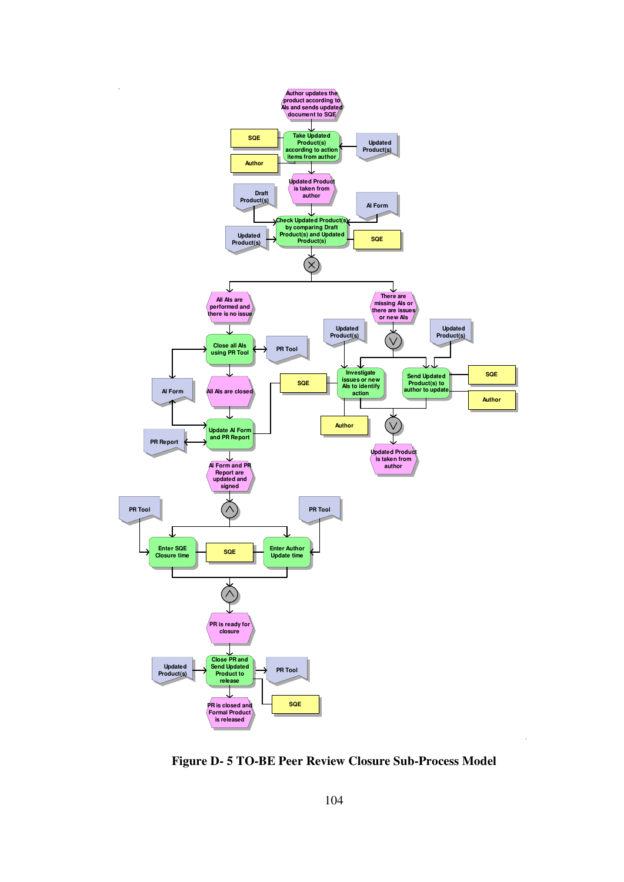Figure D- 5 TO-BE Peer Review Closure Sub-Process Model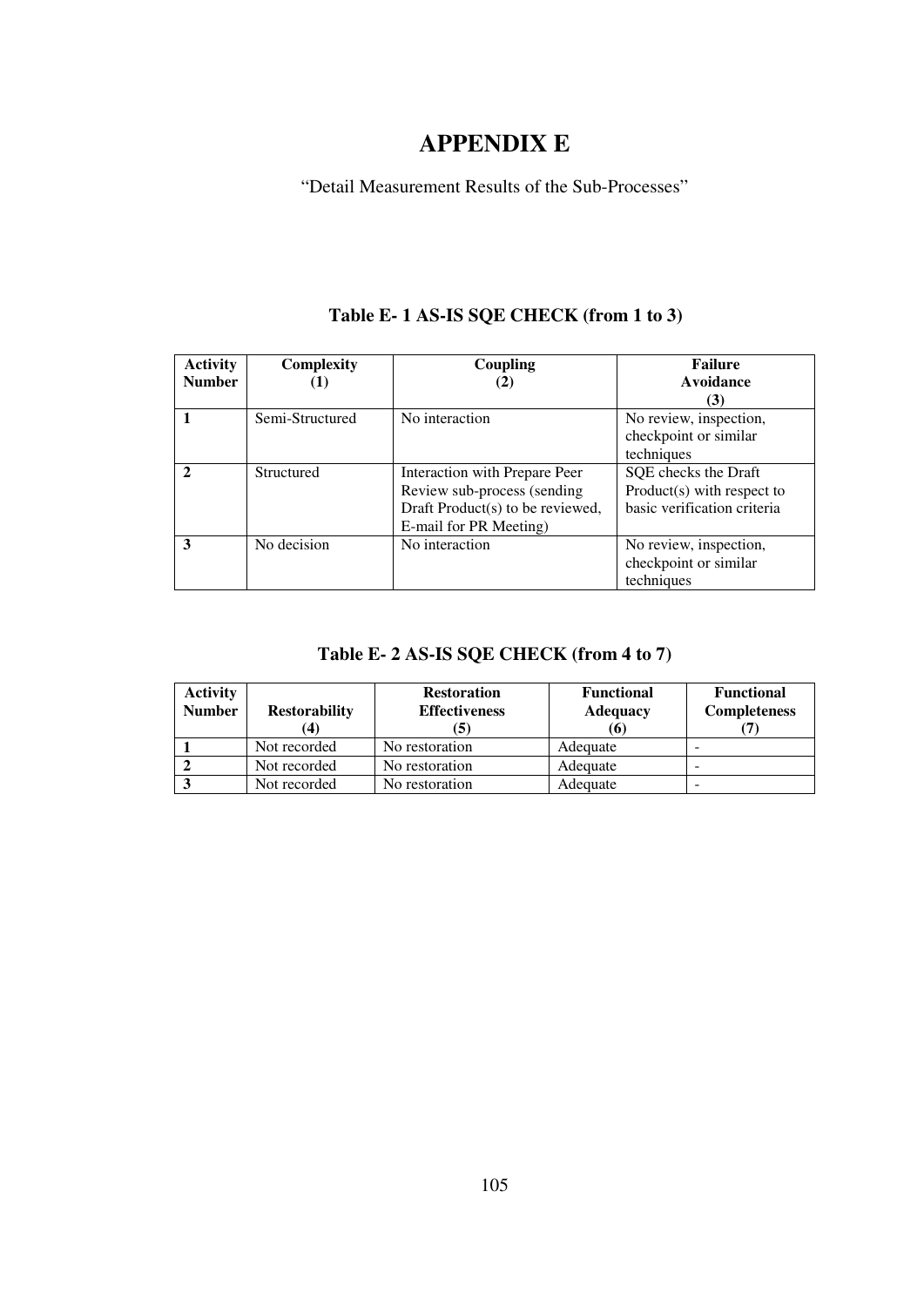# APPENDIX E

"Detail Measurement Results of the Sub-Processes"

**Table E- 1 AS-IS SQE CHECK (from 1 to 3)**

| Activity Number | Complexity (1) | Coupling (2) | Failure Avoidance (3) |
|---|---|---|---|
| 1 | Semi-Structured | No interaction | No review, inspection, checkpoint or similar techniques |
| 2 | Structured | Interaction with Prepare Peer Review sub-process (sending Draft Product(s) to be reviewed, E-mail for PR Meeting) | SQE checks the Draft Product(s) with respect to basic verification criteria |
| 3 | No decision | No interaction | No review, inspection, checkpoint or similar techniques |

**Table E- 2 AS-IS SQE CHECK (from 4 to 7)**

| Activity Number | Restorability (4) | Restoration Effectiveness (5) | Functional Adequacy (6) | Functional Completeness (7) |
|---|---|---|---|---|
| 1 | Not recorded | No restoration | Adequate | - |
| 2 | Not recorded | No restoration | Adequate | - |
| 3 | Not recorded | No restoration | Adequate | - |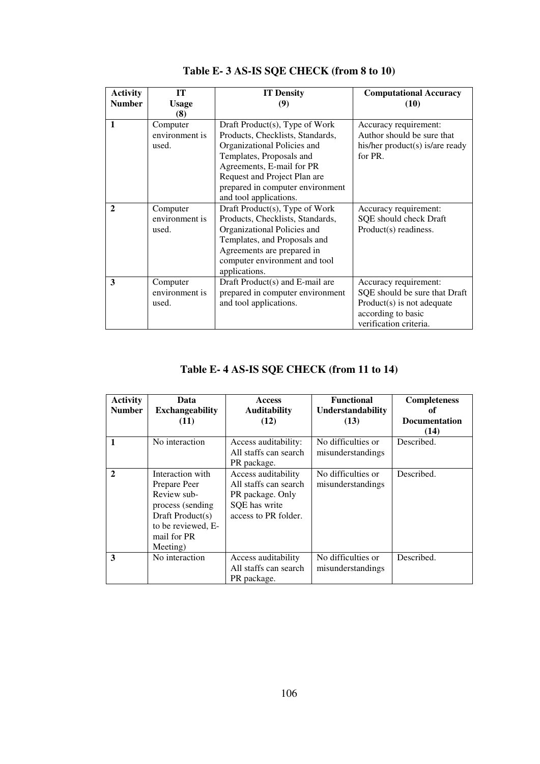**Table E- 3 AS-IS SQE CHECK (from 8 to 10)**

| Activity Number | IT Usage (8) | IT Density (9) | Computational Accuracy (10) |
|---|---|---|---|
| 1 | Computer environment is used. | Draft Product(s), Type of Work Products, Checklists, Standards, Organizational Policies and Templates, Proposals and Agreements, E-mail for PR Request and Project Plan are prepared in computer environment and tool applications. | Accuracy requirement: Author should be sure that his/her product(s) is/are ready for PR. |
| 2 | Computer environment is used. | Draft Product(s), Type of Work Products, Checklists, Standards, Organizational Policies and Templates, and Proposals and Agreements are prepared in computer environment and tool applications. | Accuracy requirement: SQE should check Draft Product(s) readiness. |
| 3 | Computer environment is used. | Draft Product(s) and E-mail are prepared in computer environment and tool applications. | Accuracy requirement: SQE should be sure that Draft Product(s) is not adequate according to basic verification criteria. |

**Table E- 4 AS-IS SQE CHECK (from 11 to 14)**

| Activity Number | Data Exchangeability (11) | Access Auditability (12) | Functional Understandability (13) | Completeness of Documentation (14) |
|---|---|---|---|---|
| 1 | No interaction | Access auditability: All staffs can search PR package. | No difficulties or misunderstandings | Described. |
| 2 | Interaction with Prepare Peer Review sub-process (sending Draft Product(s) to be reviewed, E-mail for PR Meeting) | Access auditability All staffs can search PR package. Only SQE has write access to PR folder. | No difficulties or misunderstandings | Described. |
| 3 | No interaction | Access auditability All staffs can search PR package. | No difficulties or misunderstandings | Described. |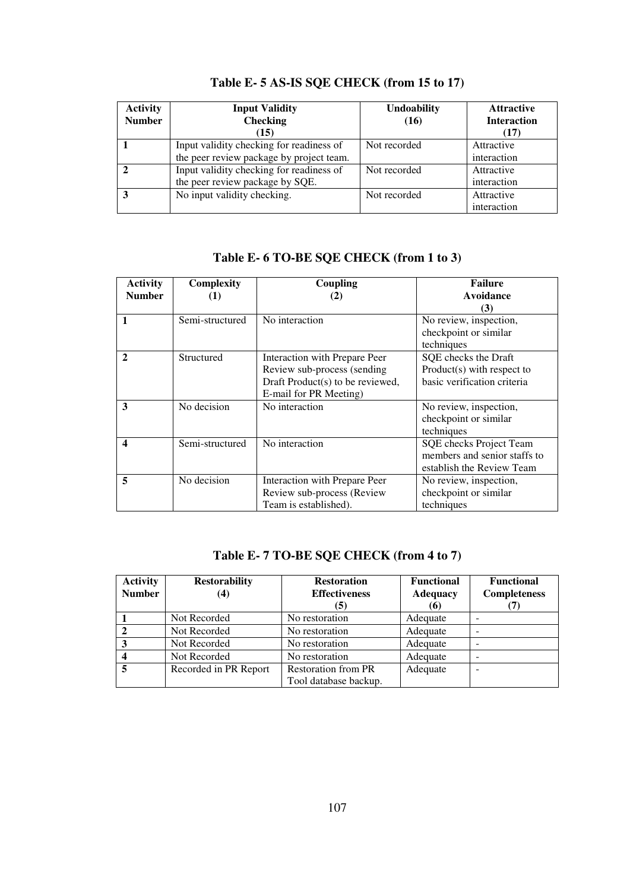**Table E- 5 AS-IS SQE CHECK (from 15 to 17)**

| Activity Number | Input Validity Checking (15) | Undoability (16) | Attractive Interaction (17) |
|---|---|---|---|
| 1 | Input validity checking for readiness of the peer review package by project team. | Not recorded | Attractive interaction |
| 2 | Input validity checking for readiness of the peer review package by SQE. | Not recorded | Attractive interaction |
| 3 | No input validity checking. | Not recorded | Attractive interaction |

**Table E- 6 TO-BE SQE CHECK (from 1 to 3)**

| Activity Number | Complexity (1) | Coupling (2) | Failure Avoidance (3) |
|---|---|---|---|
| 1 | Semi-structured | No interaction | No review, inspection, checkpoint or similar techniques |
| 2 | Structured | Interaction with Prepare Peer Review sub-process (sending Draft Product(s) to be reviewed, E-mail for PR Meeting) | SQE checks the Draft Product(s) with respect to basic verification criteria |
| 3 | No decision | No interaction | No review, inspection, checkpoint or similar techniques |
| 4 | Semi-structured | No interaction | SQE checks Project Team members and senior staffs to establish the Review Team |
| 5 | No decision | Interaction with Prepare Peer Review sub-process (Review Team is established). | No review, inspection, checkpoint or similar techniques |

**Table E- 7 TO-BE SQE CHECK (from 4 to 7)**

| Activity Number | Restorability (4) | Restoration Effectiveness (5) | Functional Adequacy (6) | Functional Completeness (7) |
|---|---|---|---|---|
| 1 | Not Recorded | No restoration | Adequate | - |
| 2 | Not Recorded | No restoration | Adequate | - |
| 3 | Not Recorded | No restoration | Adequate | - |
| 4 | Not Recorded | No restoration | Adequate | - |
| 5 | Recorded in PR Report | Restoration from PR Tool database backup. | Adequate | - |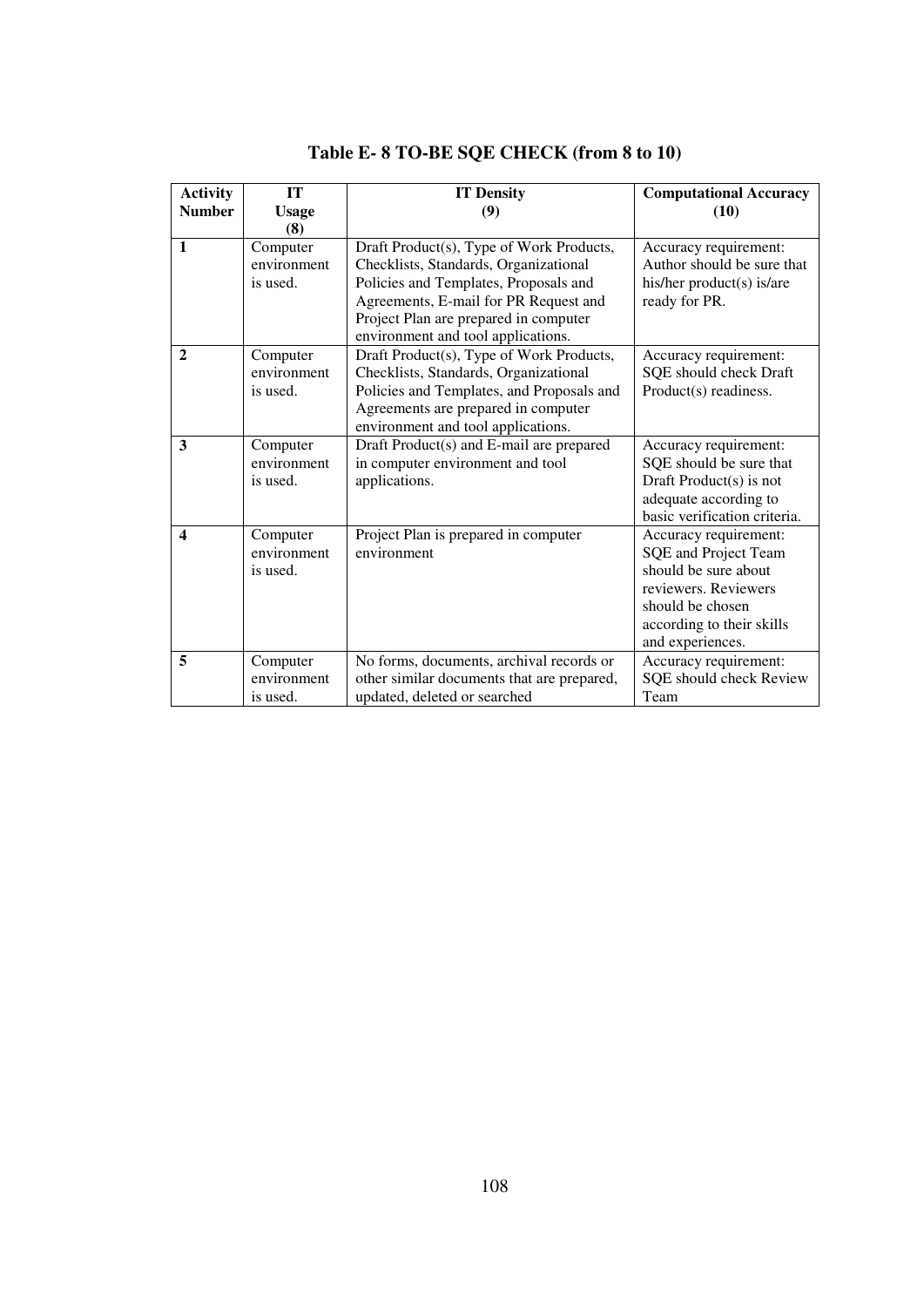**Table E- 8 TO-BE SQE CHECK (from 8 to 10)**

| Activity Number | IT Usage (8) | IT Density (9) | Computational Accuracy (10) |
|---|---|---|---|
| **1** | Computer environment is used. | Draft Product(s), Type of Work Products, Checklists, Standards, Organizational Policies and Templates, Proposals and Agreements, E-mail for PR Request and Project Plan are prepared in computer environment and tool applications. | Accuracy requirement: Author should be sure that his/her product(s) is/are ready for PR. |
| **2** | Computer environment is used. | Draft Product(s), Type of Work Products, Checklists, Standards, Organizational Policies and Templates, and Proposals and Agreements are prepared in computer environment and tool applications. | Accuracy requirement: SQE should check Draft Product(s) readiness. |
| **3** | Computer environment is used. | Draft Product(s) and E-mail are prepared in computer environment and tool applications. | Accuracy requirement: SQE should be sure that Draft Product(s) is not adequate according to basic verification criteria. |
| **4** | Computer environment is used. | Project Plan is prepared in computer environment | Accuracy requirement: SQE and Project Team should be sure about reviewers. Reviewers should be chosen according to their skills and experiences. |
| **5** | Computer environment is used. | No forms, documents, archival records or other similar documents that are prepared, updated, deleted or searched | Accuracy requirement: SQE should check Review Team |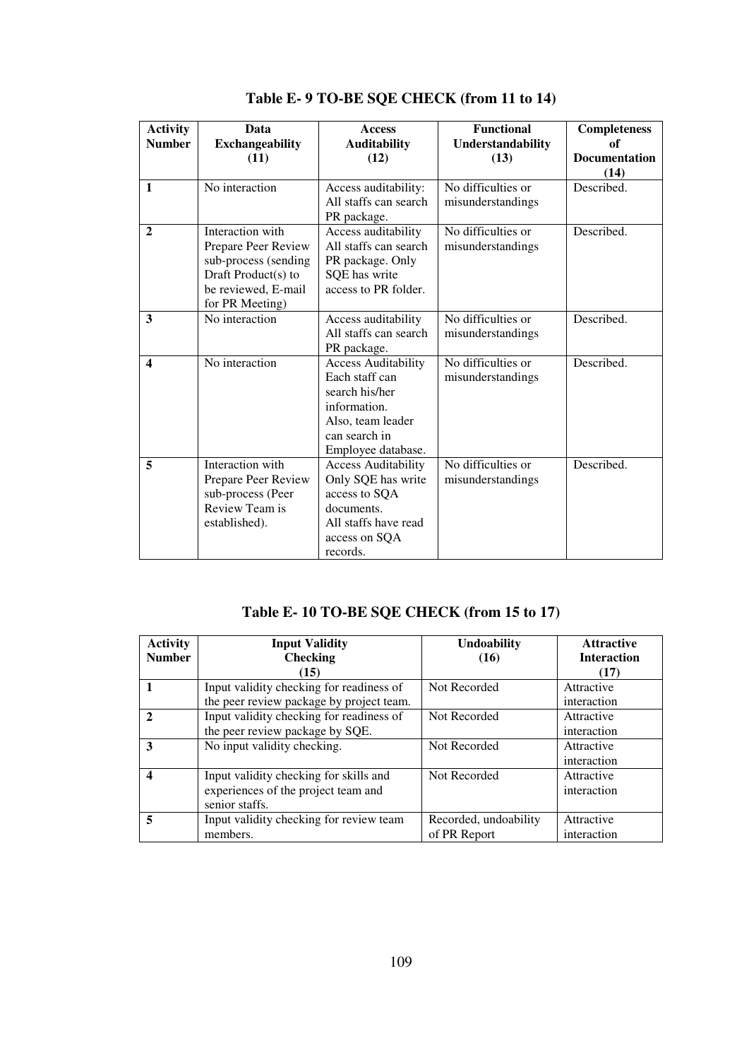**Table E- 9 TO-BE SQE CHECK (from 11 to 14)**

| Activity Number | Data Exchangeability (11) | Access Auditability (12) | Functional Understandability (13) | Completeness of Documentation (14) |
|---|---|---|---|---|
| **1** | No interaction | Access auditability: All staffs can search PR package. | No difficulties or misunderstandings | Described. |
| **2** | Interaction with Prepare Peer Review sub-process (sending Draft Product(s) to be reviewed, E-mail for PR Meeting) | Access auditability All staffs can search PR package. Only SQE has write access to PR folder. | No difficulties or misunderstandings | Described. |
| **3** | No interaction | Access auditability All staffs can search PR package. | No difficulties or misunderstandings | Described. |
| **4** | No interaction | Access Auditability Each staff can search his/her information. Also, team leader can search in Employee database. | No difficulties or misunderstandings | Described. |
| **5** | Interaction with Prepare Peer Review sub-process (Peer Review Team is established). | Access Auditability Only SQE has write access to SQA documents. All staffs have read access on SQA records. | No difficulties or misunderstandings | Described. |

**Table E- 10 TO-BE SQE CHECK (from 15 to 17)**

| Activity Number | Input Validity Checking (15) | Undoability (16) | Attractive Interaction (17) |
|---|---|---|---|
| **1** | Input validity checking for readiness of the peer review package by project team. | Not Recorded | Attractive interaction |
| **2** | Input validity checking for readiness of the peer review package by SQE. | Not Recorded | Attractive interaction |
| **3** | No input validity checking. | Not Recorded | Attractive interaction |
| **4** | Input validity checking for skills and experiences of the project team and senior staffs. | Not Recorded | Attractive interaction |
| **5** | Input validity checking for review team members. | Recorded, undoability of PR Report | Attractive interaction |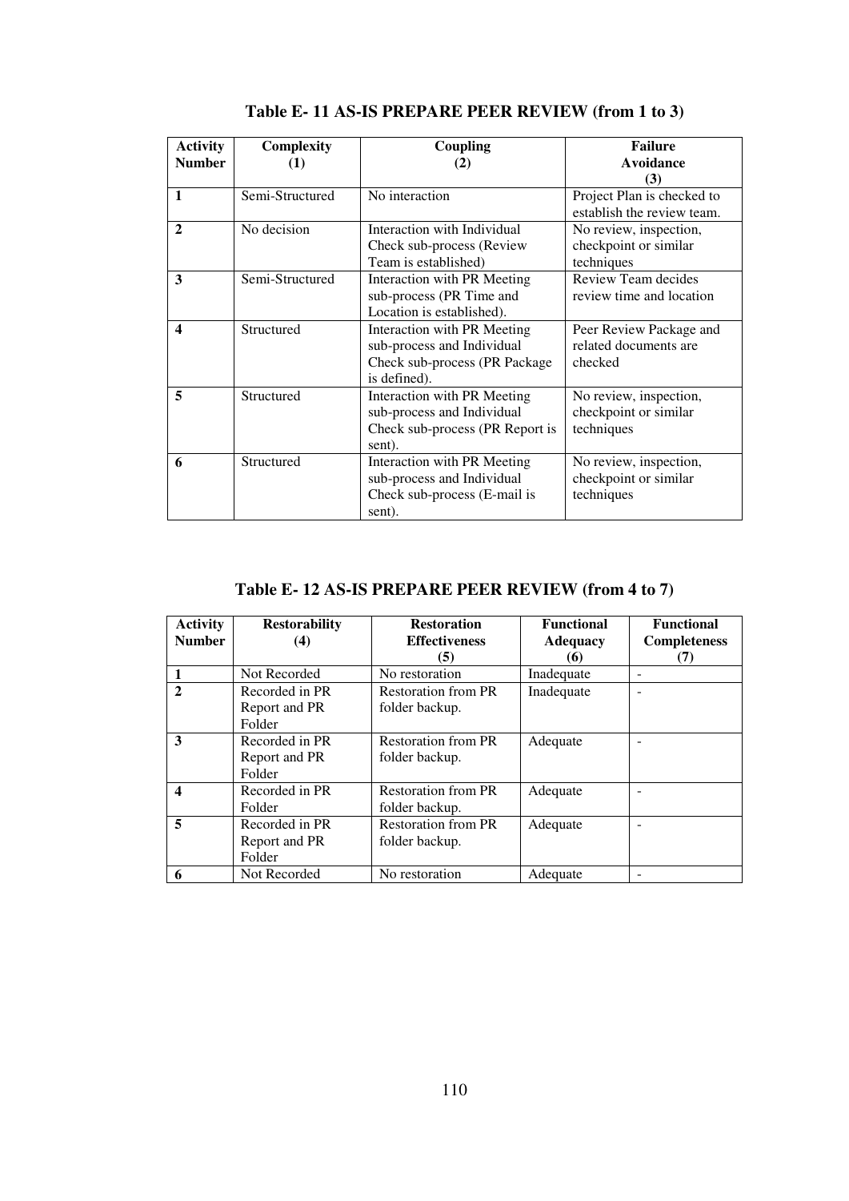**Table E- 11 AS-IS PREPARE PEER REVIEW (from 1 to 3)**

| Activity Number | Complexity (1) | Coupling (2) | Failure Avoidance (3) |
|---|---|---|---|
| **1** | Semi-Structured | No interaction | Project Plan is checked to establish the review team. |
| **2** | No decision | Interaction with Individual Check sub-process (Review Team is established) | No review, inspection, checkpoint or similar techniques |
| **3** | Semi-Structured | Interaction with PR Meeting sub-process (PR Time and Location is established). | Review Team decides review time and location |
| **4** | Structured | Interaction with PR Meeting sub-process and Individual Check sub-process (PR Package is defined). | Peer Review Package and related documents are checked |
| **5** | Structured | Interaction with PR Meeting sub-process and Individual Check sub-process (PR Report is sent). | No review, inspection, checkpoint or similar techniques |
| **6** | Structured | Interaction with PR Meeting sub-process and Individual Check sub-process (E-mail is sent). | No review, inspection, checkpoint or similar techniques |

**Table E- 12 AS-IS PREPARE PEER REVIEW (from 4 to 7)**

| Activity Number | Restorability (4) | Restoration Effectiveness (5) | Functional Adequacy (6) | Functional Completeness (7) |
|---|---|---|---|---|
| **1** | Not Recorded | No restoration | Inadequate | - |
| **2** | Recorded in PR Report and PR Folder | Restoration from PR folder backup. | Inadequate | - |
| **3** | Recorded in PR Report and PR Folder | Restoration from PR folder backup. | Adequate | - |
| **4** | Recorded in PR Folder | Restoration from PR folder backup. | Adequate | - |
| **5** | Recorded in PR Report and PR Folder | Restoration from PR folder backup. | Adequate | - |
| **6** | Not Recorded | No restoration | Adequate | - |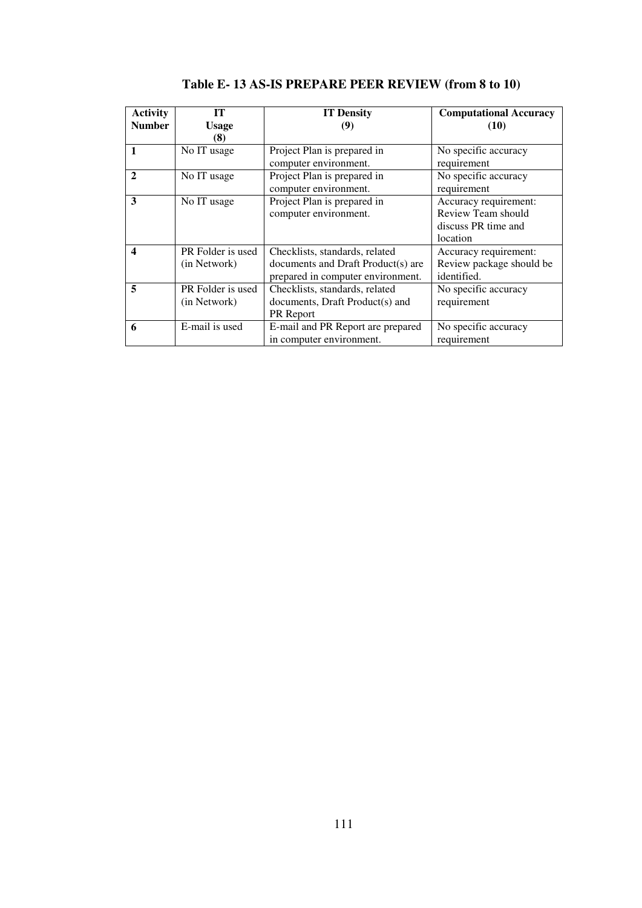**Table E- 13 AS-IS PREPARE PEER REVIEW (from 8 to 10)**

| Activity Number | IT Usage (8) | IT Density (9) | Computational Accuracy (10) |
|---|---|---|---|
| **1** | No IT usage | Project Plan is prepared in computer environment. | No specific accuracy requirement |
| **2** | No IT usage | Project Plan is prepared in computer environment. | No specific accuracy requirement |
| **3** | No IT usage | Project Plan is prepared in computer environment. | Accuracy requirement: Review Team should discuss PR time and location |
| **4** | PR Folder is used (in Network) | Checklists, standards, related documents and Draft Product(s) are prepared in computer environment. | Accuracy requirement: Review package should be identified. |
| **5** | PR Folder is used (in Network) | Checklists, standards, related documents, Draft Product(s) and PR Report | No specific accuracy requirement |
| **6** | E-mail is used | E-mail and PR Report are prepared in computer environment. | No specific accuracy requirement |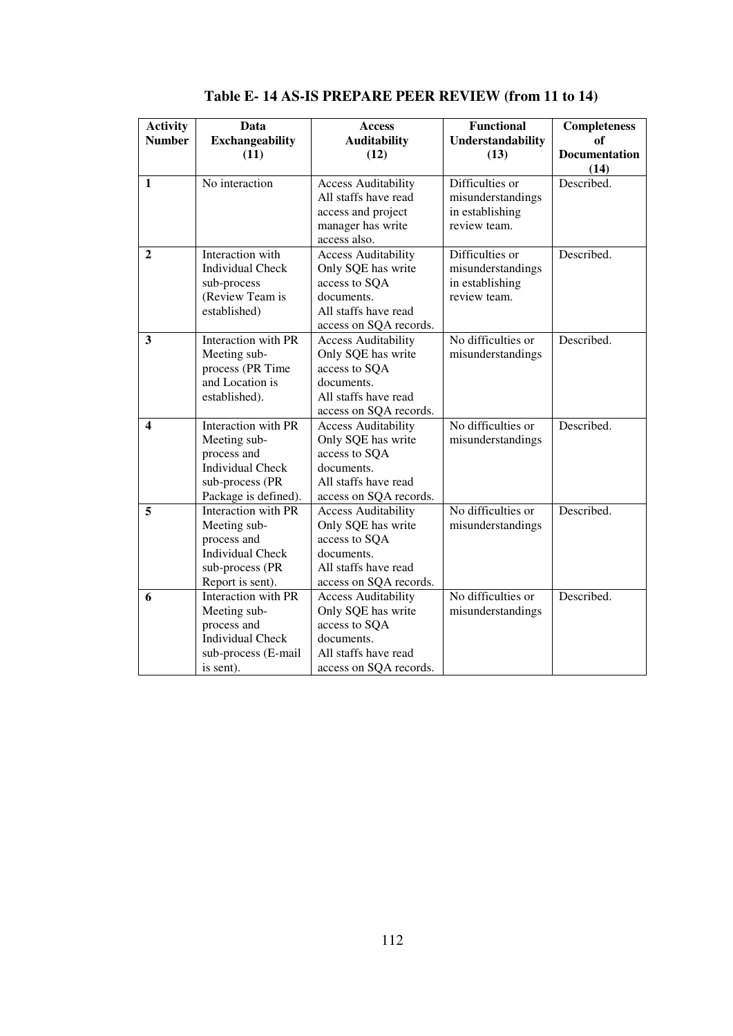**Table E- 14 AS-IS PREPARE PEER REVIEW (from 11 to 14)**

| Activity Number | Data Exchangeability (11) | Access Auditability (12) | Functional Understandability (13) | Completeness of Documentation (14) |
|---|---|---|---|---|
| **1** | No interaction | Access Auditability All staffs have read access and project manager has write access also. | Difficulties or misunderstandings in establishing review team. | Described. |
| **2** | Interaction with Individual Check sub-process (Review Team is established) | Access Auditability Only SQE has write access to SQA documents. All staffs have read access on SQA records. | Difficulties or misunderstandings in establishing review team. | Described. |
| **3** | Interaction with PR Meeting sub-process (PR Time and Location is established). | Access Auditability Only SQE has write access to SQA documents. All staffs have read access on SQA records. | No difficulties or misunderstandings | Described. |
| **4** | Interaction with PR Meeting sub-process and Individual Check sub-process (PR Package is defined). | Access Auditability Only SQE has write access to SQA documents. All staffs have read access on SQA records. | No difficulties or misunderstandings | Described. |
| **5** | Interaction with PR Meeting sub-process and Individual Check sub-process (PR Report is sent). | Access Auditability Only SQE has write access to SQA documents. All staffs have read access on SQA records. | No difficulties or misunderstandings | Described. |
| **6** | Interaction with PR Meeting sub-process and Individual Check sub-process (E-mail is sent). | Access Auditability Only SQE has write access to SQA documents. All staffs have read access on SQA records. | No difficulties or misunderstandings | Described. |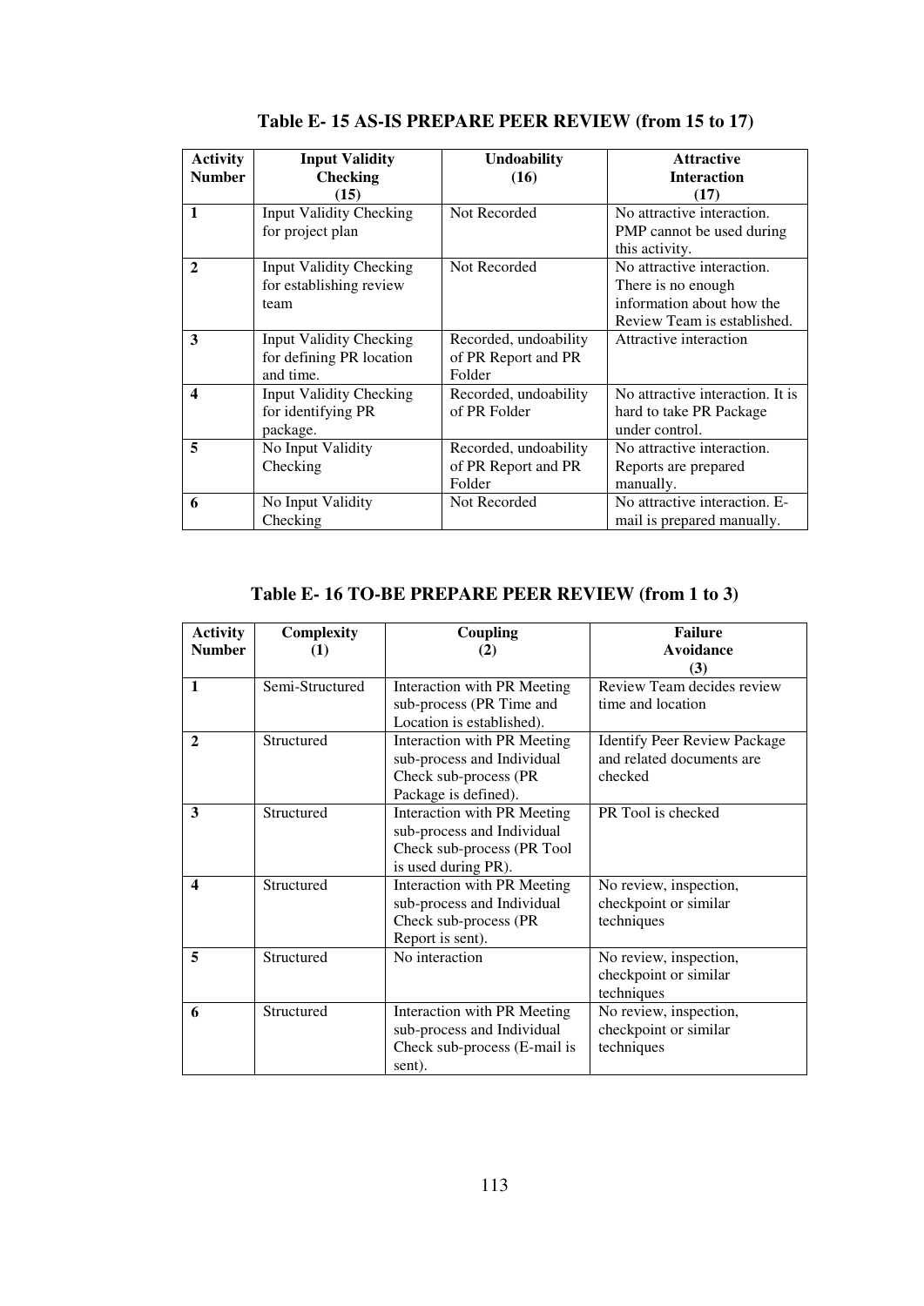**Table E- 15 AS-IS PREPARE PEER REVIEW (from 15 to 17)**

| Activity Number | Input Validity Checking (15) | Undoability (16) | Attractive Interaction (17) |
|---|---|---|---|
| **1** | Input Validity Checking for project plan | Not Recorded | No attractive interaction. PMP cannot be used during this activity. |
| **2** | Input Validity Checking for establishing review team | Not Recorded | No attractive interaction. There is no enough information about how the Review Team is established. |
| **3** | Input Validity Checking for defining PR location and time. | Recorded, undoability of PR Report and PR Folder | Attractive interaction |
| **4** | Input Validity Checking for identifying PR package. | Recorded, undoability of PR Folder | No attractive interaction. It is hard to take PR Package under control. |
| **5** | No Input Validity Checking | Recorded, undoability of PR Report and PR Folder | No attractive interaction. Reports are prepared manually. |
| **6** | No Input Validity Checking | Not Recorded | No attractive interaction. E-mail is prepared manually. |

**Table E- 16 TO-BE PREPARE PEER REVIEW (from 1 to 3)**

| Activity Number | Complexity (1) | Coupling (2) | Failure Avoidance (3) |
|---|---|---|---|
| **1** | Semi-Structured | Interaction with PR Meeting sub-process (PR Time and Location is established). | Review Team decides review time and location |
| **2** | Structured | Interaction with PR Meeting sub-process and Individual Check sub-process (PR Package is defined). | Identify Peer Review Package and related documents are checked |
| **3** | Structured | Interaction with PR Meeting sub-process and Individual Check sub-process (PR Tool is used during PR). | PR Tool is checked |
| **4** | Structured | Interaction with PR Meeting sub-process and Individual Check sub-process (PR Report is sent). | No review, inspection, checkpoint or similar techniques |
| **5** | Structured | No interaction | No review, inspection, checkpoint or similar techniques |
| **6** | Structured | Interaction with PR Meeting sub-process and Individual Check sub-process (E-mail is sent). | No review, inspection, checkpoint or similar techniques |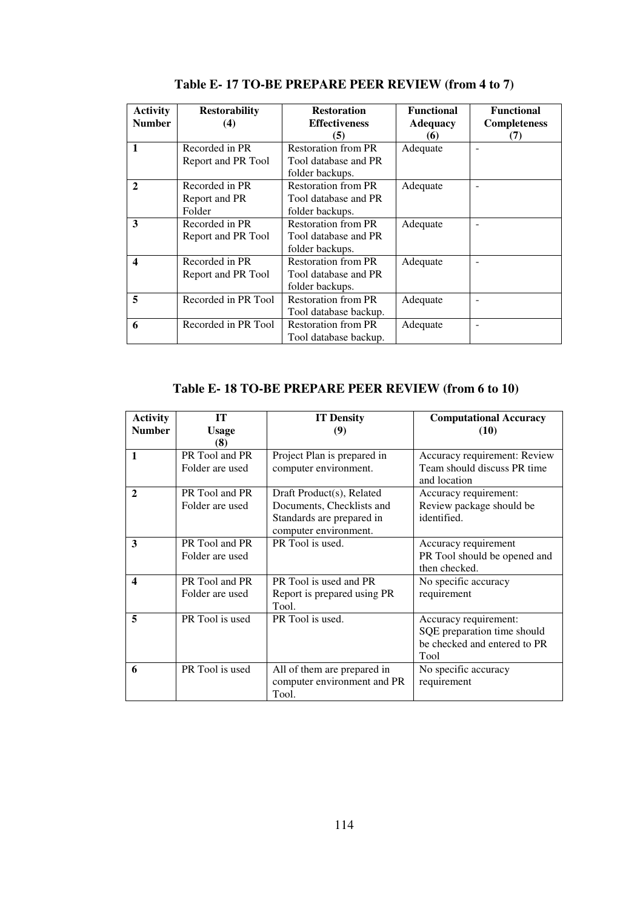**Table E- 17 TO-BE PREPARE PEER REVIEW (from 4 to 7)**

| Activity Number | Restorability (4) | Restoration Effectiveness (5) | Functional Adequacy (6) | Functional Completeness (7) |
|---|---|---|---|---|
| 1 | Recorded in PR Report and PR Tool | Restoration from PR Tool database and PR folder backups. | Adequate | - |
| 2 | Recorded in PR Report and PR Folder | Restoration from PR Tool database and PR folder backups. | Adequate | - |
| 3 | Recorded in PR Report and PR Tool | Restoration from PR Tool database and PR folder backups. | Adequate | - |
| 4 | Recorded in PR Report and PR Tool | Restoration from PR Tool database and PR folder backups. | Adequate | - |
| 5 | Recorded in PR Tool | Restoration from PR Tool database backup. | Adequate | - |
| 6 | Recorded in PR Tool | Restoration from PR Tool database backup. | Adequate | - |

**Table E- 18 TO-BE PREPARE PEER REVIEW (from 6 to 10)**

| Activity Number | IT Usage (8) | IT Density (9) | Computational Accuracy (10) |
|---|---|---|---|
| 1 | PR Tool and PR Folder are used | Project Plan is prepared in computer environment. | Accuracy requirement: Review Team should discuss PR time and location |
| 2 | PR Tool and PR Folder are used | Draft Product(s), Related Documents, Checklists and Standards are prepared in computer environment. | Accuracy requirement: Review package should be identified. |
| 3 | PR Tool and PR Folder are used | PR Tool is used. | Accuracy requirement PR Tool should be opened and then checked. |
| 4 | PR Tool and PR Folder are used | PR Tool is used and PR Report is prepared using PR Tool. | No specific accuracy requirement |
| 5 | PR Tool is used | PR Tool is used. | Accuracy requirement: SQE preparation time should be checked and entered to PR Tool |
| 6 | PR Tool is used | All of them are prepared in computer environment and PR Tool. | No specific accuracy requirement |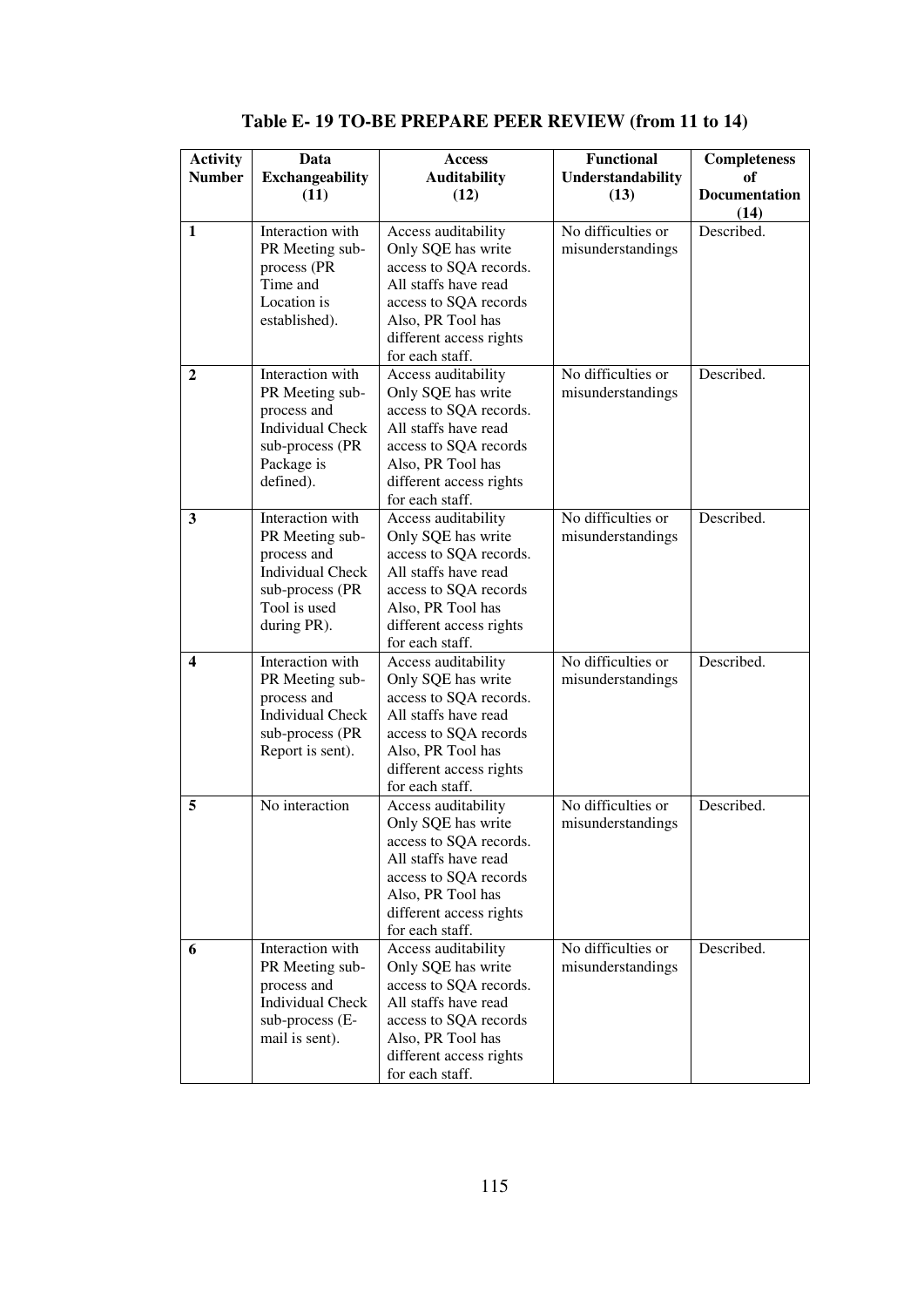**Table E- 19 TO-BE PREPARE PEER REVIEW (from 11 to 14)**

| Activity Number | Data Exchangeability (11) | Access Auditability (12) | Functional Understandability (13) | Completeness of Documentation (14) |
|---|---|---|---|---|
| **1** | Interaction with PR Meeting sub-process (PR Time and Location is established). | Access auditability Only SQE has write access to SQA records. All staffs have read access to SQA records Also, PR Tool has different access rights for each staff. | No difficulties or misunderstandings | Described. |
| **2** | Interaction with PR Meeting sub-process and Individual Check sub-process (PR Package is defined). | Access auditability Only SQE has write access to SQA records. All staffs have read access to SQA records Also, PR Tool has different access rights for each staff. | No difficulties or misunderstandings | Described. |
| **3** | Interaction with PR Meeting sub-process and Individual Check sub-process (PR Tool is used during PR). | Access auditability Only SQE has write access to SQA records. All staffs have read access to SQA records Also, PR Tool has different access rights for each staff. | No difficulties or misunderstandings | Described. |
| **4** | Interaction with PR Meeting sub-process and Individual Check sub-process (PR Report is sent). | Access auditability Only SQE has write access to SQA records. All staffs have read access to SQA records Also, PR Tool has different access rights for each staff. | No difficulties or misunderstandings | Described. |
| **5** | No interaction | Access auditability Only SQE has write access to SQA records. All staffs have read access to SQA records Also, PR Tool has different access rights for each staff. | No difficulties or misunderstandings | Described. |
| **6** | Interaction with PR Meeting sub-process and Individual Check sub-process (E-mail is sent). | Access auditability Only SQE has write access to SQA records. All staffs have read access to SQA records Also, PR Tool has different access rights for each staff. | No difficulties or misunderstandings | Described. |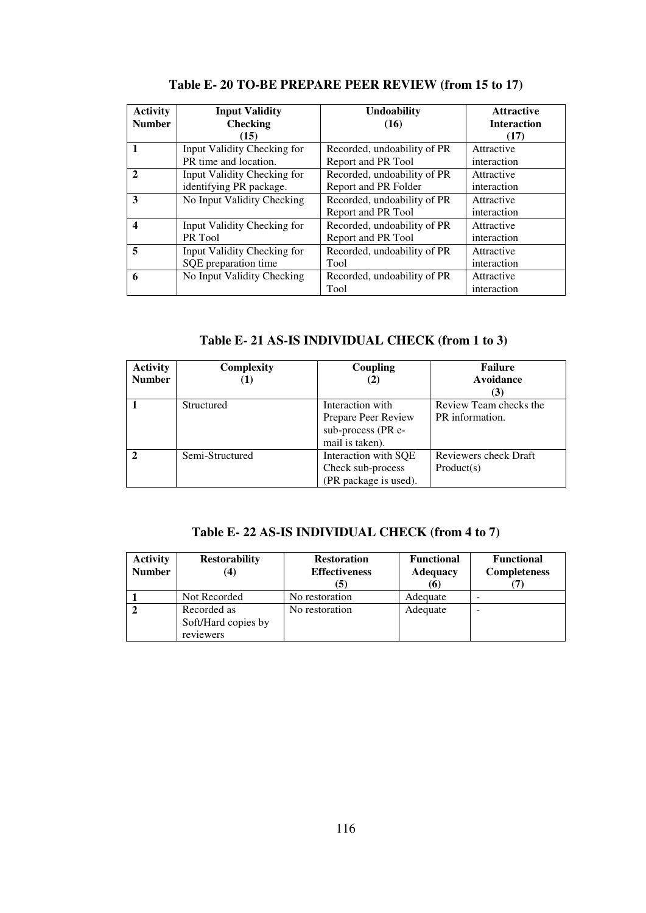**Table E- 20 TO-BE PREPARE PEER REVIEW (from 15 to 17)**

| Activity Number | Input Validity Checking (15) | Undoability (16) | Attractive Interaction (17) |
|---|---|---|---|
| **1** | Input Validity Checking for PR time and location. | Recorded, undoability of PR Report and PR Tool | Attractive interaction |
| **2** | Input Validity Checking for identifying PR package. | Recorded, undoability of PR Report and PR Folder | Attractive interaction |
| **3** | No Input Validity Checking | Recorded, undoability of PR Report and PR Tool | Attractive interaction |
| **4** | Input Validity Checking for PR Tool | Recorded, undoability of PR Report and PR Tool | Attractive interaction |
| **5** | Input Validity Checking for SQE preparation time | Recorded, undoability of PR Tool | Attractive interaction |
| **6** | No Input Validity Checking | Recorded, undoability of PR Tool | Attractive interaction |

**Table E- 21 AS-IS INDIVIDUAL CHECK (from 1 to 3)**

| Activity Number | Complexity (1) | Coupling (2) | Failure Avoidance (3) |
|---|---|---|---|
| **1** | Structured | Interaction with Prepare Peer Review sub-process (PR e-mail is taken). | Review Team checks the PR information. |
| **2** | Semi-Structured | Interaction with SQE Check sub-process (PR package is used). | Reviewers check Draft Product(s) |

**Table E- 22 AS-IS INDIVIDUAL CHECK (from 4 to 7)**

| Activity Number | Restorability (4) | Restoration Effectiveness (5) | Functional Adequacy (6) | Functional Completeness (7) |
|---|---|---|---|---|
| **1** | Not Recorded | No restoration | Adequate | - |
| **2** | Recorded as Soft/Hard copies by reviewers | No restoration | Adequate | - |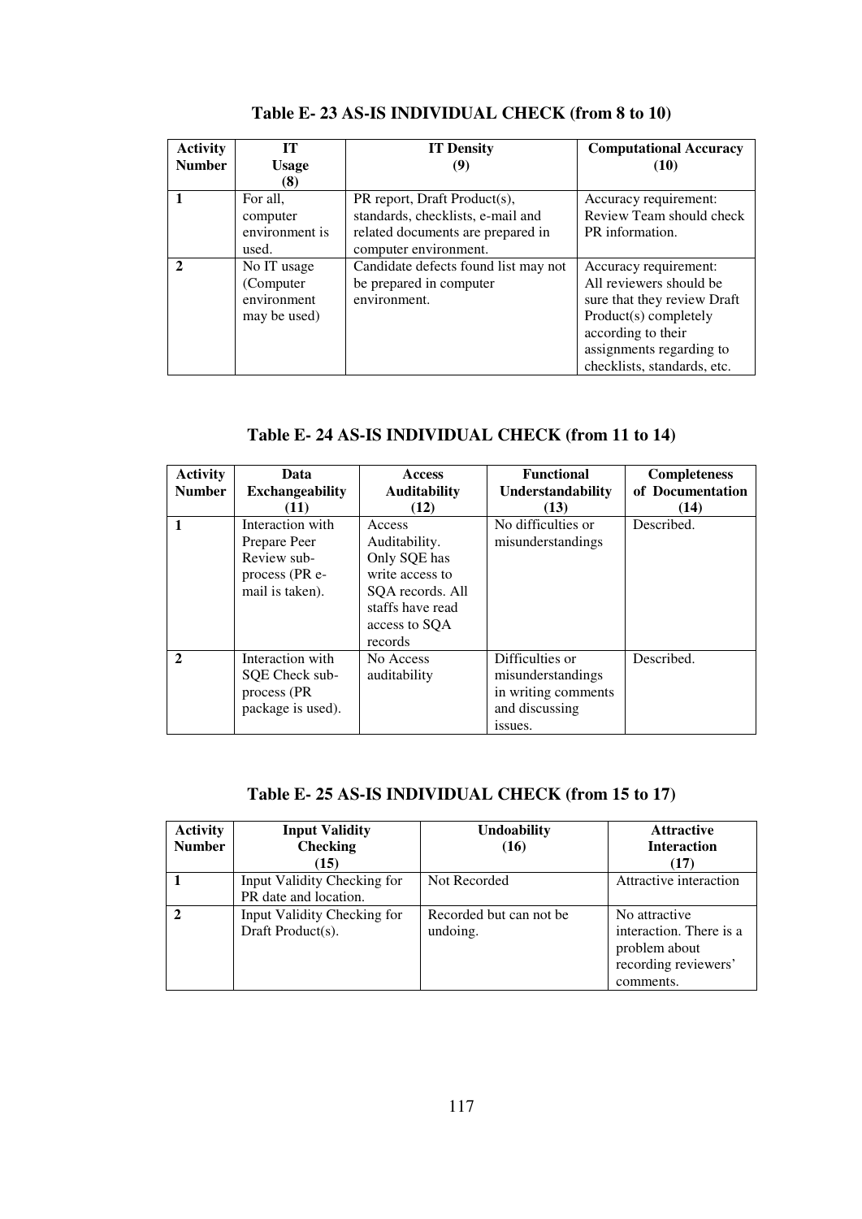**Table E- 23 AS-IS INDIVIDUAL CHECK (from 8 to 10)**

| Activity Number | IT Usage (8) | IT Density (9) | Computational Accuracy (10) |
|---|---|---|---|
| 1 | For all, computer environment is used. | PR report, Draft Product(s), standards, checklists, e-mail and related documents are prepared in computer environment. | Accuracy requirement: Review Team should check PR information. |
| 2 | No IT usage (Computer environment may be used) | Candidate defects found list may not be prepared in computer environment. | Accuracy requirement: All reviewers should be sure that they review Draft Product(s) completely according to their assignments regarding to checklists, standards, etc. |

**Table E- 24 AS-IS INDIVIDUAL CHECK (from 11 to 14)**

| Activity Number | Data Exchangeability (11) | Access Auditability (12) | Functional Understandability (13) | Completeness of Documentation (14) |
|---|---|---|---|---|
| 1 | Interaction with Prepare Peer Review sub-process (PR e-mail is taken). | Access Auditability. Only SQE has write access to SQA records. All staffs have read access to SQA records | No difficulties or misunderstandings | Described. |
| 2 | Interaction with SQE Check sub-process (PR package is used). | No Access auditability | Difficulties or misunderstandings in writing comments and discussing issues. | Described. |

**Table E- 25 AS-IS INDIVIDUAL CHECK (from 15 to 17)**

| Activity Number | Input Validity Checking (15) | Undoability (16) | Attractive Interaction (17) |
|---|---|---|---|
| 1 | Input Validity Checking for PR date and location. | Not Recorded | Attractive interaction |
| 2 | Input Validity Checking for Draft Product(s). | Recorded but can not be undoing. | No attractive interaction. There is a problem about recording reviewers' comments. |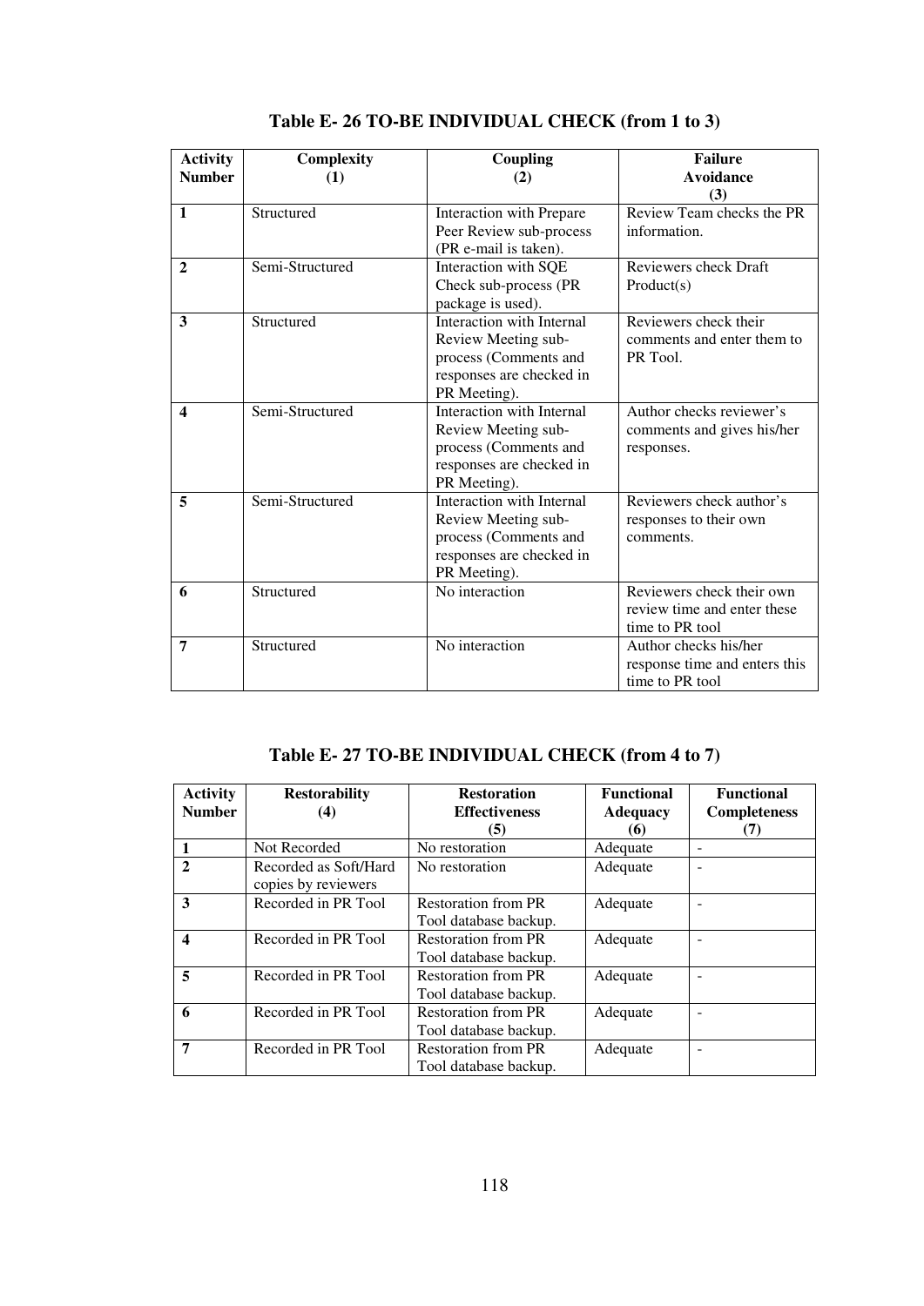**Table E- 26 TO-BE INDIVIDUAL CHECK (from 1 to 3)**

| Activity Number | Complexity (1) | Coupling (2) | Failure Avoidance (3) |
|---|---|---|---|
| 1 | Structured | Interaction with Prepare Peer Review sub-process (PR e-mail is taken). | Review Team checks the PR information. |
| 2 | Semi-Structured | Interaction with SQE Check sub-process (PR package is used). | Reviewers check Draft Product(s) |
| 3 | Structured | Interaction with Internal Review Meeting sub-process (Comments and responses are checked in PR Meeting). | Reviewers check their comments and enter them to PR Tool. |
| 4 | Semi-Structured | Interaction with Internal Review Meeting sub-process (Comments and responses are checked in PR Meeting). | Author checks reviewer's comments and gives his/her responses. |
| 5 | Semi-Structured | Interaction with Internal Review Meeting sub-process (Comments and responses are checked in PR Meeting). | Reviewers check author's responses to their own comments. |
| 6 | Structured | No interaction | Reviewers check their own review time and enter these time to PR tool |
| 7 | Structured | No interaction | Author checks his/her response time and enters this time to PR tool |

**Table E- 27 TO-BE INDIVIDUAL CHECK (from 4 to 7)**

| Activity Number | Restorability (4) | Restoration Effectiveness (5) | Functional Adequacy (6) | Functional Completeness (7) |
|---|---|---|---|---|
| 1 | Not Recorded | No restoration | Adequate | - |
| 2 | Recorded as Soft/Hard copies by reviewers | No restoration | Adequate | - |
| 3 | Recorded in PR Tool | Restoration from PR Tool database backup. | Adequate | - |
| 4 | Recorded in PR Tool | Restoration from PR Tool database backup. | Adequate | - |
| 5 | Recorded in PR Tool | Restoration from PR Tool database backup. | Adequate | - |
| 6 | Recorded in PR Tool | Restoration from PR Tool database backup. | Adequate | - |
| 7 | Recorded in PR Tool | Restoration from PR Tool database backup. | Adequate | - |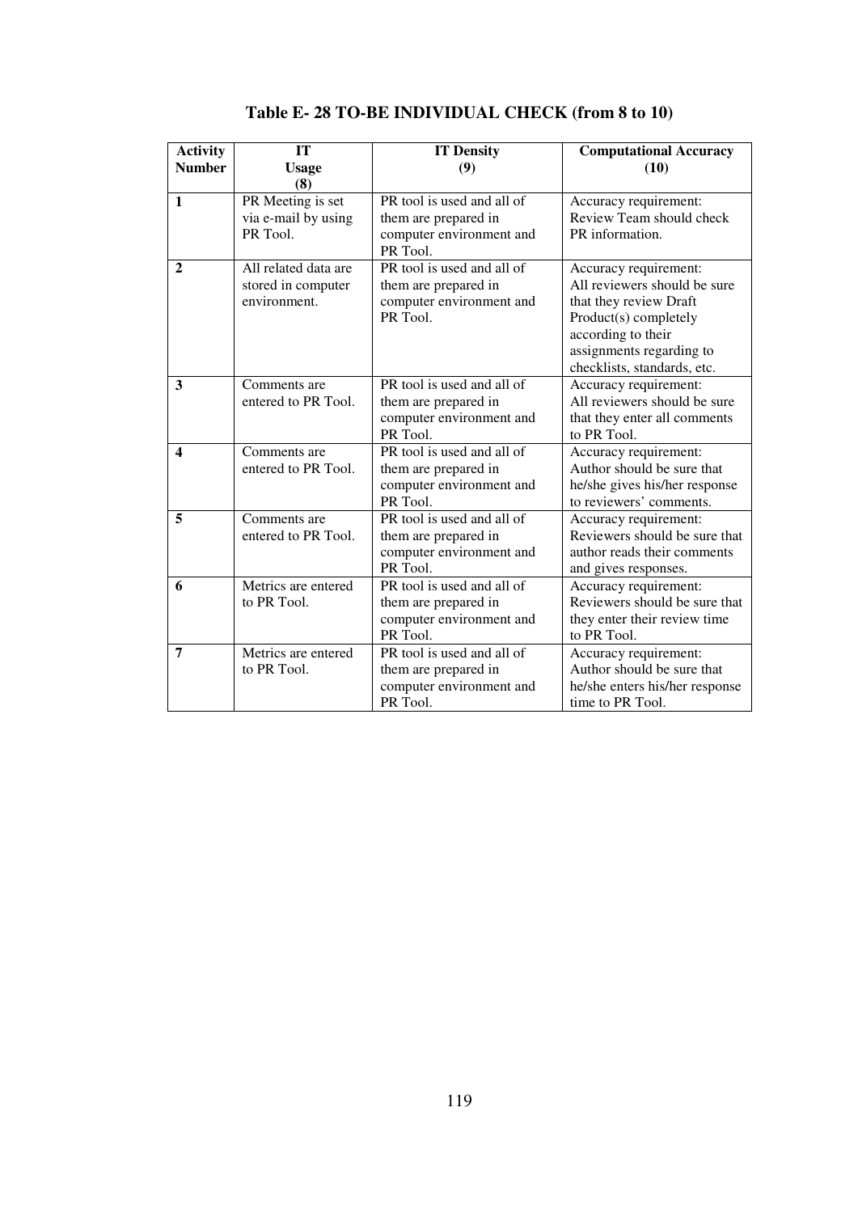# Table E- 28 TO-BE INDIVIDUAL CHECK (from 8 to 10)

| Activity Number | IT Usage (8) | IT Density (9) | Computational Accuracy (10) |
|---|---|---|---|
| **1** | PR Meeting is set via e-mail by using PR Tool. | PR tool is used and all of them are prepared in computer environment and PR Tool. | Accuracy requirement: Review Team should check PR information. |
| **2** | All related data are stored in computer environment. | PR tool is used and all of them are prepared in computer environment and PR Tool. | Accuracy requirement: All reviewers should be sure that they review Draft Product(s) completely according to their assignments regarding to checklists, standards, etc. |
| **3** | Comments are entered to PR Tool. | PR tool is used and all of them are prepared in computer environment and PR Tool. | Accuracy requirement: All reviewers should be sure that they enter all comments to PR Tool. |
| **4** | Comments are entered to PR Tool. | PR tool is used and all of them are prepared in computer environment and PR Tool. | Accuracy requirement: Author should be sure that he/she gives his/her response to reviewers' comments. |
| **5** | Comments are entered to PR Tool. | PR tool is used and all of them are prepared in computer environment and PR Tool. | Accuracy requirement: Reviewers should be sure that author reads their comments and gives responses. |
| **6** | Metrics are entered to PR Tool. | PR tool is used and all of them are prepared in computer environment and PR Tool. | Accuracy requirement: Reviewers should be sure that they enter their review time to PR Tool. |
| **7** | Metrics are entered to PR Tool. | PR tool is used and all of them are prepared in computer environment and PR Tool. | Accuracy requirement: Author should be sure that he/she enters his/her response time to PR Tool. |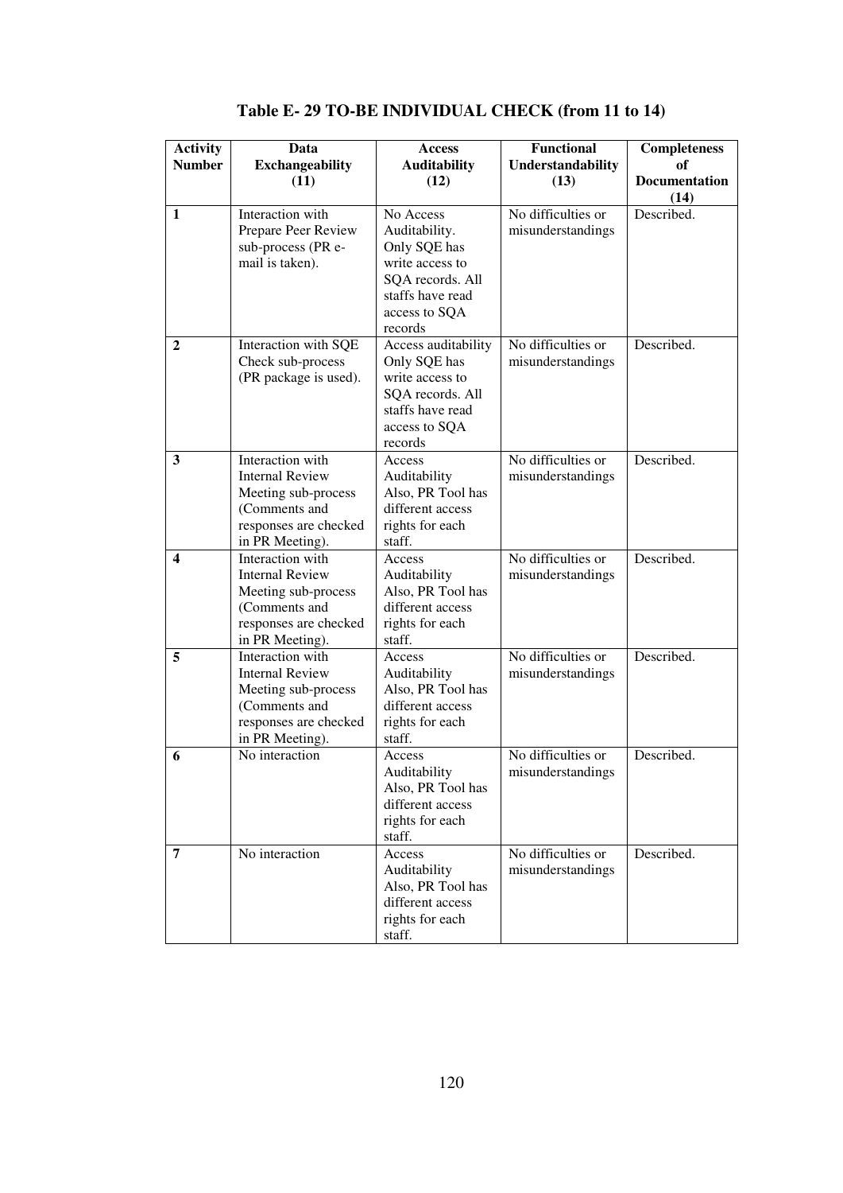**Table E- 29 TO-BE INDIVIDUAL CHECK (from 11 to 14)**

| Activity Number | Data Exchangeability (11) | Access Auditability (12) | Functional Understandability (13) | Completeness of Documentation (14) |
|---|---|---|---|---|
| **1** | Interaction with Prepare Peer Review sub-process (PR e-mail is taken). | No Access Auditability. Only SQE has write access to SQA records. All staffs have read access to SQA records | No difficulties or misunderstandings | Described. |
| **2** | Interaction with SQE Check sub-process (PR package is used). | Access auditability Only SQE has write access to SQA records. All staffs have read access to SQA records | No difficulties or misunderstandings | Described. |
| **3** | Interaction with Internal Review Meeting sub-process (Comments and responses are checked in PR Meeting). | Access Auditability Also, PR Tool has different access rights for each staff. | No difficulties or misunderstandings | Described. |
| **4** | Interaction with Internal Review Meeting sub-process (Comments and responses are checked in PR Meeting). | Access Auditability Also, PR Tool has different access rights for each staff. | No difficulties or misunderstandings | Described. |
| **5** | Interaction with Internal Review Meeting sub-process (Comments and responses are checked in PR Meeting). | Access Auditability Also, PR Tool has different access rights for each staff. | No difficulties or misunderstandings | Described. |
| **6** | No interaction | Access Auditability Also, PR Tool has different access rights for each staff. | No difficulties or misunderstandings | Described. |
| **7** | No interaction | Access Auditability Also, PR Tool has different access rights for each staff. | No difficulties or misunderstandings | Described. |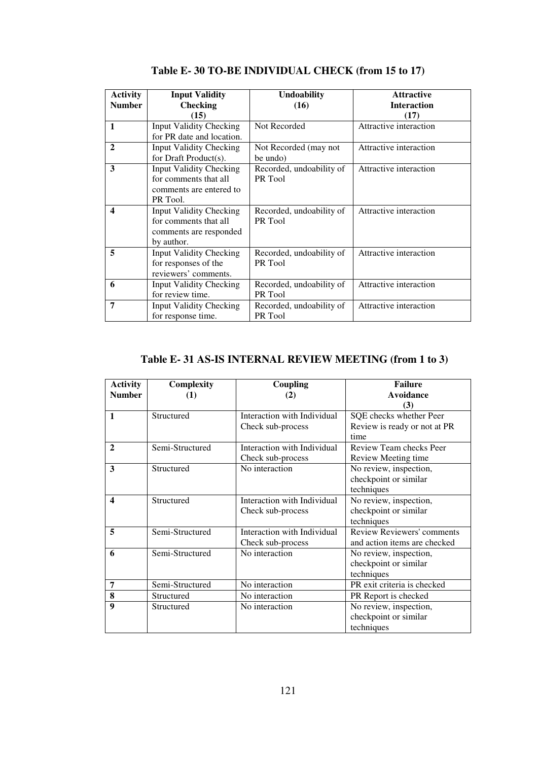## Table E- 30 TO-BE INDIVIDUAL CHECK (from 15 to 17)

| Activity Number | Input Validity Checking (15) | Undoability (16) | Attractive Interaction (17) |
|---|---|---|---|
| **1** | Input Validity Checking for PR date and location. | Not Recorded | Attractive interaction |
| **2** | Input Validity Checking for Draft Product(s). | Not Recorded (may not be undo) | Attractive interaction |
| **3** | Input Validity Checking for comments that all comments are entered to PR Tool. | Recorded, undoability of PR Tool | Attractive interaction |
| **4** | Input Validity Checking for comments that all comments are responded by author. | Recorded, undoability of PR Tool | Attractive interaction |
| **5** | Input Validity Checking for responses of the reviewers' comments. | Recorded, undoability of PR Tool | Attractive interaction |
| **6** | Input Validity Checking for review time. | Recorded, undoability of PR Tool | Attractive interaction |
| **7** | Input Validity Checking for response time. | Recorded, undoability of PR Tool | Attractive interaction |

## Table E- 31 AS-IS INTERNAL REVIEW MEETING (from 1 to 3)

| Activity Number | Complexity (1) | Coupling (2) | Failure Avoidance (3) |
|---|---|---|---|
| **1** | Structured | Interaction with Individual Check sub-process | SQE checks whether Peer Review is ready or not at PR time |
| **2** | Semi-Structured | Interaction with Individual Check sub-process | Review Team checks Peer Review Meeting time |
| **3** | Structured | No interaction | No review, inspection, checkpoint or similar techniques |
| **4** | Structured | Interaction with Individual Check sub-process | No review, inspection, checkpoint or similar techniques |
| **5** | Semi-Structured | Interaction with Individual Check sub-process | Review Reviewers' comments and action items are checked |
| **6** | Semi-Structured | No interaction | No review, inspection, checkpoint or similar techniques |
| **7** | Semi-Structured | No interaction | PR exit criteria is checked |
| **8** | Structured | No interaction | PR Report is checked |
| **9** | Structured | No interaction | No review, inspection, checkpoint or similar techniques |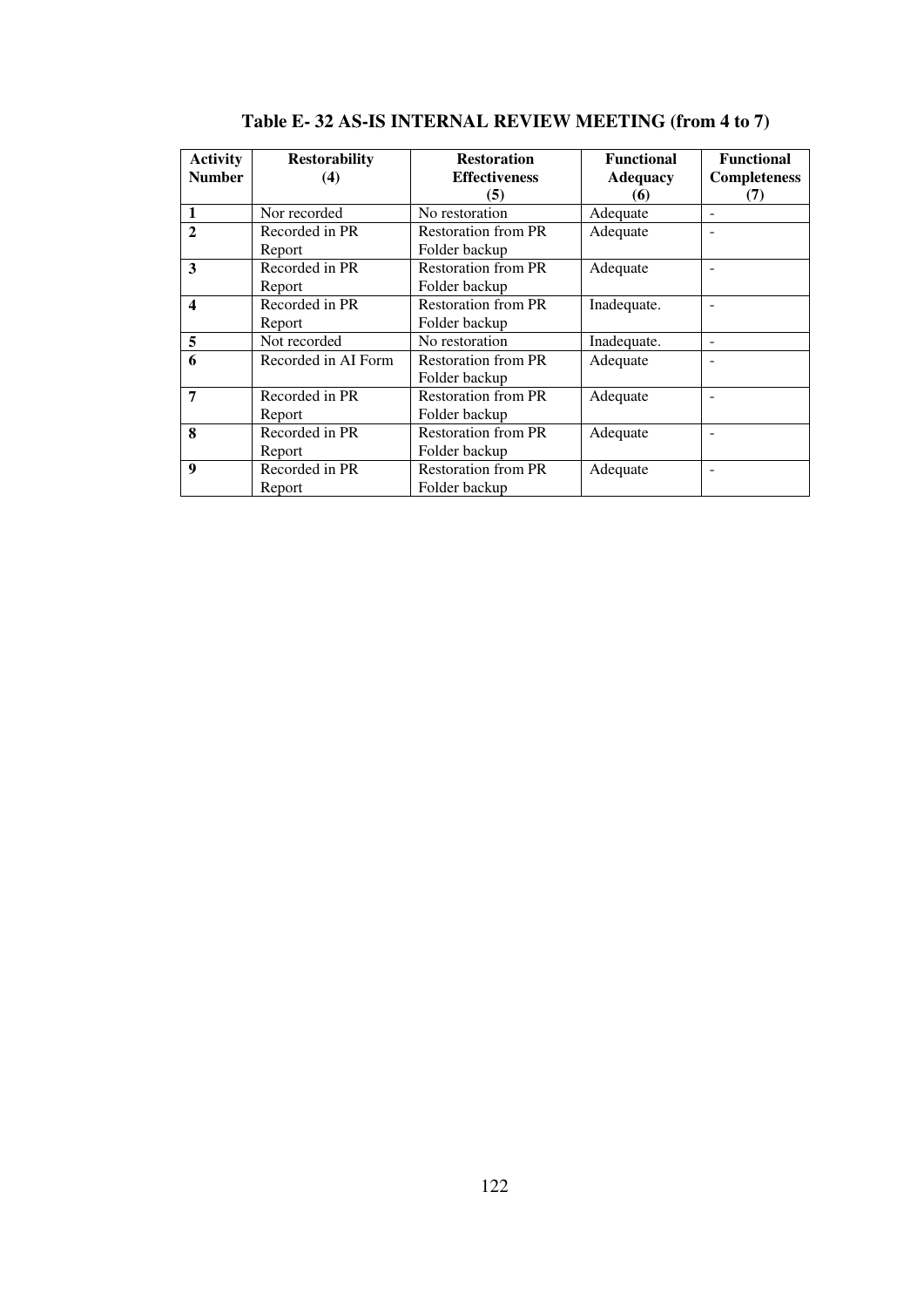**Table E- 32 AS-IS INTERNAL REVIEW MEETING (from 4 to 7)**

| Activity Number | Restorability (4) | Restoration Effectiveness (5) | Functional Adequacy (6) | Functional Completeness (7) |
|---|---|---|---|---|
| **1** | Nor recorded | No restoration | Adequate | - |
| **2** | Recorded in PR Report | Restoration from PR Folder backup | Adequate | - |
| **3** | Recorded in PR Report | Restoration from PR Folder backup | Adequate | - |
| **4** | Recorded in PR Report | Restoration from PR Folder backup | Inadequate. | - |
| **5** | Not recorded | No restoration | Inadequate. | - |
| **6** | Recorded in AI Form | Restoration from PR Folder backup | Adequate | - |
| **7** | Recorded in PR Report | Restoration from PR Folder backup | Adequate | - |
| **8** | Recorded in PR Report | Restoration from PR Folder backup | Adequate | - |
| **9** | Recorded in PR Report | Restoration from PR Folder backup | Adequate | - |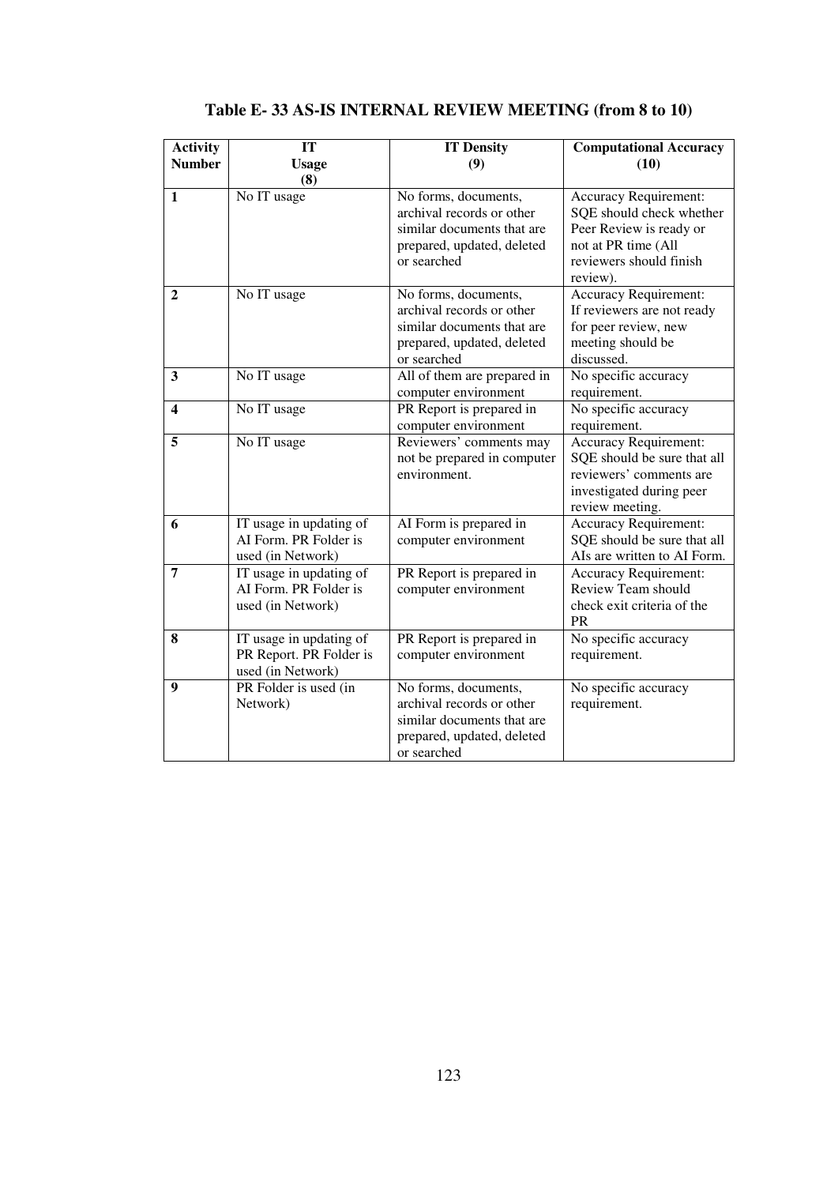**Table E- 33 AS-IS INTERNAL REVIEW MEETING (from 8 to 10)**

| Activity Number | IT Usage (8) | IT Density (9) | Computational Accuracy (10) |
|---|---|---|---|
| 1 | No IT usage | No forms, documents, archival records or other similar documents that are prepared, updated, deleted or searched | Accuracy Requirement: SQE should check whether Peer Review is ready or not at PR time (All reviewers should finish review). |
| 2 | No IT usage | No forms, documents, archival records or other similar documents that are prepared, updated, deleted or searched | Accuracy Requirement: If reviewers are not ready for peer review, new meeting should be discussed. |
| 3 | No IT usage | All of them are prepared in computer environment | No specific accuracy requirement. |
| 4 | No IT usage | PR Report is prepared in computer environment | No specific accuracy requirement. |
| 5 | No IT usage | Reviewers' comments may not be prepared in computer environment. | Accuracy Requirement: SQE should be sure that all reviewers' comments are investigated during peer review meeting. |
| 6 | IT usage in updating of AI Form. PR Folder is used (in Network) | AI Form is prepared in computer environment | Accuracy Requirement: SQE should be sure that all AIs are written to AI Form. |
| 7 | IT usage in updating of AI Form. PR Folder is used (in Network) | PR Report is prepared in computer environment | Accuracy Requirement: Review Team should check exit criteria of the PR |
| 8 | IT usage in updating of PR Report. PR Folder is used (in Network) | PR Report is prepared in computer environment | No specific accuracy requirement. |
| 9 | PR Folder is used (in Network) | No forms, documents, archival records or other similar documents that are prepared, updated, deleted or searched | No specific accuracy requirement. |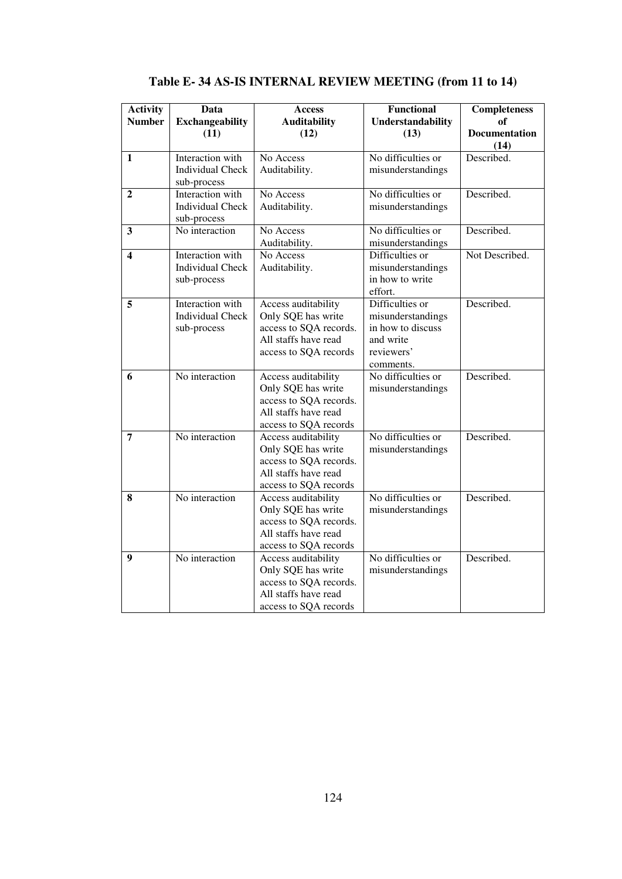**Table E- 34 AS-IS INTERNAL REVIEW MEETING (from 11 to 14)**

| Activity Number | Data Exchangeability (11) | Access Auditability (12) | Functional Understandability (13) | Completeness of Documentation (14) |
|---|---|---|---|---|
| **1** | Interaction with Individual Check sub-process | No Access Auditability. | No difficulties or misunderstandings | Described. |
| **2** | Interaction with Individual Check sub-process | No Access Auditability. | No difficulties or misunderstandings | Described. |
| **3** | No interaction | No Access Auditability. | No difficulties or misunderstandings | Described. |
| **4** | Interaction with Individual Check sub-process | No Access Auditability. | Difficulties or misunderstandings in how to write effort. | Not Described. |
| **5** | Interaction with Individual Check sub-process | Access auditability Only SQE has write access to SQA records. All staffs have read access to SQA records | Difficulties or misunderstandings in how to discuss and write reviewers' comments. | Described. |
| **6** | No interaction | Access auditability Only SQE has write access to SQA records. All staffs have read access to SQA records | No difficulties or misunderstandings | Described. |
| **7** | No interaction | Access auditability Only SQE has write access to SQA records. All staffs have read access to SQA records | No difficulties or misunderstandings | Described. |
| **8** | No interaction | Access auditability Only SQE has write access to SQA records. All staffs have read access to SQA records | No difficulties or misunderstandings | Described. |
| **9** | No interaction | Access auditability Only SQE has write access to SQA records. All staffs have read access to SQA records | No difficulties or misunderstandings | Described. |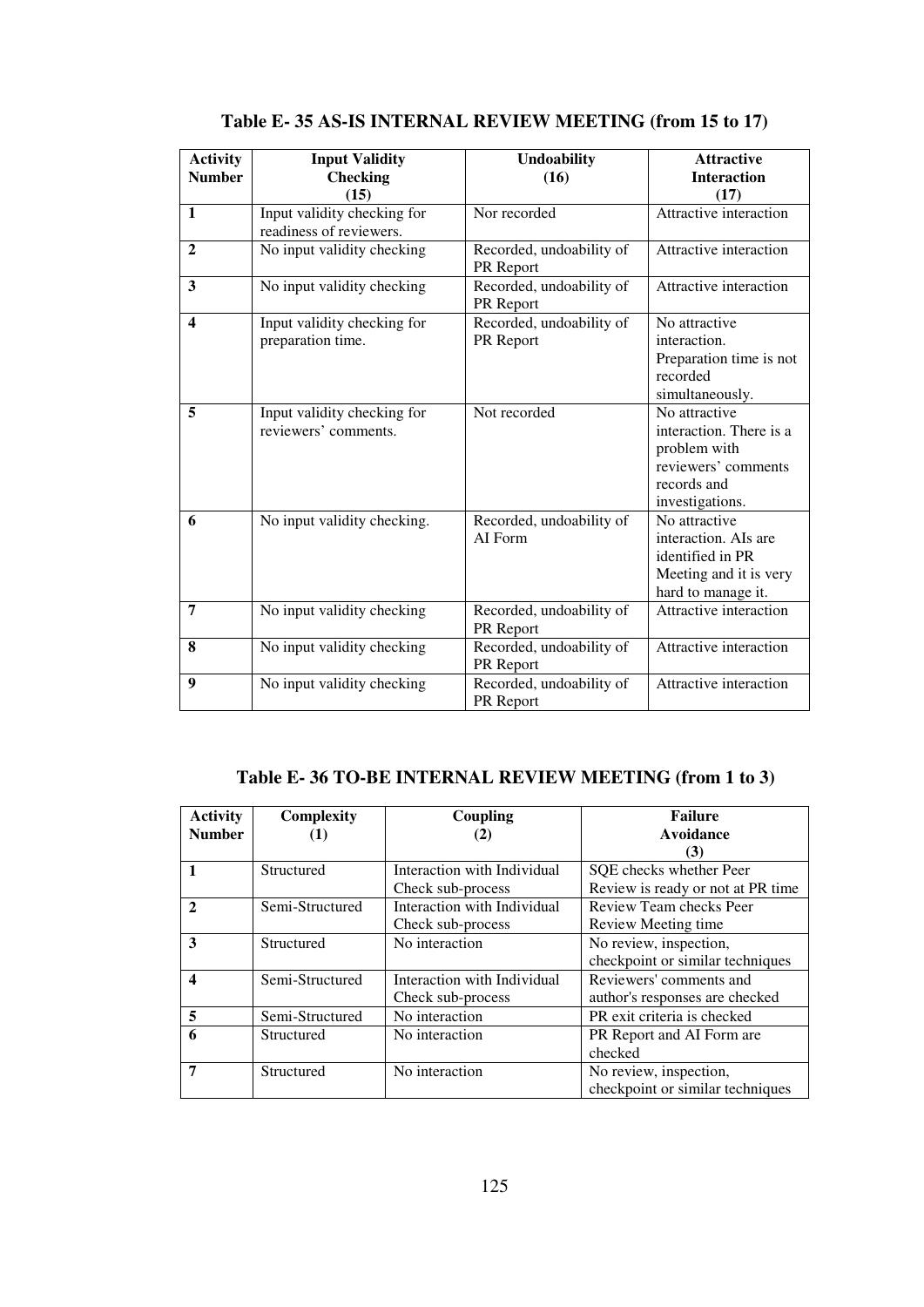**Table E- 35 AS-IS INTERNAL REVIEW MEETING (from 15 to 17)**

| Activity Number | Input Validity Checking (15) | Undoability (16) | Attractive Interaction (17) |
|---|---|---|---|
| **1** | Input validity checking for readiness of reviewers. | Nor recorded | Attractive interaction |
| **2** | No input validity checking | Recorded, undoability of PR Report | Attractive interaction |
| **3** | No input validity checking | Recorded, undoability of PR Report | Attractive interaction |
| **4** | Input validity checking for preparation time. | Recorded, undoability of PR Report | No attractive interaction. Preparation time is not recorded simultaneously. |
| **5** | Input validity checking for reviewers' comments. | Not recorded | No attractive interaction. There is a problem with reviewers' comments records and investigations. |
| **6** | No input validity checking. | Recorded, undoability of AI Form | No attractive interaction. AIs are identified in PR Meeting and it is very hard to manage it. |
| **7** | No input validity checking | Recorded, undoability of PR Report | Attractive interaction |
| **8** | No input validity checking | Recorded, undoability of PR Report | Attractive interaction |
| **9** | No input validity checking | Recorded, undoability of PR Report | Attractive interaction |

**Table E- 36 TO-BE INTERNAL REVIEW MEETING (from 1 to 3)**

| Activity Number | Complexity (1) | Coupling (2) | Failure Avoidance (3) |
|---|---|---|---|
| **1** | Structured | Interaction with Individual Check sub-process | SQE checks whether Peer Review is ready or not at PR time |
| **2** | Semi-Structured | Interaction with Individual Check sub-process | Review Team checks Peer Review Meeting time |
| **3** | Structured | No interaction | No review, inspection, checkpoint or similar techniques |
| **4** | Semi-Structured | Interaction with Individual Check sub-process | Reviewers' comments and author's responses are checked |
| **5** | Semi-Structured | No interaction | PR exit criteria is checked |
| **6** | Structured | No interaction | PR Report and AI Form are checked |
| **7** | Structured | No interaction | No review, inspection, checkpoint or similar techniques |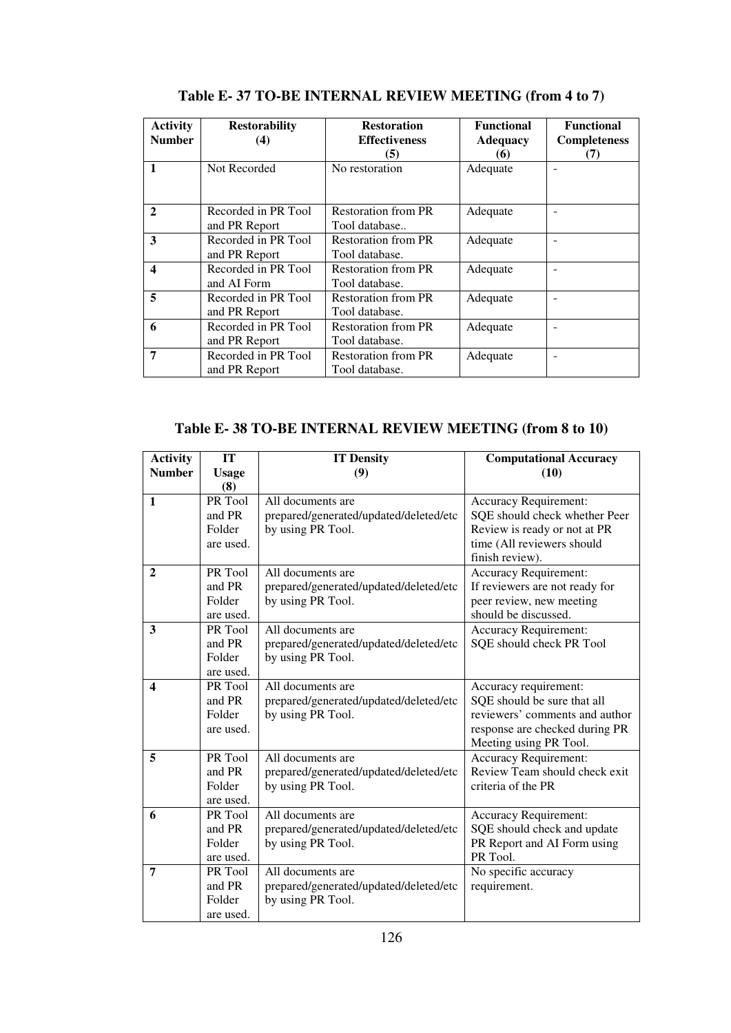## Table E- 37 TO-BE INTERNAL REVIEW MEETING (from 4 to 7)

| Activity Number | Restorability (4) | Restoration Effectiveness (5) | Functional Adequacy (6) | Functional Completeness (7) |
|---|---|---|---|---|
| 1 | Not Recorded | No restoration | Adequate | - |
| 2 | Recorded in PR Tool and PR Report | Restoration from PR Tool database.. | Adequate | - |
| 3 | Recorded in PR Tool and PR Report | Restoration from PR Tool database. | Adequate | - |
| 4 | Recorded in PR Tool and AI Form | Restoration from PR Tool database. | Adequate | - |
| 5 | Recorded in PR Tool and PR Report | Restoration from PR Tool database. | Adequate | - |
| 6 | Recorded in PR Tool and PR Report | Restoration from PR Tool database. | Adequate | - |
| 7 | Recorded in PR Tool and PR Report | Restoration from PR Tool database. | Adequate | - |

## Table E- 38 TO-BE INTERNAL REVIEW MEETING (from 8 to 10)

| Activity Number | IT Usage (8) | IT Density (9) | Computational Accuracy (10) |
|---|---|---|---|
| 1 | PR Tool and PR Folder are used. | All documents are prepared/generated/updated/deleted/etc by using PR Tool. | Accuracy Requirement: SQE should check whether Peer Review is ready or not at PR time (All reviewers should finish review). |
| 2 | PR Tool and PR Folder are used. | All documents are prepared/generated/updated/deleted/etc by using PR Tool. | Accuracy Requirement: If reviewers are not ready for peer review, new meeting should be discussed. |
| 3 | PR Tool and PR Folder are used. | All documents are prepared/generated/updated/deleted/etc by using PR Tool. | Accuracy Requirement: SQE should check PR Tool |
| 4 | PR Tool and PR Folder are used. | All documents are prepared/generated/updated/deleted/etc by using PR Tool. | Accuracy requirement: SQE should be sure that all reviewers' comments and author response are checked during PR Meeting using PR Tool. |
| 5 | PR Tool and PR Folder are used. | All documents are prepared/generated/updated/deleted/etc by using PR Tool. | Accuracy Requirement: Review Team should check exit criteria of the PR |
| 6 | PR Tool and PR Folder are used. | All documents are prepared/generated/updated/deleted/etc by using PR Tool. | Accuracy Requirement: SQE should check and update PR Report and AI Form using PR Tool. |
| 7 | PR Tool and PR Folder are used. | All documents are prepared/generated/updated/deleted/etc by using PR Tool. | No specific accuracy requirement. |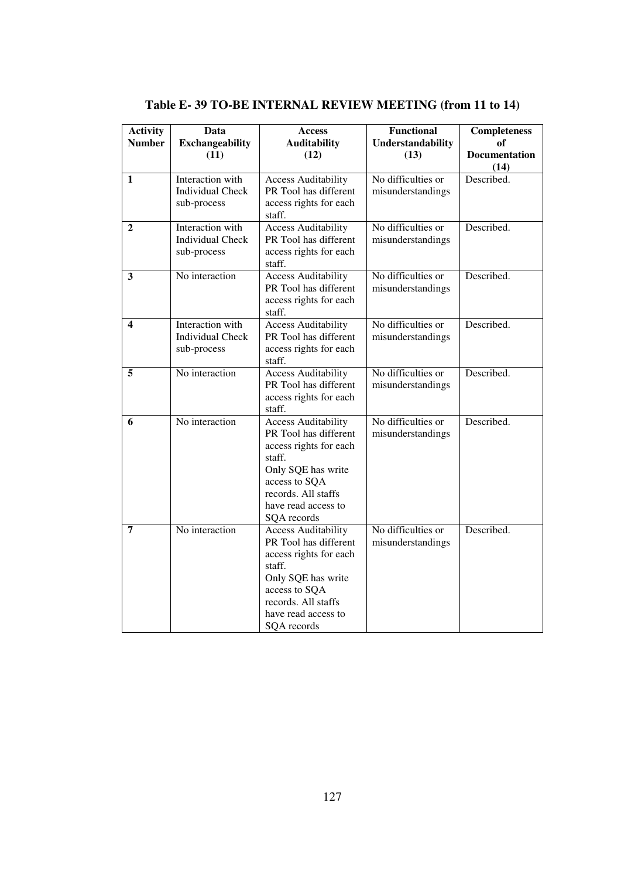**Table E- 39 TO-BE INTERNAL REVIEW MEETING (from 11 to 14)**

| Activity Number | Data Exchangeability (11) | Access Auditability (12) | Functional Understandability (13) | Completeness of Documentation (14) |
|---|---|---|---|---|
| **1** | Interaction with Individual Check sub-process | Access Auditability PR Tool has different access rights for each staff. | No difficulties or misunderstandings | Described. |
| **2** | Interaction with Individual Check sub-process | Access Auditability PR Tool has different access rights for each staff. | No difficulties or misunderstandings | Described. |
| **3** | No interaction | Access Auditability PR Tool has different access rights for each staff. | No difficulties or misunderstandings | Described. |
| **4** | Interaction with Individual Check sub-process | Access Auditability PR Tool has different access rights for each staff. | No difficulties or misunderstandings | Described. |
| **5** | No interaction | Access Auditability PR Tool has different access rights for each staff. | No difficulties or misunderstandings | Described. |
| **6** | No interaction | Access Auditability PR Tool has different access rights for each staff. Only SQE has write access to SQA records. All staffs have read access to SQA records | No difficulties or misunderstandings | Described. |
| **7** | No interaction | Access Auditability PR Tool has different access rights for each staff. Only SQE has write access to SQA records. All staffs have read access to SQA records | No difficulties or misunderstandings | Described. |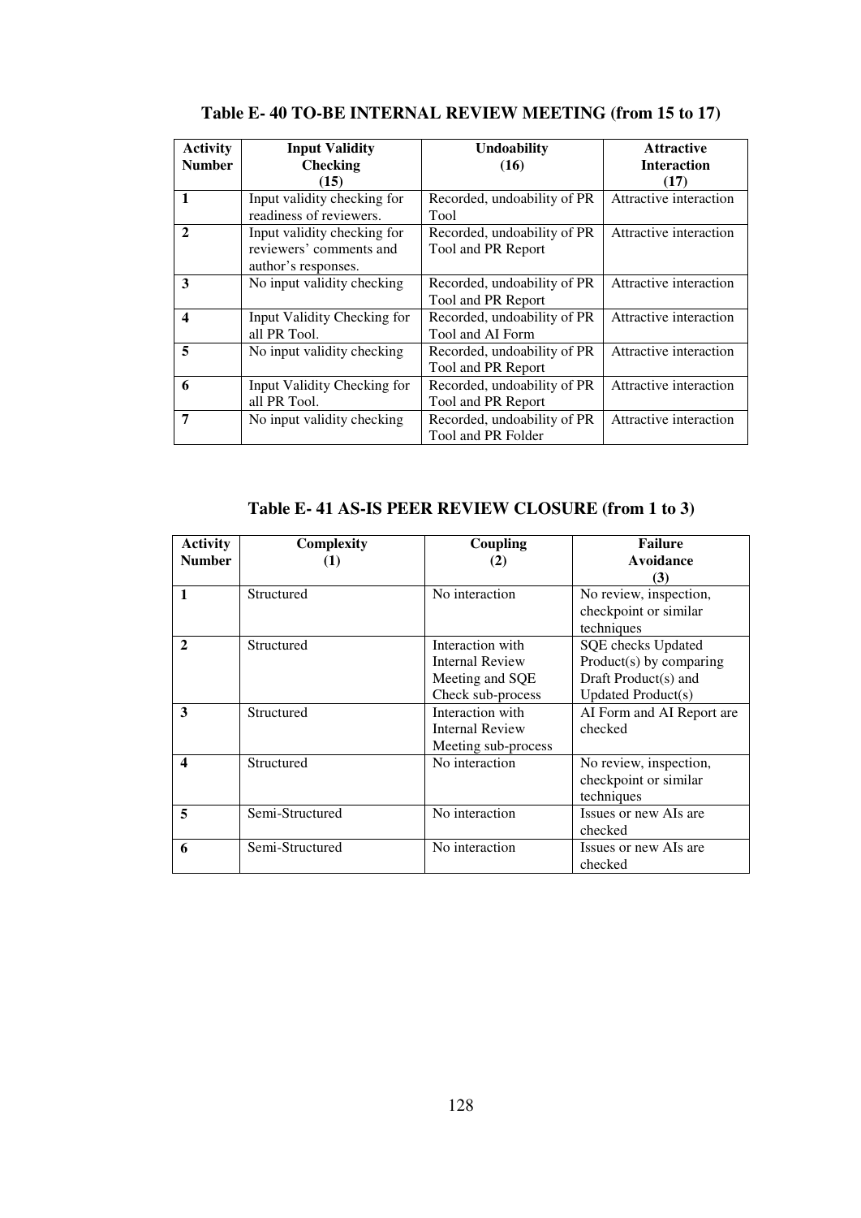**Table E- 40 TO-BE INTERNAL REVIEW MEETING (from 15 to 17)**

| Activity Number | Input Validity Checking (15) | Undoability (16) | Attractive Interaction (17) |
|---|---|---|---|
| 1 | Input validity checking for readiness of reviewers. | Recorded, undoability of PR Tool | Attractive interaction |
| 2 | Input validity checking for reviewers' comments and author's responses. | Recorded, undoability of PR Tool and PR Report | Attractive interaction |
| 3 | No input validity checking | Recorded, undoability of PR Tool and PR Report | Attractive interaction |
| 4 | Input Validity Checking for all PR Tool. | Recorded, undoability of PR Tool and AI Form | Attractive interaction |
| 5 | No input validity checking | Recorded, undoability of PR Tool and PR Report | Attractive interaction |
| 6 | Input Validity Checking for all PR Tool. | Recorded, undoability of PR Tool and PR Report | Attractive interaction |
| 7 | No input validity checking | Recorded, undoability of PR Tool and PR Folder | Attractive interaction |

**Table E- 41 AS-IS PEER REVIEW CLOSURE (from 1 to 3)**

| Activity Number | Complexity (1) | Coupling (2) | Failure Avoidance (3) |
|---|---|---|---|
| 1 | Structured | No interaction | No review, inspection, checkpoint or similar techniques |
| 2 | Structured | Interaction with Internal Review Meeting and SQE Check sub-process | SQE checks Updated Product(s) by comparing Draft Product(s) and Updated Product(s) |
| 3 | Structured | Interaction with Internal Review Meeting sub-process | AI Form and AI Report are checked |
| 4 | Structured | No interaction | No review, inspection, checkpoint or similar techniques |
| 5 | Semi-Structured | No interaction | Issues or new AIs are checked |
| 6 | Semi-Structured | No interaction | Issues or new AIs are checked |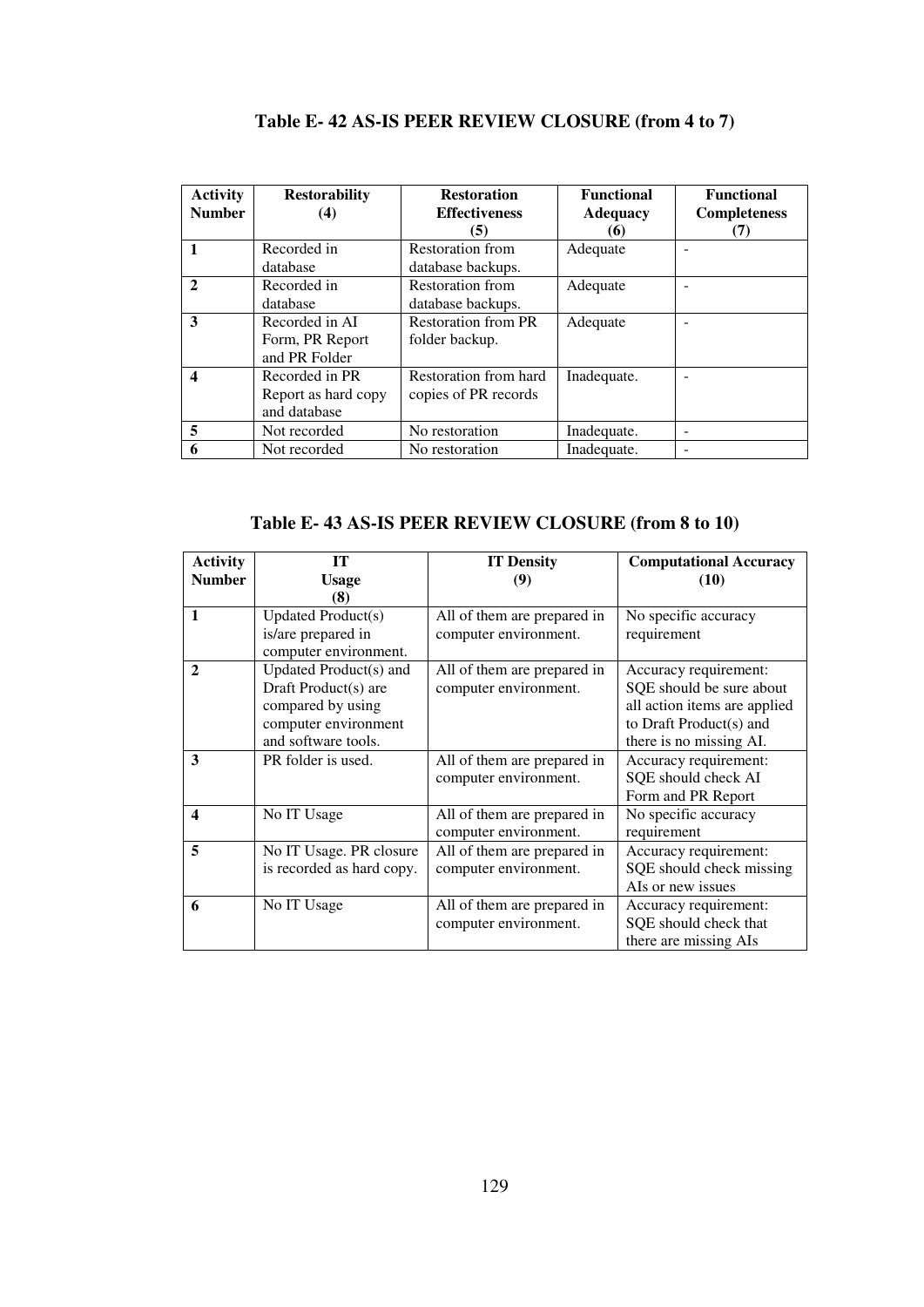### Table E- 42 AS-IS PEER REVIEW CLOSURE (from 4 to 7)

| Activity Number | Restorability (4) | Restoration Effectiveness (5) | Functional Adequacy (6) | Functional Completeness (7) |
|---|---|---|---|---|
| **1** | Recorded in database | Restoration from database backups. | Adequate | - |
| **2** | Recorded in database | Restoration from database backups. | Adequate | - |
| **3** | Recorded in AI Form, PR Report and PR Folder | Restoration from PR folder backup. | Adequate | - |
| **4** | Recorded in PR Report as hard copy and database | Restoration from hard copies of PR records | Inadequate. | - |
| **5** | Not recorded | No restoration | Inadequate. | - |
| **6** | Not recorded | No restoration | Inadequate. | - |

### Table E- 43 AS-IS PEER REVIEW CLOSURE (from 8 to 10)

| Activity Number | IT Usage (8) | IT Density (9) | Computational Accuracy (10) |
|---|---|---|---|
| **1** | Updated Product(s) is/are prepared in computer environment. | All of them are prepared in computer environment. | No specific accuracy requirement |
| **2** | Updated Product(s) and Draft Product(s) are compared by using computer environment and software tools. | All of them are prepared in computer environment. | Accuracy requirement: SQE should be sure about all action items are applied to Draft Product(s) and there is no missing AI. |
| **3** | PR folder is used. | All of them are prepared in computer environment. | Accuracy requirement: SQE should check AI Form and PR Report |
| **4** | No IT Usage | All of them are prepared in computer environment. | No specific accuracy requirement |
| **5** | No IT Usage. PR closure is recorded as hard copy. | All of them are prepared in computer environment. | Accuracy requirement: SQE should check missing AIs or new issues |
| **6** | No IT Usage | All of them are prepared in computer environment. | Accuracy requirement: SQE should check that there are missing AIs |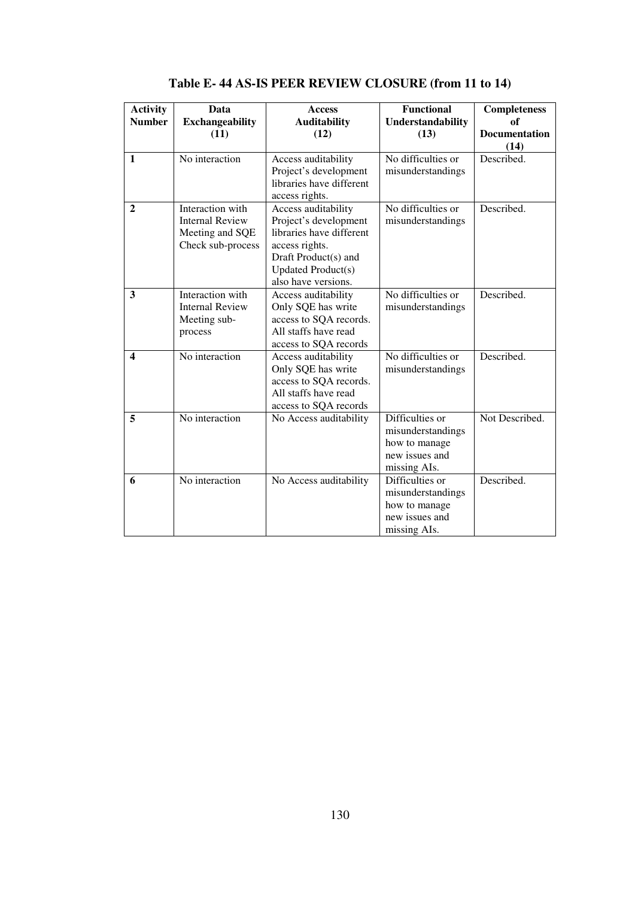## Table E- 44 AS-IS PEER REVIEW CLOSURE (from 11 to 14)

| Activity Number | Data Exchangeability (11) | Access Auditability (12) | Functional Understandability (13) | Completeness of Documentation (14) |
|---|---|---|---|---|
| 1 | No interaction | Access auditability Project's development libraries have different access rights. | No difficulties or misunderstandings | Described. |
| 2 | Interaction with Internal Review Meeting and SQE Check sub-process | Access auditability Project's development libraries have different access rights. Draft Product(s) and Updated Product(s) also have versions. | No difficulties or misunderstandings | Described. |
| 3 | Interaction with Internal Review Meeting sub-process | Access auditability Only SQE has write access to SQA records. All staffs have read access to SQA records | No difficulties or misunderstandings | Described. |
| 4 | No interaction | Access auditability Only SQE has write access to SQA records. All staffs have read access to SQA records | No difficulties or misunderstandings | Described. |
| 5 | No interaction | No Access auditability | Difficulties or misunderstandings how to manage new issues and missing AIs. | Not Described. |
| 6 | No interaction | No Access auditability | Difficulties or misunderstandings how to manage new issues and missing AIs. | Described. |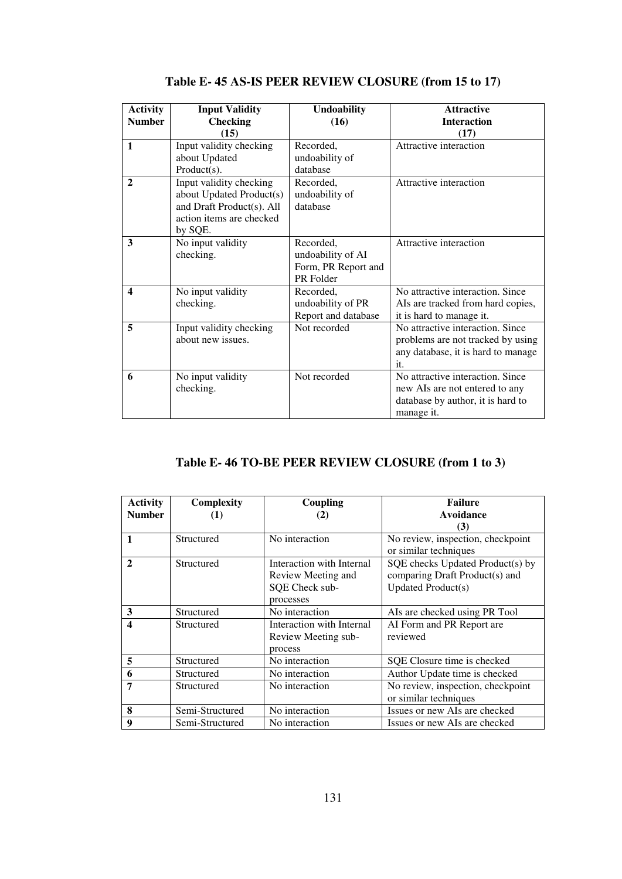**Table E- 45 AS-IS PEER REVIEW CLOSURE (from 15 to 17)**

| Activity Number | Input Validity Checking (15) | Undoability (16) | Attractive Interaction (17) |
|---|---|---|---|
| 1 | Input validity checking about Updated Product(s). | Recorded, undoability of database | Attractive interaction |
| 2 | Input validity checking about Updated Product(s) and Draft Product(s). All action items are checked by SQE. | Recorded, undoability of database | Attractive interaction |
| 3 | No input validity checking. | Recorded, undoability of AI Form, PR Report and PR Folder | Attractive interaction |
| 4 | No input validity checking. | Recorded, undoability of PR Report and database | No attractive interaction. Since AIs are tracked from hard copies, it is hard to manage it. |
| 5 | Input validity checking about new issues. | Not recorded | No attractive interaction. Since problems are not tracked by using any database, it is hard to manage it. |
| 6 | No input validity checking. | Not recorded | No attractive interaction. Since new AIs are not entered to any database by author, it is hard to manage it. |

**Table E- 46 TO-BE PEER REVIEW CLOSURE (from 1 to 3)**

| Activity Number | Complexity (1) | Coupling (2) | Failure Avoidance (3) |
|---|---|---|---|
| 1 | Structured | No interaction | No review, inspection, checkpoint or similar techniques |
| 2 | Structured | Interaction with Internal Review Meeting and SQE Check sub-processes | SQE checks Updated Product(s) by comparing Draft Product(s) and Updated Product(s) |
| 3 | Structured | No interaction | AIs are checked using PR Tool |
| 4 | Structured | Interaction with Internal Review Meeting sub-process | AI Form and PR Report are reviewed |
| 5 | Structured | No interaction | SQE Closure time is checked |
| 6 | Structured | No interaction | Author Update time is checked |
| 7 | Structured | No interaction | No review, inspection, checkpoint or similar techniques |
| 8 | Semi-Structured | No interaction | Issues or new AIs are checked |
| 9 | Semi-Structured | No interaction | Issues or new AIs are checked |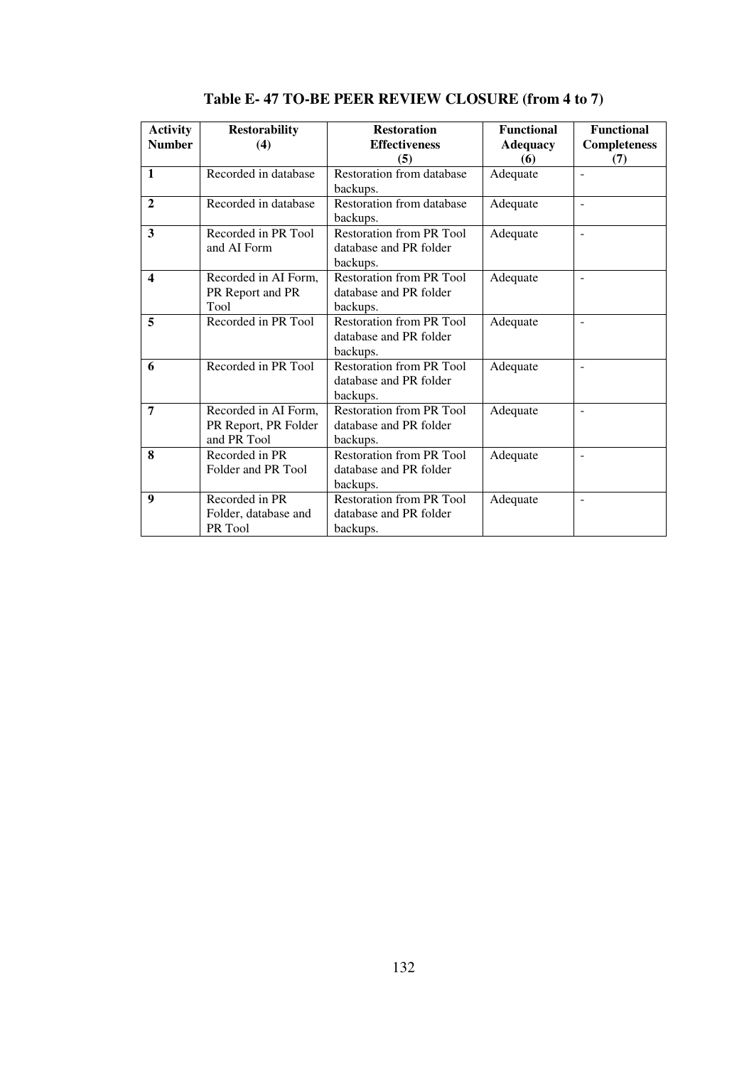**Table E- 47 TO-BE PEER REVIEW CLOSURE (from 4 to 7)**

| Activity Number | Restorability (4) | Restoration Effectiveness (5) | Functional Adequacy (6) | Functional Completeness (7) |
|---|---|---|---|---|
| **1** | Recorded in database | Restoration from database backups. | Adequate | - |
| **2** | Recorded in database | Restoration from database backups. | Adequate | - |
| **3** | Recorded in PR Tool and AI Form | Restoration from PR Tool database and PR folder backups. | Adequate | - |
| **4** | Recorded in AI Form, PR Report and PR Tool | Restoration from PR Tool database and PR folder backups. | Adequate | - |
| **5** | Recorded in PR Tool | Restoration from PR Tool database and PR folder backups. | Adequate | - |
| **6** | Recorded in PR Tool | Restoration from PR Tool database and PR folder backups. | Adequate | - |
| **7** | Recorded in AI Form, PR Report, PR Folder and PR Tool | Restoration from PR Tool database and PR folder backups. | Adequate | - |
| **8** | Recorded in PR Folder and PR Tool | Restoration from PR Tool database and PR folder backups. | Adequate | - |
| **9** | Recorded in PR Folder, database and PR Tool | Restoration from PR Tool database and PR folder backups. | Adequate | - |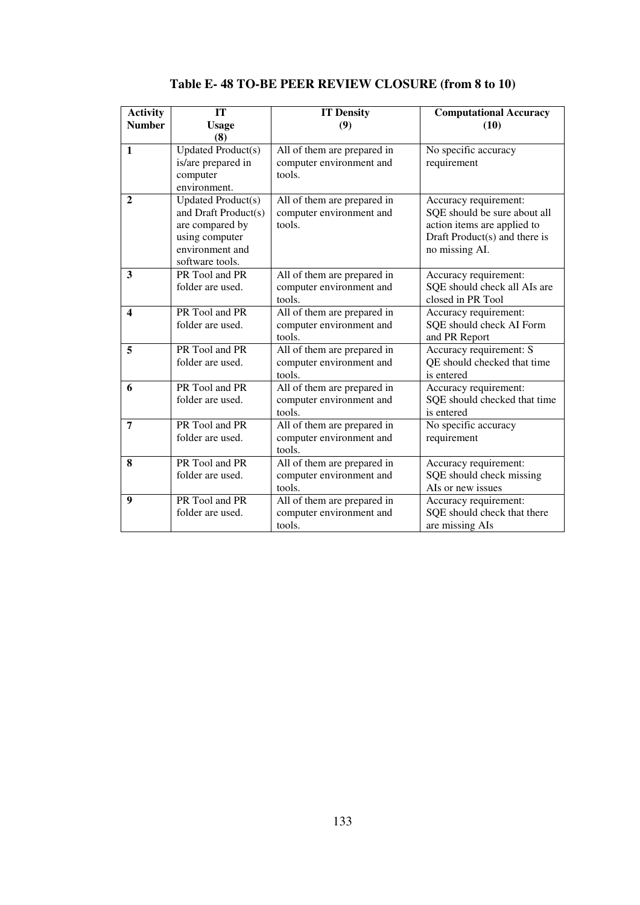**Table E- 48 TO-BE PEER REVIEW CLOSURE (from 8 to 10)**

| Activity Number | IT Usage (8) | IT Density (9) | Computational Accuracy (10) |
|---|---|---|---|
| **1** | Updated Product(s) is/are prepared in computer environment. | All of them are prepared in computer environment and tools. | No specific accuracy requirement |
| **2** | Updated Product(s) and Draft Product(s) are compared by using computer environment and software tools. | All of them are prepared in computer environment and tools. | Accuracy requirement: SQE should be sure about all action items are applied to Draft Product(s) and there is no missing AI. |
| **3** | PR Tool and PR folder are used. | All of them are prepared in computer environment and tools. | Accuracy requirement: SQE should check all AIs are closed in PR Tool |
| **4** | PR Tool and PR folder are used. | All of them are prepared in computer environment and tools. | Accuracy requirement: SQE should check AI Form and PR Report |
| **5** | PR Tool and PR folder are used. | All of them are prepared in computer environment and tools. | Accuracy requirement: S QE should checked that time is entered |
| **6** | PR Tool and PR folder are used. | All of them are prepared in computer environment and tools. | Accuracy requirement: SQE should checked that time is entered |
| **7** | PR Tool and PR folder are used. | All of them are prepared in computer environment and tools. | No specific accuracy requirement |
| **8** | PR Tool and PR folder are used. | All of them are prepared in computer environment and tools. | Accuracy requirement: SQE should check missing AIs or new issues |
| **9** | PR Tool and PR folder are used. | All of them are prepared in computer environment and tools. | Accuracy requirement: SQE should check that there are missing AIs |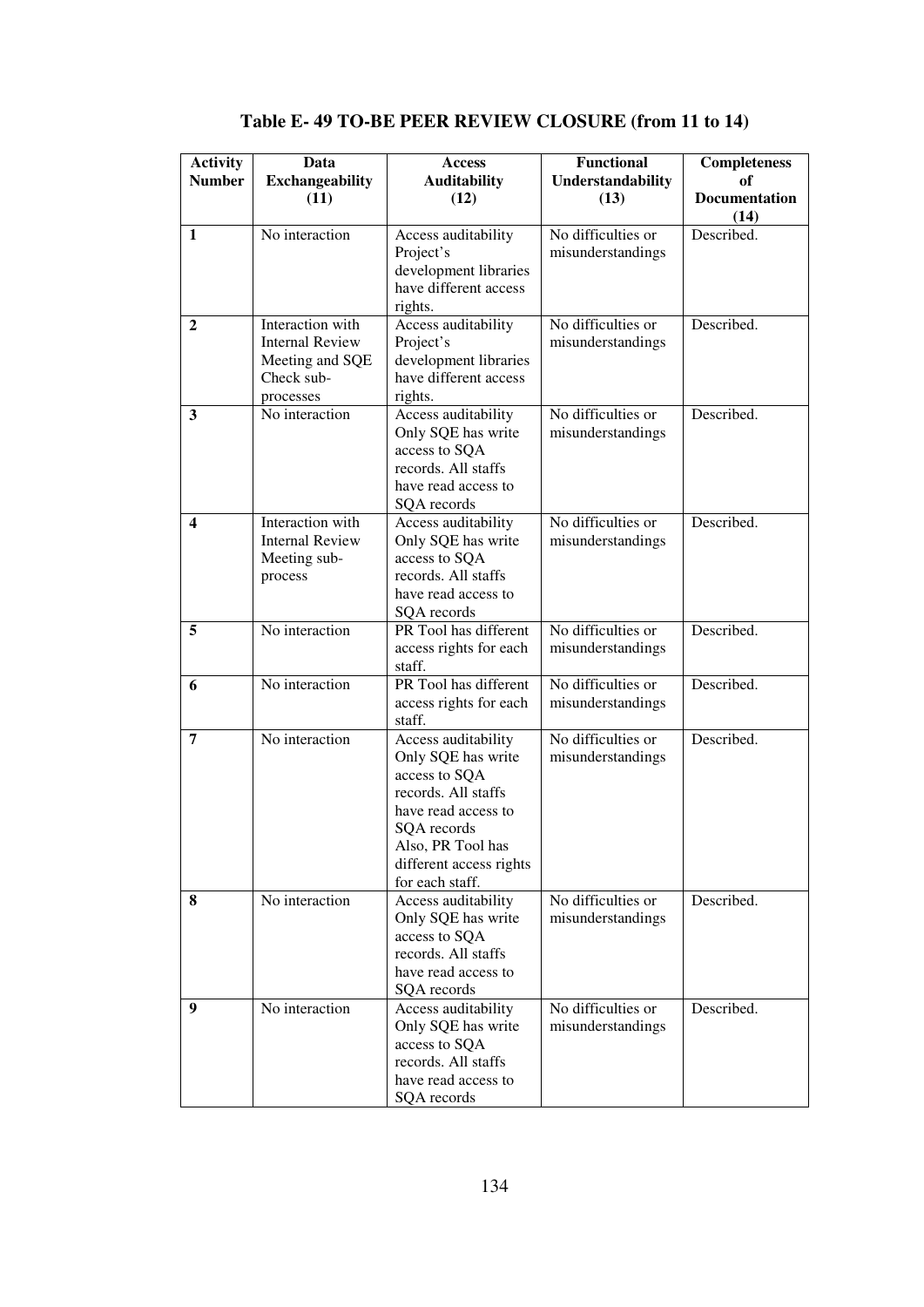**Table E- 49 TO-BE PEER REVIEW CLOSURE (from 11 to 14)**

| Activity Number | Data Exchangeability (11) | Access Auditability (12) | Functional Understandability (13) | Completeness of Documentation (14) |
|---|---|---|---|---|
| 1 | No interaction | Access auditability Project's development libraries have different access rights. | No difficulties or misunderstandings | Described. |
| 2 | Interaction with Internal Review Meeting and SQE Check sub-processes | Access auditability Project's development libraries have different access rights. | No difficulties or misunderstandings | Described. |
| 3 | No interaction | Access auditability Only SQE has write access to SQA records. All staffs have read access to SQA records | No difficulties or misunderstandings | Described. |
| 4 | Interaction with Internal Review Meeting sub-process | Access auditability Only SQE has write access to SQA records. All staffs have read access to SQA records | No difficulties or misunderstandings | Described. |
| 5 | No interaction | PR Tool has different access rights for each staff. | No difficulties or misunderstandings | Described. |
| 6 | No interaction | PR Tool has different access rights for each staff. | No difficulties or misunderstandings | Described. |
| 7 | No interaction | Access auditability Only SQE has write access to SQA records. All staffs have read access to SQA records Also, PR Tool has different access rights for each staff. | No difficulties or misunderstandings | Described. |
| 8 | No interaction | Access auditability Only SQE has write access to SQA records. All staffs have read access to SQA records | No difficulties or misunderstandings | Described. |
| 9 | No interaction | Access auditability Only SQE has write access to SQA records. All staffs have read access to SQA records | No difficulties or misunderstandings | Described. |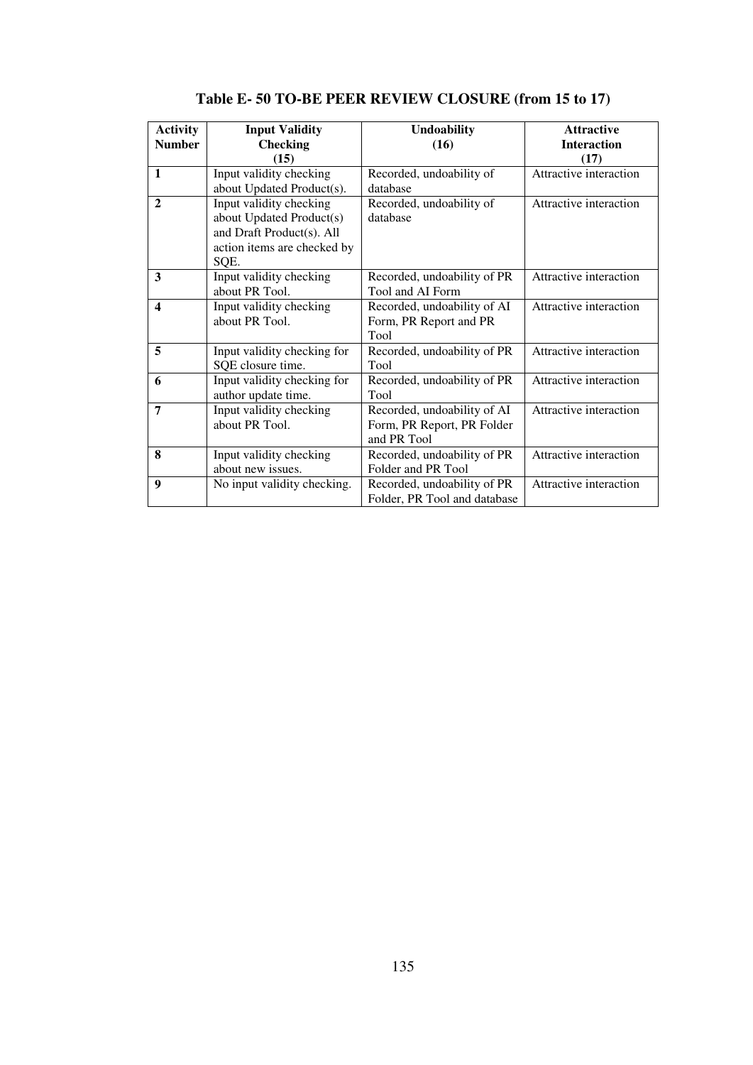**Table E- 50 TO-BE PEER REVIEW CLOSURE (from 15 to 17)**

| Activity Number | Input Validity Checking (15) | Undoability (16) | Attractive Interaction (17) |
|---|---|---|---|
| **1** | Input validity checking about Updated Product(s). | Recorded, undoability of database | Attractive interaction |
| **2** | Input validity checking about Updated Product(s) and Draft Product(s). All action items are checked by SQE. | Recorded, undoability of database | Attractive interaction |
| **3** | Input validity checking about PR Tool. | Recorded, undoability of PR Tool and AI Form | Attractive interaction |
| **4** | Input validity checking about PR Tool. | Recorded, undoability of AI Form, PR Report and PR Tool | Attractive interaction |
| **5** | Input validity checking for SQE closure time. | Recorded, undoability of PR Tool | Attractive interaction |
| **6** | Input validity checking for author update time. | Recorded, undoability of PR Tool | Attractive interaction |
| **7** | Input validity checking about PR Tool. | Recorded, undoability of AI Form, PR Report, PR Folder and PR Tool | Attractive interaction |
| **8** | Input validity checking about new issues. | Recorded, undoability of PR Folder and PR Tool | Attractive interaction |
| **9** | No input validity checking. | Recorded, undoability of PR Folder, PR Tool and database | Attractive interaction |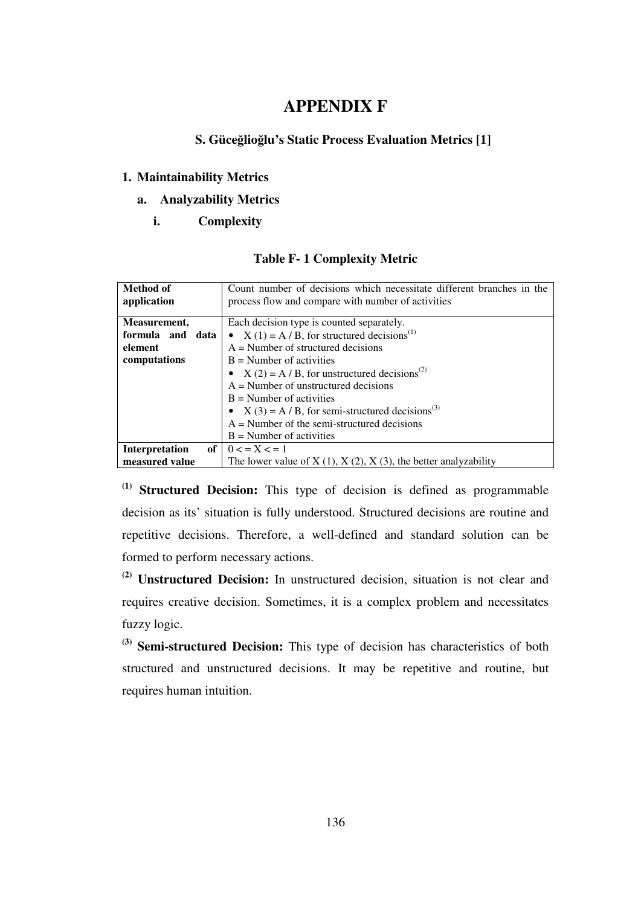# APPENDIX F

## S. Güceğlioğlu's Static Process Evaluation Metrics [1]

### 1. Maintainability Metrics

#### a. Analyzability Metrics

##### i. Complexity

**Table F- 1 Complexity Metric**

| | |
|---|---|
| **Method of application** | Count number of decisions which necessitate different branches in the process flow and compare with number of activities |
| **Measurement, formula and data element computations** | Each decision type is counted separately.<br>• X (1) = A / B, for structured decisions[(1)]<br>A = Number of structured decisions<br>B = Number of activities<br>• X (2) = A / B, for unstructured decisions[(2)]<br>A = Number of unstructured decisions<br>B = Number of activities<br>• X (3) = A / B, for semi-structured decisions[(3)]<br>A = Number of the semi-structured decisions<br>B = Number of activities |
| **Interpretation of measured value** | 0 < = X < = 1<br>The lower value of X (1), X (2), X (3), the better analyzability |

[(1)] **Structured Decision:** This type of decision is defined as programmable decision as its' situation is fully understood. Structured decisions are routine and repetitive decisions. Therefore, a well-defined and standard solution can be formed to perform necessary actions.

[(2)] **Unstructured Decision:** In unstructured decision, situation is not clear and requires creative decision. Sometimes, it is a complex problem and necessitates fuzzy logic.

[(3)] **Semi-structured Decision:** This type of decision has characteristics of both structured and unstructured decisions. It may be repetitive and routine, but requires human intuition.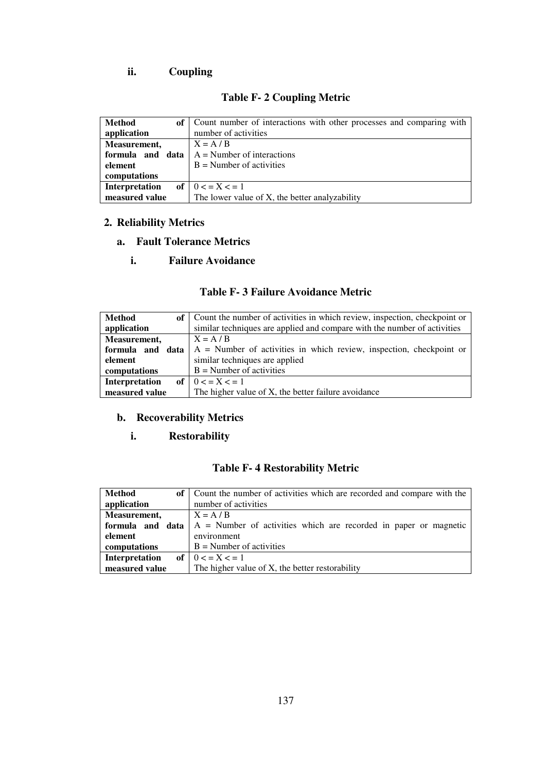### ii. Coupling

**Table F- 2 Coupling Metric**

| | |
|---|---|
| **Method of application** | Count number of interactions with other processes and comparing with number of activities |
| **Measurement, formula and data element computations** | $X = A / B$<br>A = Number of interactions<br>B = Number of activities |
| **Interpretation of measured value** | $0 <= X <= 1$<br>The lower value of X, the better analyzability |

## 2. Reliability Metrics

### a. Fault Tolerance Metrics

#### i. Failure Avoidance

**Table F- 3 Failure Avoidance Metric**

| | |
|---|---|
| **Method of application** | Count the number of activities in which review, inspection, checkpoint or similar techniques are applied and compare with the number of activities |
| **Measurement, formula and data element computations** | $X = A / B$<br>A = Number of activities in which review, inspection, checkpoint or similar techniques are applied<br>B = Number of activities |
| **Interpretation of measured value** | $0 <= X <= 1$<br>The higher value of X, the better failure avoidance |

### b. Recoverability Metrics

#### i. Restorability

**Table F- 4 Restorability Metric**

| | |
|---|---|
| **Method of application** | Count the number of activities which are recorded and compare with the number of activities |
| **Measurement, formula and data element computations** | $X = A / B$<br>A = Number of activities which are recorded in paper or magnetic environment<br>B = Number of activities |
| **Interpretation of measured value** | $0 <= X <= 1$<br>The higher value of X, the better restorability |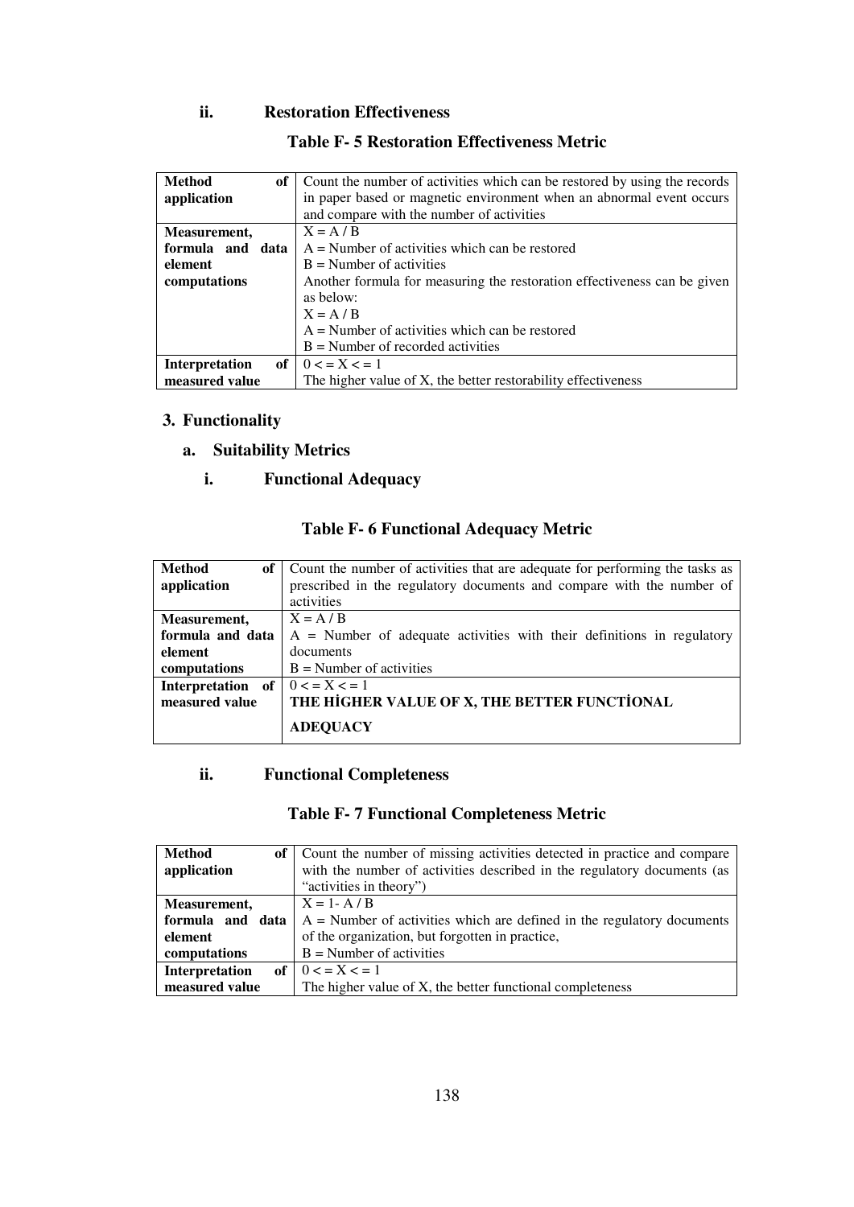### ii. Restoration Effectiveness

**Table F- 5 Restoration Effectiveness Metric**

| | |
|---|---|
| **Method of application** | Count the number of activities which can be restored by using the records in paper based or magnetic environment when an abnormal event occurs and compare with the number of activities |
| **Measurement, formula and data element computations** | $X = A / B$<br>A = Number of activities which can be restored<br>B = Number of activities<br>Another formula for measuring the restoration effectiveness can be given as below:<br>$X = A / B$<br>A = Number of activities which can be restored<br>B = Number of recorded activities |
| **Interpretation of measured value** | $0 <= X <= 1$<br>The higher value of X, the better restorability effectiveness |

## 3. Functionality

### a. Suitability Metrics

#### i. Functional Adequacy

**Table F- 6 Functional Adequacy Metric**

| | |
|---|---|
| **Method of application** | Count the number of activities that are adequate for performing the tasks as prescribed in the regulatory documents and compare with the number of activities |
| **Measurement, formula and data element computations** | $X = A / B$<br>A = Number of adequate activities with their definitions in regulatory documents<br>B = Number of activities |
| **Interpretation of measured value** | $0 <= X <= 1$<br>**THE HİGHER VALUE OF X, THE BETTER FUNCTİONAL ADEQUACY** |

#### ii. Functional Completeness

**Table F- 7 Functional Completeness Metric**

| | |
|---|---|
| **Method of application** | Count the number of missing activities detected in practice and compare with the number of activities described in the regulatory documents (as "activities in theory") |
| **Measurement, formula and data element computations** | $X = 1 - A / B$<br>A = Number of activities which are defined in the regulatory documents of the organization, but forgotten in practice,<br>B = Number of activities |
| **Interpretation of measured value** | $0 <= X <= 1$<br>The higher value of X, the better functional completeness |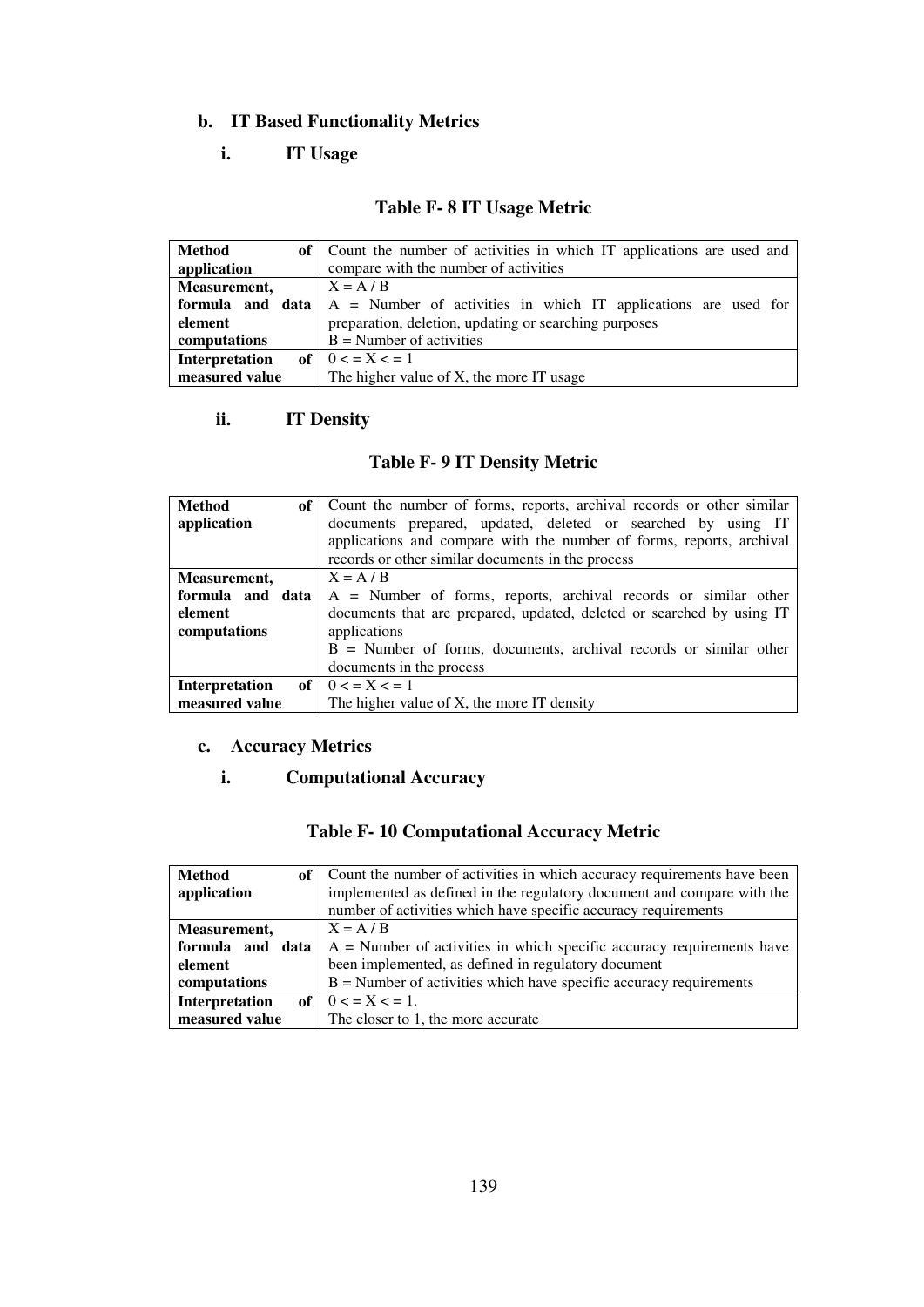### b. IT Based Functionality Metrics

#### i. IT Usage

**Table F- 8 IT Usage Metric**

| | |
|---|---|
| **Method of application** | Count the number of activities in which IT applications are used and compare with the number of activities |
| **Measurement, formula and data element computations** | $X = A / B$<br>A = Number of activities in which IT applications are used for preparation, deletion, updating or searching purposes<br>B = Number of activities |
| **Interpretation of measured value** | $0 <= X <= 1$<br>The higher value of X, the more IT usage |

#### ii. IT Density

**Table F- 9 IT Density Metric**

| | |
|---|---|
| **Method of application** | Count the number of forms, reports, archival records or other similar documents prepared, updated, deleted or searched by using IT applications and compare with the number of forms, reports, archival records or other similar documents in the process |
| **Measurement, formula and data element computations** | $X = A / B$<br>A = Number of forms, reports, archival records or similar other documents that are prepared, updated, deleted or searched by using IT applications<br>B = Number of forms, documents, archival records or similar other documents in the process |
| **Interpretation of measured value** | $0 <= X <= 1$<br>The higher value of X, the more IT density |

### c. Accuracy Metrics

#### i. Computational Accuracy

**Table F- 10 Computational Accuracy Metric**

| | |
|---|---|
| **Method of application** | Count the number of activities in which accuracy requirements have been implemented as defined in the regulatory document and compare with the number of activities which have specific accuracy requirements |
| **Measurement, formula and data element computations** | $X = A / B$<br>A = Number of activities in which specific accuracy requirements have been implemented, as defined in regulatory document<br>B = Number of activities which have specific accuracy requirements |
| **Interpretation of measured value** | $0 <= X <= 1$.<br>The closer to 1, the more accurate |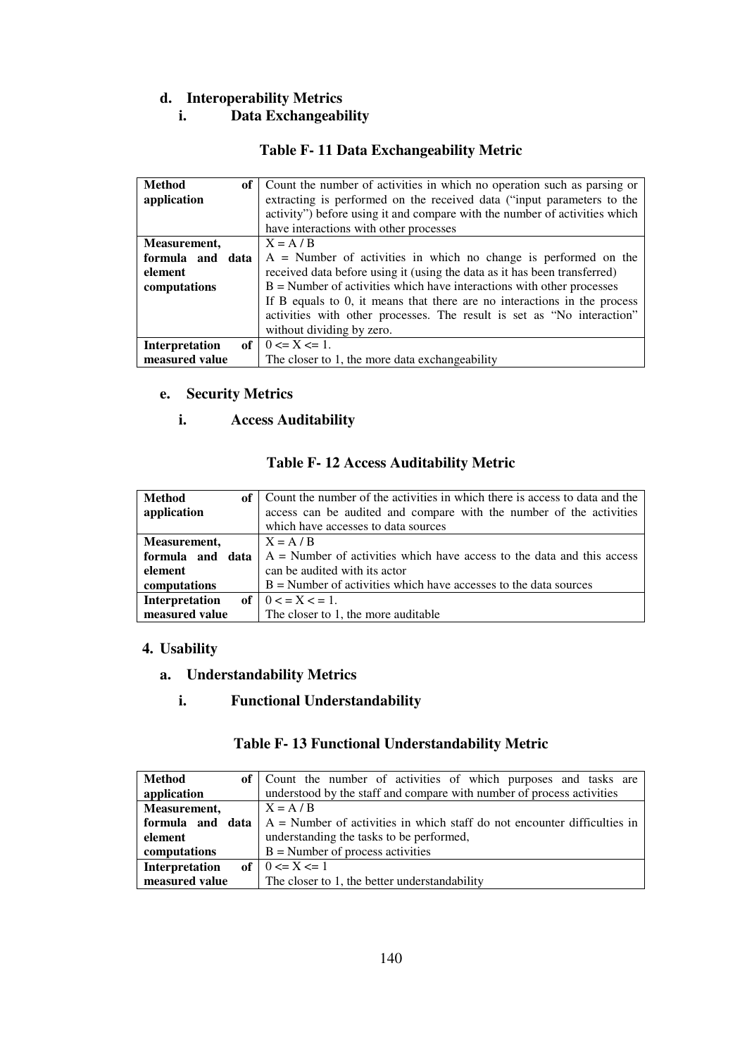### d. Interoperability Metrics

#### i. Data Exchangeability

**Table F- 11 Data Exchangeability Metric**

| | |
|---|---|
| **Method of application** | Count the number of activities in which no operation such as parsing or extracting is performed on the received data ("input parameters to the activity") before using it and compare with the number of activities which have interactions with other processes |
| **Measurement, formula and data element computations** | $X = A / B$<br>A = Number of activities in which no change is performed on the received data before using it (using the data as it has been transferred)<br>B = Number of activities which have interactions with other processes<br>If B equals to 0, it means that there are no interactions in the process activities with other processes. The result is set as "No interaction" without dividing by zero. |
| **Interpretation of measured value** | $0 <= X <= 1$.<br>The closer to 1, the more data exchangeability |

### e. Security Metrics

#### i. Access Auditability

**Table F- 12 Access Auditability Metric**

| | |
|---|---|
| **Method of application** | Count the number of the activities in which there is access to data and the access can be audited and compare with the number of the activities which have accesses to data sources |
| **Measurement, formula and data element computations** | $X = A / B$<br>A = Number of activities which have access to the data and this access can be audited with its actor<br>B = Number of activities which have accesses to the data sources |
| **Interpretation of measured value** | $0 < = X < = 1$.<br>The closer to 1, the more auditable |

## 4. Usability

### a. Understandability Metrics

#### i. Functional Understandability

**Table F- 13 Functional Understandability Metric**

| | |
|---|---|
| **Method of application** | Count the number of activities of which purposes and tasks are understood by the staff and compare with number of process activities |
| **Measurement, formula and data element computations** | $X = A / B$<br>A = Number of activities in which staff do not encounter difficulties in understanding the tasks to be performed,<br>B = Number of process activities |
| **Interpretation of measured value** | $0 <= X <= 1$<br>The closer to 1, the better understandability |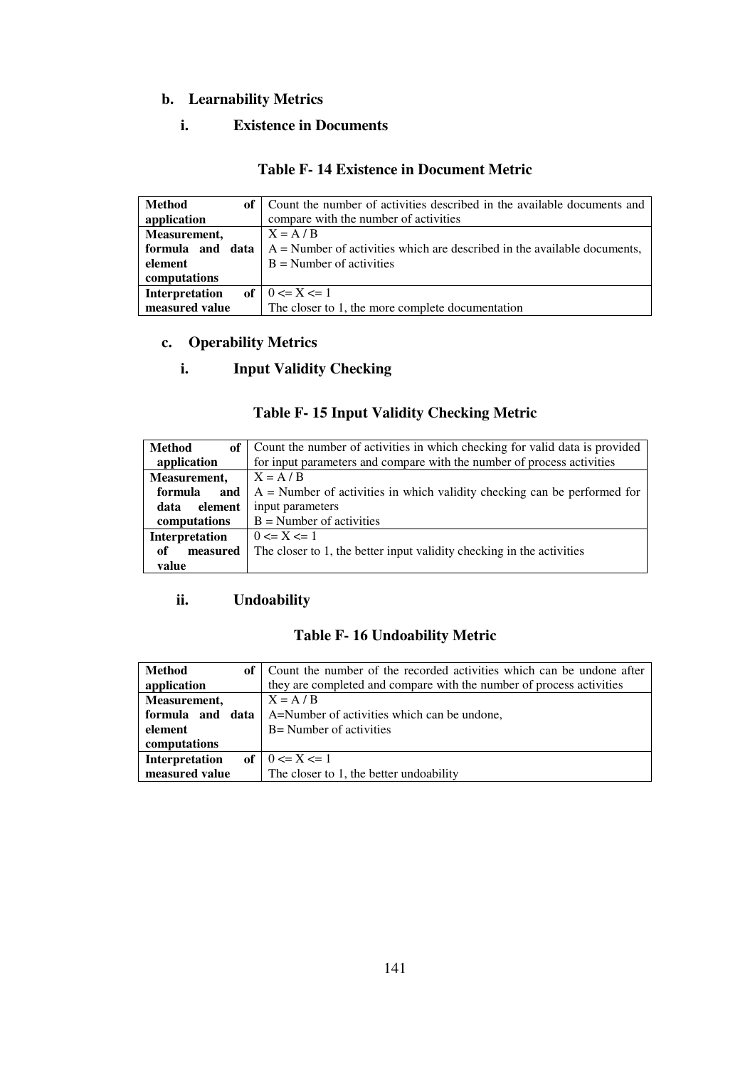## b. Learnability Metrics

### i. Existence in Documents

**Table F- 14 Existence in Document Metric**

| | |
|---|---|
| **Method of application** | Count the number of activities described in the available documents and compare with the number of activities |
| **Measurement, formula and data element computations** | X = A / B<br>A = Number of activities which are described in the available documents,<br>B = Number of activities |
| **Interpretation of measured value** | 0 <= X <= 1<br>The closer to 1, the more complete documentation |

## c. Operability Metrics

### i. Input Validity Checking

**Table F- 15 Input Validity Checking Metric**

| | |
|---|---|
| **Method of application** | Count the number of activities in which checking for valid data is provided for input parameters and compare with the number of process activities |
| **Measurement, formula and data element computations** | X = A / B<br>A = Number of activities in which validity checking can be performed for input parameters<br>B = Number of activities |
| **Interpretation of measured value** | 0 <= X <= 1<br>The closer to 1, the better input validity checking in the activities |

### ii. Undoability

**Table F- 16 Undoability Metric**

| | |
|---|---|
| **Method of application** | Count the number of the recorded activities which can be undone after they are completed and compare with the number of process activities |
| **Measurement, formula and data element computations** | X = A / B<br>A=Number of activities which can be undone,<br>B= Number of activities |
| **Interpretation of measured value** | 0 <= X <= 1<br>The closer to 1, the better undoability |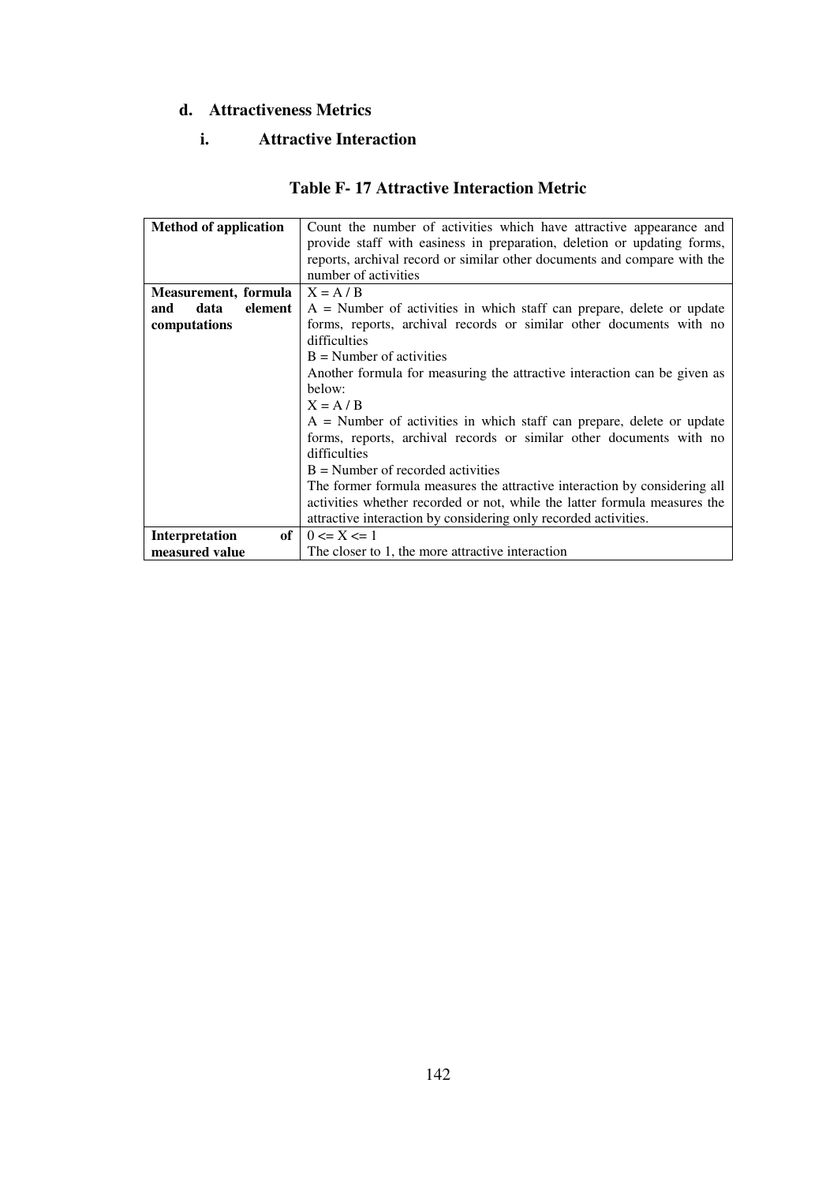### d. Attractiveness Metrics

#### i. Attractive Interaction

**Table F- 17 Attractive Interaction Metric**

| | |
|---|---|
| **Method of application** | Count the number of activities which have attractive appearance and provide staff with easiness in preparation, deletion or updating forms, reports, archival record or similar other documents and compare with the number of activities |
| **Measurement, formula and data element computations** | $X = A / B$<br>A = Number of activities in which staff can prepare, delete or update forms, reports, archival records or similar other documents with no difficulties<br>B = Number of activities<br>Another formula for measuring the attractive interaction can be given as below:<br>$X = A / B$<br>A = Number of activities in which staff can prepare, delete or update forms, reports, archival records or similar other documents with no difficulties<br>B = Number of recorded activities<br>The former formula measures the attractive interaction by considering all activities whether recorded or not, while the latter formula measures the attractive interaction by considering only recorded activities. |
| **Interpretation of measured value** | $0 <= X <= 1$<br>The closer to 1, the more attractive interaction |